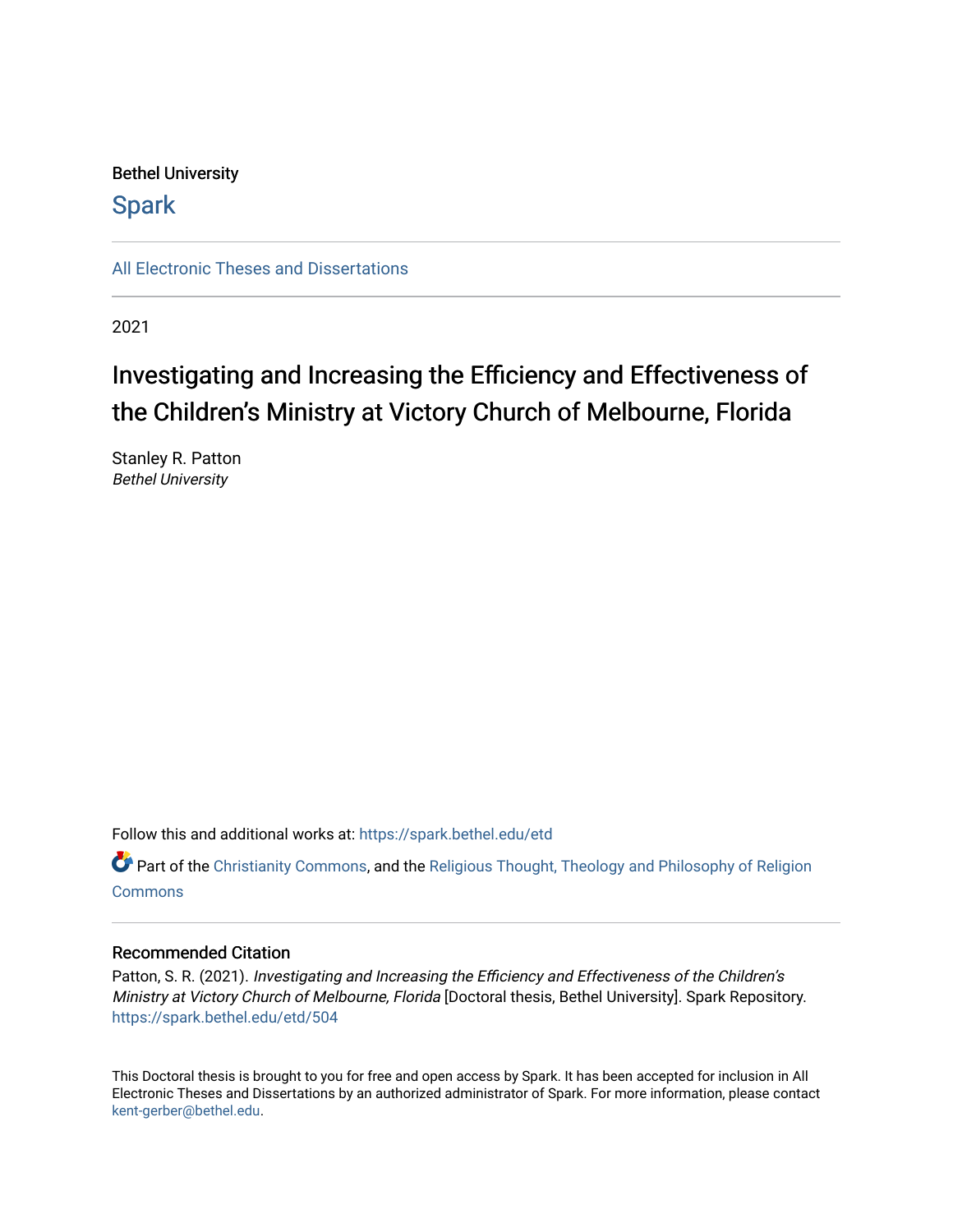Bethel University

Spark

All Electronic Theses and Dissertations

2021

# Investigating and Increasing the Efficiency and Effectiveness of the Children's Ministry at Victory Church of Melbourne, Florida

Stanley R. Patton
*Bethel University*

Follow this and additional works at: https://spark.bethel.edu/etd

Part of the Christianity Commons, and the Religious Thought, Theology and Philosophy of Religion Commons

## Recommended Citation

Patton, S. R. (2021). *Investigating and Increasing the Efficiency and Effectiveness of the Children's Ministry at Victory Church of Melbourne, Florida* [Doctoral thesis, Bethel University]. Spark Repository. https://spark.bethel.edu/etd/504

This Doctoral thesis is brought to you for free and open access by Spark. It has been accepted for inclusion in All Electronic Theses and Dissertations by an authorized administrator of Spark. For more information, please contact kent-gerber@bethel.edu.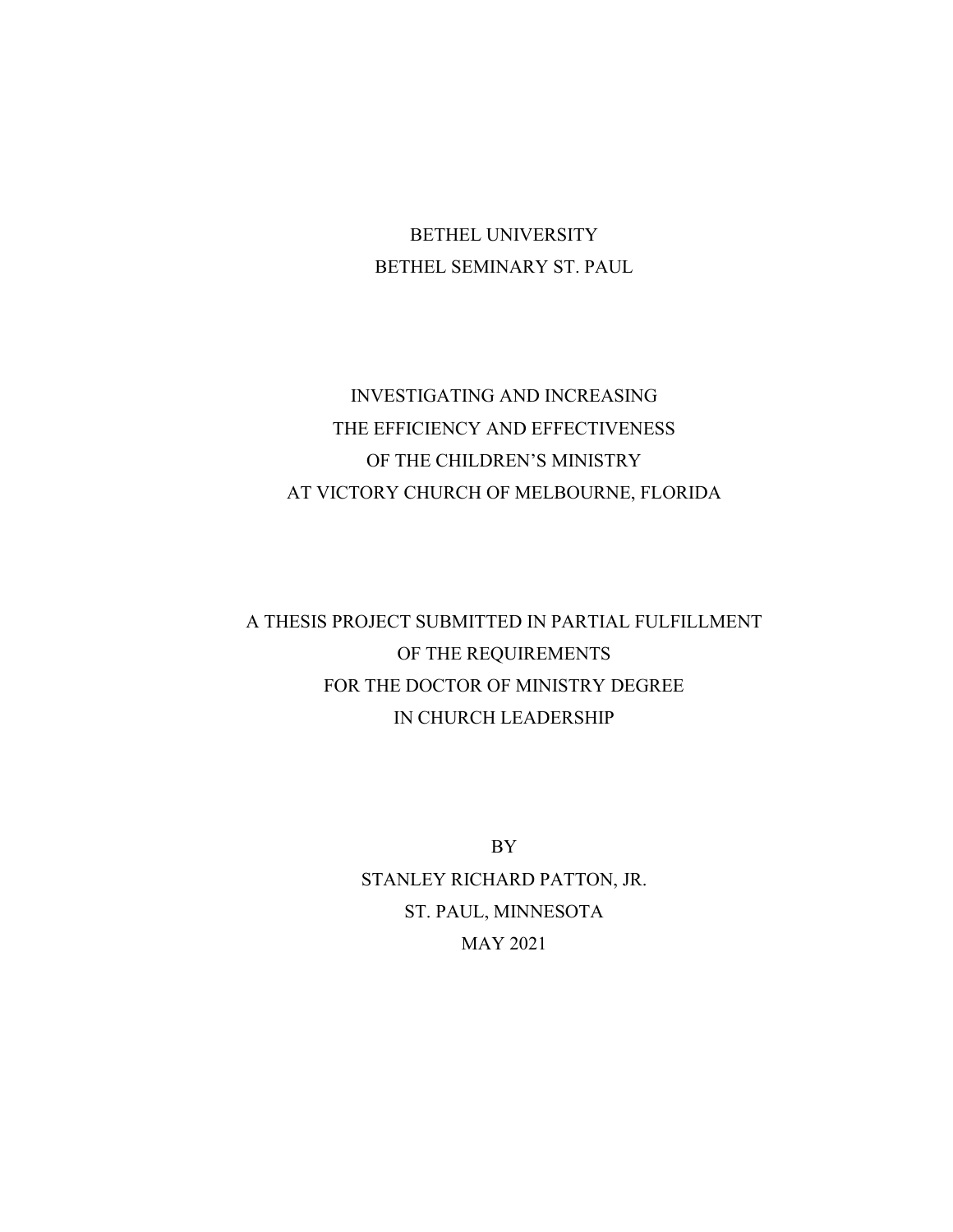BETHEL UNIVERSITY

BETHEL SEMINARY ST. PAUL

# INVESTIGATING AND INCREASING THE EFFICIENCY AND EFFECTIVENESS OF THE CHILDREN'S MINISTRY AT VICTORY CHURCH OF MELBOURNE, FLORIDA

A THESIS PROJECT SUBMITTED IN PARTIAL FULFILLMENT
OF THE REQUIREMENTS
FOR THE DOCTOR OF MINISTRY DEGREE
IN CHURCH LEADERSHIP

BY

STANLEY RICHARD PATTON, JR.

ST. PAUL, MINNESOTA

MAY 2021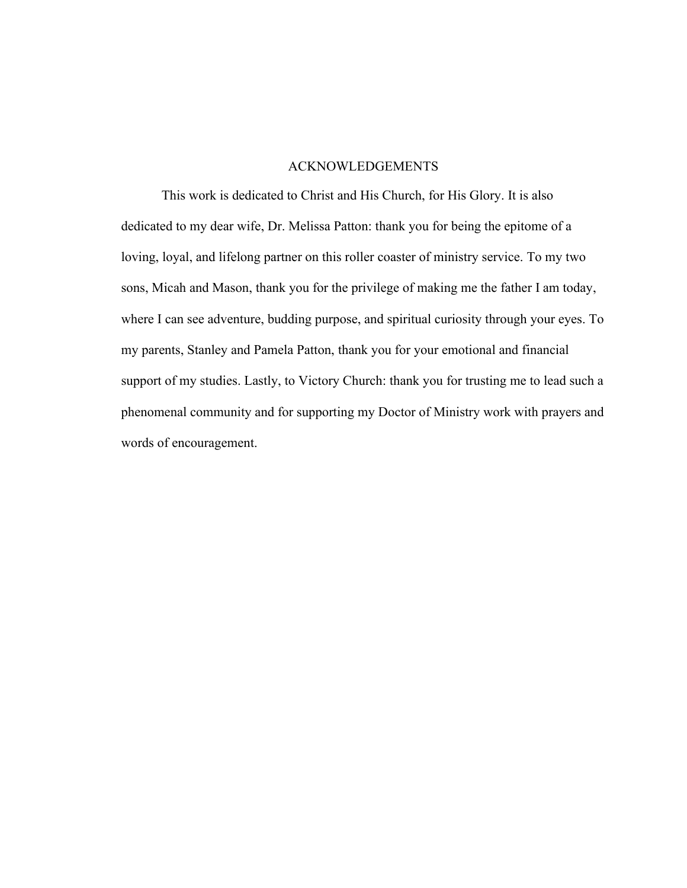# ACKNOWLEDGEMENTS

This work is dedicated to Christ and His Church, for His Glory. It is also dedicated to my dear wife, Dr. Melissa Patton: thank you for being the epitome of a loving, loyal, and lifelong partner on this roller coaster of ministry service. To my two sons, Micah and Mason, thank you for the privilege of making me the father I am today, where I can see adventure, budding purpose, and spiritual curiosity through your eyes. To my parents, Stanley and Pamela Patton, thank you for your emotional and financial support of my studies. Lastly, to Victory Church: thank you for trusting me to lead such a phenomenal community and for supporting my Doctor of Ministry work with prayers and words of encouragement.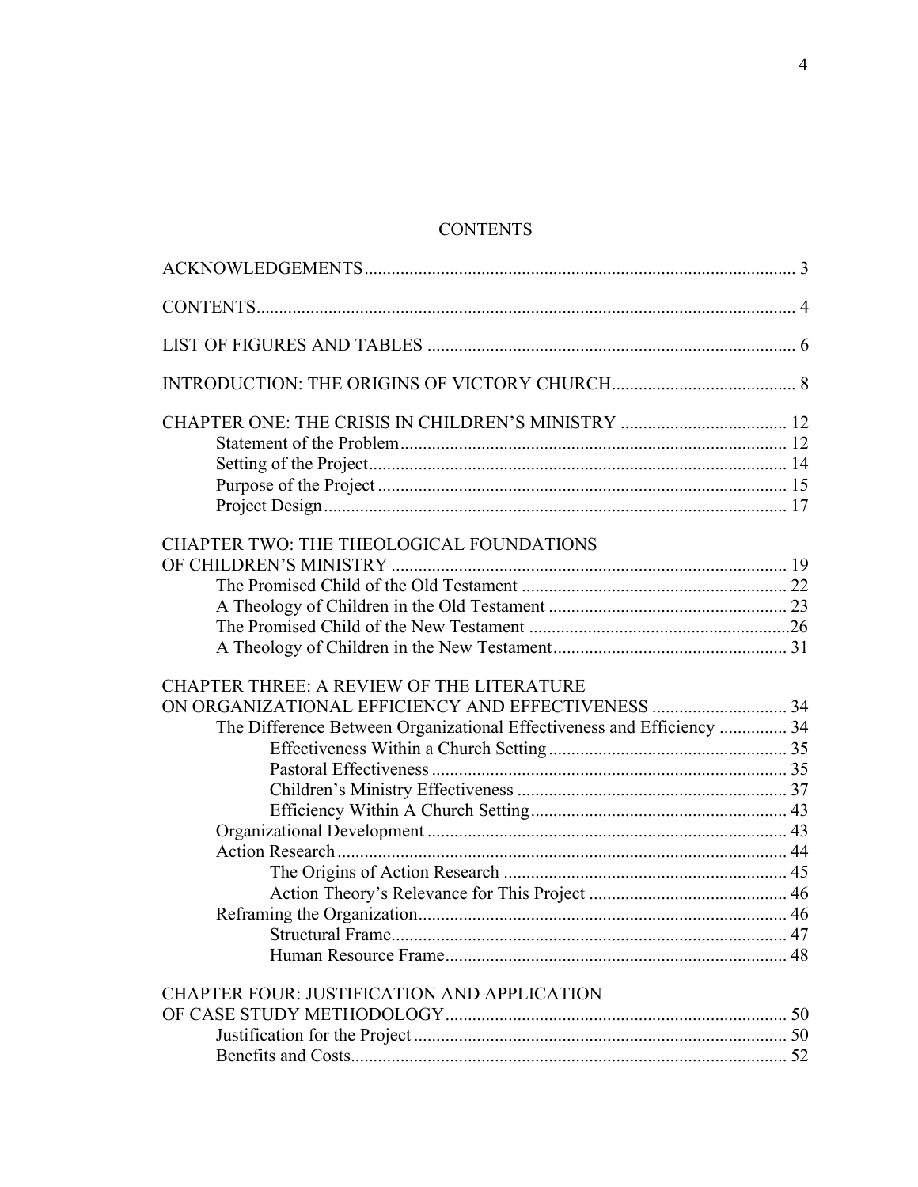# CONTENTS

ACKNOWLEDGEMENTS ... 3

CONTENTS ... 4

LIST OF FIGURES AND TABLES ... 6

INTRODUCTION: THE ORIGINS OF VICTORY CHURCH ... 8

CHAPTER ONE: THE CRISIS IN CHILDREN'S MINISTRY ... 12
- Statement of the Problem ... 12
- Setting of the Project ... 14
- Purpose of the Project ... 15
- Project Design ... 17

CHAPTER TWO: THE THEOLOGICAL FOUNDATIONS OF CHILDREN'S MINISTRY ... 19
- The Promised Child of the Old Testament ... 22
- A Theology of Children in the Old Testament ... 23
- The Promised Child of the New Testament ... 26
- A Theology of Children in the New Testament ... 31

CHAPTER THREE: A REVIEW OF THE LITERATURE ON ORGANIZATIONAL EFFICIENCY AND EFFECTIVENESS ... 34
- The Difference Between Organizational Effectiveness and Efficiency ... 34
  - Effectiveness Within a Church Setting ... 35
  - Pastoral Effectiveness ... 35
  - Children's Ministry Effectiveness ... 37
  - Efficiency Within A Church Setting ... 43
- Organizational Development ... 43
- Action Research ... 44
  - The Origins of Action Research ... 45
  - Action Theory's Relevance for This Project ... 46
- Reframing the Organization ... 46
  - Structural Frame ... 47
  - Human Resource Frame ... 48

CHAPTER FOUR: JUSTIFICATION AND APPLICATION OF CASE STUDY METHODOLOGY ... 50
- Justification for the Project ... 50
- Benefits and Costs ... 52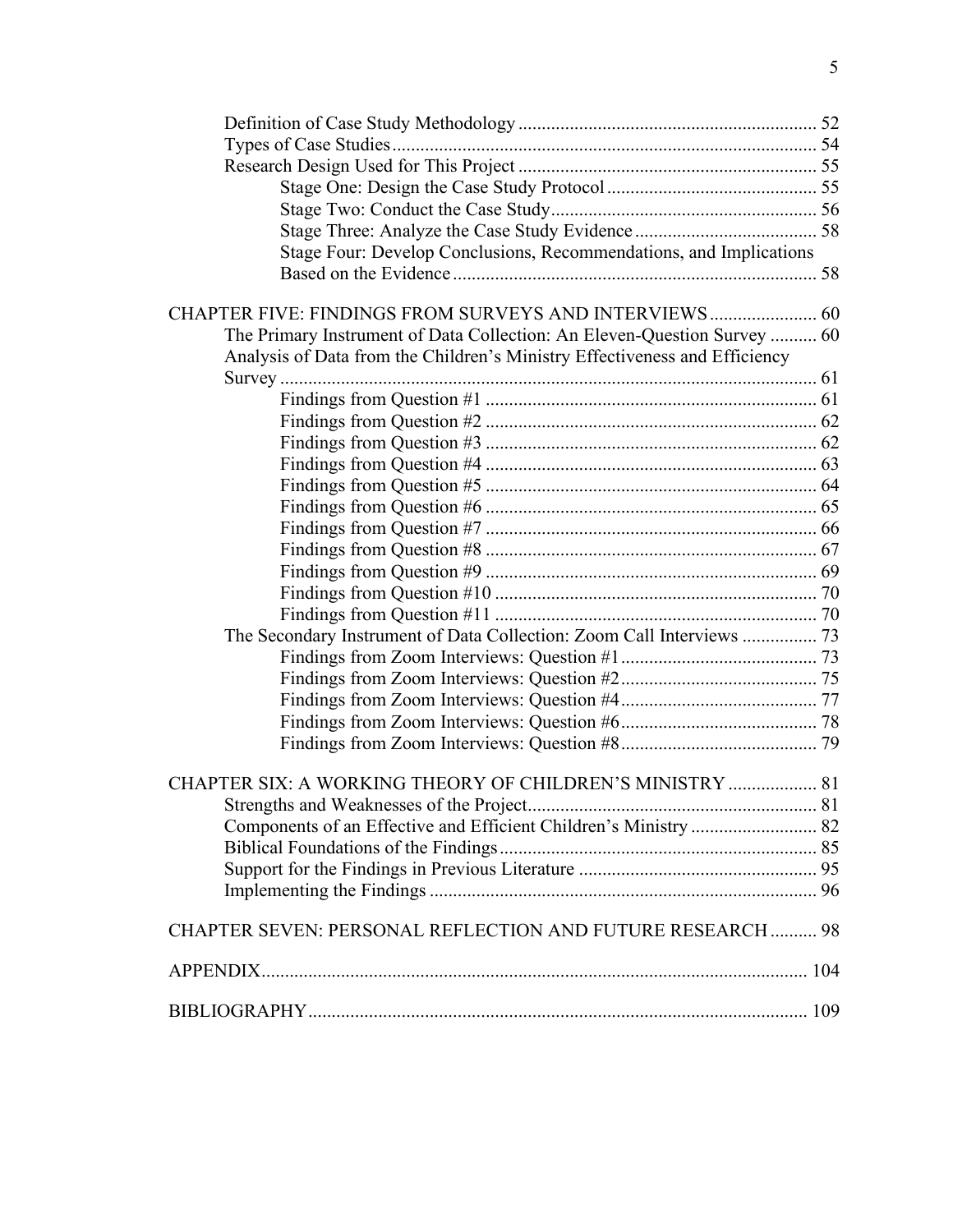Definition of Case Study Methodology ... 52
Types of Case Studies ... 54
Research Design Used for This Project ... 55
- Stage One: Design the Case Study Protocol ... 55
- Stage Two: Conduct the Case Study ... 56
- Stage Three: Analyze the Case Study Evidence ... 58
- Stage Four: Develop Conclusions, Recommendations, and Implications Based on the Evidence ... 58

CHAPTER FIVE: FINDINGS FROM SURVEYS AND INTERVIEWS ... 60

The Primary Instrument of Data Collection: An Eleven-Question Survey ... 60
Analysis of Data from the Children's Ministry Effectiveness and Efficiency Survey ... 61
- Findings from Question #1 ... 61
- Findings from Question #2 ... 62
- Findings from Question #3 ... 62
- Findings from Question #4 ... 63
- Findings from Question #5 ... 64
- Findings from Question #6 ... 65
- Findings from Question #7 ... 66
- Findings from Question #8 ... 67
- Findings from Question #9 ... 69
- Findings from Question #10 ... 70
- Findings from Question #11 ... 70

The Secondary Instrument of Data Collection: Zoom Call Interviews ... 73
- Findings from Zoom Interviews: Question #1 ... 73
- Findings from Zoom Interviews: Question #2 ... 75
- Findings from Zoom Interviews: Question #4 ... 77
- Findings from Zoom Interviews: Question #6 ... 78
- Findings from Zoom Interviews: Question #8 ... 79

CHAPTER SIX: A WORKING THEORY OF CHILDREN'S MINISTRY ... 81

Strengths and Weaknesses of the Project ... 81
Components of an Effective and Efficient Children's Ministry ... 82
Biblical Foundations of the Findings ... 85
Support for the Findings in Previous Literature ... 95
Implementing the Findings ... 96

CHAPTER SEVEN: PERSONAL REFLECTION AND FUTURE RESEARCH ... 98

APPENDIX ... 104

BIBLIOGRAPHY ... 109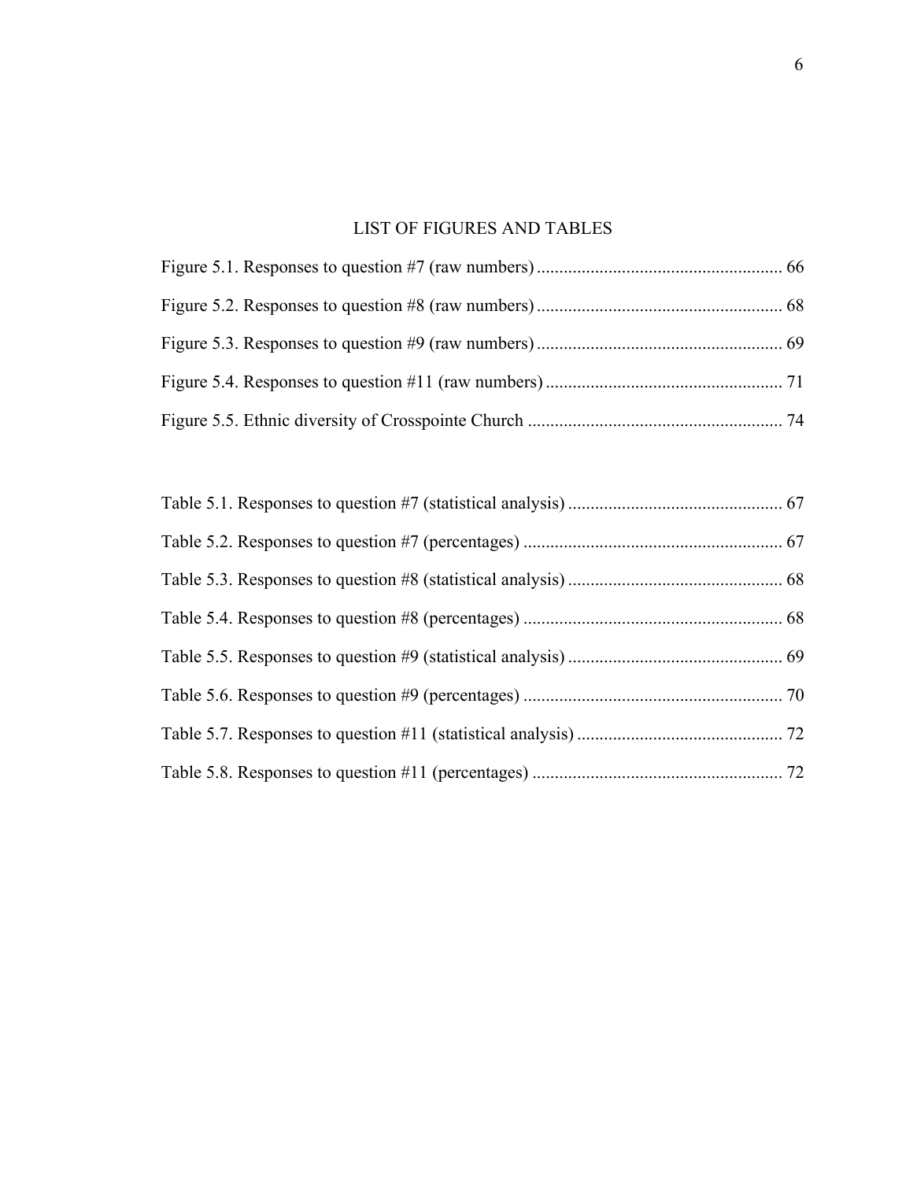# LIST OF FIGURES AND TABLES

Figure 5.1. Responses to question #7 (raw numbers) ........................................................ 66

Figure 5.2. Responses to question #8 (raw numbers) ........................................................ 68

Figure 5.3. Responses to question #9 (raw numbers) ........................................................ 69

Figure 5.4. Responses to question #11 (raw numbers) ...................................................... 71

Figure 5.5. Ethnic diversity of Crosspointe Church .......................................................... 74

Table 5.1. Responses to question #7 (statistical analysis) ................................................. 67

Table 5.2. Responses to question #7 (percentages) ........................................................... 67

Table 5.3. Responses to question #8 (statistical analysis) ................................................. 68

Table 5.4. Responses to question #8 (percentages) ........................................................... 68

Table 5.5. Responses to question #9 (statistical analysis) ................................................. 69

Table 5.6. Responses to question #9 (percentages) ........................................................... 70

Table 5.7. Responses to question #11 (statistical analysis) ............................................... 72

Table 5.8. Responses to question #11 (percentages) ......................................................... 72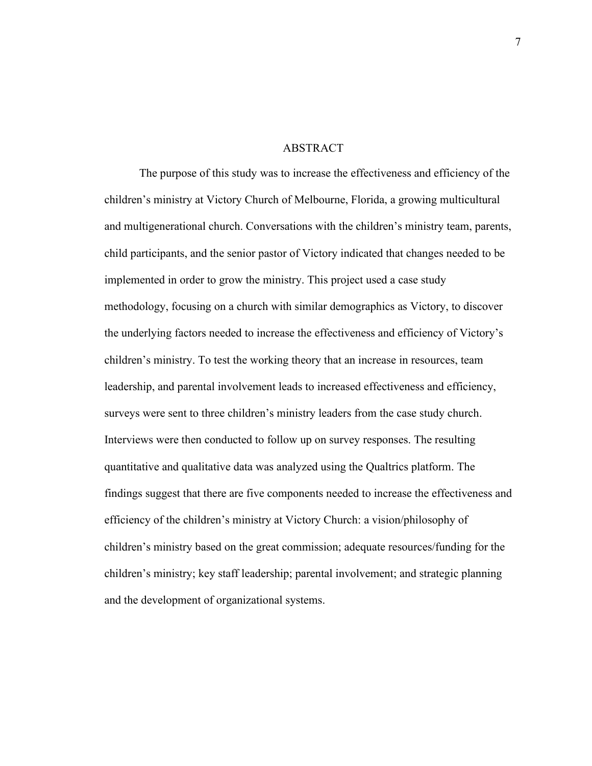# ABSTRACT

The purpose of this study was to increase the effectiveness and efficiency of the children's ministry at Victory Church of Melbourne, Florida, a growing multicultural and multigenerational church. Conversations with the children's ministry team, parents, child participants, and the senior pastor of Victory indicated that changes needed to be implemented in order to grow the ministry. This project used a case study methodology, focusing on a church with similar demographics as Victory, to discover the underlying factors needed to increase the effectiveness and efficiency of Victory's children's ministry. To test the working theory that an increase in resources, team leadership, and parental involvement leads to increased effectiveness and efficiency, surveys were sent to three children's ministry leaders from the case study church. Interviews were then conducted to follow up on survey responses. The resulting quantitative and qualitative data was analyzed using the Qualtrics platform. The findings suggest that there are five components needed to increase the effectiveness and efficiency of the children's ministry at Victory Church: a vision/philosophy of children's ministry based on the great commission; adequate resources/funding for the children's ministry; key staff leadership; parental involvement; and strategic planning and the development of organizational systems.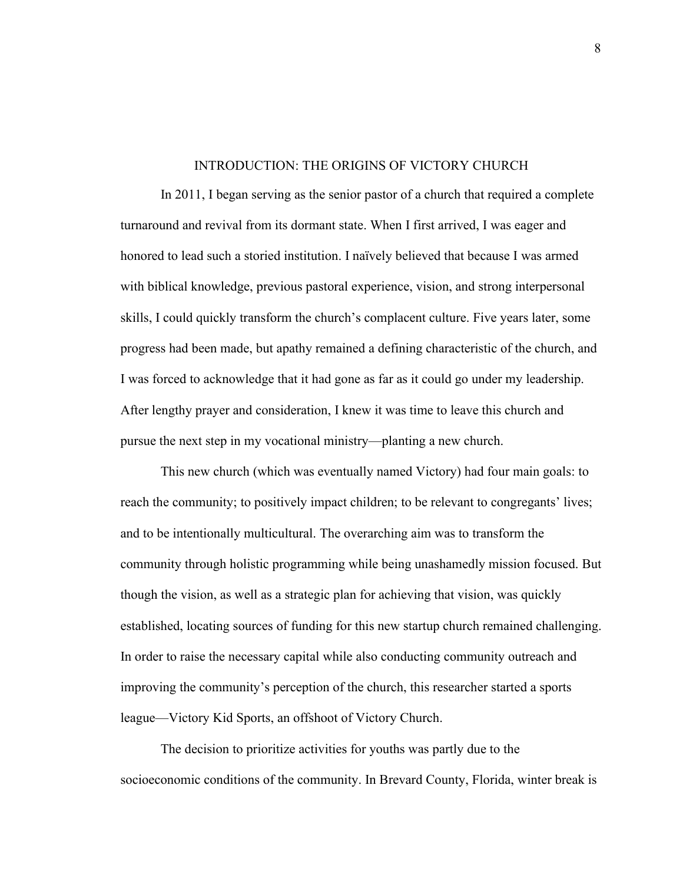# INTRODUCTION: THE ORIGINS OF VICTORY CHURCH

In 2011, I began serving as the senior pastor of a church that required a complete turnaround and revival from its dormant state. When I first arrived, I was eager and honored to lead such a storied institution. I naïvely believed that because I was armed with biblical knowledge, previous pastoral experience, vision, and strong interpersonal skills, I could quickly transform the church's complacent culture. Five years later, some progress had been made, but apathy remained a defining characteristic of the church, and I was forced to acknowledge that it had gone as far as it could go under my leadership. After lengthy prayer and consideration, I knew it was time to leave this church and pursue the next step in my vocational ministry—planting a new church.

This new church (which was eventually named Victory) had four main goals: to reach the community; to positively impact children; to be relevant to congregants' lives; and to be intentionally multicultural. The overarching aim was to transform the community through holistic programming while being unashamedly mission focused. But though the vision, as well as a strategic plan for achieving that vision, was quickly established, locating sources of funding for this new startup church remained challenging. In order to raise the necessary capital while also conducting community outreach and improving the community's perception of the church, this researcher started a sports league—Victory Kid Sports, an offshoot of Victory Church.

The decision to prioritize activities for youths was partly due to the socioeconomic conditions of the community. In Brevard County, Florida, winter break is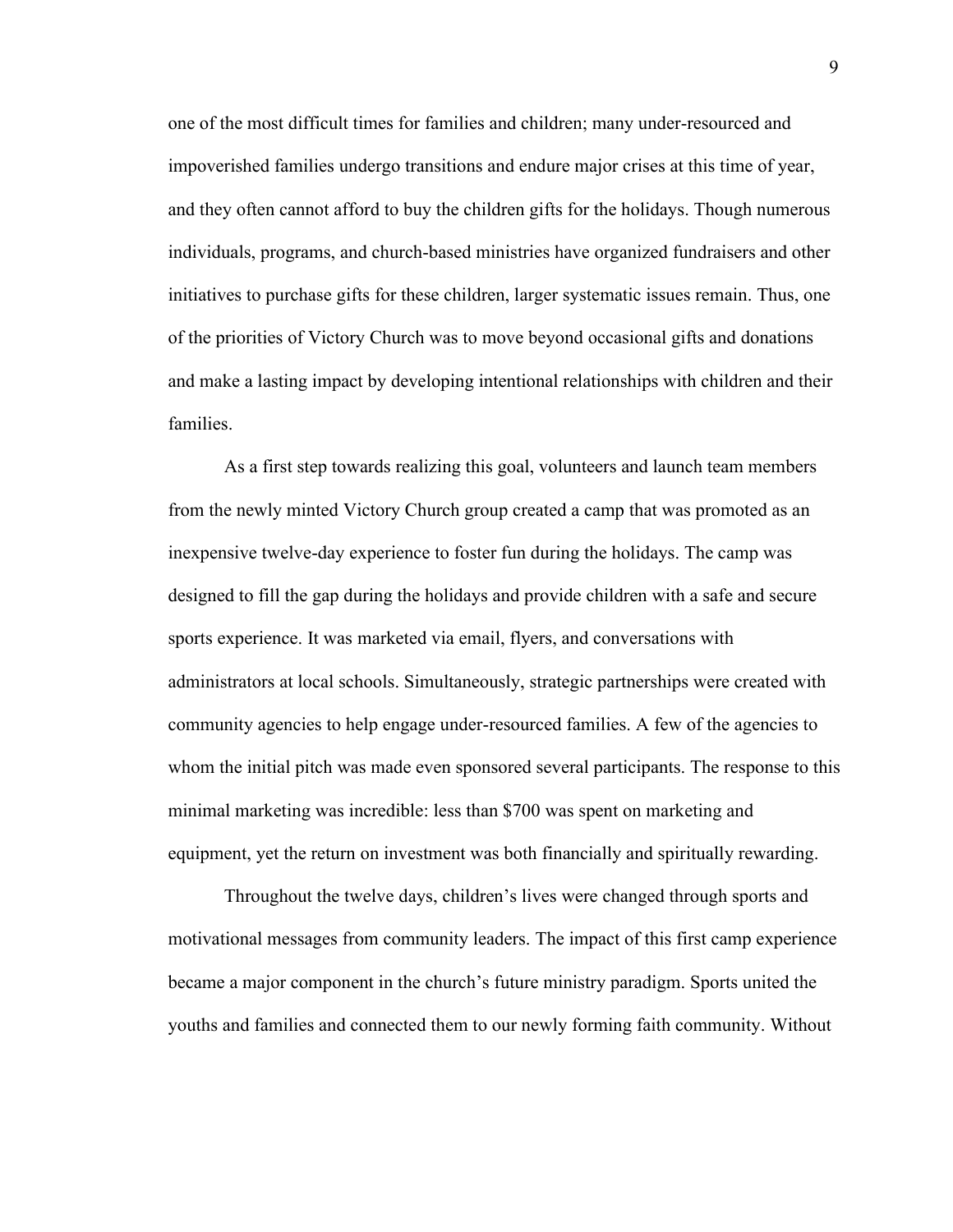one of the most difficult times for families and children; many under-resourced and impoverished families undergo transitions and endure major crises at this time of year, and they often cannot afford to buy the children gifts for the holidays. Though numerous individuals, programs, and church-based ministries have organized fundraisers and other initiatives to purchase gifts for these children, larger systematic issues remain. Thus, one of the priorities of Victory Church was to move beyond occasional gifts and donations and make a lasting impact by developing intentional relationships with children and their families.

As a first step towards realizing this goal, volunteers and launch team members from the newly minted Victory Church group created a camp that was promoted as an inexpensive twelve-day experience to foster fun during the holidays. The camp was designed to fill the gap during the holidays and provide children with a safe and secure sports experience. It was marketed via email, flyers, and conversations with administrators at local schools. Simultaneously, strategic partnerships were created with community agencies to help engage under-resourced families. A few of the agencies to whom the initial pitch was made even sponsored several participants. The response to this minimal marketing was incredible: less than $700 was spent on marketing and equipment, yet the return on investment was both financially and spiritually rewarding.

Throughout the twelve days, children's lives were changed through sports and motivational messages from community leaders. The impact of this first camp experience became a major component in the church's future ministry paradigm. Sports united the youths and families and connected them to our newly forming faith community. Without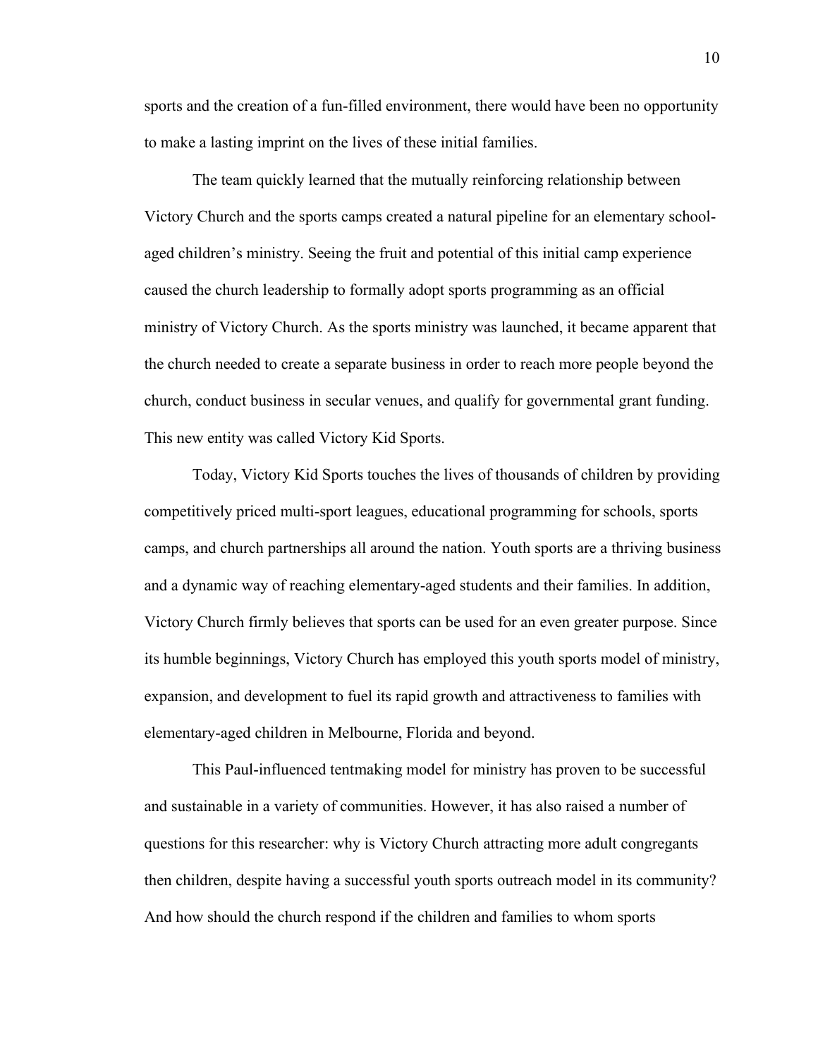sports and the creation of a fun-filled environment, there would have been no opportunity to make a lasting imprint on the lives of these initial families.

The team quickly learned that the mutually reinforcing relationship between Victory Church and the sports camps created a natural pipeline for an elementary school-aged children's ministry. Seeing the fruit and potential of this initial camp experience caused the church leadership to formally adopt sports programming as an official ministry of Victory Church. As the sports ministry was launched, it became apparent that the church needed to create a separate business in order to reach more people beyond the church, conduct business in secular venues, and qualify for governmental grant funding. This new entity was called Victory Kid Sports.

Today, Victory Kid Sports touches the lives of thousands of children by providing competitively priced multi-sport leagues, educational programming for schools, sports camps, and church partnerships all around the nation. Youth sports are a thriving business and a dynamic way of reaching elementary-aged students and their families. In addition, Victory Church firmly believes that sports can be used for an even greater purpose. Since its humble beginnings, Victory Church has employed this youth sports model of ministry, expansion, and development to fuel its rapid growth and attractiveness to families with elementary-aged children in Melbourne, Florida and beyond.

This Paul-influenced tentmaking model for ministry has proven to be successful and sustainable in a variety of communities. However, it has also raised a number of questions for this researcher: why is Victory Church attracting more adult congregants then children, despite having a successful youth sports outreach model in its community? And how should the church respond if the children and families to whom sports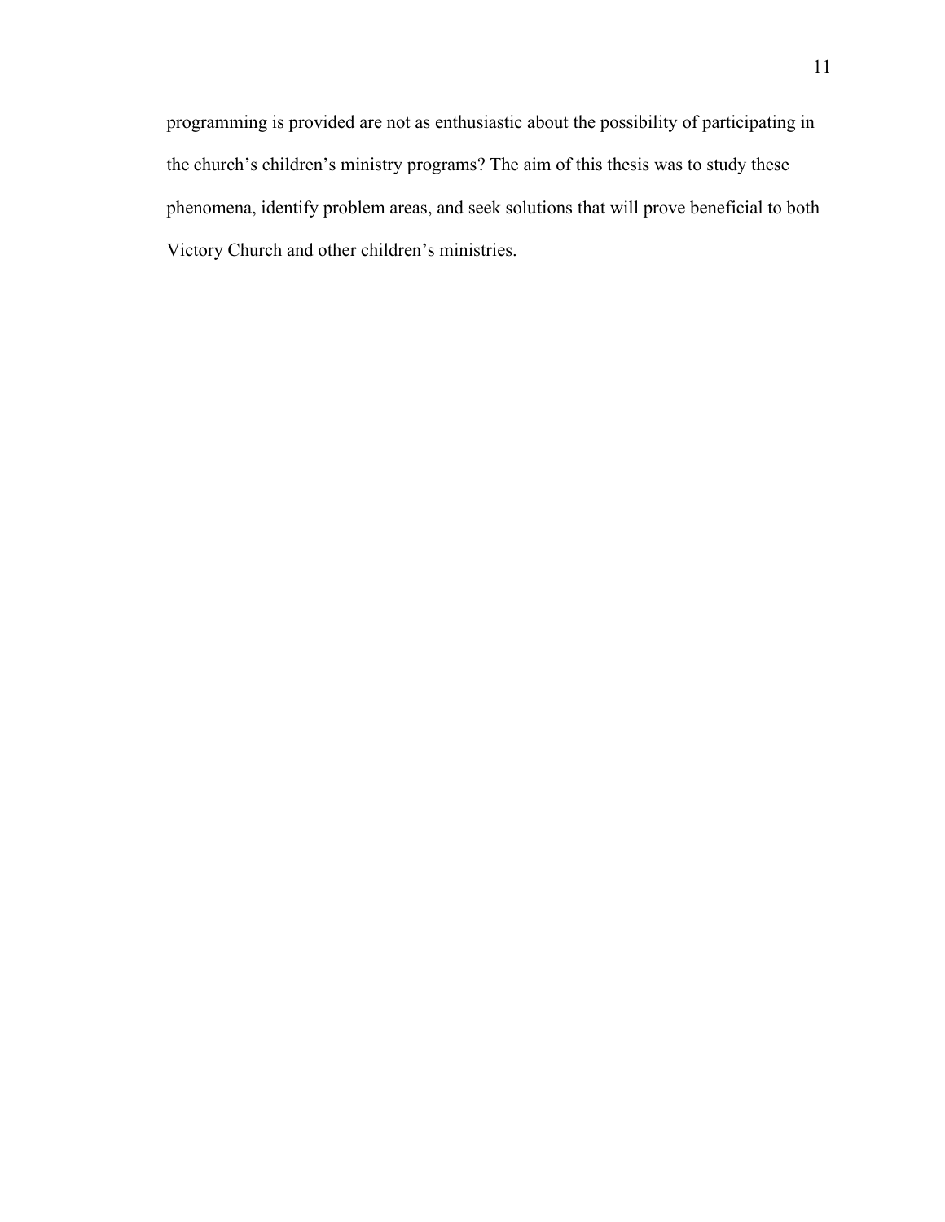programming is provided are not as enthusiastic about the possibility of participating in the church's children's ministry programs? The aim of this thesis was to study these phenomena, identify problem areas, and seek solutions that will prove beneficial to both Victory Church and other children's ministries.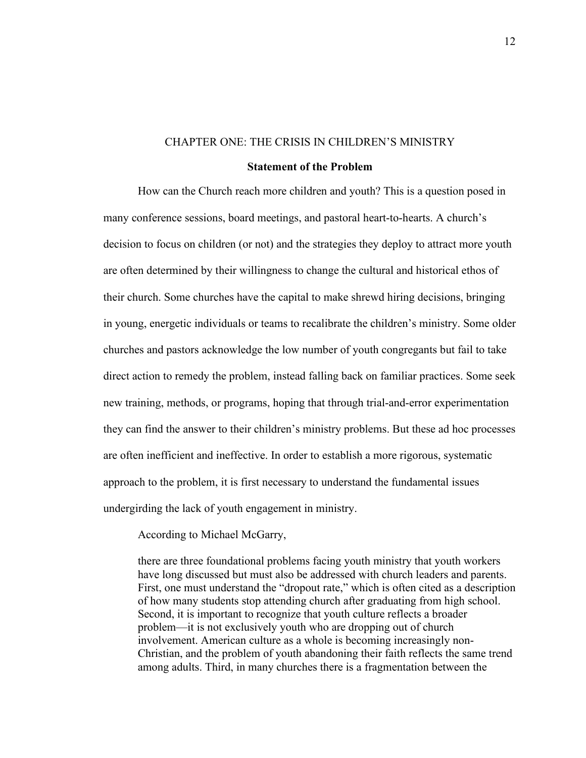# CHAPTER ONE: THE CRISIS IN CHILDREN'S MINISTRY

## Statement of the Problem

How can the Church reach more children and youth? This is a question posed in many conference sessions, board meetings, and pastoral heart-to-hearts. A church's decision to focus on children (or not) and the strategies they deploy to attract more youth are often determined by their willingness to change the cultural and historical ethos of their church. Some churches have the capital to make shrewd hiring decisions, bringing in young, energetic individuals or teams to recalibrate the children's ministry. Some older churches and pastors acknowledge the low number of youth congregants but fail to take direct action to remedy the problem, instead falling back on familiar practices. Some seek new training, methods, or programs, hoping that through trial-and-error experimentation they can find the answer to their children's ministry problems. But these ad hoc processes are often inefficient and ineffective. In order to establish a more rigorous, systematic approach to the problem, it is first necessary to understand the fundamental issues undergirding the lack of youth engagement in ministry.

According to Michael McGarry,

> there are three foundational problems facing youth ministry that youth workers have long discussed but must also be addressed with church leaders and parents. First, one must understand the "dropout rate," which is often cited as a description of how many students stop attending church after graduating from high school. Second, it is important to recognize that youth culture reflects a broader problem—it is not exclusively youth who are dropping out of church involvement. American culture as a whole is becoming increasingly non-Christian, and the problem of youth abandoning their faith reflects the same trend among adults. Third, in many churches there is a fragmentation between the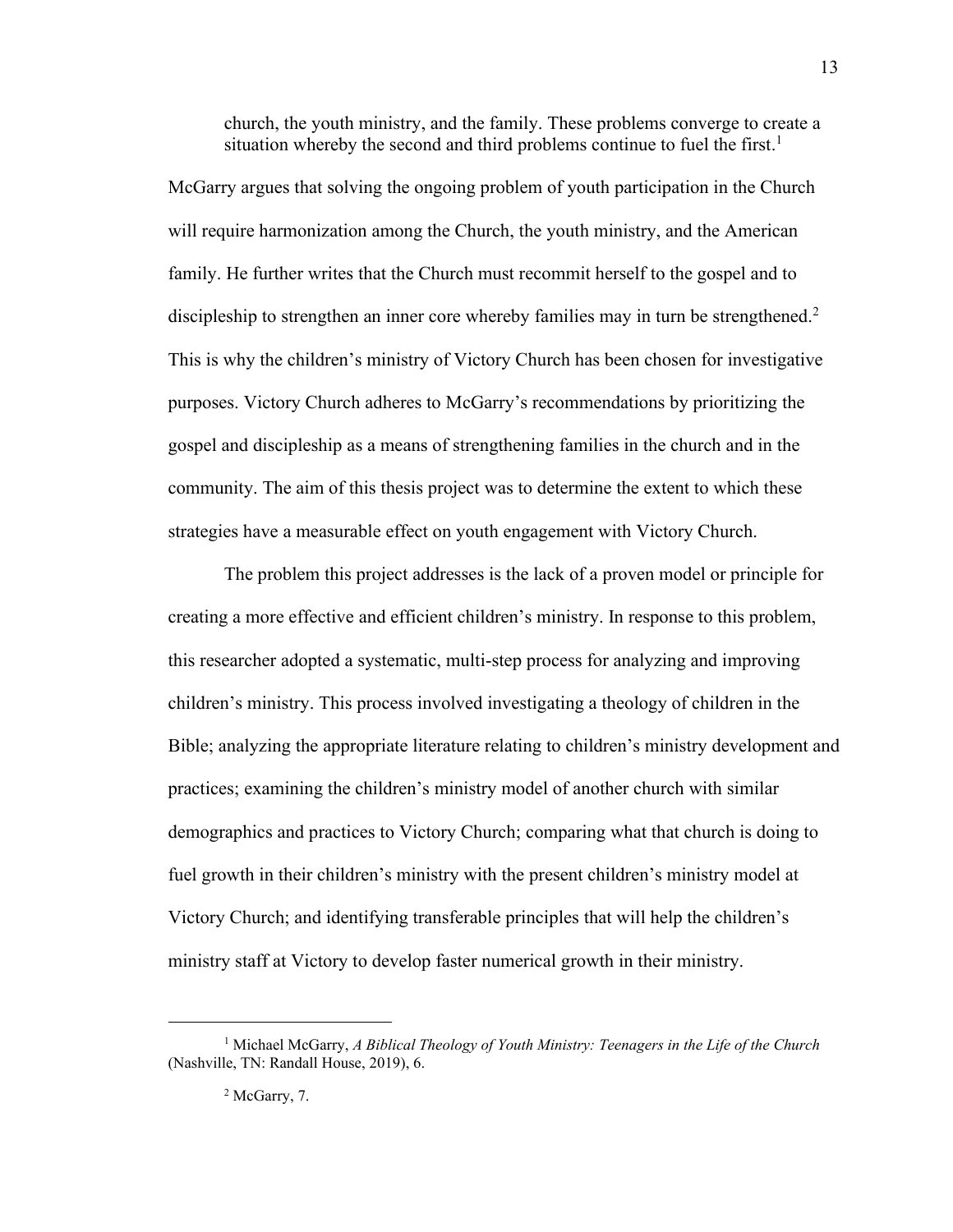> church, the youth ministry, and the family. These problems converge to create a situation whereby the second and third problems continue to fuel the first.[1]

McGarry argues that solving the ongoing problem of youth participation in the Church will require harmonization among the Church, the youth ministry, and the American family. He further writes that the Church must recommit herself to the gospel and to discipleship to strengthen an inner core whereby families may in turn be strengthened.[2] This is why the children's ministry of Victory Church has been chosen for investigative purposes. Victory Church adheres to McGarry's recommendations by prioritizing the gospel and discipleship as a means of strengthening families in the church and in the community. The aim of this thesis project was to determine the extent to which these strategies have a measurable effect on youth engagement with Victory Church.

The problem this project addresses is the lack of a proven model or principle for creating a more effective and efficient children's ministry. In response to this problem, this researcher adopted a systematic, multi-step process for analyzing and improving children's ministry. This process involved investigating a theology of children in the Bible; analyzing the appropriate literature relating to children's ministry development and practices; examining the children's ministry model of another church with similar demographics and practices to Victory Church; comparing what that church is doing to fuel growth in their children's ministry with the present children's ministry model at Victory Church; and identifying transferable principles that will help the children's ministry staff at Victory to develop faster numerical growth in their ministry.

---

[1] Michael McGarry, *A Biblical Theology of Youth Ministry: Teenagers in the Life of the Church* (Nashville, TN: Randall House, 2019), 6.

[2] McGarry, 7.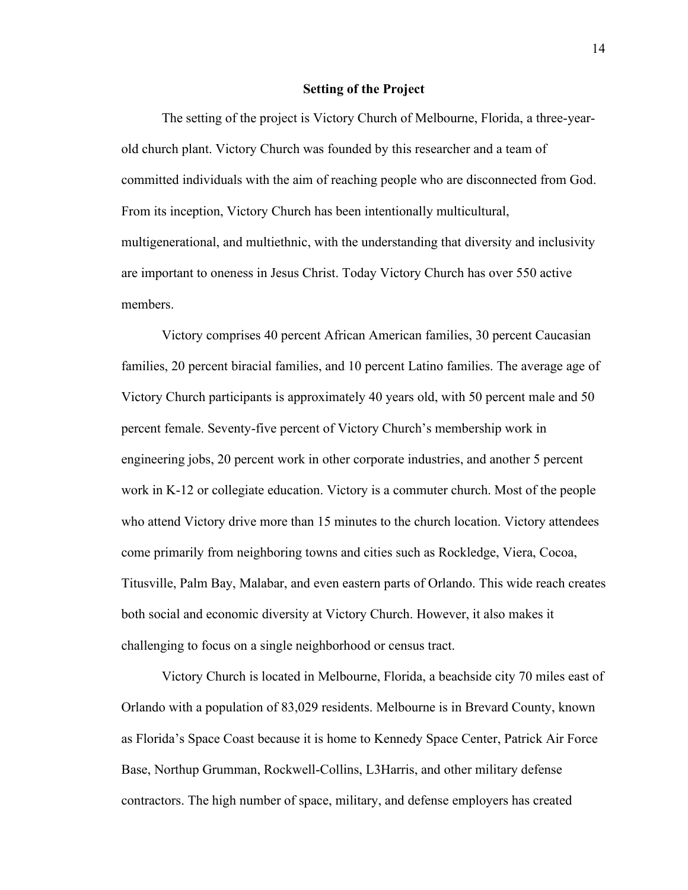## Setting of the Project

The setting of the project is Victory Church of Melbourne, Florida, a three-year-old church plant. Victory Church was founded by this researcher and a team of committed individuals with the aim of reaching people who are disconnected from God. From its inception, Victory Church has been intentionally multicultural, multigenerational, and multiethnic, with the understanding that diversity and inclusivity are important to oneness in Jesus Christ. Today Victory Church has over 550 active members.

Victory comprises 40 percent African American families, 30 percent Caucasian families, 20 percent biracial families, and 10 percent Latino families. The average age of Victory Church participants is approximately 40 years old, with 50 percent male and 50 percent female. Seventy-five percent of Victory Church's membership work in engineering jobs, 20 percent work in other corporate industries, and another 5 percent work in K-12 or collegiate education. Victory is a commuter church. Most of the people who attend Victory drive more than 15 minutes to the church location. Victory attendees come primarily from neighboring towns and cities such as Rockledge, Viera, Cocoa, Titusville, Palm Bay, Malabar, and even eastern parts of Orlando. This wide reach creates both social and economic diversity at Victory Church. However, it also makes it challenging to focus on a single neighborhood or census tract.

Victory Church is located in Melbourne, Florida, a beachside city 70 miles east of Orlando with a population of 83,029 residents. Melbourne is in Brevard County, known as Florida's Space Coast because it is home to Kennedy Space Center, Patrick Air Force Base, Northup Grumman, Rockwell-Collins, L3Harris, and other military defense contractors. The high number of space, military, and defense employers has created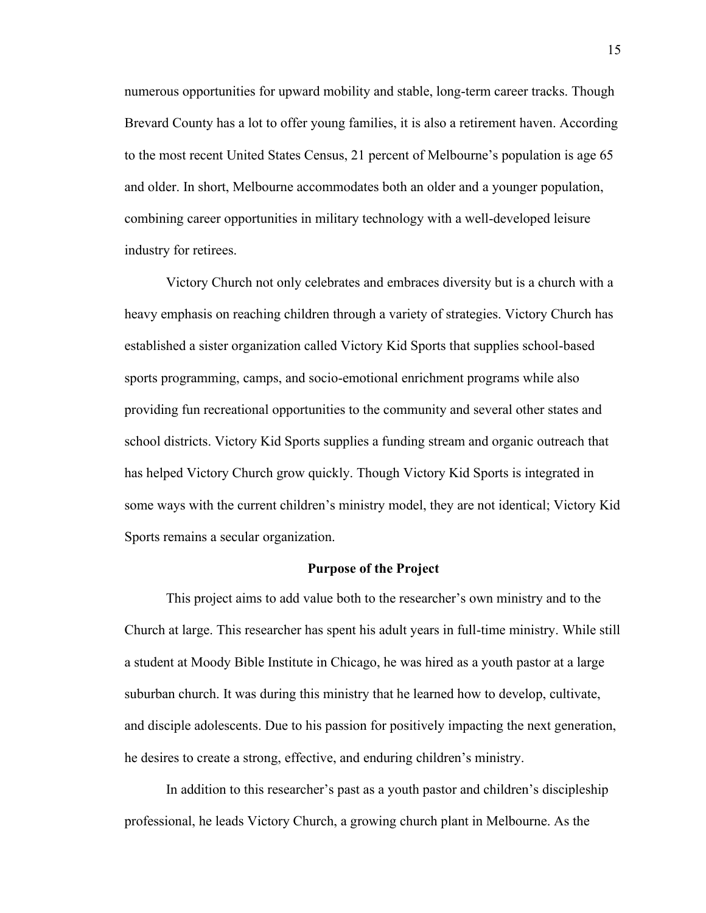numerous opportunities for upward mobility and stable, long-term career tracks. Though Brevard County has a lot to offer young families, it is also a retirement haven. According to the most recent United States Census, 21 percent of Melbourne's population is age 65 and older. In short, Melbourne accommodates both an older and a younger population, combining career opportunities in military technology with a well-developed leisure industry for retirees.

Victory Church not only celebrates and embraces diversity but is a church with a heavy emphasis on reaching children through a variety of strategies. Victory Church has established a sister organization called Victory Kid Sports that supplies school-based sports programming, camps, and socio-emotional enrichment programs while also providing fun recreational opportunities to the community and several other states and school districts. Victory Kid Sports supplies a funding stream and organic outreach that has helped Victory Church grow quickly. Though Victory Kid Sports is integrated in some ways with the current children's ministry model, they are not identical; Victory Kid Sports remains a secular organization.

## Purpose of the Project

This project aims to add value both to the researcher's own ministry and to the Church at large. This researcher has spent his adult years in full-time ministry. While still a student at Moody Bible Institute in Chicago, he was hired as a youth pastor at a large suburban church. It was during this ministry that he learned how to develop, cultivate, and disciple adolescents. Due to his passion for positively impacting the next generation, he desires to create a strong, effective, and enduring children's ministry.

In addition to this researcher's past as a youth pastor and children's discipleship professional, he leads Victory Church, a growing church plant in Melbourne. As the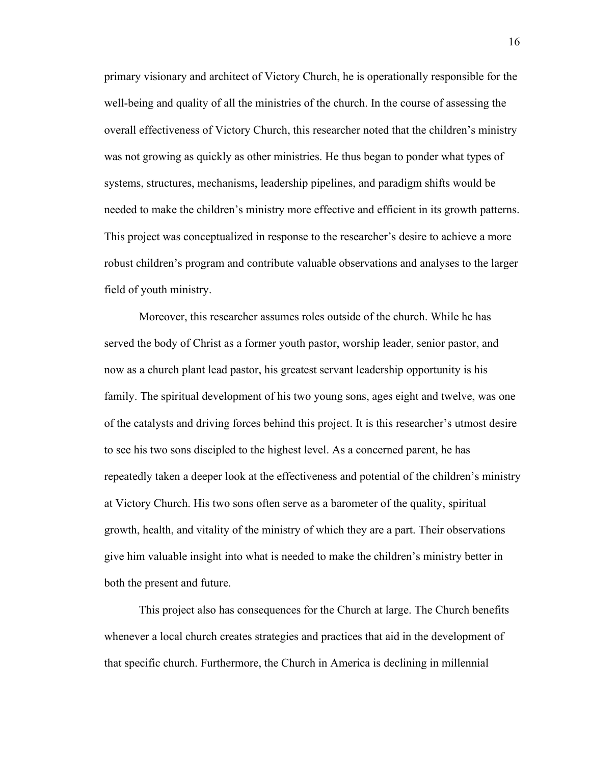primary visionary and architect of Victory Church, he is operationally responsible for the well-being and quality of all the ministries of the church. In the course of assessing the overall effectiveness of Victory Church, this researcher noted that the children's ministry was not growing as quickly as other ministries. He thus began to ponder what types of systems, structures, mechanisms, leadership pipelines, and paradigm shifts would be needed to make the children's ministry more effective and efficient in its growth patterns. This project was conceptualized in response to the researcher's desire to achieve a more robust children's program and contribute valuable observations and analyses to the larger field of youth ministry.

Moreover, this researcher assumes roles outside of the church. While he has served the body of Christ as a former youth pastor, worship leader, senior pastor, and now as a church plant lead pastor, his greatest servant leadership opportunity is his family. The spiritual development of his two young sons, ages eight and twelve, was one of the catalysts and driving forces behind this project. It is this researcher's utmost desire to see his two sons discipled to the highest level. As a concerned parent, he has repeatedly taken a deeper look at the effectiveness and potential of the children's ministry at Victory Church. His two sons often serve as a barometer of the quality, spiritual growth, health, and vitality of the ministry of which they are a part. Their observations give him valuable insight into what is needed to make the children's ministry better in both the present and future.

This project also has consequences for the Church at large. The Church benefits whenever a local church creates strategies and practices that aid in the development of that specific church. Furthermore, the Church in America is declining in millennial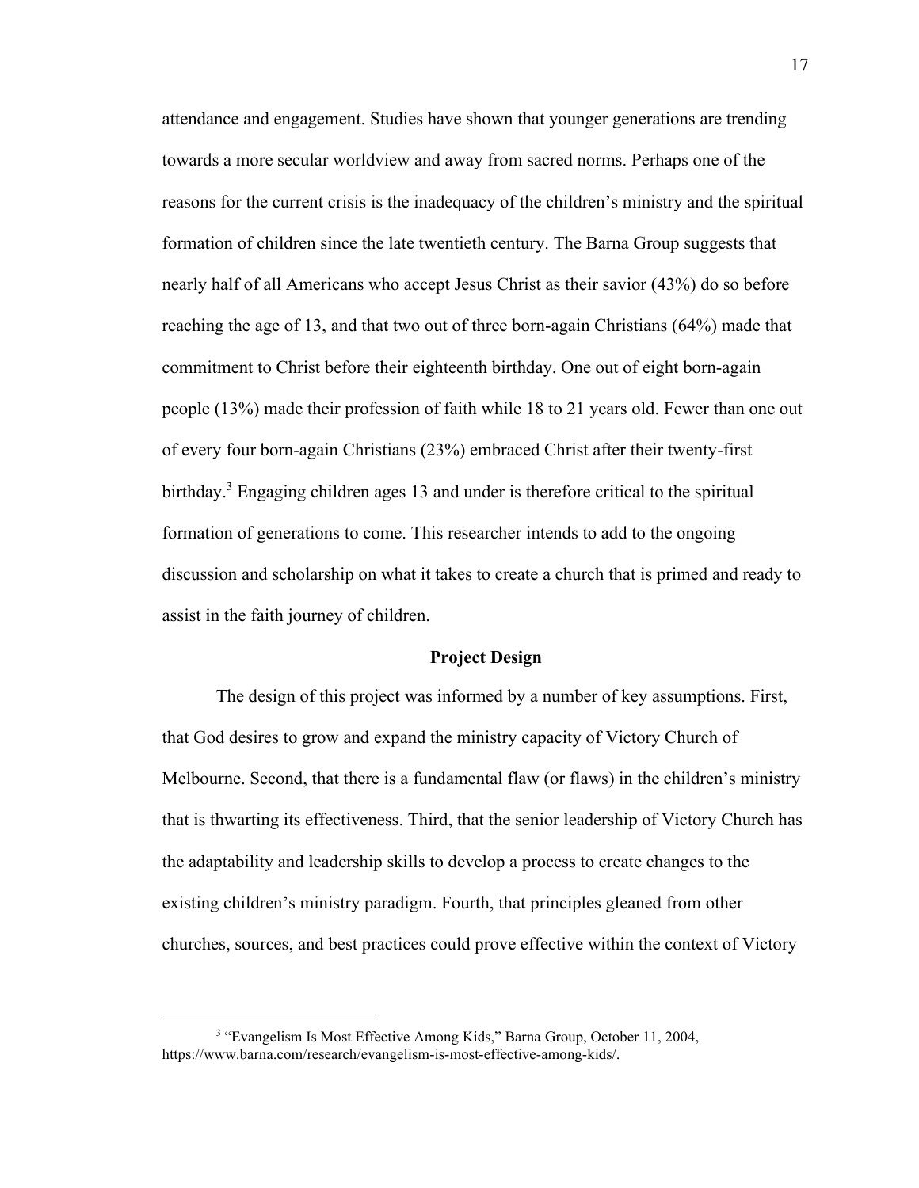attendance and engagement. Studies have shown that younger generations are trending towards a more secular worldview and away from sacred norms. Perhaps one of the reasons for the current crisis is the inadequacy of the children's ministry and the spiritual formation of children since the late twentieth century. The Barna Group suggests that nearly half of all Americans who accept Jesus Christ as their savior (43%) do so before reaching the age of 13, and that two out of three born-again Christians (64%) made that commitment to Christ before their eighteenth birthday. One out of eight born-again people (13%) made their profession of faith while 18 to 21 years old. Fewer than one out of every four born-again Christians (23%) embraced Christ after their twenty-first birthday.[3] Engaging children ages 13 and under is therefore critical to the spiritual formation of generations to come. This researcher intends to add to the ongoing discussion and scholarship on what it takes to create a church that is primed and ready to assist in the faith journey of children.

## Project Design

The design of this project was informed by a number of key assumptions. First, that God desires to grow and expand the ministry capacity of Victory Church of Melbourne. Second, that there is a fundamental flaw (or flaws) in the children's ministry that is thwarting its effectiveness. Third, that the senior leadership of Victory Church has the adaptability and leadership skills to develop a process to create changes to the existing children's ministry paradigm. Fourth, that principles gleaned from other churches, sources, and best practices could prove effective within the context of Victory

---

[3] "Evangelism Is Most Effective Among Kids," Barna Group, October 11, 2004, https://www.barna.com/research/evangelism-is-most-effective-among-kids/.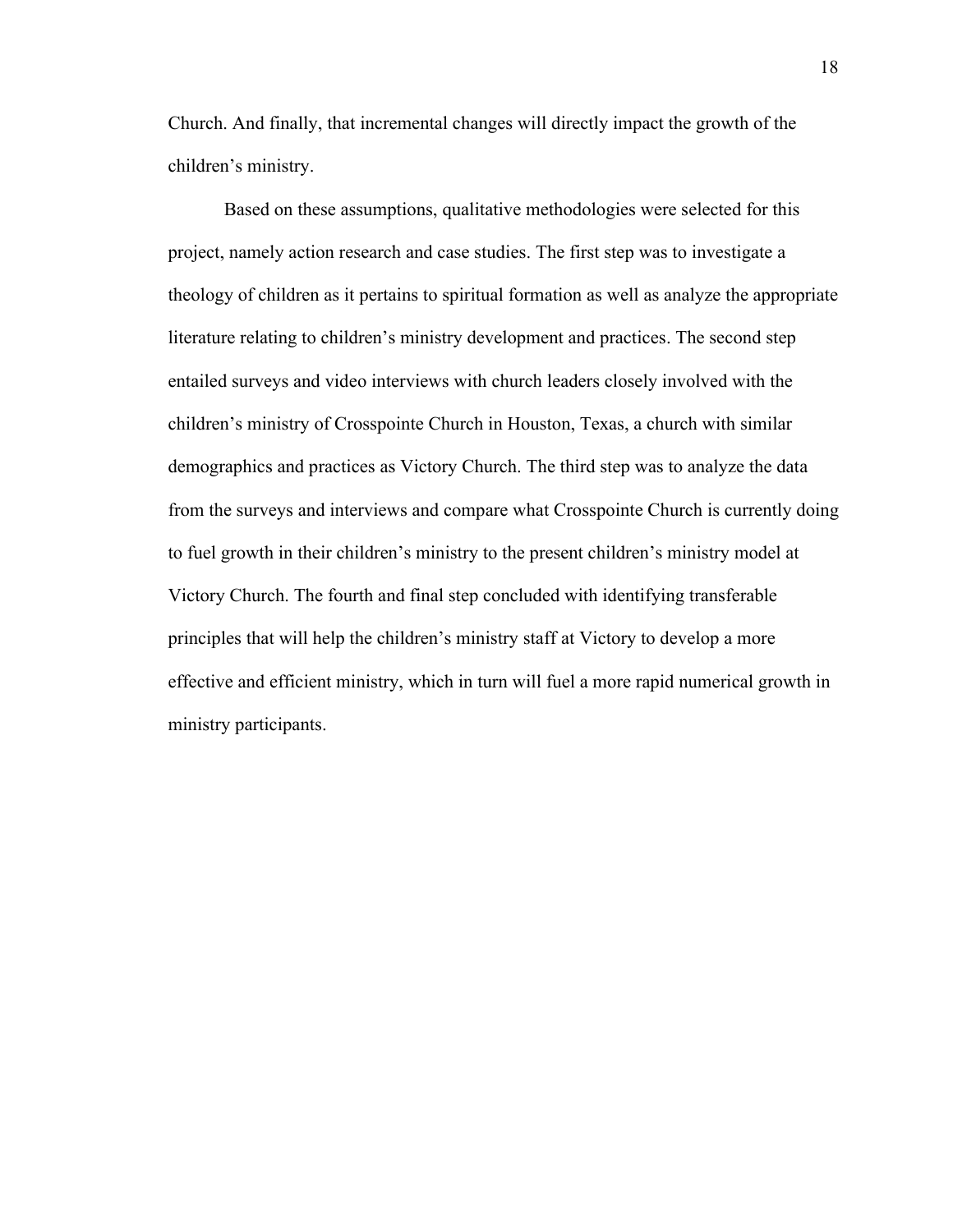Church. And finally, that incremental changes will directly impact the growth of the children's ministry.

Based on these assumptions, qualitative methodologies were selected for this project, namely action research and case studies. The first step was to investigate a theology of children as it pertains to spiritual formation as well as analyze the appropriate literature relating to children's ministry development and practices. The second step entailed surveys and video interviews with church leaders closely involved with the children's ministry of Crosspointe Church in Houston, Texas, a church with similar demographics and practices as Victory Church. The third step was to analyze the data from the surveys and interviews and compare what Crosspointe Church is currently doing to fuel growth in their children's ministry to the present children's ministry model at Victory Church. The fourth and final step concluded with identifying transferable principles that will help the children's ministry staff at Victory to develop a more effective and efficient ministry, which in turn will fuel a more rapid numerical growth in ministry participants.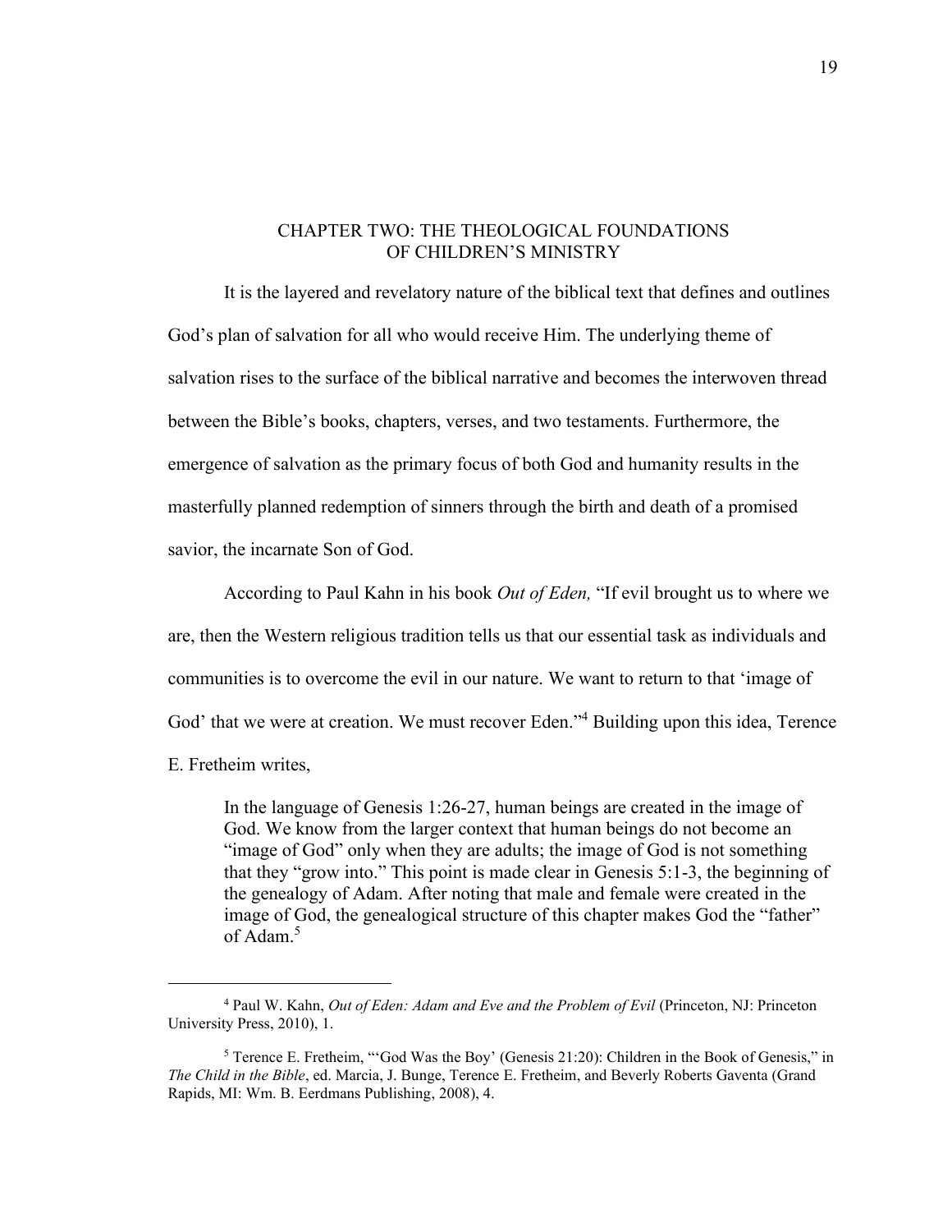# CHAPTER TWO: THE THEOLOGICAL FOUNDATIONS OF CHILDREN'S MINISTRY

It is the layered and revelatory nature of the biblical text that defines and outlines God's plan of salvation for all who would receive Him. The underlying theme of salvation rises to the surface of the biblical narrative and becomes the interwoven thread between the Bible's books, chapters, verses, and two testaments. Furthermore, the emergence of salvation as the primary focus of both God and humanity results in the masterfully planned redemption of sinners through the birth and death of a promised savior, the incarnate Son of God.

According to Paul Kahn in his book *Out of Eden,* "If evil brought us to where we are, then the Western religious tradition tells us that our essential task as individuals and communities is to overcome the evil in our nature. We want to return to that 'image of God' that we were at creation. We must recover Eden."[4] Building upon this idea, Terence E. Fretheim writes,

> In the language of Genesis 1:26-27, human beings are created in the image of God. We know from the larger context that human beings do not become an "image of God" only when they are adults; the image of God is not something that they "grow into." This point is made clear in Genesis 5:1-3, the beginning of the genealogy of Adam. After noting that male and female were created in the image of God, the genealogical structure of this chapter makes God the "father" of Adam.[5]

---

[4] Paul W. Kahn, *Out of Eden: Adam and Eve and the Problem of Evil* (Princeton, NJ: Princeton University Press, 2010), 1.

[5] Terence E. Fretheim, "'God Was the Boy' (Genesis 21:20): Children in the Book of Genesis," in *The Child in the Bible*, ed. Marcia, J. Bunge, Terence E. Fretheim, and Beverly Roberts Gaventa (Grand Rapids, MI: Wm. B. Eerdmans Publishing, 2008), 4.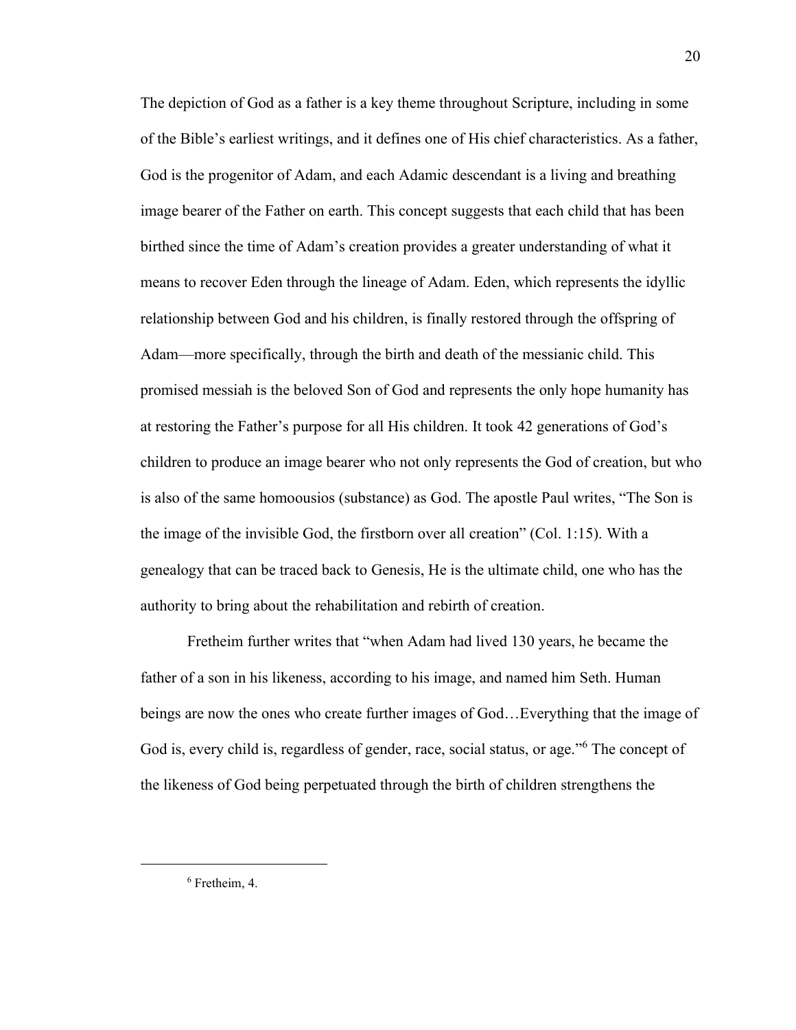The depiction of God as a father is a key theme throughout Scripture, including in some of the Bible's earliest writings, and it defines one of His chief characteristics. As a father, God is the progenitor of Adam, and each Adamic descendant is a living and breathing image bearer of the Father on earth. This concept suggests that each child that has been birthed since the time of Adam's creation provides a greater understanding of what it means to recover Eden through the lineage of Adam. Eden, which represents the idyllic relationship between God and his children, is finally restored through the offspring of Adam—more specifically, through the birth and death of the messianic child. This promised messiah is the beloved Son of God and represents the only hope humanity has at restoring the Father's purpose for all His children. It took 42 generations of God's children to produce an image bearer who not only represents the God of creation, but who is also of the same homoousios (substance) as God. The apostle Paul writes, "The Son is the image of the invisible God, the firstborn over all creation" (Col. 1:15). With a genealogy that can be traced back to Genesis, He is the ultimate child, one who has the authority to bring about the rehabilitation and rebirth of creation.

Fretheim further writes that "when Adam had lived 130 years, he became the father of a son in his likeness, according to his image, and named him Seth. Human beings are now the ones who create further images of God…Everything that the image of God is, every child is, regardless of gender, race, social status, or age."[6] The concept of the likeness of God being perpetuated through the birth of children strengthens the

[6] Fretheim, 4.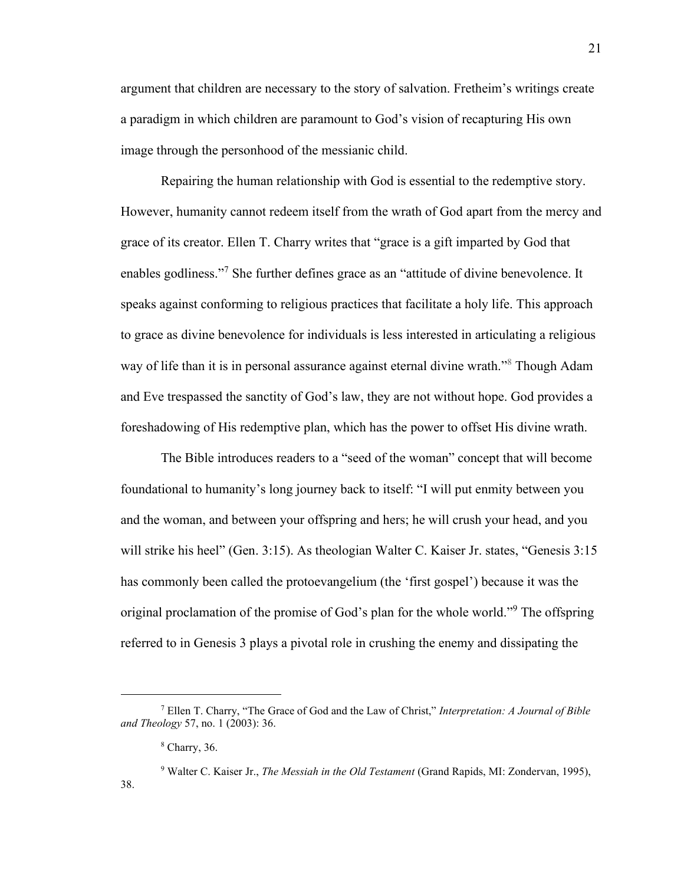argument that children are necessary to the story of salvation. Fretheim's writings create a paradigm in which children are paramount to God's vision of recapturing His own image through the personhood of the messianic child.

Repairing the human relationship with God is essential to the redemptive story. However, humanity cannot redeem itself from the wrath of God apart from the mercy and grace of its creator. Ellen T. Charry writes that "grace is a gift imparted by God that enables godliness."[7] She further defines grace as an "attitude of divine benevolence. It speaks against conforming to religious practices that facilitate a holy life. This approach to grace as divine benevolence for individuals is less interested in articulating a religious way of life than it is in personal assurance against eternal divine wrath."[8] Though Adam and Eve trespassed the sanctity of God's law, they are not without hope. God provides a foreshadowing of His redemptive plan, which has the power to offset His divine wrath.

The Bible introduces readers to a "seed of the woman" concept that will become foundational to humanity's long journey back to itself: "I will put enmity between you and the woman, and between your offspring and hers; he will crush your head, and you will strike his heel" (Gen. 3:15). As theologian Walter C. Kaiser Jr. states, "Genesis 3:15 has commonly been called the protoevangelium (the 'first gospel') because it was the original proclamation of the promise of God's plan for the whole world."[9] The offspring referred to in Genesis 3 plays a pivotal role in crushing the enemy and dissipating the

---

[7] Ellen T. Charry, "The Grace of God and the Law of Christ," *Interpretation: A Journal of Bible and Theology* 57, no. 1 (2003): 36.

[8] Charry, 36.

[9] Walter C. Kaiser Jr., *The Messiah in the Old Testament* (Grand Rapids, MI: Zondervan, 1995), 38.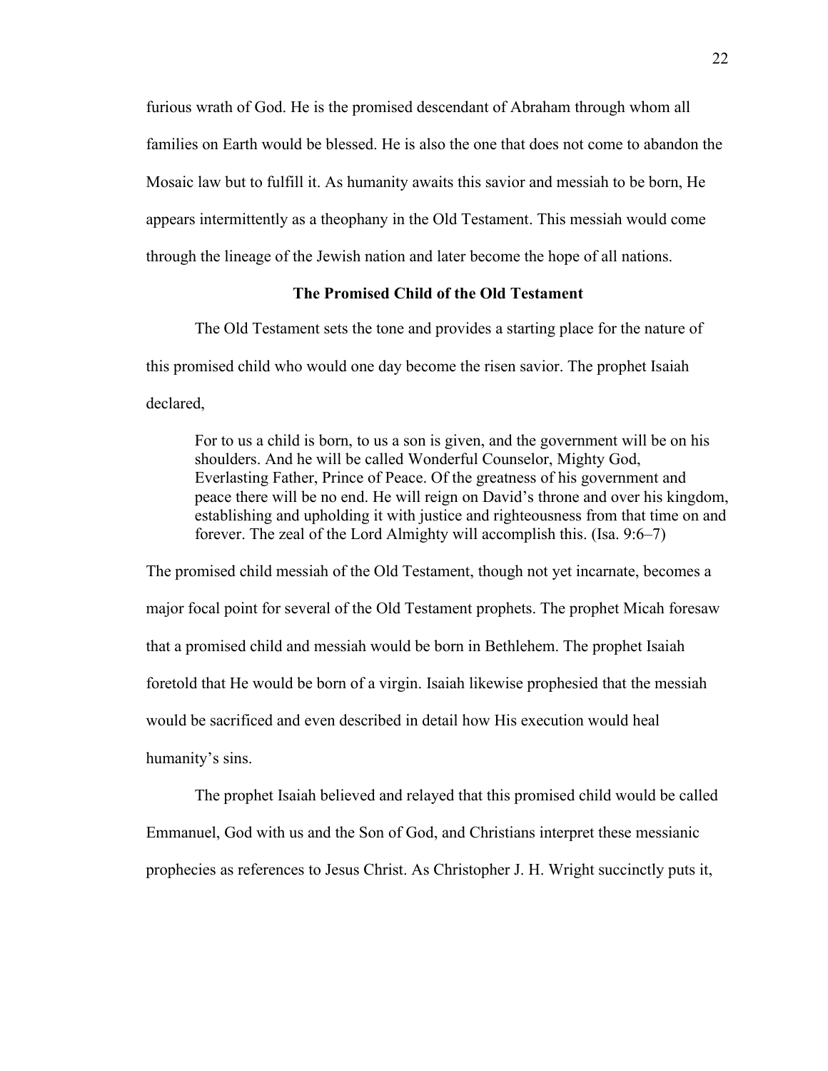furious wrath of God. He is the promised descendant of Abraham through whom all families on Earth would be blessed. He is also the one that does not come to abandon the Mosaic law but to fulfill it. As humanity awaits this savior and messiah to be born, He appears intermittently as a theophany in the Old Testament. This messiah would come through the lineage of the Jewish nation and later become the hope of all nations.

### The Promised Child of the Old Testament

The Old Testament sets the tone and provides a starting place for the nature of this promised child who would one day become the risen savior. The prophet Isaiah declared,

> For to us a child is born, to us a son is given, and the government will be on his shoulders. And he will be called Wonderful Counselor, Mighty God, Everlasting Father, Prince of Peace. Of the greatness of his government and peace there will be no end. He will reign on David's throne and over his kingdom, establishing and upholding it with justice and righteousness from that time on and forever. The zeal of the Lord Almighty will accomplish this. (Isa. 9:6–7)

The promised child messiah of the Old Testament, though not yet incarnate, becomes a major focal point for several of the Old Testament prophets. The prophet Micah foresaw that a promised child and messiah would be born in Bethlehem. The prophet Isaiah foretold that He would be born of a virgin. Isaiah likewise prophesied that the messiah would be sacrificed and even described in detail how His execution would heal humanity's sins.

The prophet Isaiah believed and relayed that this promised child would be called Emmanuel, God with us and the Son of God, and Christians interpret these messianic prophecies as references to Jesus Christ. As Christopher J. H. Wright succinctly puts it,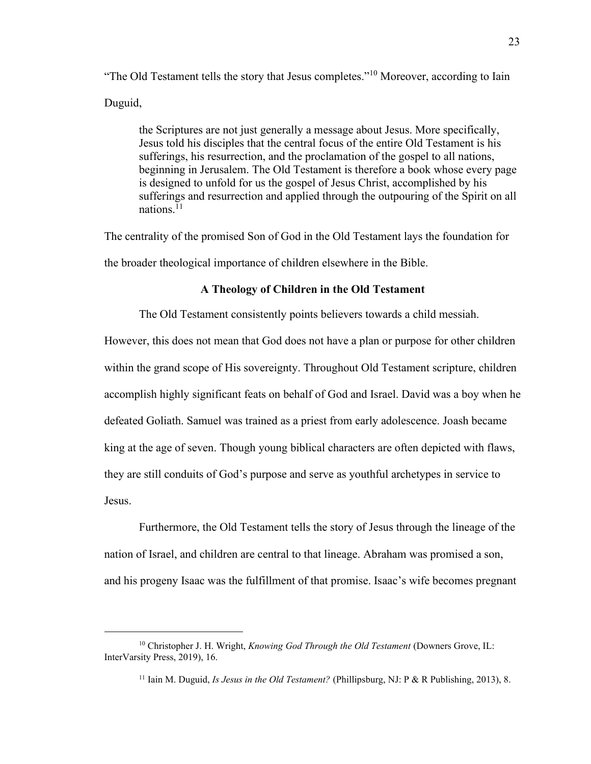"The Old Testament tells the story that Jesus completes."[10] Moreover, according to Iain Duguid,

> the Scriptures are not just generally a message about Jesus. More specifically, Jesus told his disciples that the central focus of the entire Old Testament is his sufferings, his resurrection, and the proclamation of the gospel to all nations, beginning in Jerusalem. The Old Testament is therefore a book whose every page is designed to unfold for us the gospel of Jesus Christ, accomplished by his sufferings and resurrection and applied through the outpouring of the Spirit on all nations.[11]

The centrality of the promised Son of God in the Old Testament lays the foundation for the broader theological importance of children elsewhere in the Bible.

### A Theology of Children in the Old Testament

The Old Testament consistently points believers towards a child messiah. However, this does not mean that God does not have a plan or purpose for other children within the grand scope of His sovereignty. Throughout Old Testament scripture, children accomplish highly significant feats on behalf of God and Israel. David was a boy when he defeated Goliath. Samuel was trained as a priest from early adolescence. Joash became king at the age of seven. Though young biblical characters are often depicted with flaws, they are still conduits of God's purpose and serve as youthful archetypes in service to Jesus.

Furthermore, the Old Testament tells the story of Jesus through the lineage of the nation of Israel, and children are central to that lineage. Abraham was promised a son, and his progeny Isaac was the fulfillment of that promise. Isaac's wife becomes pregnant

---

[10] Christopher J. H. Wright, *Knowing God Through the Old Testament* (Downers Grove, IL: InterVarsity Press, 2019), 16.

[11] Iain M. Duguid, *Is Jesus in the Old Testament?* (Phillipsburg, NJ: P & R Publishing, 2013), 8.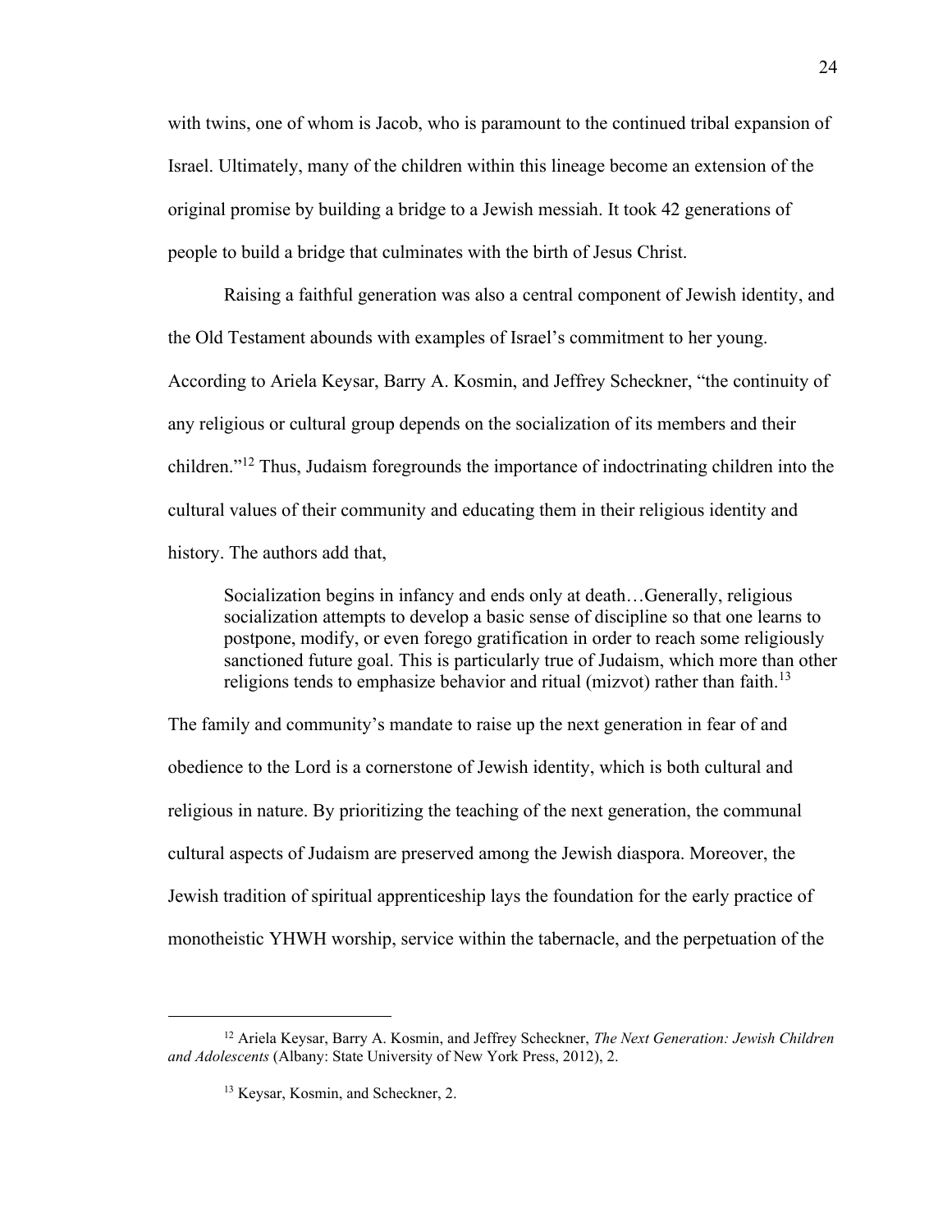with twins, one of whom is Jacob, who is paramount to the continued tribal expansion of Israel. Ultimately, many of the children within this lineage become an extension of the original promise by building a bridge to a Jewish messiah. It took 42 generations of people to build a bridge that culminates with the birth of Jesus Christ.

Raising a faithful generation was also a central component of Jewish identity, and the Old Testament abounds with examples of Israel's commitment to her young. According to Ariela Keysar, Barry A. Kosmin, and Jeffrey Scheckner, "the continuity of any religious or cultural group depends on the socialization of its members and their children."[12] Thus, Judaism foregrounds the importance of indoctrinating children into the cultural values of their community and educating them in their religious identity and history. The authors add that,

> Socialization begins in infancy and ends only at death…Generally, religious socialization attempts to develop a basic sense of discipline so that one learns to postpone, modify, or even forego gratification in order to reach some religiously sanctioned future goal. This is particularly true of Judaism, which more than other religions tends to emphasize behavior and ritual (mizvot) rather than faith.[13]

The family and community's mandate to raise up the next generation in fear of and obedience to the Lord is a cornerstone of Jewish identity, which is both cultural and religious in nature. By prioritizing the teaching of the next generation, the communal cultural aspects of Judaism are preserved among the Jewish diaspora. Moreover, the Jewish tradition of spiritual apprenticeship lays the foundation for the early practice of monotheistic YHWH worship, service within the tabernacle, and the perpetuation of the

---

[12] Ariela Keysar, Barry A. Kosmin, and Jeffrey Scheckner, *The Next Generation: Jewish Children and Adolescents* (Albany: State University of New York Press, 2012), 2.

[13] Keysar, Kosmin, and Scheckner, 2.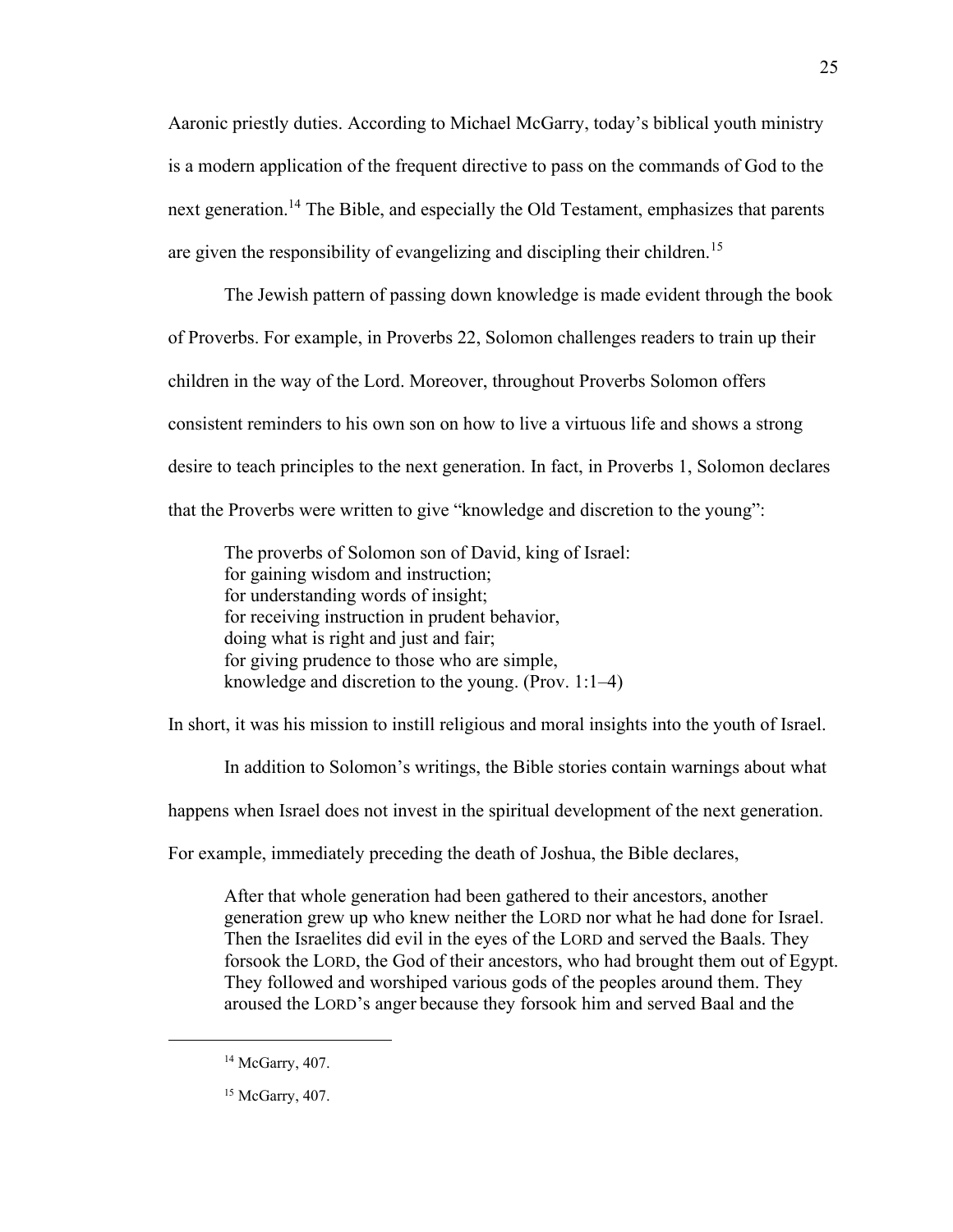Aaronic priestly duties. According to Michael McGarry, today's biblical youth ministry is a modern application of the frequent directive to pass on the commands of God to the next generation.[14] The Bible, and especially the Old Testament, emphasizes that parents are given the responsibility of evangelizing and discipling their children.[15]

The Jewish pattern of passing down knowledge is made evident through the book of Proverbs. For example, in Proverbs 22, Solomon challenges readers to train up their children in the way of the Lord. Moreover, throughout Proverbs Solomon offers consistent reminders to his own son on how to live a virtuous life and shows a strong desire to teach principles to the next generation. In fact, in Proverbs 1, Solomon declares that the Proverbs were written to give "knowledge and discretion to the young":

> The proverbs of Solomon son of David, king of Israel:
> for gaining wisdom and instruction;
> for understanding words of insight;
> for receiving instruction in prudent behavior,
> doing what is right and just and fair;
> for giving prudence to those who are simple,
> knowledge and discretion to the young. (Prov. 1:1–4)

In short, it was his mission to instill religious and moral insights into the youth of Israel.

In addition to Solomon's writings, the Bible stories contain warnings about what happens when Israel does not invest in the spiritual development of the next generation. For example, immediately preceding the death of Joshua, the Bible declares,

> After that whole generation had been gathered to their ancestors, another generation grew up who knew neither the LORD nor what he had done for Israel. Then the Israelites did evil in the eyes of the LORD and served the Baals. They forsook the LORD, the God of their ancestors, who had brought them out of Egypt. They followed and worshiped various gods of the peoples around them. They aroused the LORD's anger because they forsook him and served Baal and the

---

[14] McGarry, 407.

[15] McGarry, 407.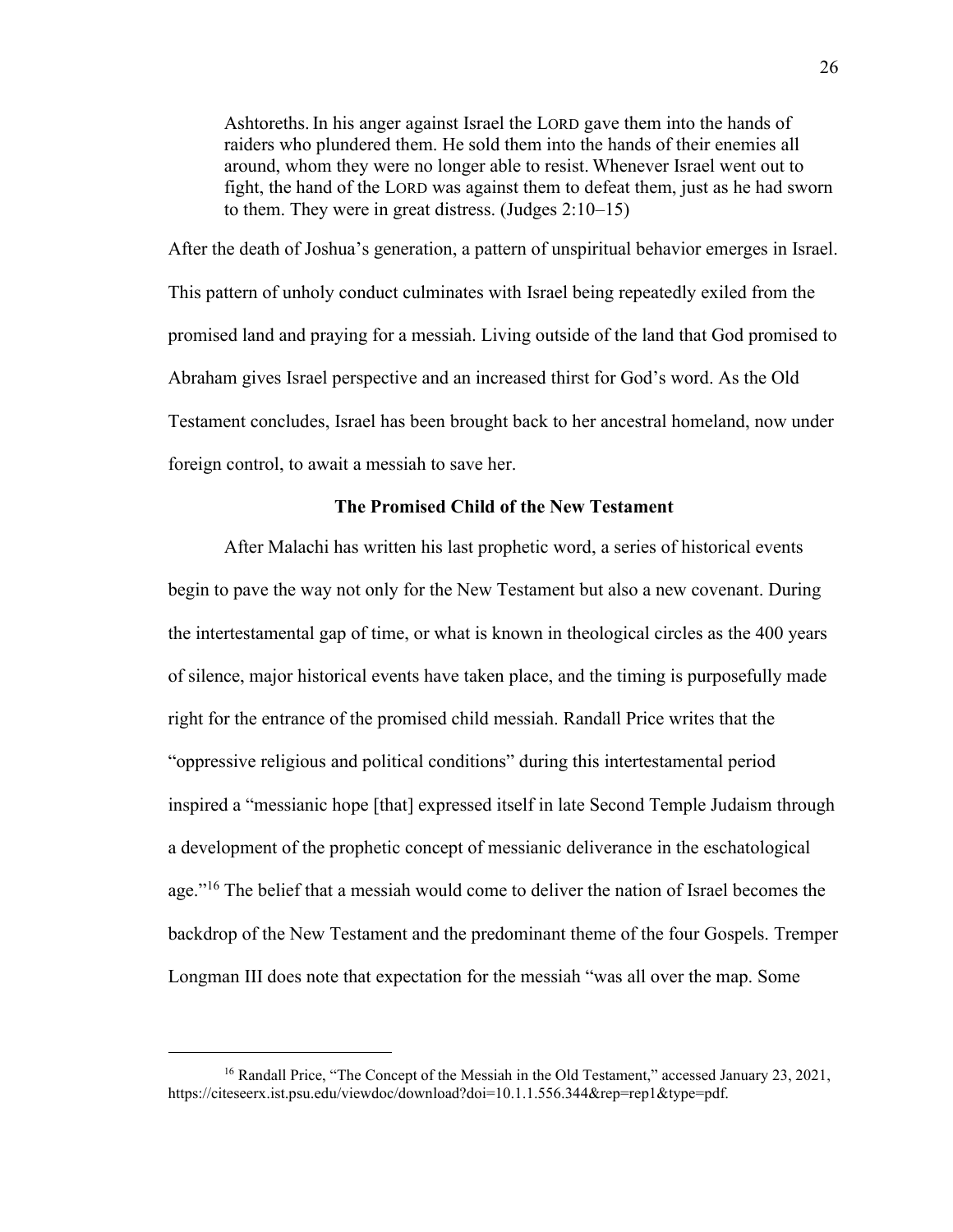> Ashtoreths. In his anger against Israel the LORD gave them into the hands of raiders who plundered them. He sold them into the hands of their enemies all around, whom they were no longer able to resist. Whenever Israel went out to fight, the hand of the LORD was against them to defeat them, just as he had sworn to them. They were in great distress. (Judges 2:10–15)

After the death of Joshua's generation, a pattern of unspiritual behavior emerges in Israel. This pattern of unholy conduct culminates with Israel being repeatedly exiled from the promised land and praying for a messiah. Living outside of the land that God promised to Abraham gives Israel perspective and an increased thirst for God's word. As the Old Testament concludes, Israel has been brought back to her ancestral homeland, now under foreign control, to await a messiah to save her.

## The Promised Child of the New Testament

After Malachi has written his last prophetic word, a series of historical events begin to pave the way not only for the New Testament but also a new covenant. During the intertestamental gap of time, or what is known in theological circles as the 400 years of silence, major historical events have taken place, and the timing is purposefully made right for the entrance of the promised child messiah. Randall Price writes that the "oppressive religious and political conditions" during this intertestamental period inspired a "messianic hope [that] expressed itself in late Second Temple Judaism through a development of the prophetic concept of messianic deliverance in the eschatological age."[16] The belief that a messiah would come to deliver the nation of Israel becomes the backdrop of the New Testament and the predominant theme of the four Gospels. Tremper Longman III does note that expectation for the messiah "was all over the map. Some

---

[16] Randall Price, "The Concept of the Messiah in the Old Testament," accessed January 23, 2021, https://citeseerx.ist.psu.edu/viewdoc/download?doi=10.1.1.556.344&rep=rep1&type=pdf.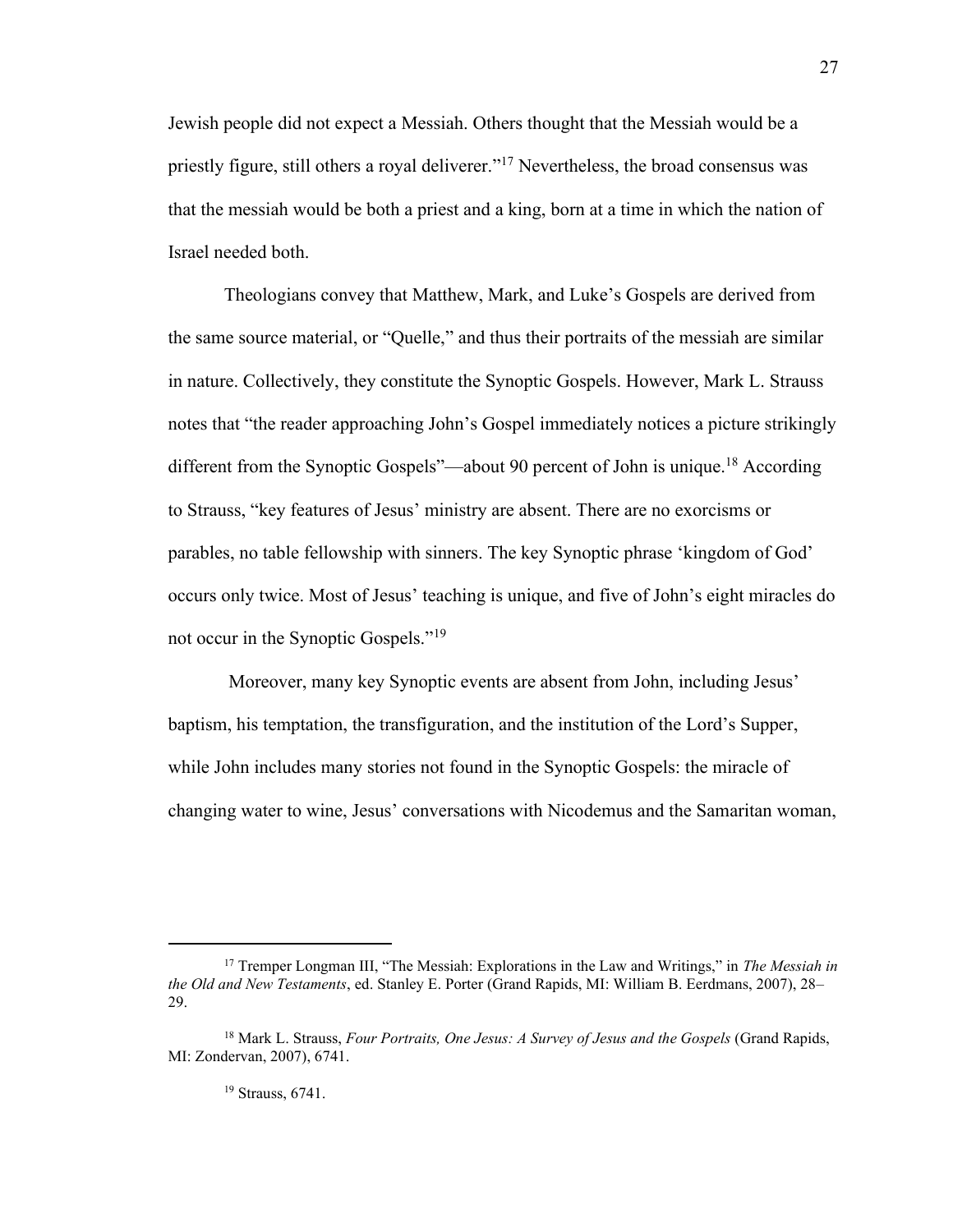Jewish people did not expect a Messiah. Others thought that the Messiah would be a priestly figure, still others a royal deliverer."[17] Nevertheless, the broad consensus was that the messiah would be both a priest and a king, born at a time in which the nation of Israel needed both.

Theologians convey that Matthew, Mark, and Luke's Gospels are derived from the same source material, or "Quelle," and thus their portraits of the messiah are similar in nature. Collectively, they constitute the Synoptic Gospels. However, Mark L. Strauss notes that "the reader approaching John's Gospel immediately notices a picture strikingly different from the Synoptic Gospels"—about 90 percent of John is unique.[18] According to Strauss, "key features of Jesus' ministry are absent. There are no exorcisms or parables, no table fellowship with sinners. The key Synoptic phrase 'kingdom of God' occurs only twice. Most of Jesus' teaching is unique, and five of John's eight miracles do not occur in the Synoptic Gospels."[19]

Moreover, many key Synoptic events are absent from John, including Jesus' baptism, his temptation, the transfiguration, and the institution of the Lord's Supper, while John includes many stories not found in the Synoptic Gospels: the miracle of changing water to wine, Jesus' conversations with Nicodemus and the Samaritan woman,

---

[17] Tremper Longman III, "The Messiah: Explorations in the Law and Writings," in *The Messiah in the Old and New Testaments*, ed. Stanley E. Porter (Grand Rapids, MI: William B. Eerdmans, 2007), 28–29.

[18] Mark L. Strauss, *Four Portraits, One Jesus: A Survey of Jesus and the Gospels* (Grand Rapids, MI: Zondervan, 2007), 6741.

[19] Strauss, 6741.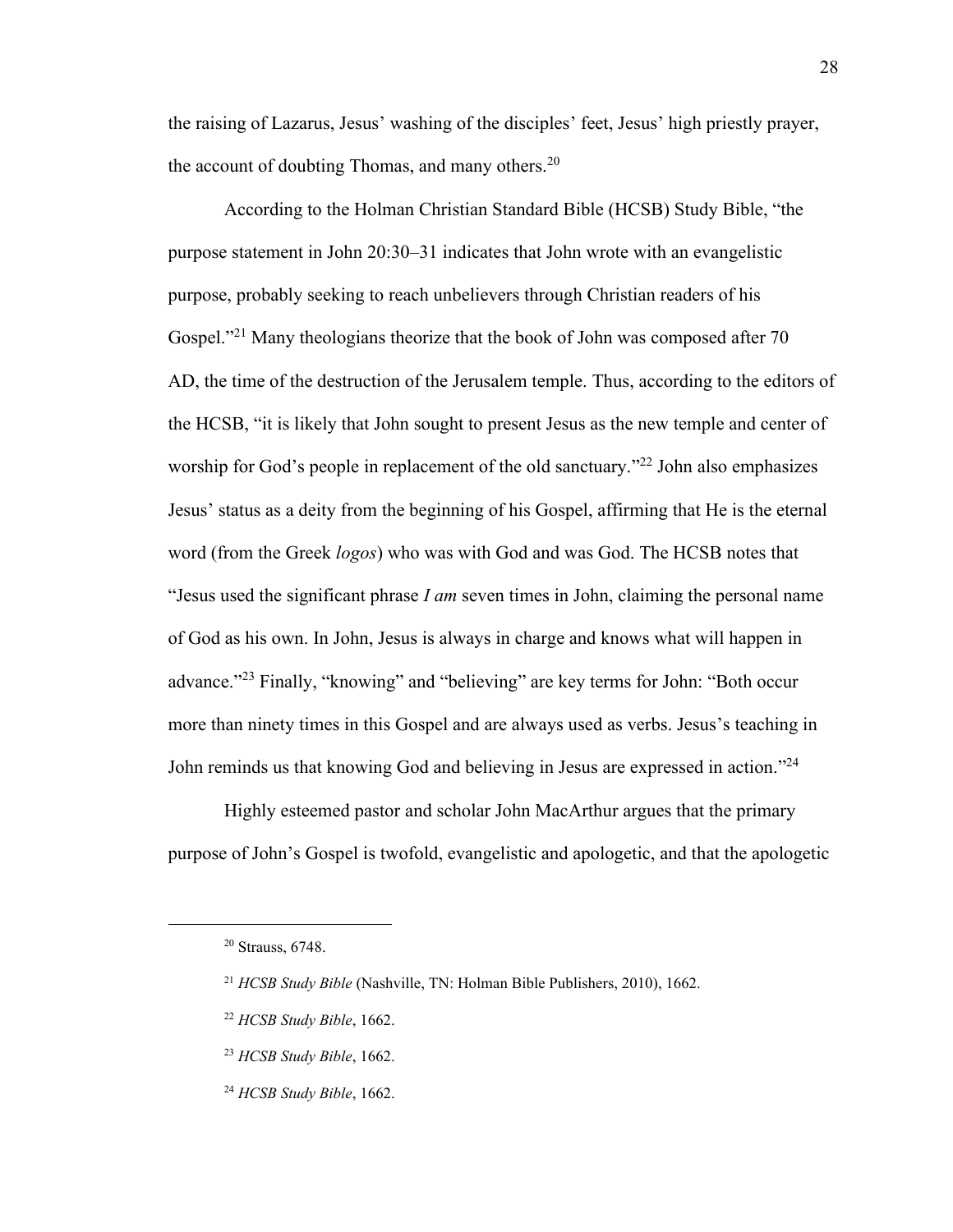the raising of Lazarus, Jesus' washing of the disciples' feet, Jesus' high priestly prayer, the account of doubting Thomas, and many others.[20]

According to the Holman Christian Standard Bible (HCSB) Study Bible, "the purpose statement in John 20:30–31 indicates that John wrote with an evangelistic purpose, probably seeking to reach unbelievers through Christian readers of his Gospel."[21] Many theologians theorize that the book of John was composed after 70 AD, the time of the destruction of the Jerusalem temple. Thus, according to the editors of the HCSB, "it is likely that John sought to present Jesus as the new temple and center of worship for God's people in replacement of the old sanctuary."[22] John also emphasizes Jesus' status as a deity from the beginning of his Gospel, affirming that He is the eternal word (from the Greek *logos*) who was with God and was God. The HCSB notes that "Jesus used the significant phrase *I am* seven times in John, claiming the personal name of God as his own. In John, Jesus is always in charge and knows what will happen in advance."[23] Finally, "knowing" and "believing" are key terms for John: "Both occur more than ninety times in this Gospel and are always used as verbs. Jesus's teaching in John reminds us that knowing God and believing in Jesus are expressed in action."[24]

Highly esteemed pastor and scholar John MacArthur argues that the primary purpose of John's Gospel is twofold, evangelistic and apologetic, and that the apologetic

---

[20] Strauss, 6748.

[21] *HCSB Study Bible* (Nashville, TN: Holman Bible Publishers, 2010), 1662.

[22] *HCSB Study Bible*, 1662.

[23] *HCSB Study Bible*, 1662.

[24] *HCSB Study Bible*, 1662.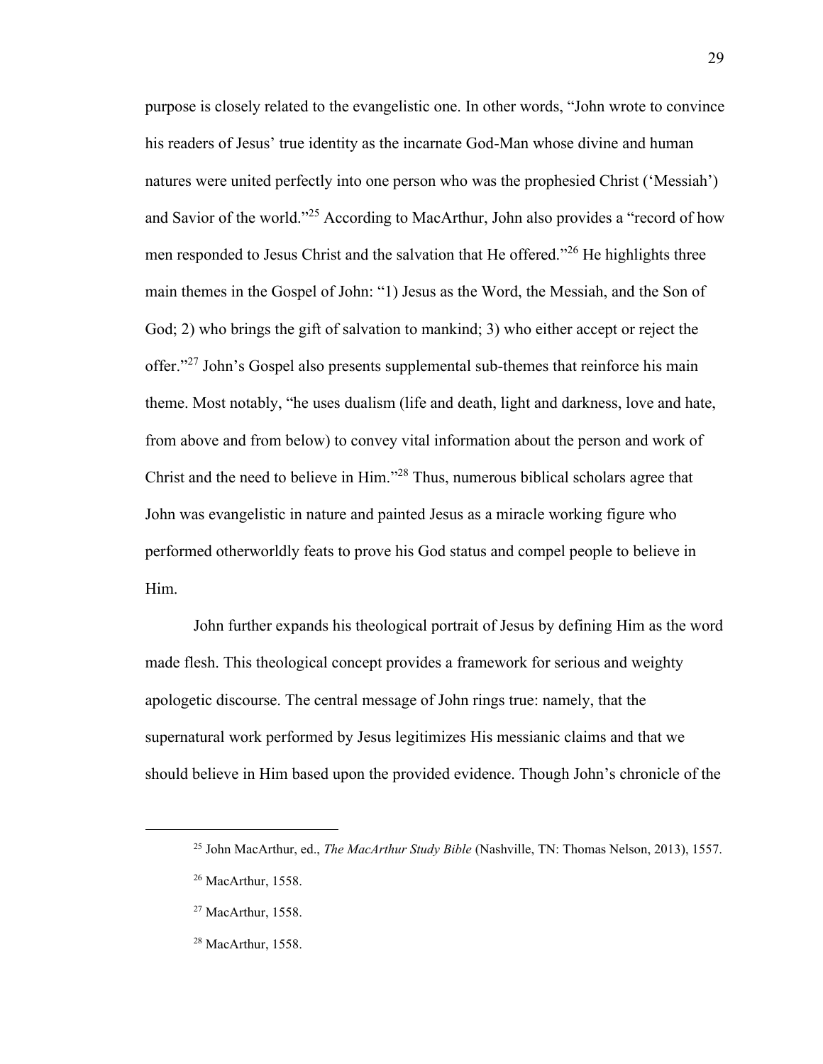purpose is closely related to the evangelistic one. In other words, "John wrote to convince his readers of Jesus' true identity as the incarnate God-Man whose divine and human natures were united perfectly into one person who was the prophesied Christ ('Messiah') and Savior of the world."[25] According to MacArthur, John also provides a "record of how men responded to Jesus Christ and the salvation that He offered."[26] He highlights three main themes in the Gospel of John: "1) Jesus as the Word, the Messiah, and the Son of God; 2) who brings the gift of salvation to mankind; 3) who either accept or reject the offer."[27] John's Gospel also presents supplemental sub-themes that reinforce his main theme. Most notably, "he uses dualism (life and death, light and darkness, love and hate, from above and from below) to convey vital information about the person and work of Christ and the need to believe in Him."[28] Thus, numerous biblical scholars agree that John was evangelistic in nature and painted Jesus as a miracle working figure who performed otherworldly feats to prove his God status and compel people to believe in Him.

John further expands his theological portrait of Jesus by defining Him as the word made flesh. This theological concept provides a framework for serious and weighty apologetic discourse. The central message of John rings true: namely, that the supernatural work performed by Jesus legitimizes His messianic claims and that we should believe in Him based upon the provided evidence. Though John's chronicle of the

---

[25] John MacArthur, ed., *The MacArthur Study Bible* (Nashville, TN: Thomas Nelson, 2013), 1557.

[26] MacArthur, 1558.

[27] MacArthur, 1558.

[28] MacArthur, 1558.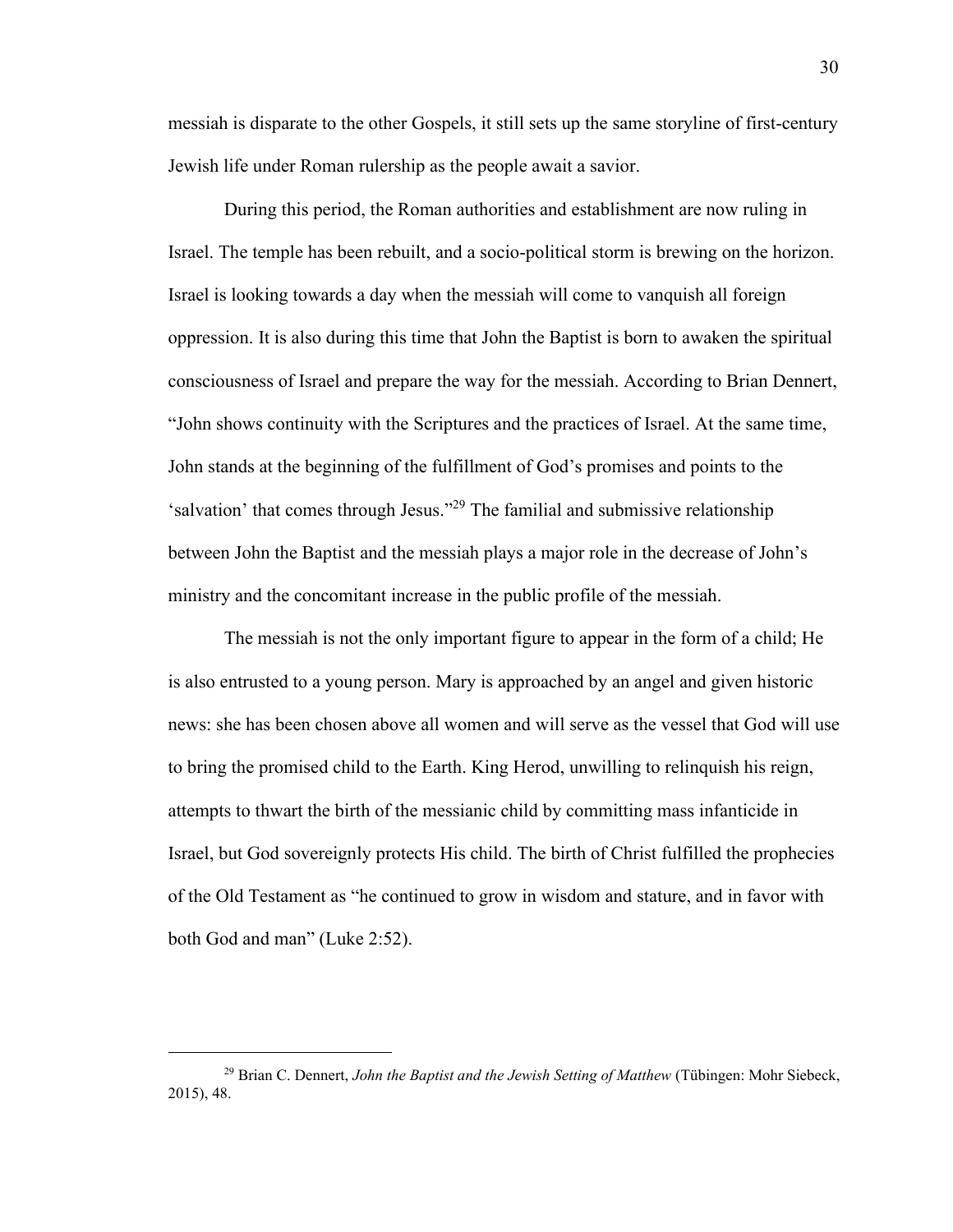messiah is disparate to the other Gospels, it still sets up the same storyline of first-century Jewish life under Roman rulership as the people await a savior.

During this period, the Roman authorities and establishment are now ruling in Israel. The temple has been rebuilt, and a socio-political storm is brewing on the horizon. Israel is looking towards a day when the messiah will come to vanquish all foreign oppression. It is also during this time that John the Baptist is born to awaken the spiritual consciousness of Israel and prepare the way for the messiah. According to Brian Dennert, "John shows continuity with the Scriptures and the practices of Israel. At the same time, John stands at the beginning of the fulfillment of God's promises and points to the 'salvation' that comes through Jesus."[29] The familial and submissive relationship between John the Baptist and the messiah plays a major role in the decrease of John's ministry and the concomitant increase in the public profile of the messiah.

The messiah is not the only important figure to appear in the form of a child; He is also entrusted to a young person. Mary is approached by an angel and given historic news: she has been chosen above all women and will serve as the vessel that God will use to bring the promised child to the Earth. King Herod, unwilling to relinquish his reign, attempts to thwart the birth of the messianic child by committing mass infanticide in Israel, but God sovereignly protects His child. The birth of Christ fulfilled the prophecies of the Old Testament as "he continued to grow in wisdom and stature, and in favor with both God and man" (Luke 2:52).

---

[29] Brian C. Dennert, *John the Baptist and the Jewish Setting of Matthew* (Tübingen: Mohr Siebeck, 2015), 48.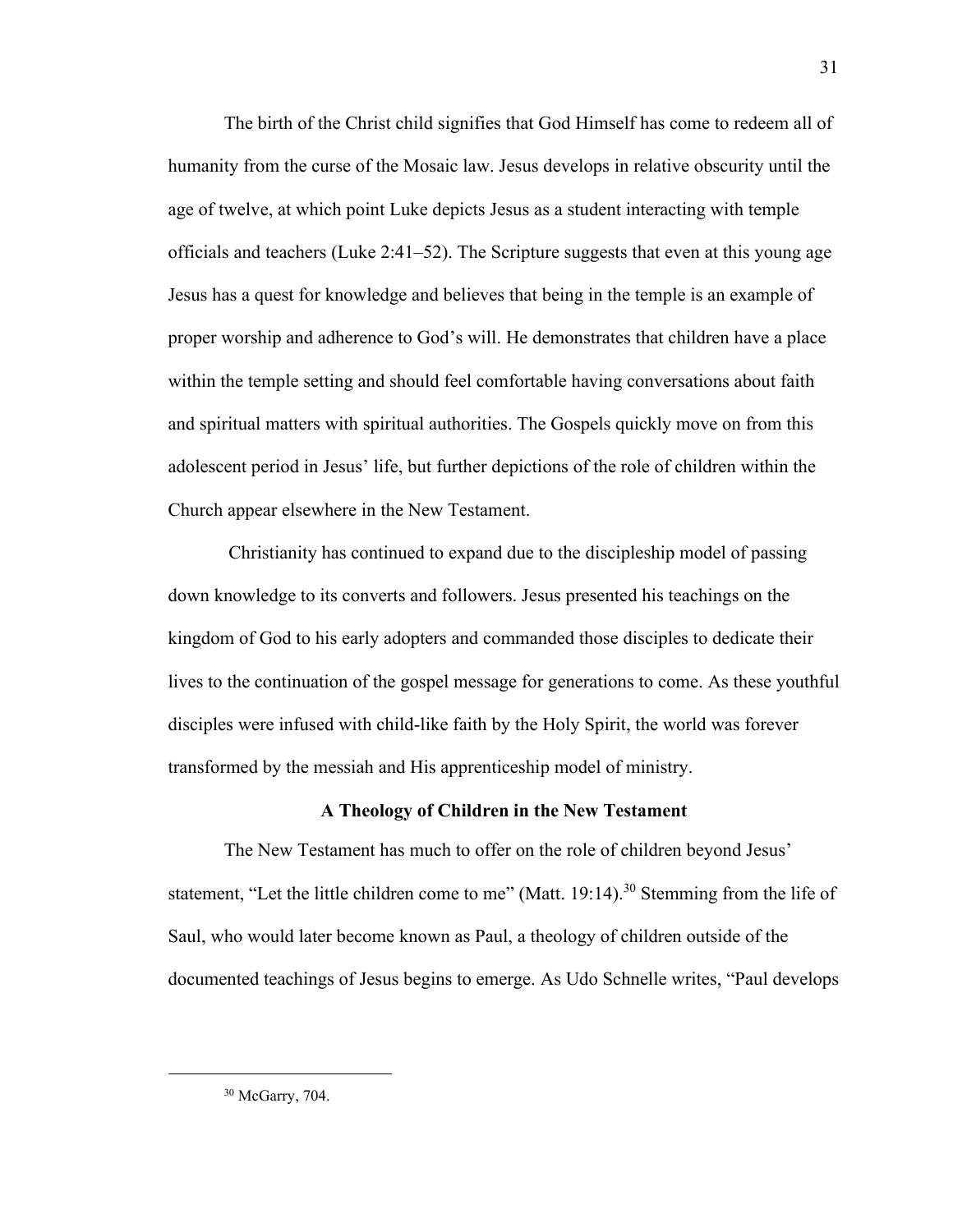The birth of the Christ child signifies that God Himself has come to redeem all of humanity from the curse of the Mosaic law. Jesus develops in relative obscurity until the age of twelve, at which point Luke depicts Jesus as a student interacting with temple officials and teachers (Luke 2:41–52). The Scripture suggests that even at this young age Jesus has a quest for knowledge and believes that being in the temple is an example of proper worship and adherence to God's will. He demonstrates that children have a place within the temple setting and should feel comfortable having conversations about faith and spiritual matters with spiritual authorities. The Gospels quickly move on from this adolescent period in Jesus' life, but further depictions of the role of children within the Church appear elsewhere in the New Testament.

Christianity has continued to expand due to the discipleship model of passing down knowledge to its converts and followers. Jesus presented his teachings on the kingdom of God to his early adopters and commanded those disciples to dedicate their lives to the continuation of the gospel message for generations to come. As these youthful disciples were infused with child-like faith by the Holy Spirit, the world was forever transformed by the messiah and His apprenticeship model of ministry.

**A Theology of Children in the New Testament**

The New Testament has much to offer on the role of children beyond Jesus' statement, "Let the little children come to me" (Matt. 19:14).[30] Stemming from the life of Saul, who would later become known as Paul, a theology of children outside of the documented teachings of Jesus begins to emerge. As Udo Schnelle writes, "Paul develops

---

[30] McGarry, 704.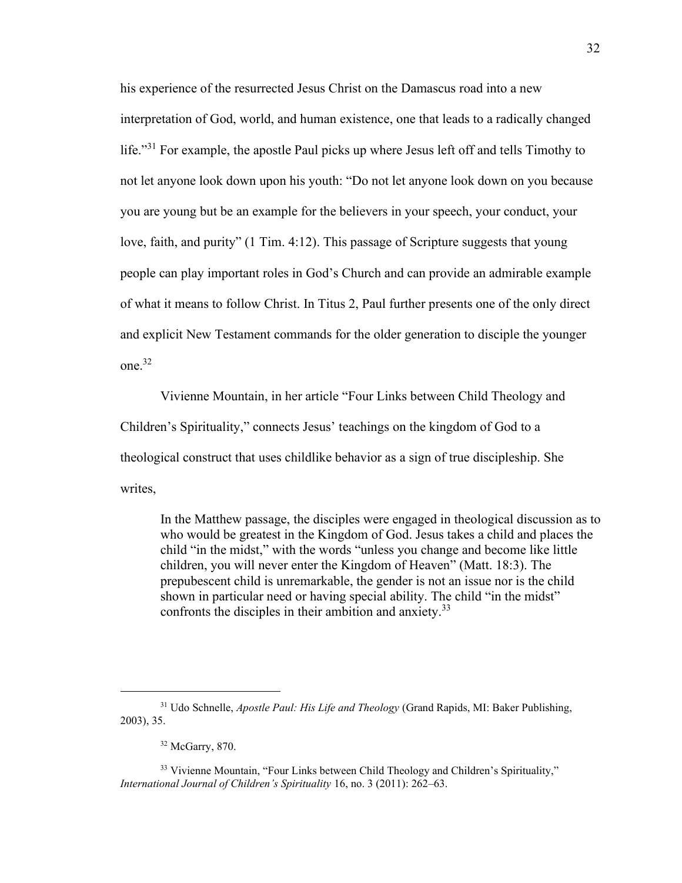his experience of the resurrected Jesus Christ on the Damascus road into a new interpretation of God, world, and human existence, one that leads to a radically changed life."[31] For example, the apostle Paul picks up where Jesus left off and tells Timothy to not let anyone look down upon his youth: "Do not let anyone look down on you because you are young but be an example for the believers in your speech, your conduct, your love, faith, and purity" (1 Tim. 4:12). This passage of Scripture suggests that young people can play important roles in God's Church and can provide an admirable example of what it means to follow Christ. In Titus 2, Paul further presents one of the only direct and explicit New Testament commands for the older generation to disciple the younger one.[32]

Vivienne Mountain, in her article "Four Links between Child Theology and Children's Spirituality," connects Jesus' teachings on the kingdom of God to a theological construct that uses childlike behavior as a sign of true discipleship. She writes,

> In the Matthew passage, the disciples were engaged in theological discussion as to who would be greatest in the Kingdom of God. Jesus takes a child and places the child "in the midst," with the words "unless you change and become like little children, you will never enter the Kingdom of Heaven" (Matt. 18:3). The prepubescent child is unremarkable, the gender is not an issue nor is the child shown in particular need or having special ability. The child "in the midst" confronts the disciples in their ambition and anxiety.[33]

---

[31] Udo Schnelle, *Apostle Paul: His Life and Theology* (Grand Rapids, MI: Baker Publishing, 2003), 35.

[32] McGarry, 870.

[33] Vivienne Mountain, "Four Links between Child Theology and Children's Spirituality," *International Journal of Children's Spirituality* 16, no. 3 (2011): 262–63.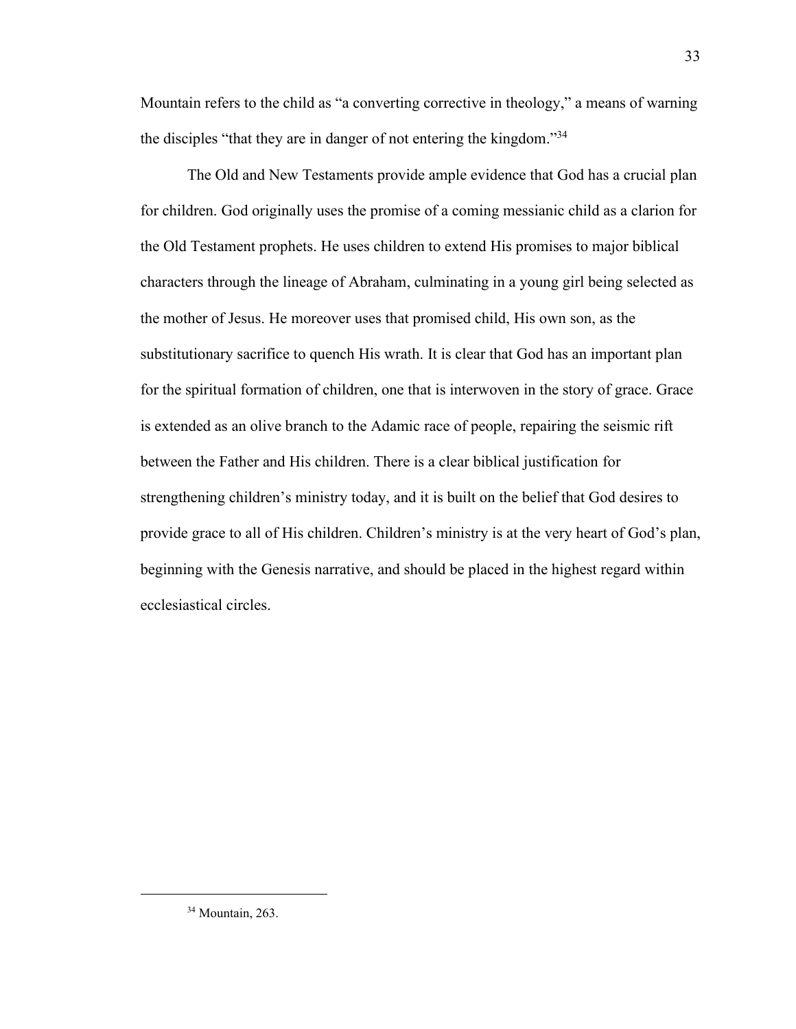Mountain refers to the child as "a converting corrective in theology," a means of warning the disciples "that they are in danger of not entering the kingdom."[34]

The Old and New Testaments provide ample evidence that God has a crucial plan for children. God originally uses the promise of a coming messianic child as a clarion for the Old Testament prophets. He uses children to extend His promises to major biblical characters through the lineage of Abraham, culminating in a young girl being selected as the mother of Jesus. He moreover uses that promised child, His own son, as the substitutionary sacrifice to quench His wrath. It is clear that God has an important plan for the spiritual formation of children, one that is interwoven in the story of grace. Grace is extended as an olive branch to the Adamic race of people, repairing the seismic rift between the Father and His children. There is a clear biblical justification for strengthening children's ministry today, and it is built on the belief that God desires to provide grace to all of His children. Children's ministry is at the very heart of God's plan, beginning with the Genesis narrative, and should be placed in the highest regard within ecclesiastical circles.

---

[34] Mountain, 263.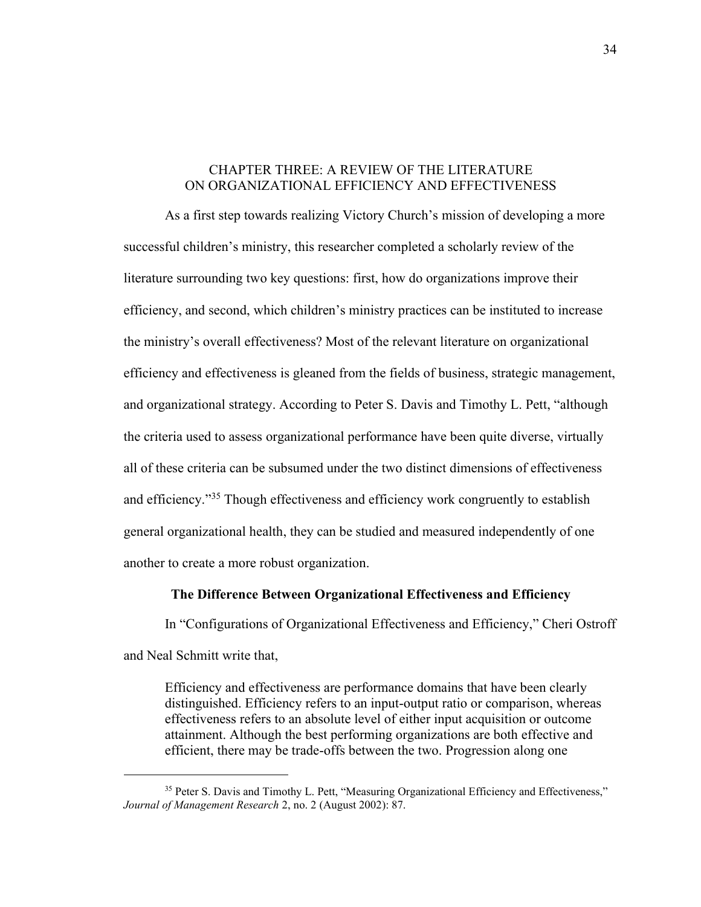# CHAPTER THREE: A REVIEW OF THE LITERATURE ON ORGANIZATIONAL EFFICIENCY AND EFFECTIVENESS

As a first step towards realizing Victory Church's mission of developing a more successful children's ministry, this researcher completed a scholarly review of the literature surrounding two key questions: first, how do organizations improve their efficiency, and second, which children's ministry practices can be instituted to increase the ministry's overall effectiveness? Most of the relevant literature on organizational efficiency and effectiveness is gleaned from the fields of business, strategic management, and organizational strategy. According to Peter S. Davis and Timothy L. Pett, "although the criteria used to assess organizational performance have been quite diverse, virtually all of these criteria can be subsumed under the two distinct dimensions of effectiveness and efficiency."[35] Though effectiveness and efficiency work congruently to establish general organizational health, they can be studied and measured independently of one another to create a more robust organization.

## The Difference Between Organizational Effectiveness and Efficiency

In "Configurations of Organizational Effectiveness and Efficiency," Cheri Ostroff and Neal Schmitt write that,

> Efficiency and effectiveness are performance domains that have been clearly distinguished. Efficiency refers to an input-output ratio or comparison, whereas effectiveness refers to an absolute level of either input acquisition or outcome attainment. Although the best performing organizations are both effective and efficient, there may be trade-offs between the two. Progression along one

---

[35] Peter S. Davis and Timothy L. Pett, "Measuring Organizational Efficiency and Effectiveness," *Journal of Management Research* 2, no. 2 (August 2002): 87.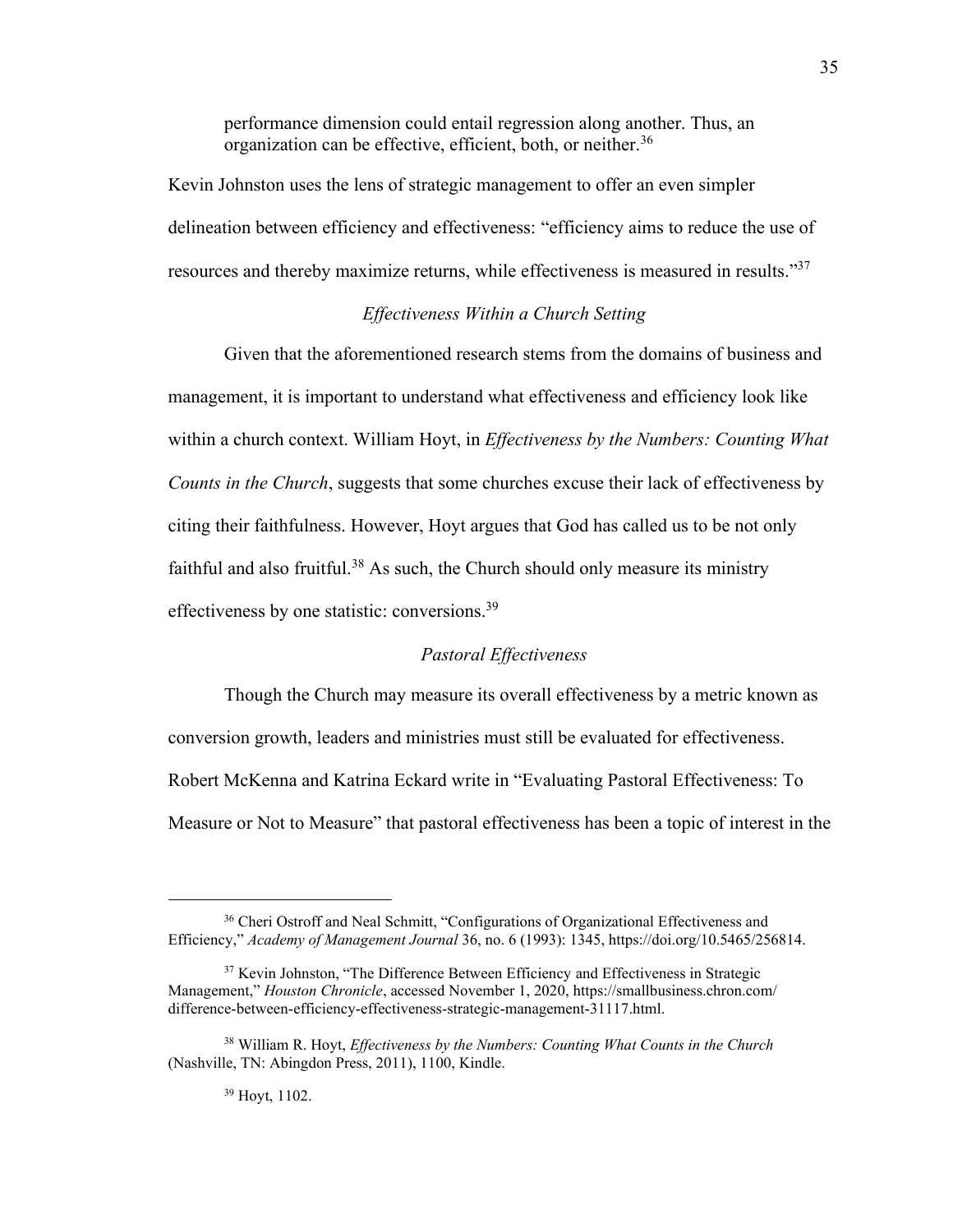> performance dimension could entail regression along another. Thus, an organization can be effective, efficient, both, or neither.[36]

Kevin Johnston uses the lens of strategic management to offer an even simpler delineation between efficiency and effectiveness: "efficiency aims to reduce the use of resources and thereby maximize returns, while effectiveness is measured in results."[37]

### *Effectiveness Within a Church Setting*

Given that the aforementioned research stems from the domains of business and management, it is important to understand what effectiveness and efficiency look like within a church context. William Hoyt, in *Effectiveness by the Numbers: Counting What Counts in the Church*, suggests that some churches excuse their lack of effectiveness by citing their faithfulness. However, Hoyt argues that God has called us to be not only faithful and also fruitful.[38] As such, the Church should only measure its ministry effectiveness by one statistic: conversions.[39]

### *Pastoral Effectiveness*

Though the Church may measure its overall effectiveness by a metric known as conversion growth, leaders and ministries must still be evaluated for effectiveness. Robert McKenna and Katrina Eckard write in "Evaluating Pastoral Effectiveness: To Measure or Not to Measure" that pastoral effectiveness has been a topic of interest in the

---

[36] Cheri Ostroff and Neal Schmitt, "Configurations of Organizational Effectiveness and Efficiency," *Academy of Management Journal* 36, no. 6 (1993): 1345, https://doi.org/10.5465/256814.

[37] Kevin Johnston, "The Difference Between Efficiency and Effectiveness in Strategic Management," *Houston Chronicle*, accessed November 1, 2020, https://smallbusiness.chron.com/difference-between-efficiency-effectiveness-strategic-management-31117.html.

[38] William R. Hoyt, *Effectiveness by the Numbers: Counting What Counts in the Church* (Nashville, TN: Abingdon Press, 2011), 1100, Kindle.

[39] Hoyt, 1102.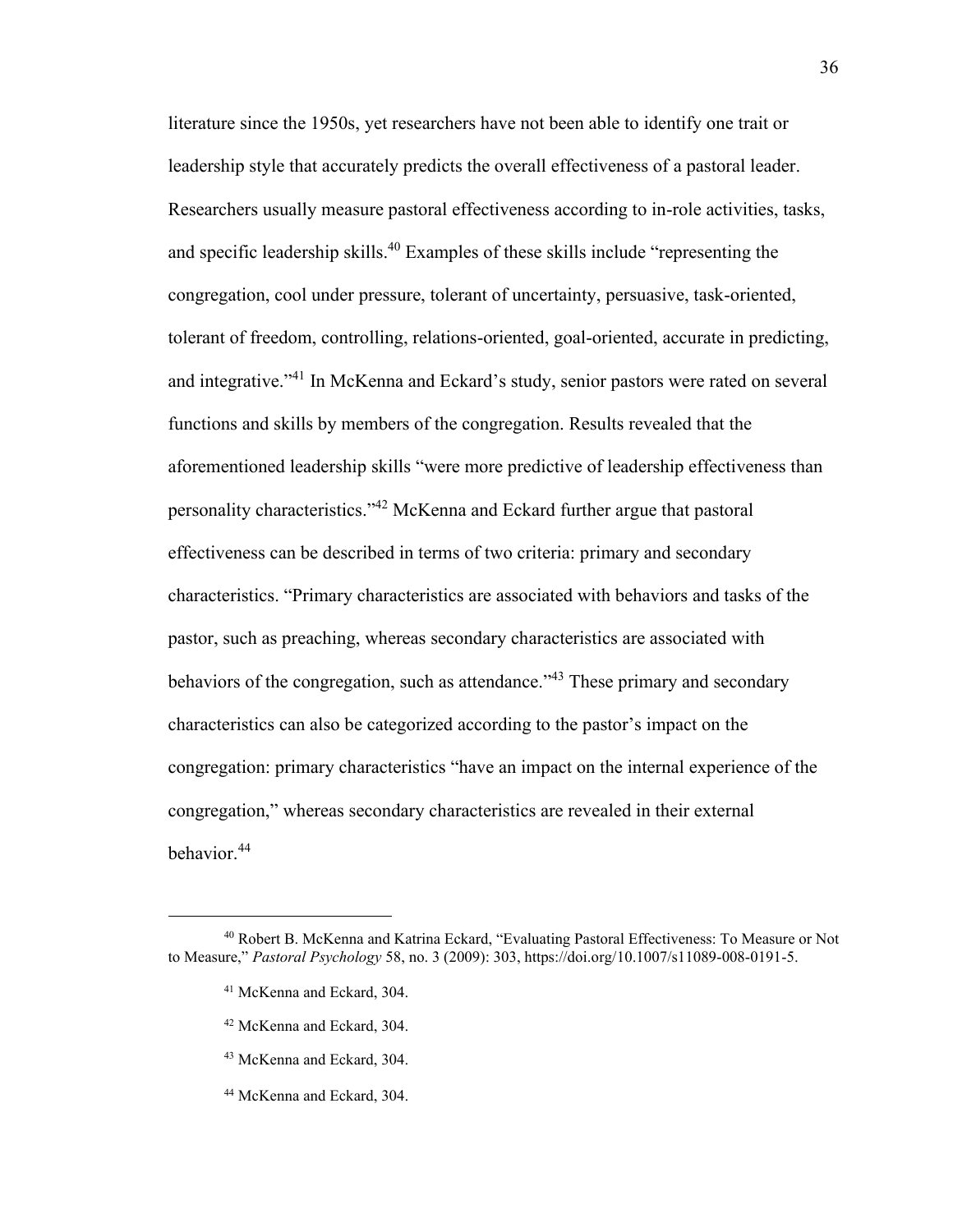literature since the 1950s, yet researchers have not been able to identify one trait or leadership style that accurately predicts the overall effectiveness of a pastoral leader. Researchers usually measure pastoral effectiveness according to in-role activities, tasks, and specific leadership skills.[40] Examples of these skills include "representing the congregation, cool under pressure, tolerant of uncertainty, persuasive, task-oriented, tolerant of freedom, controlling, relations-oriented, goal-oriented, accurate in predicting, and integrative."[41] In McKenna and Eckard's study, senior pastors were rated on several functions and skills by members of the congregation. Results revealed that the aforementioned leadership skills "were more predictive of leadership effectiveness than personality characteristics."[42] McKenna and Eckard further argue that pastoral effectiveness can be described in terms of two criteria: primary and secondary characteristics. "Primary characteristics are associated with behaviors and tasks of the pastor, such as preaching, whereas secondary characteristics are associated with behaviors of the congregation, such as attendance."[43] These primary and secondary characteristics can also be categorized according to the pastor's impact on the congregation: primary characteristics "have an impact on the internal experience of the congregation," whereas secondary characteristics are revealed in their external behavior.[44]

---

[40] Robert B. McKenna and Katrina Eckard, "Evaluating Pastoral Effectiveness: To Measure or Not to Measure," *Pastoral Psychology* 58, no. 3 (2009): 303, https://doi.org/10.1007/s11089-008-0191-5.

[41] McKenna and Eckard, 304.

[42] McKenna and Eckard, 304.

[43] McKenna and Eckard, 304.

[44] McKenna and Eckard, 304.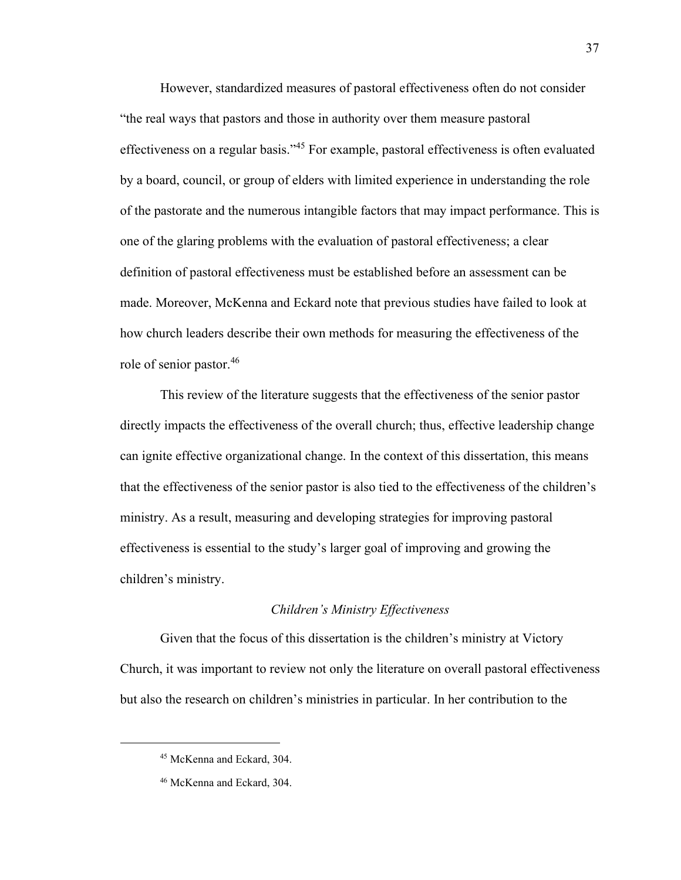However, standardized measures of pastoral effectiveness often do not consider "the real ways that pastors and those in authority over them measure pastoral effectiveness on a regular basis."[45] For example, pastoral effectiveness is often evaluated by a board, council, or group of elders with limited experience in understanding the role of the pastorate and the numerous intangible factors that may impact performance. This is one of the glaring problems with the evaluation of pastoral effectiveness; a clear definition of pastoral effectiveness must be established before an assessment can be made. Moreover, McKenna and Eckard note that previous studies have failed to look at how church leaders describe their own methods for measuring the effectiveness of the role of senior pastor.[46]

This review of the literature suggests that the effectiveness of the senior pastor directly impacts the effectiveness of the overall church; thus, effective leadership change can ignite effective organizational change. In the context of this dissertation, this means that the effectiveness of the senior pastor is also tied to the effectiveness of the children's ministry. As a result, measuring and developing strategies for improving pastoral effectiveness is essential to the study's larger goal of improving and growing the children's ministry.

### *Children's Ministry Effectiveness*

Given that the focus of this dissertation is the children's ministry at Victory Church, it was important to review not only the literature on overall pastoral effectiveness but also the research on children's ministries in particular. In her contribution to the

---

[45] McKenna and Eckard, 304.

[46] McKenna and Eckard, 304.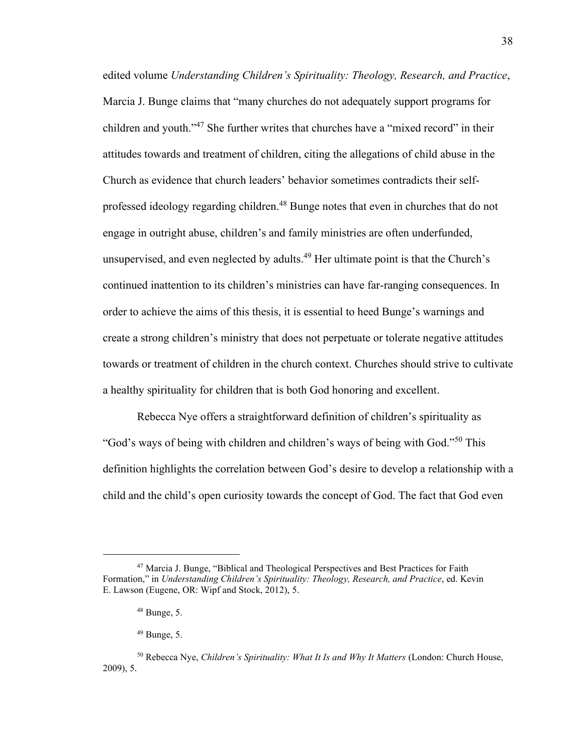edited volume *Understanding Children's Spirituality: Theology, Research, and Practice*, Marcia J. Bunge claims that "many churches do not adequately support programs for children and youth."[47] She further writes that churches have a "mixed record" in their attitudes towards and treatment of children, citing the allegations of child abuse in the Church as evidence that church leaders' behavior sometimes contradicts their self-professed ideology regarding children.[48] Bunge notes that even in churches that do not engage in outright abuse, children's and family ministries are often underfunded, unsupervised, and even neglected by adults.[49] Her ultimate point is that the Church's continued inattention to its children's ministries can have far-ranging consequences. In order to achieve the aims of this thesis, it is essential to heed Bunge's warnings and create a strong children's ministry that does not perpetuate or tolerate negative attitudes towards or treatment of children in the church context. Churches should strive to cultivate a healthy spirituality for children that is both God honoring and excellent.

Rebecca Nye offers a straightforward definition of children's spirituality as "God's ways of being with children and children's ways of being with God."[50] This definition highlights the correlation between God's desire to develop a relationship with a child and the child's open curiosity towards the concept of God. The fact that God even

---

[47] Marcia J. Bunge, "Biblical and Theological Perspectives and Best Practices for Faith Formation," in *Understanding Children's Spirituality: Theology, Research, and Practice*, ed. Kevin E. Lawson (Eugene, OR: Wipf and Stock, 2012), 5.

[48] Bunge, 5.

[49] Bunge, 5.

[50] Rebecca Nye, *Children's Spirituality: What It Is and Why It Matters* (London: Church House, 2009), 5.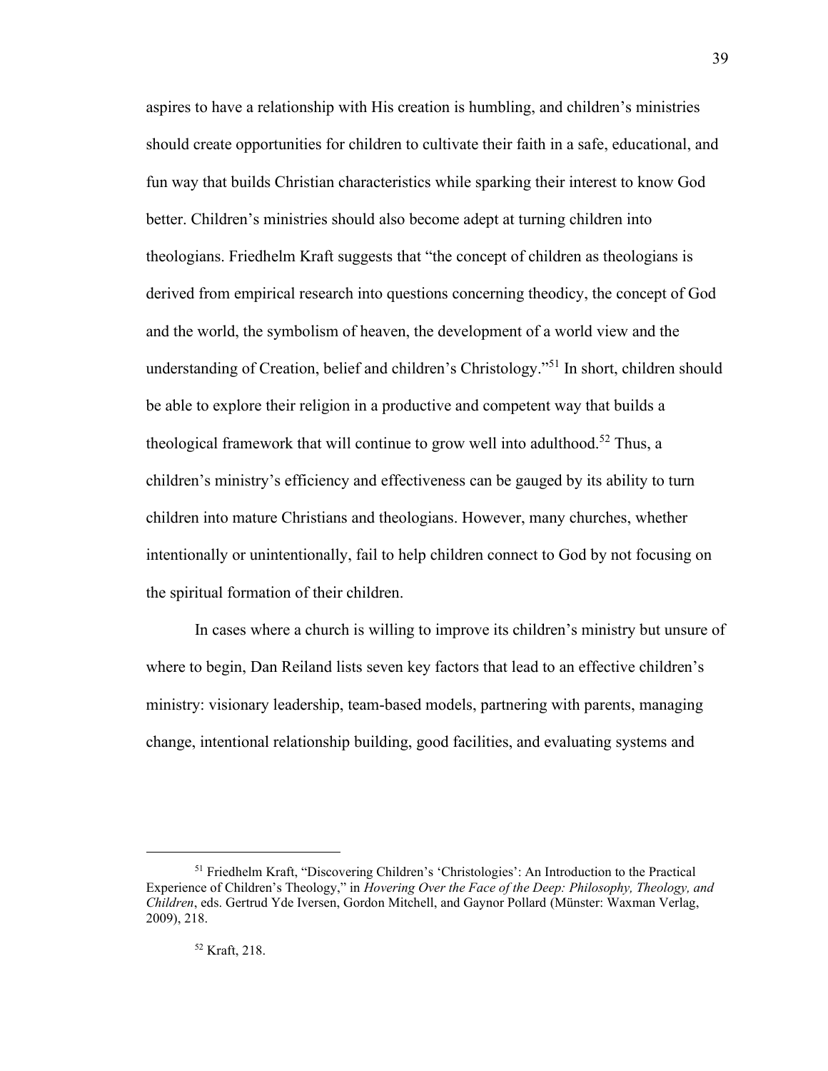aspires to have a relationship with His creation is humbling, and children's ministries should create opportunities for children to cultivate their faith in a safe, educational, and fun way that builds Christian characteristics while sparking their interest to know God better. Children's ministries should also become adept at turning children into theologians. Friedhelm Kraft suggests that "the concept of children as theologians is derived from empirical research into questions concerning theodicy, the concept of God and the world, the symbolism of heaven, the development of a world view and the understanding of Creation, belief and children's Christology."[51] In short, children should be able to explore their religion in a productive and competent way that builds a theological framework that will continue to grow well into adulthood.[52] Thus, a children's ministry's efficiency and effectiveness can be gauged by its ability to turn children into mature Christians and theologians. However, many churches, whether intentionally or unintentionally, fail to help children connect to God by not focusing on the spiritual formation of their children.

In cases where a church is willing to improve its children's ministry but unsure of where to begin, Dan Reiland lists seven key factors that lead to an effective children's ministry: visionary leadership, team-based models, partnering with parents, managing change, intentional relationship building, good facilities, and evaluating systems and

---

[51] Friedhelm Kraft, "Discovering Children's 'Christologies': An Introduction to the Practical Experience of Children's Theology," in *Hovering Over the Face of the Deep: Philosophy, Theology, and Children*, eds. Gertrud Yde Iversen, Gordon Mitchell, and Gaynor Pollard (Münster: Waxman Verlag, 2009), 218.

[52] Kraft, 218.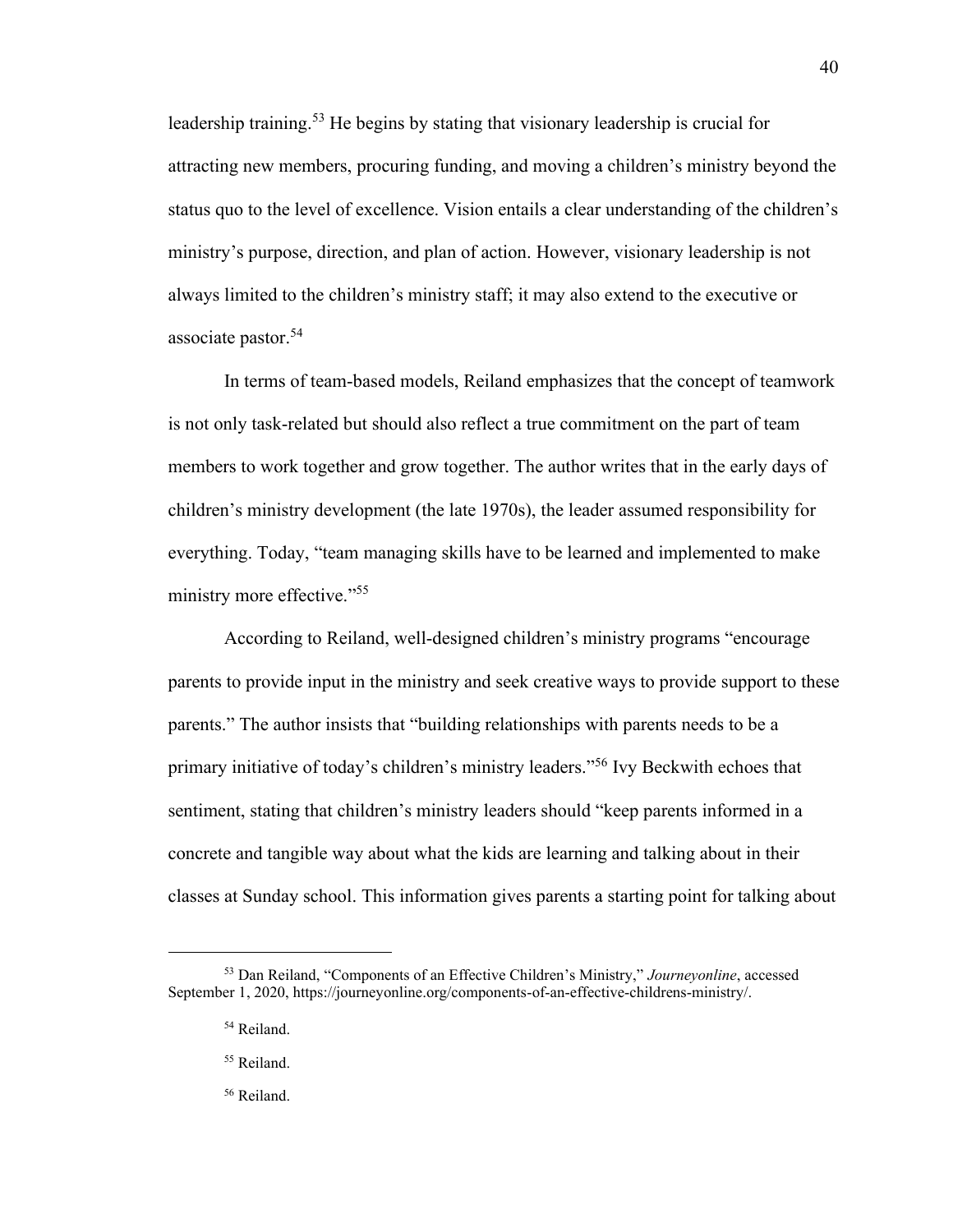leadership training.[53] He begins by stating that visionary leadership is crucial for attracting new members, procuring funding, and moving a children's ministry beyond the status quo to the level of excellence. Vision entails a clear understanding of the children's ministry's purpose, direction, and plan of action. However, visionary leadership is not always limited to the children's ministry staff; it may also extend to the executive or associate pastor.[54]

In terms of team-based models, Reiland emphasizes that the concept of teamwork is not only task-related but should also reflect a true commitment on the part of team members to work together and grow together. The author writes that in the early days of children's ministry development (the late 1970s), the leader assumed responsibility for everything. Today, "team managing skills have to be learned and implemented to make ministry more effective."[55]

According to Reiland, well-designed children's ministry programs "encourage parents to provide input in the ministry and seek creative ways to provide support to these parents." The author insists that "building relationships with parents needs to be a primary initiative of today's children's ministry leaders."[56] Ivy Beckwith echoes that sentiment, stating that children's ministry leaders should "keep parents informed in a concrete and tangible way about what the kids are learning and talking about in their classes at Sunday school. This information gives parents a starting point for talking about

---

[53] Dan Reiland, "Components of an Effective Children's Ministry," *Journeyonline*, accessed September 1, 2020, https://journeyonline.org/components-of-an-effective-childrens-ministry/.

[54] Reiland.

[55] Reiland.

[56] Reiland.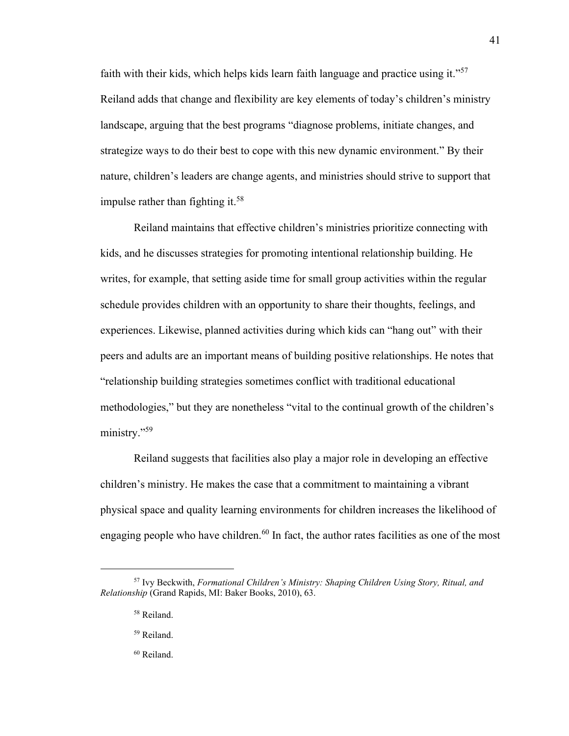faith with their kids, which helps kids learn faith language and practice using it."[57] Reiland adds that change and flexibility are key elements of today's children's ministry landscape, arguing that the best programs "diagnose problems, initiate changes, and strategize ways to do their best to cope with this new dynamic environment." By their nature, children's leaders are change agents, and ministries should strive to support that impulse rather than fighting it.[58]

Reiland maintains that effective children's ministries prioritize connecting with kids, and he discusses strategies for promoting intentional relationship building. He writes, for example, that setting aside time for small group activities within the regular schedule provides children with an opportunity to share their thoughts, feelings, and experiences. Likewise, planned activities during which kids can "hang out" with their peers and adults are an important means of building positive relationships. He notes that "relationship building strategies sometimes conflict with traditional educational methodologies," but they are nonetheless "vital to the continual growth of the children's ministry."[59]

Reiland suggests that facilities also play a major role in developing an effective children's ministry. He makes the case that a commitment to maintaining a vibrant physical space and quality learning environments for children increases the likelihood of engaging people who have children.[60] In fact, the author rates facilities as one of the most

---

[57] Ivy Beckwith, *Formational Children's Ministry: Shaping Children Using Story, Ritual, and Relationship* (Grand Rapids, MI: Baker Books, 2010), 63.

[58] Reiland.

[59] Reiland.

[60] Reiland.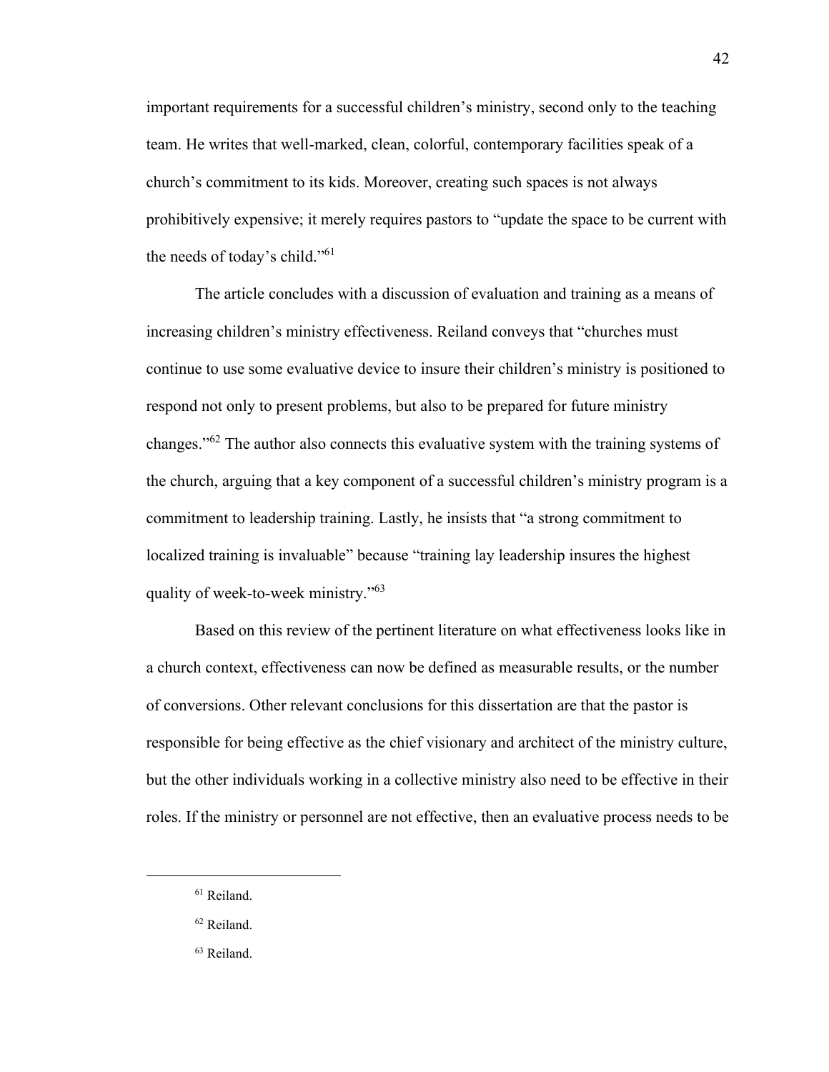important requirements for a successful children's ministry, second only to the teaching team. He writes that well-marked, clean, colorful, contemporary facilities speak of a church's commitment to its kids. Moreover, creating such spaces is not always prohibitively expensive; it merely requires pastors to "update the space to be current with the needs of today's child."[61]

The article concludes with a discussion of evaluation and training as a means of increasing children's ministry effectiveness. Reiland conveys that "churches must continue to use some evaluative device to insure their children's ministry is positioned to respond not only to present problems, but also to be prepared for future ministry changes."[62] The author also connects this evaluative system with the training systems of the church, arguing that a key component of a successful children's ministry program is a commitment to leadership training. Lastly, he insists that "a strong commitment to localized training is invaluable" because "training lay leadership insures the highest quality of week-to-week ministry."[63]

Based on this review of the pertinent literature on what effectiveness looks like in a church context, effectiveness can now be defined as measurable results, or the number of conversions. Other relevant conclusions for this dissertation are that the pastor is responsible for being effective as the chief visionary and architect of the ministry culture, but the other individuals working in a collective ministry also need to be effective in their roles. If the ministry or personnel are not effective, then an evaluative process needs to be

---

[61] Reiland.

[62] Reiland.

[63] Reiland.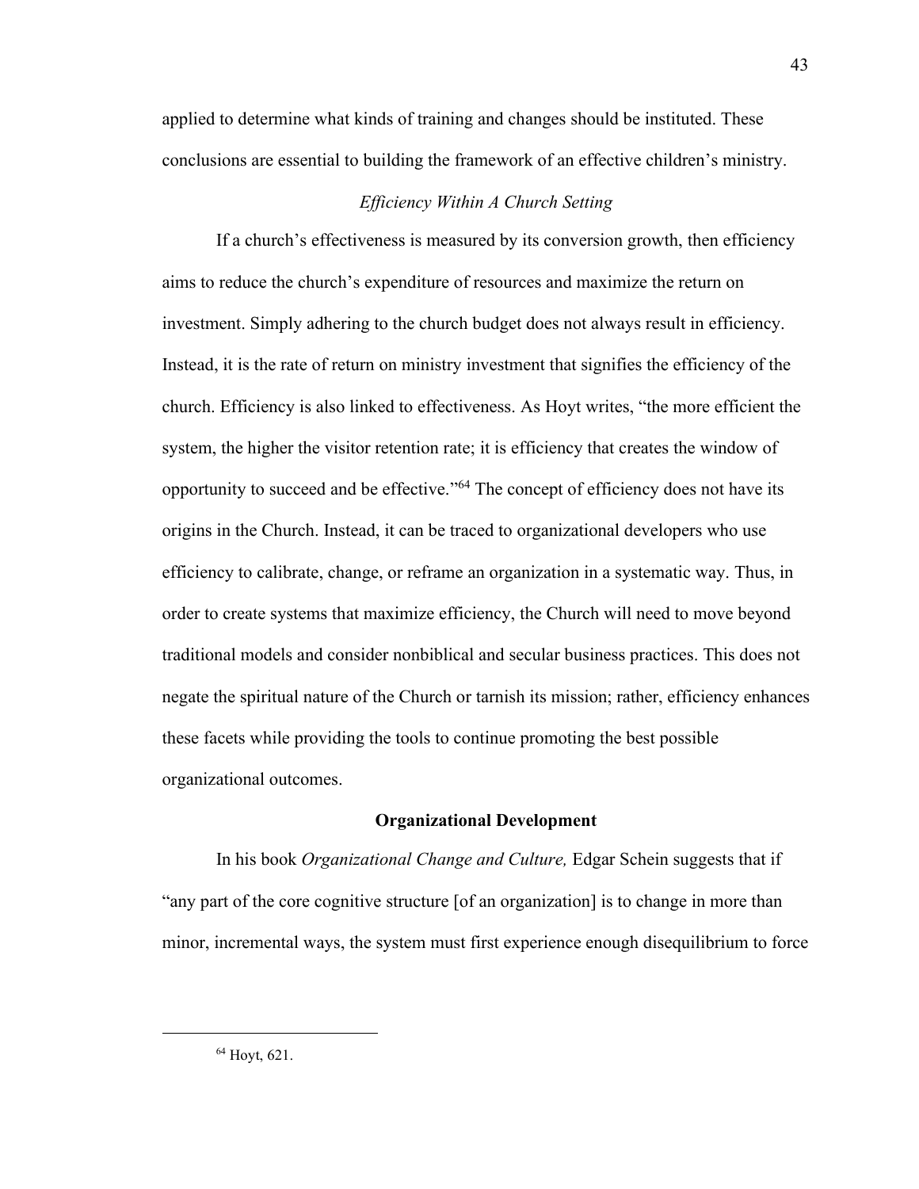applied to determine what kinds of training and changes should be instituted. These conclusions are essential to building the framework of an effective children's ministry.

### *Efficiency Within A Church Setting*

If a church's effectiveness is measured by its conversion growth, then efficiency aims to reduce the church's expenditure of resources and maximize the return on investment. Simply adhering to the church budget does not always result in efficiency. Instead, it is the rate of return on ministry investment that signifies the efficiency of the church. Efficiency is also linked to effectiveness. As Hoyt writes, "the more efficient the system, the higher the visitor retention rate; it is efficiency that creates the window of opportunity to succeed and be effective."[64] The concept of efficiency does not have its origins in the Church. Instead, it can be traced to organizational developers who use efficiency to calibrate, change, or reframe an organization in a systematic way. Thus, in order to create systems that maximize efficiency, the Church will need to move beyond traditional models and consider nonbiblical and secular business practices. This does not negate the spiritual nature of the Church or tarnish its mission; rather, efficiency enhances these facets while providing the tools to continue promoting the best possible organizational outcomes.

## Organizational Development

In his book *Organizational Change and Culture,* Edgar Schein suggests that if "any part of the core cognitive structure [of an organization] is to change in more than minor, incremental ways, the system must first experience enough disequilibrium to force

[64] Hoyt, 621.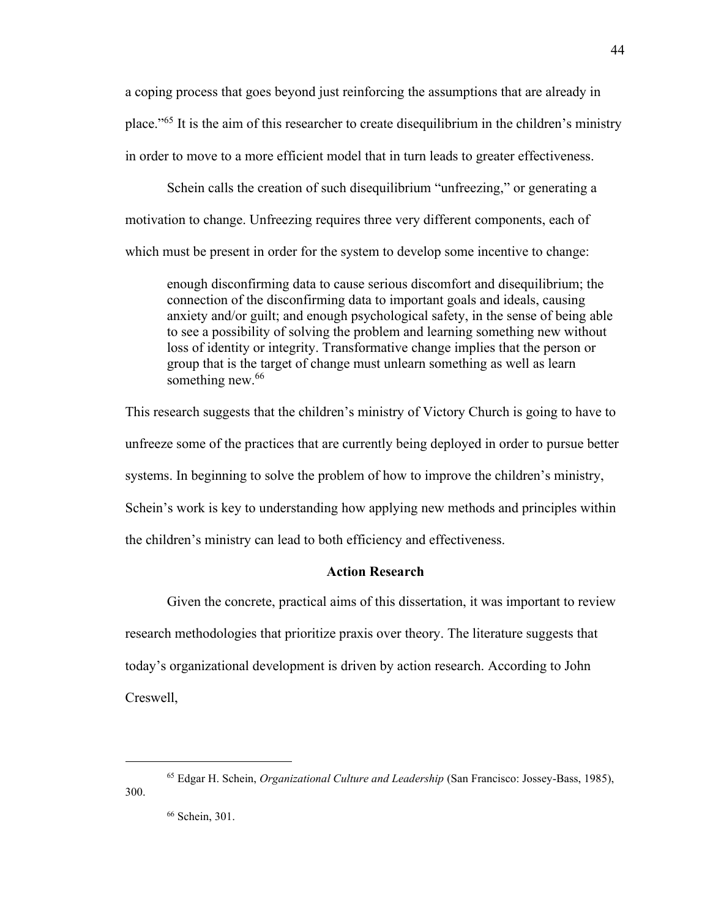a coping process that goes beyond just reinforcing the assumptions that are already in place."[65] It is the aim of this researcher to create disequilibrium in the children's ministry in order to move to a more efficient model that in turn leads to greater effectiveness.

Schein calls the creation of such disequilibrium "unfreezing," or generating a motivation to change. Unfreezing requires three very different components, each of which must be present in order for the system to develop some incentive to change:

> enough disconfirming data to cause serious discomfort and disequilibrium; the connection of the disconfirming data to important goals and ideals, causing anxiety and/or guilt; and enough psychological safety, in the sense of being able to see a possibility of solving the problem and learning something new without loss of identity or integrity. Transformative change implies that the person or group that is the target of change must unlearn something as well as learn something new.[66]

This research suggests that the children's ministry of Victory Church is going to have to unfreeze some of the practices that are currently being deployed in order to pursue better systems. In beginning to solve the problem of how to improve the children's ministry, Schein's work is key to understanding how applying new methods and principles within the children's ministry can lead to both efficiency and effectiveness.

## Action Research

Given the concrete, practical aims of this dissertation, it was important to review research methodologies that prioritize praxis over theory. The literature suggests that today's organizational development is driven by action research. According to John Creswell,

---

[65] Edgar H. Schein, *Organizational Culture and Leadership* (San Francisco: Jossey-Bass, 1985), 300.

[66] Schein, 301.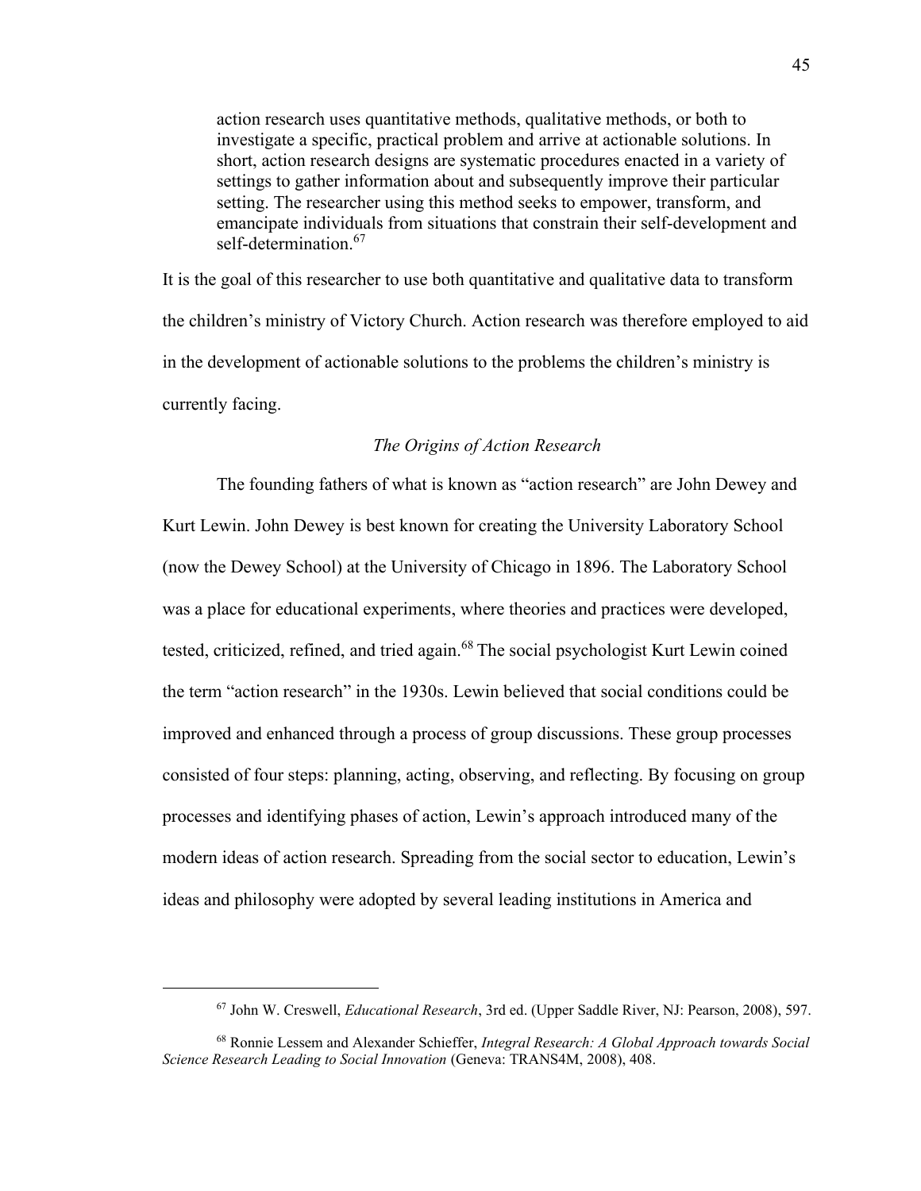> action research uses quantitative methods, qualitative methods, or both to investigate a specific, practical problem and arrive at actionable solutions. In short, action research designs are systematic procedures enacted in a variety of settings to gather information about and subsequently improve their particular setting. The researcher using this method seeks to empower, transform, and emancipate individuals from situations that constrain their self-development and self-determination.[67]

It is the goal of this researcher to use both quantitative and qualitative data to transform the children's ministry of Victory Church. Action research was therefore employed to aid in the development of actionable solutions to the problems the children's ministry is currently facing.

### *The Origins of Action Research*

The founding fathers of what is known as "action research" are John Dewey and Kurt Lewin. John Dewey is best known for creating the University Laboratory School (now the Dewey School) at the University of Chicago in 1896. The Laboratory School was a place for educational experiments, where theories and practices were developed, tested, criticized, refined, and tried again.[68] The social psychologist Kurt Lewin coined the term "action research" in the 1930s. Lewin believed that social conditions could be improved and enhanced through a process of group discussions. These group processes consisted of four steps: planning, acting, observing, and reflecting. By focusing on group processes and identifying phases of action, Lewin's approach introduced many of the modern ideas of action research. Spreading from the social sector to education, Lewin's ideas and philosophy were adopted by several leading institutions in America and

---

[67] John W. Creswell, *Educational Research*, 3rd ed. (Upper Saddle River, NJ: Pearson, 2008), 597.

[68] Ronnie Lessem and Alexander Schieffer, *Integral Research: A Global Approach towards Social Science Research Leading to Social Innovation* (Geneva: TRANS4M, 2008), 408.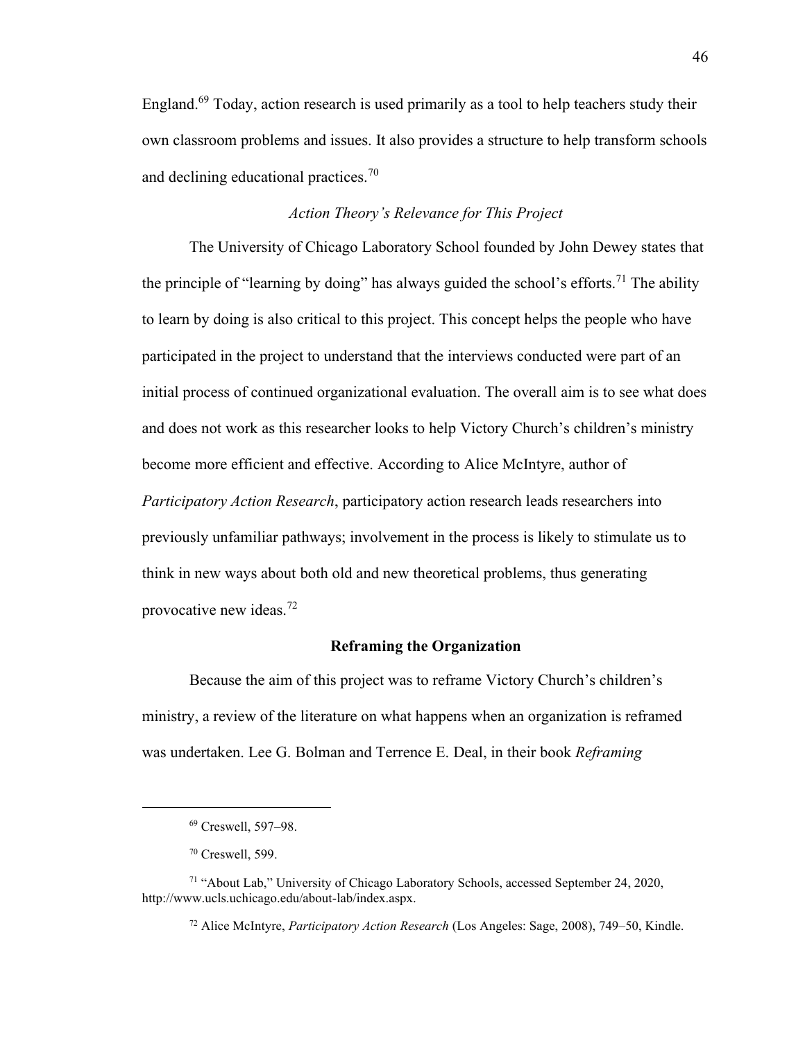England.[69] Today, action research is used primarily as a tool to help teachers study their own classroom problems and issues. It also provides a structure to help transform schools and declining educational practices.[70]

### *Action Theory's Relevance for This Project*

The University of Chicago Laboratory School founded by John Dewey states that the principle of "learning by doing" has always guided the school's efforts.[71] The ability to learn by doing is also critical to this project. This concept helps the people who have participated in the project to understand that the interviews conducted were part of an initial process of continued organizational evaluation. The overall aim is to see what does and does not work as this researcher looks to help Victory Church's children's ministry become more efficient and effective. According to Alice McIntyre, author of *Participatory Action Research*, participatory action research leads researchers into previously unfamiliar pathways; involvement in the process is likely to stimulate us to think in new ways about both old and new theoretical problems, thus generating provocative new ideas.[72]

## **Reframing the Organization**

Because the aim of this project was to reframe Victory Church's children's ministry, a review of the literature on what happens when an organization is reframed was undertaken. Lee G. Bolman and Terrence E. Deal, in their book *Reframing*

---

[69] Creswell, 597–98.

[70] Creswell, 599.

[71] "About Lab," University of Chicago Laboratory Schools, accessed September 24, 2020, http://www.ucls.uchicago.edu/about-lab/index.aspx.

[72] Alice McIntyre, *Participatory Action Research* (Los Angeles: Sage, 2008), 749–50, Kindle.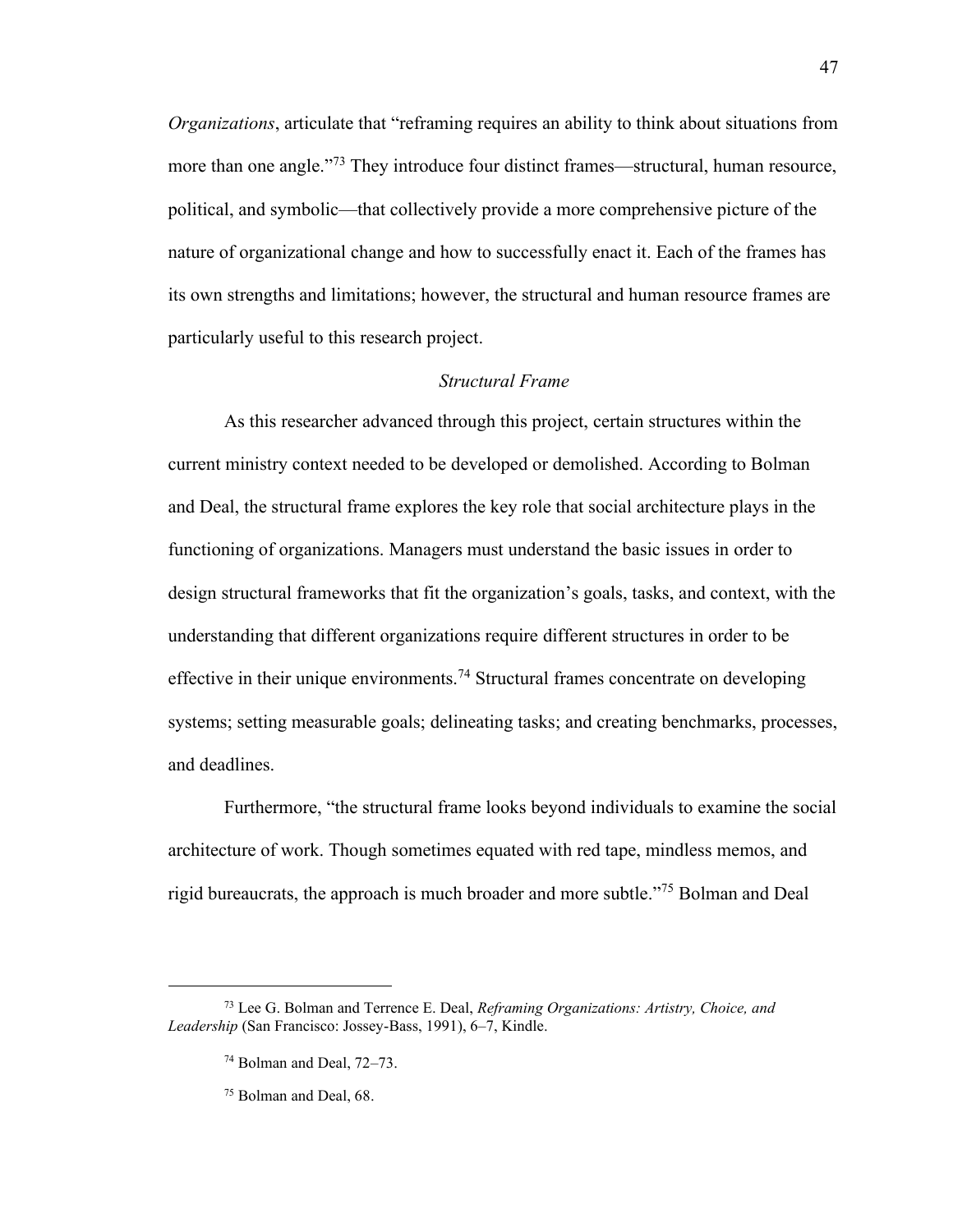*Organizations*, articulate that "reframing requires an ability to think about situations from more than one angle."[73] They introduce four distinct frames—structural, human resource, political, and symbolic—that collectively provide a more comprehensive picture of the nature of organizational change and how to successfully enact it. Each of the frames has its own strengths and limitations; however, the structural and human resource frames are particularly useful to this research project.

### *Structural Frame*

As this researcher advanced through this project, certain structures within the current ministry context needed to be developed or demolished. According to Bolman and Deal, the structural frame explores the key role that social architecture plays in the functioning of organizations. Managers must understand the basic issues in order to design structural frameworks that fit the organization's goals, tasks, and context, with the understanding that different organizations require different structures in order to be effective in their unique environments.[74] Structural frames concentrate on developing systems; setting measurable goals; delineating tasks; and creating benchmarks, processes, and deadlines.

Furthermore, "the structural frame looks beyond individuals to examine the social architecture of work. Though sometimes equated with red tape, mindless memos, and rigid bureaucrats, the approach is much broader and more subtle."[75] Bolman and Deal

---

[73] Lee G. Bolman and Terrence E. Deal, *Reframing Organizations: Artistry, Choice, and Leadership* (San Francisco: Jossey-Bass, 1991), 6–7, Kindle.

[74] Bolman and Deal, 72–73.

[75] Bolman and Deal, 68.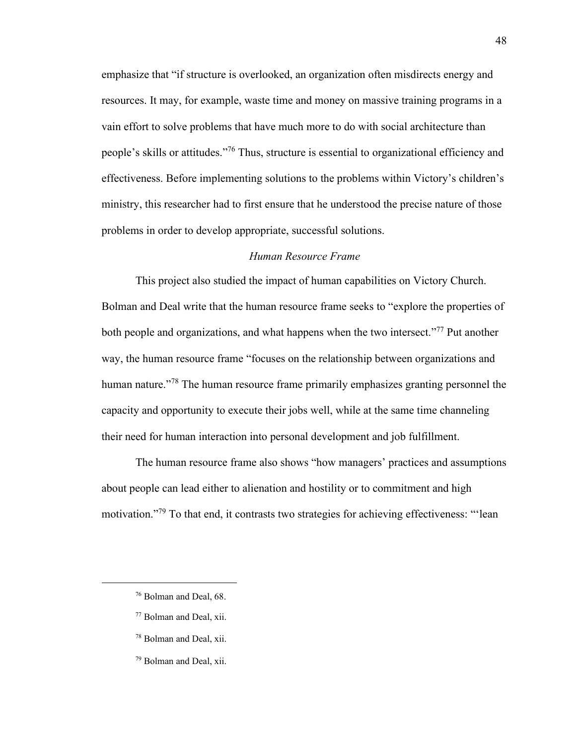emphasize that "if structure is overlooked, an organization often misdirects energy and resources. It may, for example, waste time and money on massive training programs in a vain effort to solve problems that have much more to do with social architecture than people's skills or attitudes."[76] Thus, structure is essential to organizational efficiency and effectiveness. Before implementing solutions to the problems within Victory's children's ministry, this researcher had to first ensure that he understood the precise nature of those problems in order to develop appropriate, successful solutions.

### *Human Resource Frame*

This project also studied the impact of human capabilities on Victory Church. Bolman and Deal write that the human resource frame seeks to "explore the properties of both people and organizations, and what happens when the two intersect."[77] Put another way, the human resource frame "focuses on the relationship between organizations and human nature."[78] The human resource frame primarily emphasizes granting personnel the capacity and opportunity to execute their jobs well, while at the same time channeling their need for human interaction into personal development and job fulfillment.

The human resource frame also shows "how managers' practices and assumptions about people can lead either to alienation and hostility or to commitment and high motivation."[79] To that end, it contrasts two strategies for achieving effectiveness: "'lean

---

[76] Bolman and Deal, 68.

[77] Bolman and Deal, xii.

[78] Bolman and Deal, xii.

[79] Bolman and Deal, xii.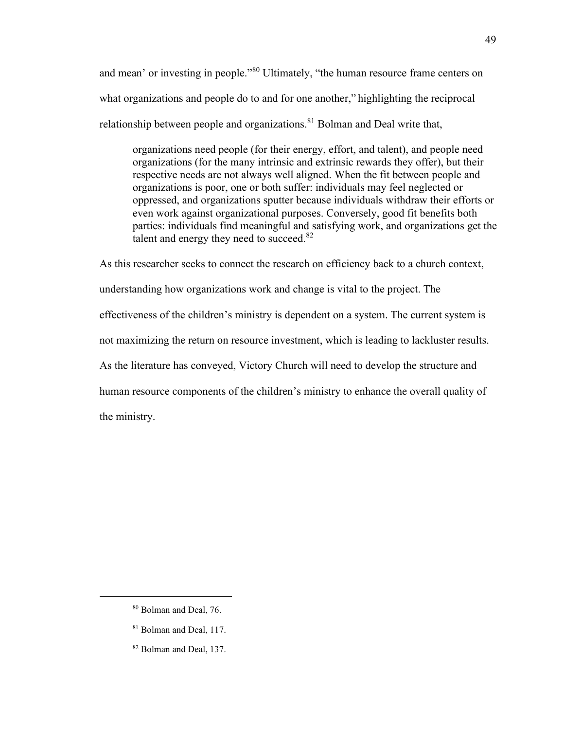and mean' or investing in people."[80] Ultimately, "the human resource frame centers on what organizations and people do to and for one another," highlighting the reciprocal relationship between people and organizations.[81] Bolman and Deal write that,

> organizations need people (for their energy, effort, and talent), and people need organizations (for the many intrinsic and extrinsic rewards they offer), but their respective needs are not always well aligned. When the fit between people and organizations is poor, one or both suffer: individuals may feel neglected or oppressed, and organizations sputter because individuals withdraw their efforts or even work against organizational purposes. Conversely, good fit benefits both parties: individuals find meaningful and satisfying work, and organizations get the talent and energy they need to succeed.[82]

As this researcher seeks to connect the research on efficiency back to a church context, understanding how organizations work and change is vital to the project. The effectiveness of the children's ministry is dependent on a system. The current system is not maximizing the return on resource investment, which is leading to lackluster results. As the literature has conveyed, Victory Church will need to develop the structure and human resource components of the children's ministry to enhance the overall quality of the ministry.

---

[80] Bolman and Deal, 76.

[81] Bolman and Deal, 117.

[82] Bolman and Deal, 137.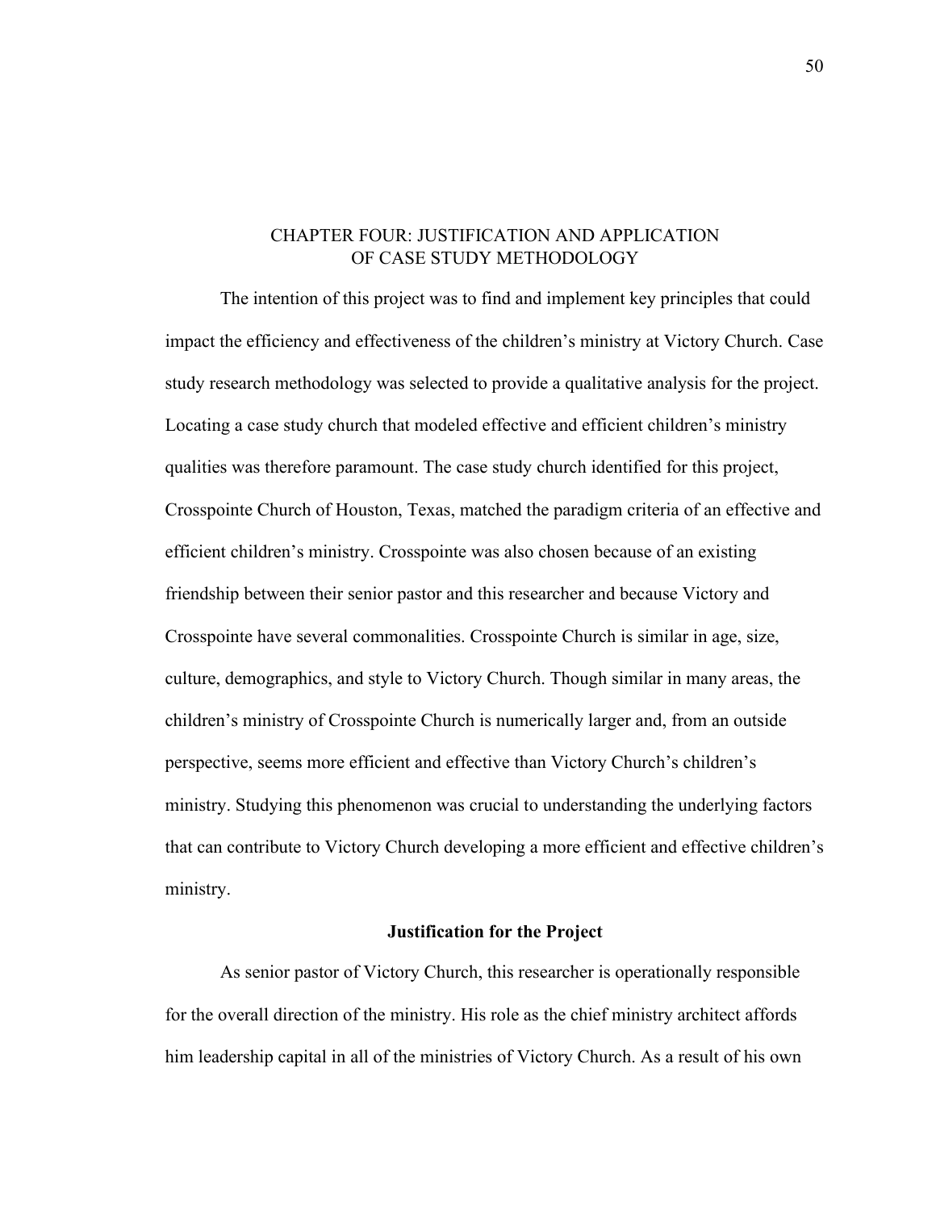# CHAPTER FOUR: JUSTIFICATION AND APPLICATION OF CASE STUDY METHODOLOGY

The intention of this project was to find and implement key principles that could impact the efficiency and effectiveness of the children's ministry at Victory Church. Case study research methodology was selected to provide a qualitative analysis for the project. Locating a case study church that modeled effective and efficient children's ministry qualities was therefore paramount. The case study church identified for this project, Crosspointe Church of Houston, Texas, matched the paradigm criteria of an effective and efficient children's ministry. Crosspointe was also chosen because of an existing friendship between their senior pastor and this researcher and because Victory and Crosspointe have several commonalities. Crosspointe Church is similar in age, size, culture, demographics, and style to Victory Church. Though similar in many areas, the children's ministry of Crosspointe Church is numerically larger and, from an outside perspective, seems more efficient and effective than Victory Church's children's ministry. Studying this phenomenon was crucial to understanding the underlying factors that can contribute to Victory Church developing a more efficient and effective children's ministry.

## Justification for the Project

As senior pastor of Victory Church, this researcher is operationally responsible for the overall direction of the ministry. His role as the chief ministry architect affords him leadership capital in all of the ministries of Victory Church. As a result of his own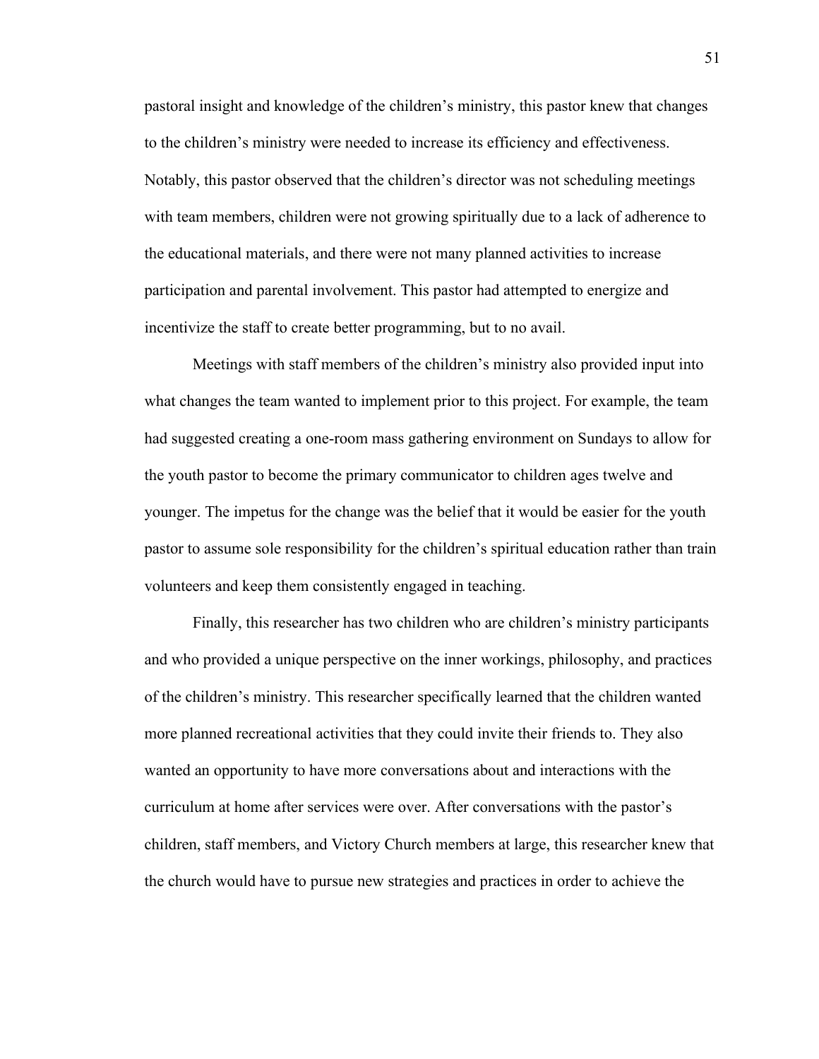pastoral insight and knowledge of the children's ministry, this pastor knew that changes to the children's ministry were needed to increase its efficiency and effectiveness. Notably, this pastor observed that the children's director was not scheduling meetings with team members, children were not growing spiritually due to a lack of adherence to the educational materials, and there were not many planned activities to increase participation and parental involvement. This pastor had attempted to energize and incentivize the staff to create better programming, but to no avail.

Meetings with staff members of the children's ministry also provided input into what changes the team wanted to implement prior to this project. For example, the team had suggested creating a one-room mass gathering environment on Sundays to allow for the youth pastor to become the primary communicator to children ages twelve and younger. The impetus for the change was the belief that it would be easier for the youth pastor to assume sole responsibility for the children's spiritual education rather than train volunteers and keep them consistently engaged in teaching.

Finally, this researcher has two children who are children's ministry participants and who provided a unique perspective on the inner workings, philosophy, and practices of the children's ministry. This researcher specifically learned that the children wanted more planned recreational activities that they could invite their friends to. They also wanted an opportunity to have more conversations about and interactions with the curriculum at home after services were over. After conversations with the pastor's children, staff members, and Victory Church members at large, this researcher knew that the church would have to pursue new strategies and practices in order to achieve the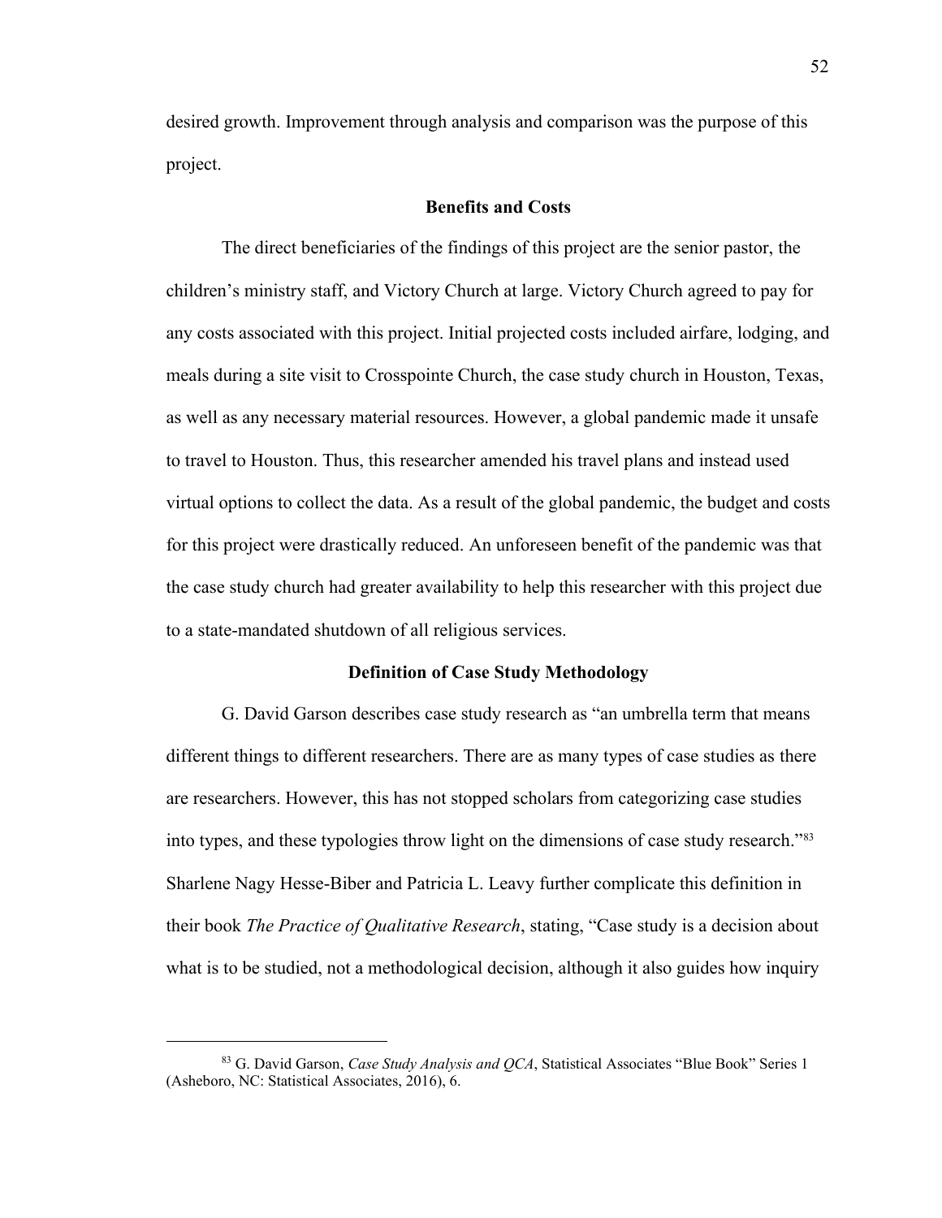desired growth. Improvement through analysis and comparison was the purpose of this project.

## Benefits and Costs

The direct beneficiaries of the findings of this project are the senior pastor, the children's ministry staff, and Victory Church at large. Victory Church agreed to pay for any costs associated with this project. Initial projected costs included airfare, lodging, and meals during a site visit to Crosspointe Church, the case study church in Houston, Texas, as well as any necessary material resources. However, a global pandemic made it unsafe to travel to Houston. Thus, this researcher amended his travel plans and instead used virtual options to collect the data. As a result of the global pandemic, the budget and costs for this project were drastically reduced. An unforeseen benefit of the pandemic was that the case study church had greater availability to help this researcher with this project due to a state-mandated shutdown of all religious services.

## Definition of Case Study Methodology

G. David Garson describes case study research as "an umbrella term that means different things to different researchers. There are as many types of case studies as there are researchers. However, this has not stopped scholars from categorizing case studies into types, and these typologies throw light on the dimensions of case study research."[83] Sharlene Nagy Hesse-Biber and Patricia L. Leavy further complicate this definition in their book *The Practice of Qualitative Research*, stating, "Case study is a decision about what is to be studied, not a methodological decision, although it also guides how inquiry

[83] G. David Garson, *Case Study Analysis and QCA*, Statistical Associates "Blue Book" Series 1 (Asheboro, NC: Statistical Associates, 2016), 6.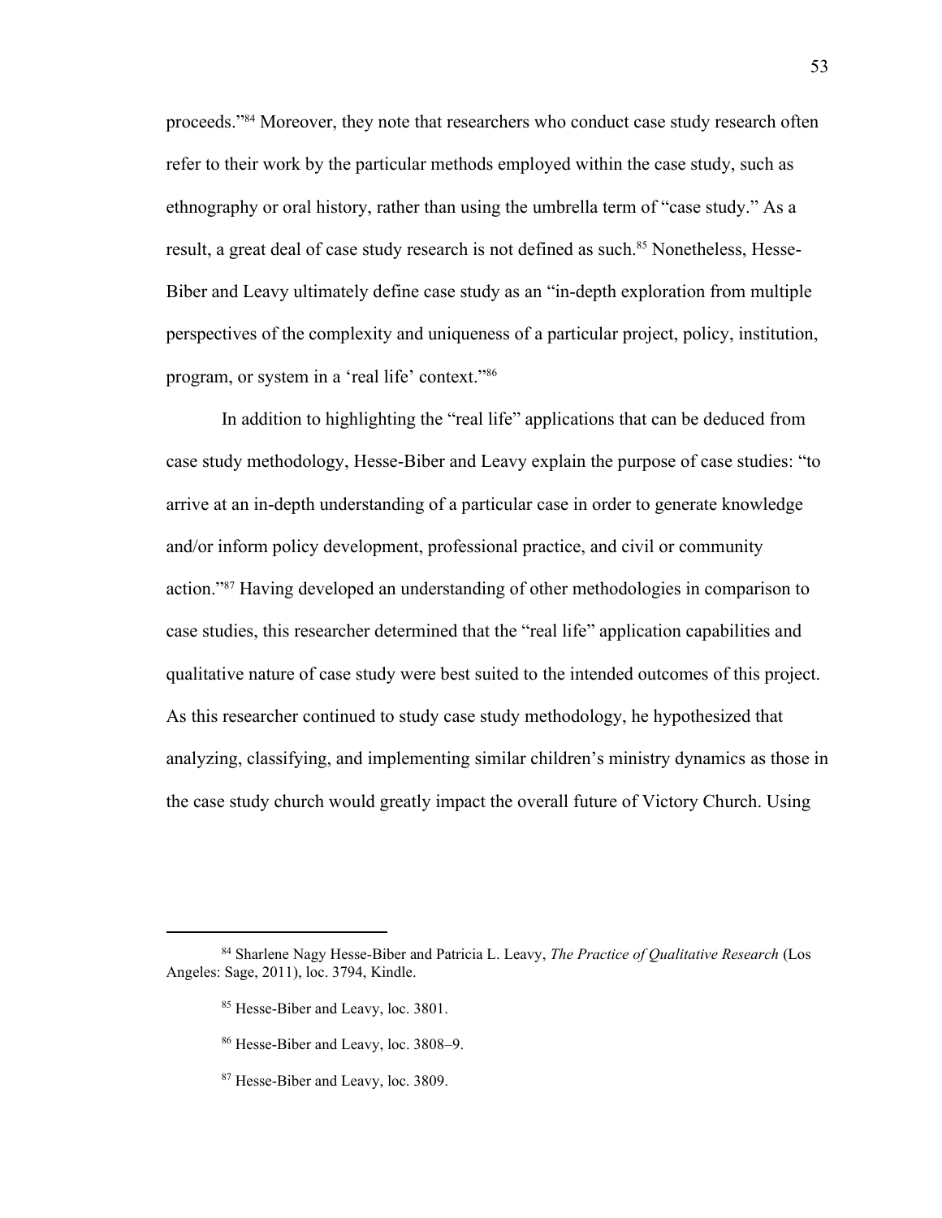proceeds."[84] Moreover, they note that researchers who conduct case study research often refer to their work by the particular methods employed within the case study, such as ethnography or oral history, rather than using the umbrella term of "case study." As a result, a great deal of case study research is not defined as such.[85] Nonetheless, Hesse-Biber and Leavy ultimately define case study as an "in-depth exploration from multiple perspectives of the complexity and uniqueness of a particular project, policy, institution, program, or system in a 'real life' context."[86]

In addition to highlighting the "real life" applications that can be deduced from case study methodology, Hesse-Biber and Leavy explain the purpose of case studies: "to arrive at an in-depth understanding of a particular case in order to generate knowledge and/or inform policy development, professional practice, and civil or community action."[87] Having developed an understanding of other methodologies in comparison to case studies, this researcher determined that the "real life" application capabilities and qualitative nature of case study were best suited to the intended outcomes of this project. As this researcher continued to study case study methodology, he hypothesized that analyzing, classifying, and implementing similar children's ministry dynamics as those in the case study church would greatly impact the overall future of Victory Church. Using

---

[84] Sharlene Nagy Hesse-Biber and Patricia L. Leavy, *The Practice of Qualitative Research* (Los Angeles: Sage, 2011), loc. 3794, Kindle.

[85] Hesse-Biber and Leavy, loc. 3801.

[86] Hesse-Biber and Leavy, loc. 3808–9.

[87] Hesse-Biber and Leavy, loc. 3809.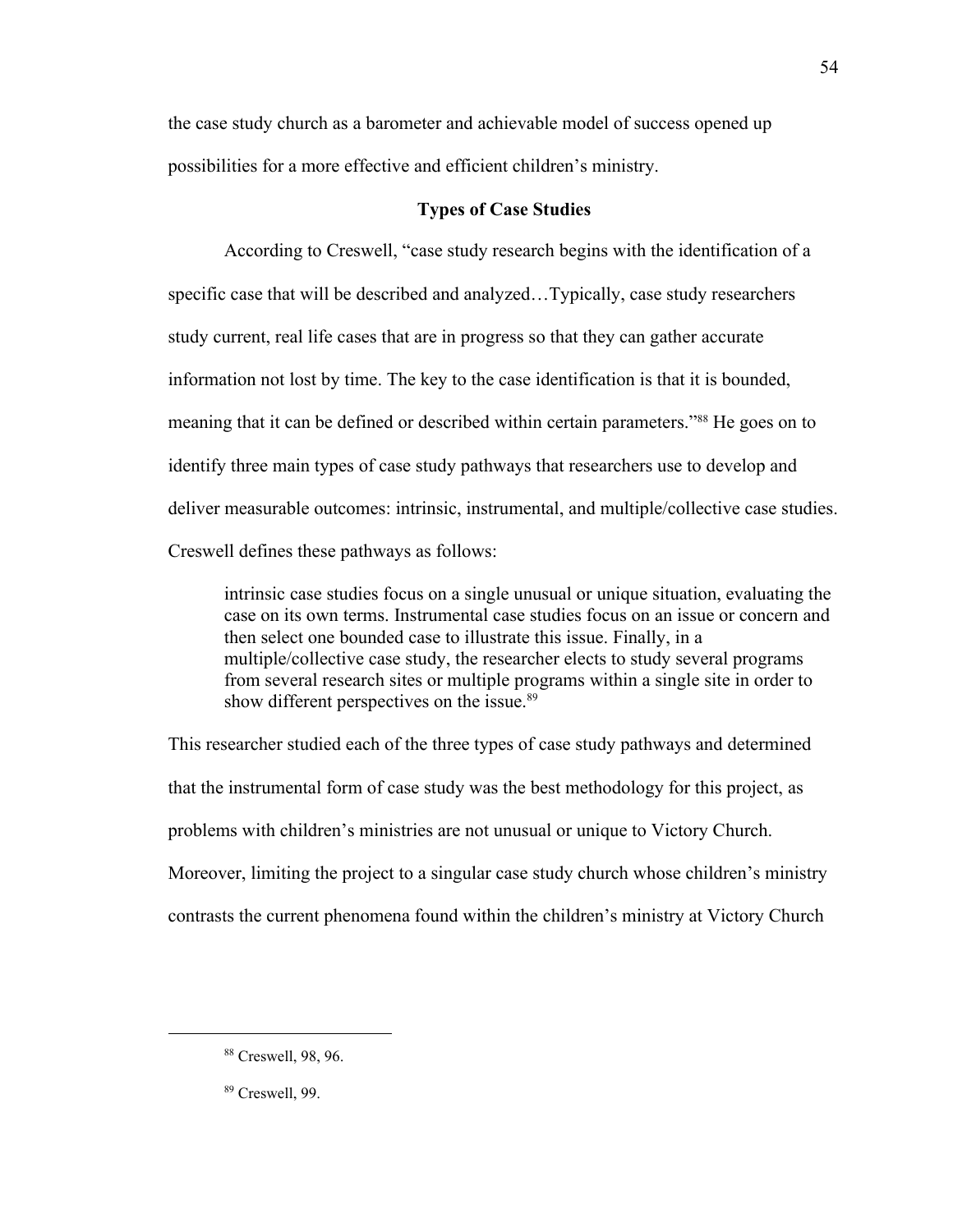the case study church as a barometer and achievable model of success opened up possibilities for a more effective and efficient children's ministry.

## Types of Case Studies

According to Creswell, "case study research begins with the identification of a specific case that will be described and analyzed…Typically, case study researchers study current, real life cases that are in progress so that they can gather accurate information not lost by time. The key to the case identification is that it is bounded, meaning that it can be defined or described within certain parameters."[88] He goes on to identify three main types of case study pathways that researchers use to develop and deliver measurable outcomes: intrinsic, instrumental, and multiple/collective case studies. Creswell defines these pathways as follows:

> intrinsic case studies focus on a single unusual or unique situation, evaluating the case on its own terms. Instrumental case studies focus on an issue or concern and then select one bounded case to illustrate this issue. Finally, in a multiple/collective case study, the researcher elects to study several programs from several research sites or multiple programs within a single site in order to show different perspectives on the issue.[89]

This researcher studied each of the three types of case study pathways and determined that the instrumental form of case study was the best methodology for this project, as problems with children's ministries are not unusual or unique to Victory Church. Moreover, limiting the project to a singular case study church whose children's ministry contrasts the current phenomena found within the children's ministry at Victory Church

---

[88] Creswell, 98, 96.

[89] Creswell, 99.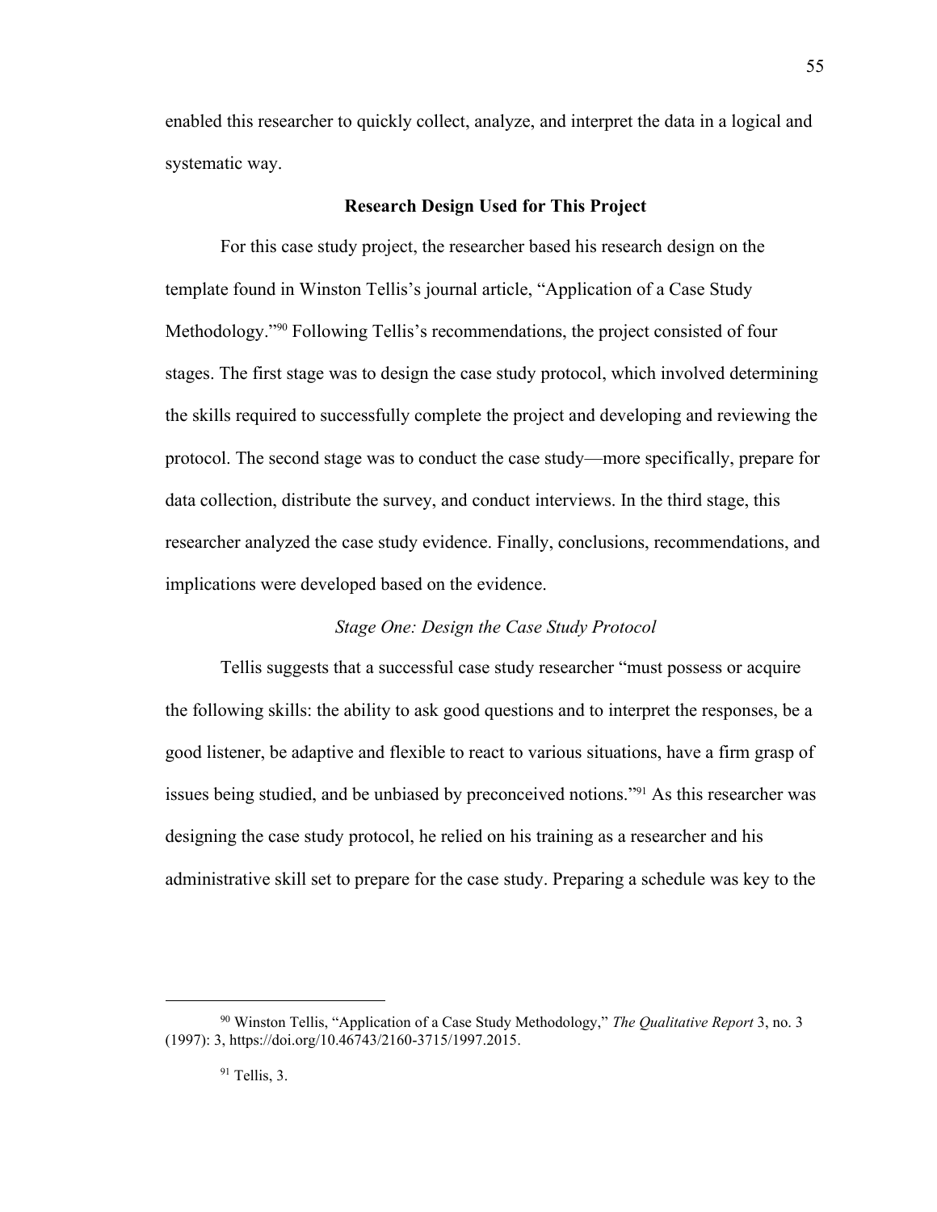enabled this researcher to quickly collect, analyze, and interpret the data in a logical and systematic way.

## Research Design Used for This Project

For this case study project, the researcher based his research design on the template found in Winston Tellis's journal article, "Application of a Case Study Methodology."[90] Following Tellis's recommendations, the project consisted of four stages. The first stage was to design the case study protocol, which involved determining the skills required to successfully complete the project and developing and reviewing the protocol. The second stage was to conduct the case study—more specifically, prepare for data collection, distribute the survey, and conduct interviews. In the third stage, this researcher analyzed the case study evidence. Finally, conclusions, recommendations, and implications were developed based on the evidence.

### *Stage One: Design the Case Study Protocol*

Tellis suggests that a successful case study researcher "must possess or acquire the following skills: the ability to ask good questions and to interpret the responses, be a good listener, be adaptive and flexible to react to various situations, have a firm grasp of issues being studied, and be unbiased by preconceived notions."[91] As this researcher was designing the case study protocol, he relied on his training as a researcher and his administrative skill set to prepare for the case study. Preparing a schedule was key to the

---

[90] Winston Tellis, "Application of a Case Study Methodology," *The Qualitative Report* 3, no. 3 (1997): 3, https://doi.org/10.46743/2160-3715/1997.2015.

[91] Tellis, 3.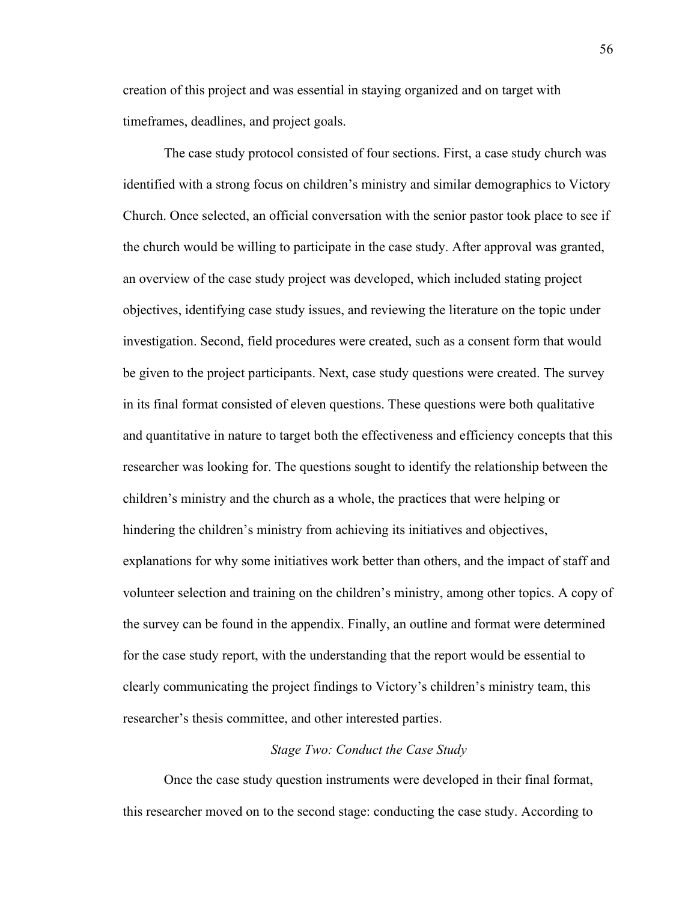creation of this project and was essential in staying organized and on target with timeframes, deadlines, and project goals.

The case study protocol consisted of four sections. First, a case study church was identified with a strong focus on children's ministry and similar demographics to Victory Church. Once selected, an official conversation with the senior pastor took place to see if the church would be willing to participate in the case study. After approval was granted, an overview of the case study project was developed, which included stating project objectives, identifying case study issues, and reviewing the literature on the topic under investigation. Second, field procedures were created, such as a consent form that would be given to the project participants. Next, case study questions were created. The survey in its final format consisted of eleven questions. These questions were both qualitative and quantitative in nature to target both the effectiveness and efficiency concepts that this researcher was looking for. The questions sought to identify the relationship between the children's ministry and the church as a whole, the practices that were helping or hindering the children's ministry from achieving its initiatives and objectives, explanations for why some initiatives work better than others, and the impact of staff and volunteer selection and training on the children's ministry, among other topics. A copy of the survey can be found in the appendix. Finally, an outline and format were determined for the case study report, with the understanding that the report would be essential to clearly communicating the project findings to Victory's children's ministry team, this researcher's thesis committee, and other interested parties.

*Stage Two: Conduct the Case Study*

Once the case study question instruments were developed in their final format, this researcher moved on to the second stage: conducting the case study. According to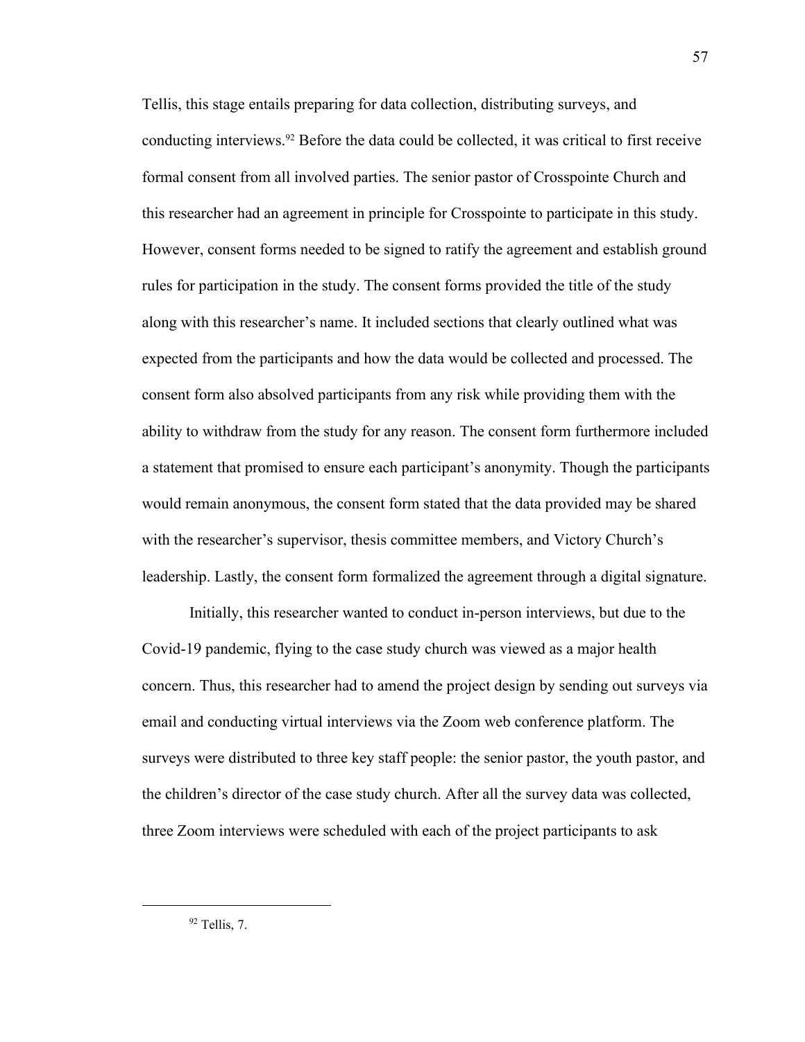Tellis, this stage entails preparing for data collection, distributing surveys, and conducting interviews.[92] Before the data could be collected, it was critical to first receive formal consent from all involved parties. The senior pastor of Crosspointe Church and this researcher had an agreement in principle for Crosspointe to participate in this study. However, consent forms needed to be signed to ratify the agreement and establish ground rules for participation in the study. The consent forms provided the title of the study along with this researcher's name. It included sections that clearly outlined what was expected from the participants and how the data would be collected and processed. The consent form also absolved participants from any risk while providing them with the ability to withdraw from the study for any reason. The consent form furthermore included a statement that promised to ensure each participant's anonymity. Though the participants would remain anonymous, the consent form stated that the data provided may be shared with the researcher's supervisor, thesis committee members, and Victory Church's leadership. Lastly, the consent form formalized the agreement through a digital signature.

Initially, this researcher wanted to conduct in-person interviews, but due to the Covid-19 pandemic, flying to the case study church was viewed as a major health concern. Thus, this researcher had to amend the project design by sending out surveys via email and conducting virtual interviews via the Zoom web conference platform. The surveys were distributed to three key staff people: the senior pastor, the youth pastor, and the children's director of the case study church. After all the survey data was collected, three Zoom interviews were scheduled with each of the project participants to ask

---

[92] Tellis, 7.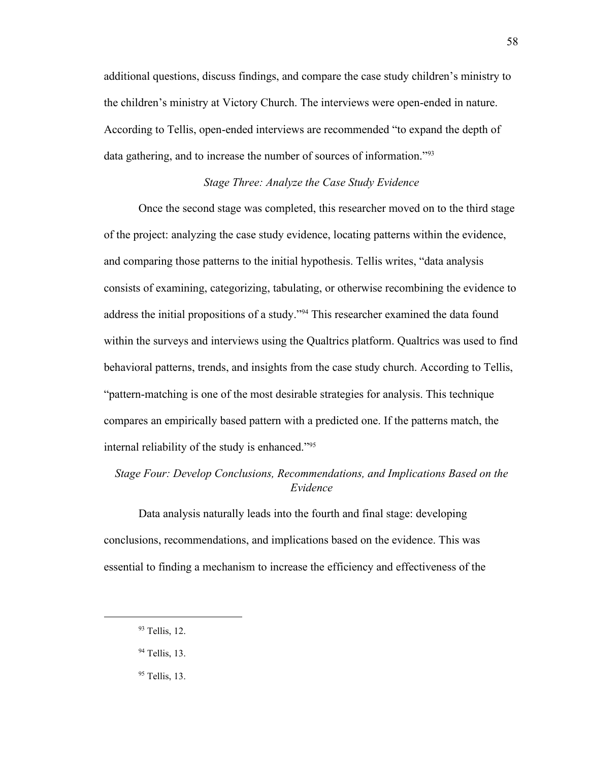additional questions, discuss findings, and compare the case study children's ministry to the children's ministry at Victory Church. The interviews were open-ended in nature. According to Tellis, open-ended interviews are recommended "to expand the depth of data gathering, and to increase the number of sources of information."[93]

### *Stage Three: Analyze the Case Study Evidence*

Once the second stage was completed, this researcher moved on to the third stage of the project: analyzing the case study evidence, locating patterns within the evidence, and comparing those patterns to the initial hypothesis. Tellis writes, "data analysis consists of examining, categorizing, tabulating, or otherwise recombining the evidence to address the initial propositions of a study."[94] This researcher examined the data found within the surveys and interviews using the Qualtrics platform. Qualtrics was used to find behavioral patterns, trends, and insights from the case study church. According to Tellis, "pattern-matching is one of the most desirable strategies for analysis. This technique compares an empirically based pattern with a predicted one. If the patterns match, the internal reliability of the study is enhanced."[95]

### *Stage Four: Develop Conclusions, Recommendations, and Implications Based on the Evidence*

Data analysis naturally leads into the fourth and final stage: developing conclusions, recommendations, and implications based on the evidence. This was essential to finding a mechanism to increase the efficiency and effectiveness of the

---

[93] Tellis, 12.

[94] Tellis, 13.

[95] Tellis, 13.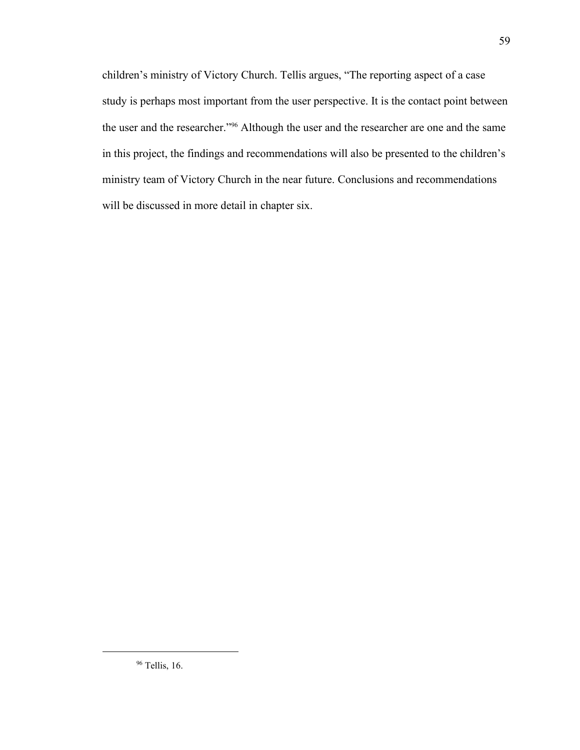children's ministry of Victory Church. Tellis argues, "The reporting aspect of a case study is perhaps most important from the user perspective. It is the contact point between the user and the researcher."[96] Although the user and the researcher are one and the same in this project, the findings and recommendations will also be presented to the children's ministry team of Victory Church in the near future. Conclusions and recommendations will be discussed in more detail in chapter six.

---

[96] Tellis, 16.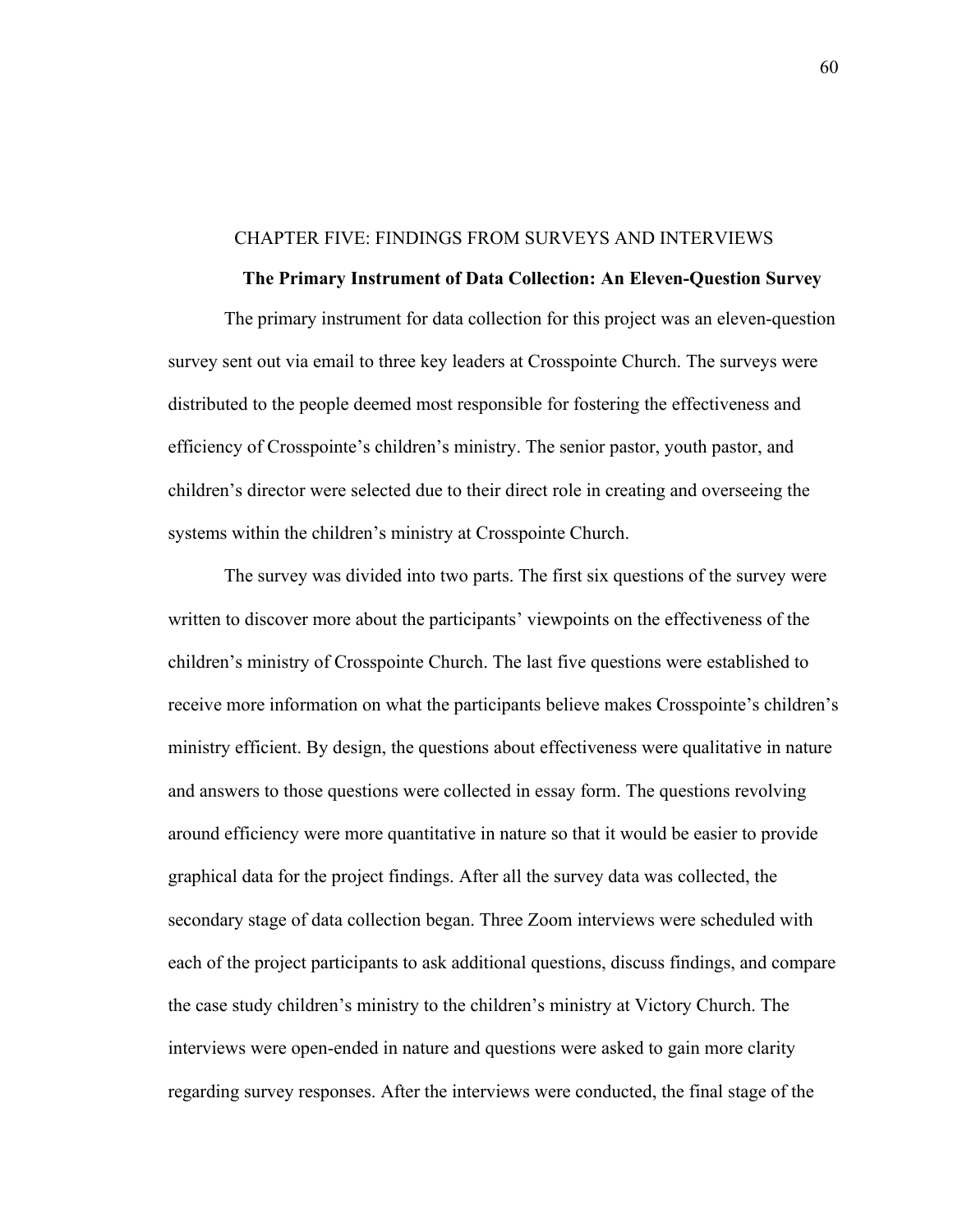# CHAPTER FIVE: FINDINGS FROM SURVEYS AND INTERVIEWS

## The Primary Instrument of Data Collection: An Eleven-Question Survey

The primary instrument for data collection for this project was an eleven-question survey sent out via email to three key leaders at Crosspointe Church. The surveys were distributed to the people deemed most responsible for fostering the effectiveness and efficiency of Crosspointe's children's ministry. The senior pastor, youth pastor, and children's director were selected due to their direct role in creating and overseeing the systems within the children's ministry at Crosspointe Church.

The survey was divided into two parts. The first six questions of the survey were written to discover more about the participants' viewpoints on the effectiveness of the children's ministry of Crosspointe Church. The last five questions were established to receive more information on what the participants believe makes Crosspointe's children's ministry efficient. By design, the questions about effectiveness were qualitative in nature and answers to those questions were collected in essay form. The questions revolving around efficiency were more quantitative in nature so that it would be easier to provide graphical data for the project findings. After all the survey data was collected, the secondary stage of data collection began. Three Zoom interviews were scheduled with each of the project participants to ask additional questions, discuss findings, and compare the case study children's ministry to the children's ministry at Victory Church. The interviews were open-ended in nature and questions were asked to gain more clarity regarding survey responses. After the interviews were conducted, the final stage of the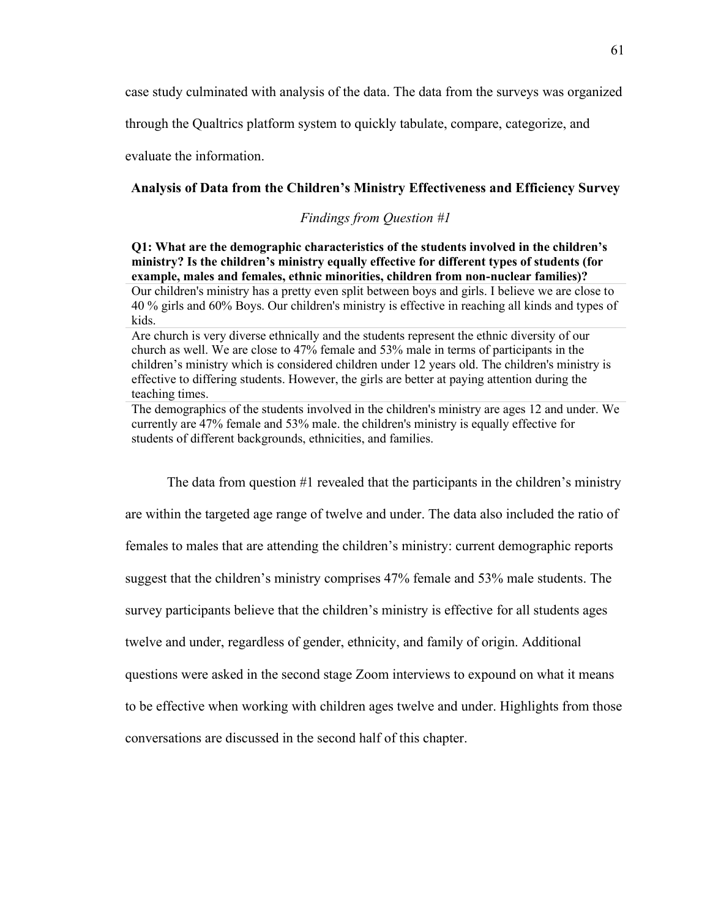case study culminated with analysis of the data. The data from the surveys was organized through the Qualtrics platform system to quickly tabulate, compare, categorize, and evaluate the information.

## Analysis of Data from the Children's Ministry Effectiveness and Efficiency Survey

### *Findings from Question #1*

| **Q1: What are the demographic characteristics of the students involved in the children's ministry? Is the children's ministry equally effective for different types of students (for example, males and females, ethnic minorities, children from non-nuclear families)?** |
|---|
| Our children's ministry has a pretty even split between boys and girls. I believe we are close to 40 % girls and 60% Boys. Our children's ministry is effective in reaching all kinds and types of kids. |
| Are church is very diverse ethnically and the students represent the ethnic diversity of our church as well. We are close to 47% female and 53% male in terms of participants in the children's ministry which is considered children under 12 years old. The children's ministry is effective to differing students. However, the girls are better at paying attention during the teaching times. |
| The demographics of the students involved in the children's ministry are ages 12 and under. We currently are 47% female and 53% male. the children's ministry is equally effective for students of different backgrounds, ethnicities, and families. |

The data from question #1 revealed that the participants in the children's ministry are within the targeted age range of twelve and under. The data also included the ratio of females to males that are attending the children's ministry: current demographic reports suggest that the children's ministry comprises 47% female and 53% male students. The survey participants believe that the children's ministry is effective for all students ages twelve and under, regardless of gender, ethnicity, and family of origin. Additional questions were asked in the second stage Zoom interviews to expound on what it means to be effective when working with children ages twelve and under. Highlights from those conversations are discussed in the second half of this chapter.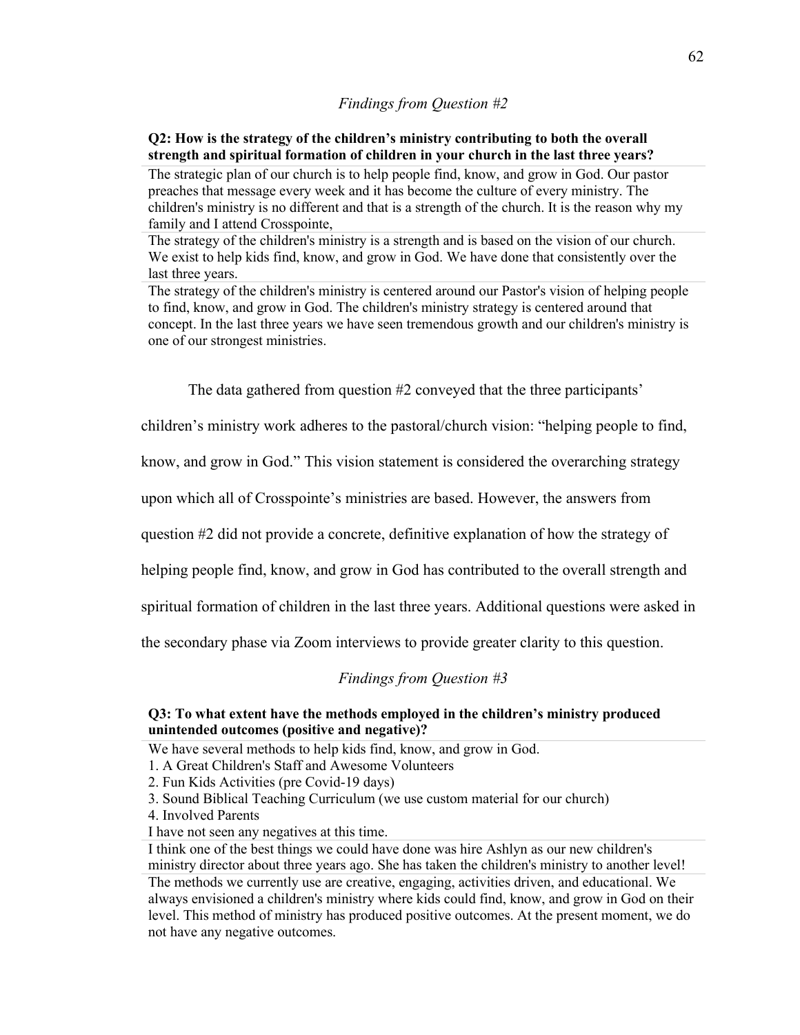*Findings from Question #2*

| Q2: How is the strategy of the children's ministry contributing to both the overall strength and spiritual formation of children in your church in the last three years? |
| --- |
| The strategic plan of our church is to help people find, know, and grow in God. Our pastor preaches that message every week and it has become the culture of every ministry. The children's ministry is no different and that is a strength of the church. It is the reason why my family and I attend Crosspointe, |
| The strategy of the children's ministry is a strength and is based on the vision of our church. We exist to help kids find, know, and grow in God. We have done that consistently over the last three years. |
| The strategy of the children's ministry is centered around our Pastor's vision of helping people to find, know, and grow in God. The children's ministry strategy is centered around that concept. In the last three years we have seen tremendous growth and our children's ministry is one of our strongest ministries. |

The data gathered from question #2 conveyed that the three participants' children's ministry work adheres to the pastoral/church vision: "helping people to find, know, and grow in God." This vision statement is considered the overarching strategy upon which all of Crosspointe's ministries are based. However, the answers from question #2 did not provide a concrete, definitive explanation of how the strategy of helping people find, know, and grow in God has contributed to the overall strength and spiritual formation of children in the last three years. Additional questions were asked in the secondary phase via Zoom interviews to provide greater clarity to this question.

*Findings from Question #3*

| Q3: To what extent have the methods employed in the children's ministry produced unintended outcomes (positive and negative)? |
| --- |
| We have several methods to help kids find, know, and grow in God.<br>1. A Great Children's Staff and Awesome Volunteers<br>2. Fun Kids Activities (pre Covid-19 days)<br>3. Sound Biblical Teaching Curriculum (we use custom material for our church)<br>4. Involved Parents<br>I have not seen any negatives at this time. |
| I think one of the best things we could have done was hire Ashlyn as our new children's ministry director about three years ago. She has taken the children's ministry to another level! |
| The methods we currently use are creative, engaging, activities driven, and educational. We always envisioned a children's ministry where kids could find, know, and grow in God on their level. This method of ministry has produced positive outcomes. At the present moment, we do not have any negative outcomes. |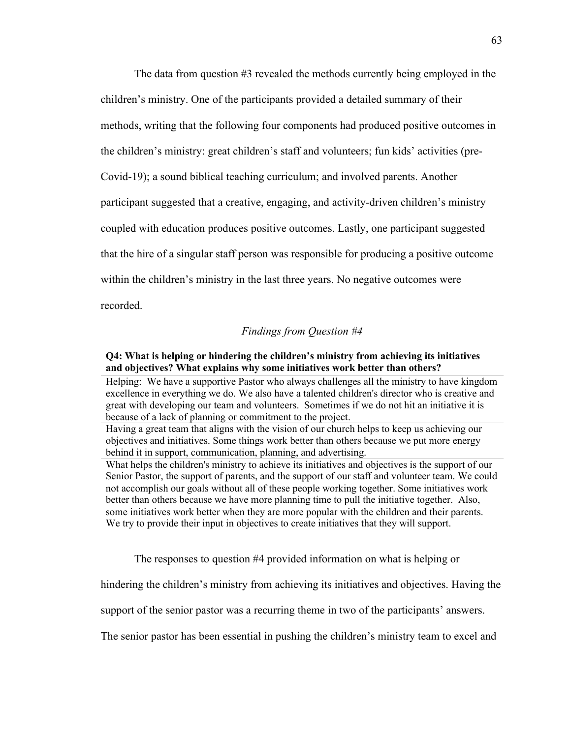The data from question #3 revealed the methods currently being employed in the children's ministry. One of the participants provided a detailed summary of their methods, writing that the following four components had produced positive outcomes in the children's ministry: great children's staff and volunteers; fun kids' activities (pre-Covid-19); a sound biblical teaching curriculum; and involved parents. Another participant suggested that a creative, engaging, and activity-driven children's ministry coupled with education produces positive outcomes. Lastly, one participant suggested that the hire of a singular staff person was responsible for producing a positive outcome within the children's ministry in the last three years. No negative outcomes were recorded.

*Findings from Question #4*

| **Q4: What is helping or hindering the children's ministry from achieving its initiatives and objectives? What explains why some initiatives work better than others?** |
|---|
| Helping: We have a supportive Pastor who always challenges all the ministry to have kingdom excellence in everything we do. We also have a talented children's director who is creative and great with developing our team and volunteers. Sometimes if we do not hit an initiative it is because of a lack of planning or commitment to the project. |
| Having a great team that aligns with the vision of our church helps to keep us achieving our objectives and initiatives. Some things work better than others because we put more energy behind it in support, communication, planning, and advertising. |
| What helps the children's ministry to achieve its initiatives and objectives is the support of our Senior Pastor, the support of parents, and the support of our staff and volunteer team. We could not accomplish our goals without all of these people working together. Some initiatives work better than others because we have more planning time to pull the initiative together. Also, some initiatives work better when they are more popular with the children and their parents. We try to provide their input in objectives to create initiatives that they will support. |

The responses to question #4 provided information on what is helping or hindering the children's ministry from achieving its initiatives and objectives. Having the support of the senior pastor was a recurring theme in two of the participants' answers. The senior pastor has been essential in pushing the children's ministry team to excel and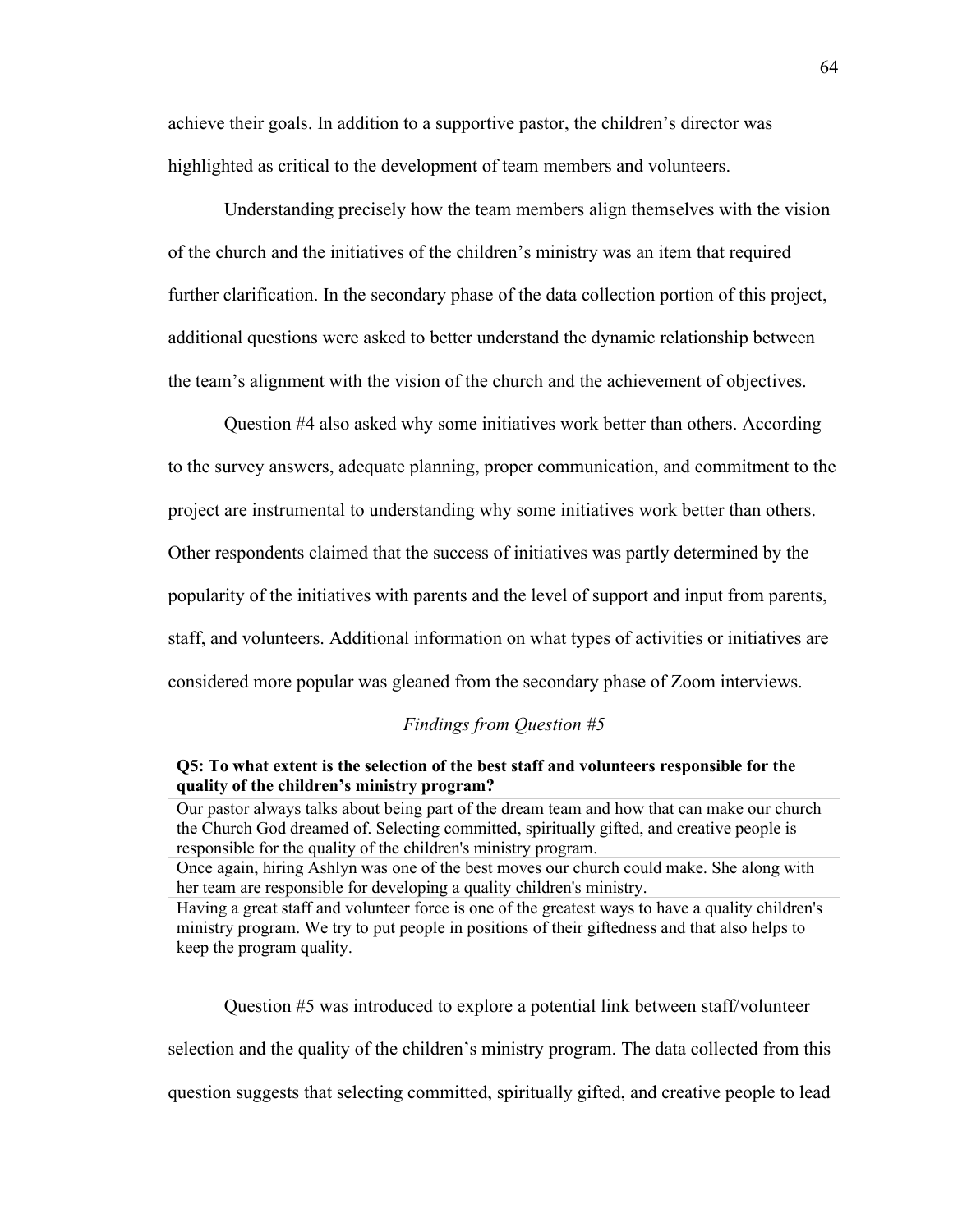achieve their goals. In addition to a supportive pastor, the children's director was highlighted as critical to the development of team members and volunteers.

Understanding precisely how the team members align themselves with the vision of the church and the initiatives of the children's ministry was an item that required further clarification. In the secondary phase of the data collection portion of this project, additional questions were asked to better understand the dynamic relationship between the team's alignment with the vision of the church and the achievement of objectives.

Question #4 also asked why some initiatives work better than others. According to the survey answers, adequate planning, proper communication, and commitment to the project are instrumental to understanding why some initiatives work better than others. Other respondents claimed that the success of initiatives was partly determined by the popularity of the initiatives with parents and the level of support and input from parents, staff, and volunteers. Additional information on what types of activities or initiatives are considered more popular was gleaned from the secondary phase of Zoom interviews.

### *Findings from Question #5*

| **Q5: To what extent is the selection of the best staff and volunteers responsible for the quality of the children's ministry program?** |
| --- |
| Our pastor always talks about being part of the dream team and how that can make our church the Church God dreamed of. Selecting committed, spiritually gifted, and creative people is responsible for the quality of the children's ministry program. |
| Once again, hiring Ashlyn was one of the best moves our church could make. She along with her team are responsible for developing a quality children's ministry. |
| Having a great staff and volunteer force is one of the greatest ways to have a quality children's ministry program. We try to put people in positions of their giftedness and that also helps to keep the program quality. |

Question #5 was introduced to explore a potential link between staff/volunteer selection and the quality of the children's ministry program. The data collected from this question suggests that selecting committed, spiritually gifted, and creative people to lead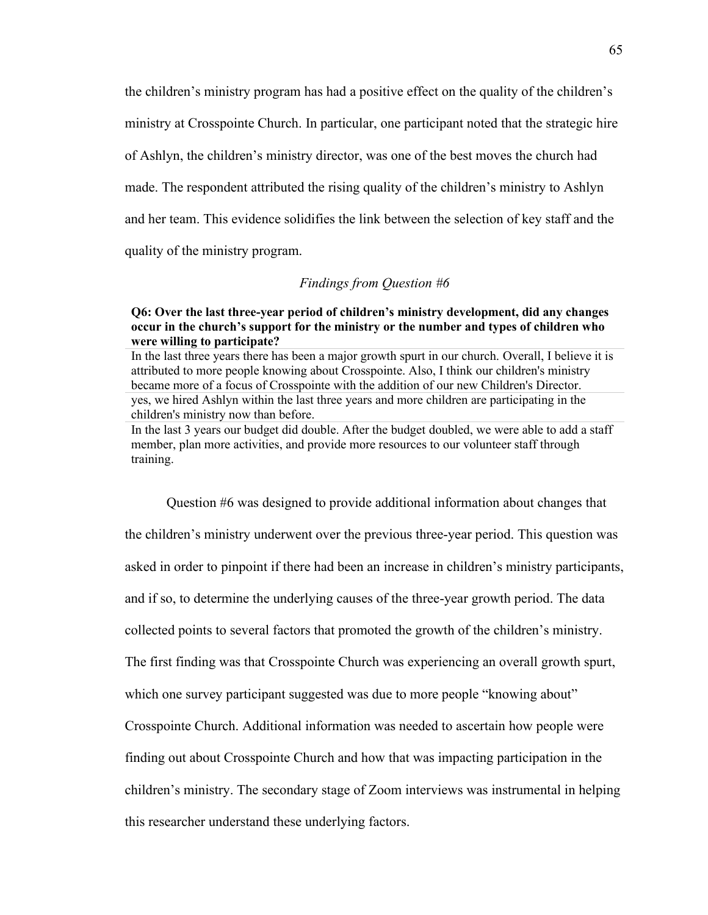the children's ministry program has had a positive effect on the quality of the children's ministry at Crosspointe Church. In particular, one participant noted that the strategic hire of Ashlyn, the children's ministry director, was one of the best moves the church had made. The respondent attributed the rising quality of the children's ministry to Ashlyn and her team. This evidence solidifies the link between the selection of key staff and the quality of the ministry program.

### *Findings from Question #6*

| **Q6: Over the last three-year period of children's ministry development, did any changes occur in the church's support for the ministry or the number and types of children who were willing to participate?** |
|---|
| In the last three years there has been a major growth spurt in our church. Overall, I believe it is attributed to more people knowing about Crosspointe. Also, I think our children's ministry became more of a focus of Crosspointe with the addition of our new Children's Director. |
| yes, we hired Ashlyn within the last three years and more children are participating in the children's ministry now than before. |
| In the last 3 years our budget did double. After the budget doubled, we were able to add a staff member, plan more activities, and provide more resources to our volunteer staff through training. |

Question #6 was designed to provide additional information about changes that the children's ministry underwent over the previous three-year period. This question was asked in order to pinpoint if there had been an increase in children's ministry participants, and if so, to determine the underlying causes of the three-year growth period. The data collected points to several factors that promoted the growth of the children's ministry. The first finding was that Crosspointe Church was experiencing an overall growth spurt, which one survey participant suggested was due to more people "knowing about" Crosspointe Church. Additional information was needed to ascertain how people were finding out about Crosspointe Church and how that was impacting participation in the children's ministry. The secondary stage of Zoom interviews was instrumental in helping this researcher understand these underlying factors.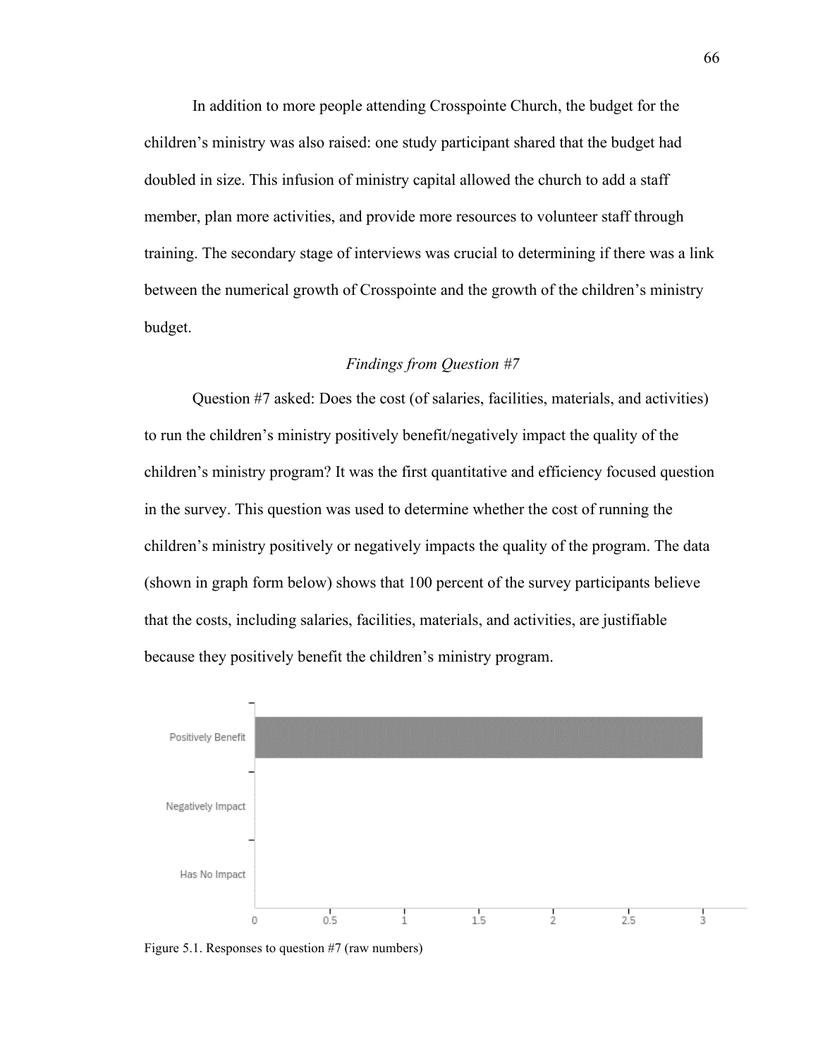In addition to more people attending Crosspointe Church, the budget for the children's ministry was also raised: one study participant shared that the budget had doubled in size. This infusion of ministry capital allowed the church to add a staff member, plan more activities, and provide more resources to volunteer staff through training. The secondary stage of interviews was crucial to determining if there was a link between the numerical growth of Crosspointe and the growth of the children's ministry budget.

### *Findings from Question #7*

Question #7 asked: Does the cost (of salaries, facilities, materials, and activities) to run the children's ministry positively benefit/negatively impact the quality of the children's ministry program? It was the first quantitative and efficiency focused question in the survey. This question was used to determine whether the cost of running the children's ministry positively or negatively impacts the quality of the program. The data (shown in graph form below) shows that 100 percent of the survey participants believe that the costs, including salaries, facilities, materials, and activities, are justifiable because they positively benefit the children's ministry program.

| Response | Count |
|---|---|
| Positively Benefit | 3 |
| Negatively Impact | 0 |
| Has No Impact | 0 |

Figure 5.1. Responses to question #7 (raw numbers)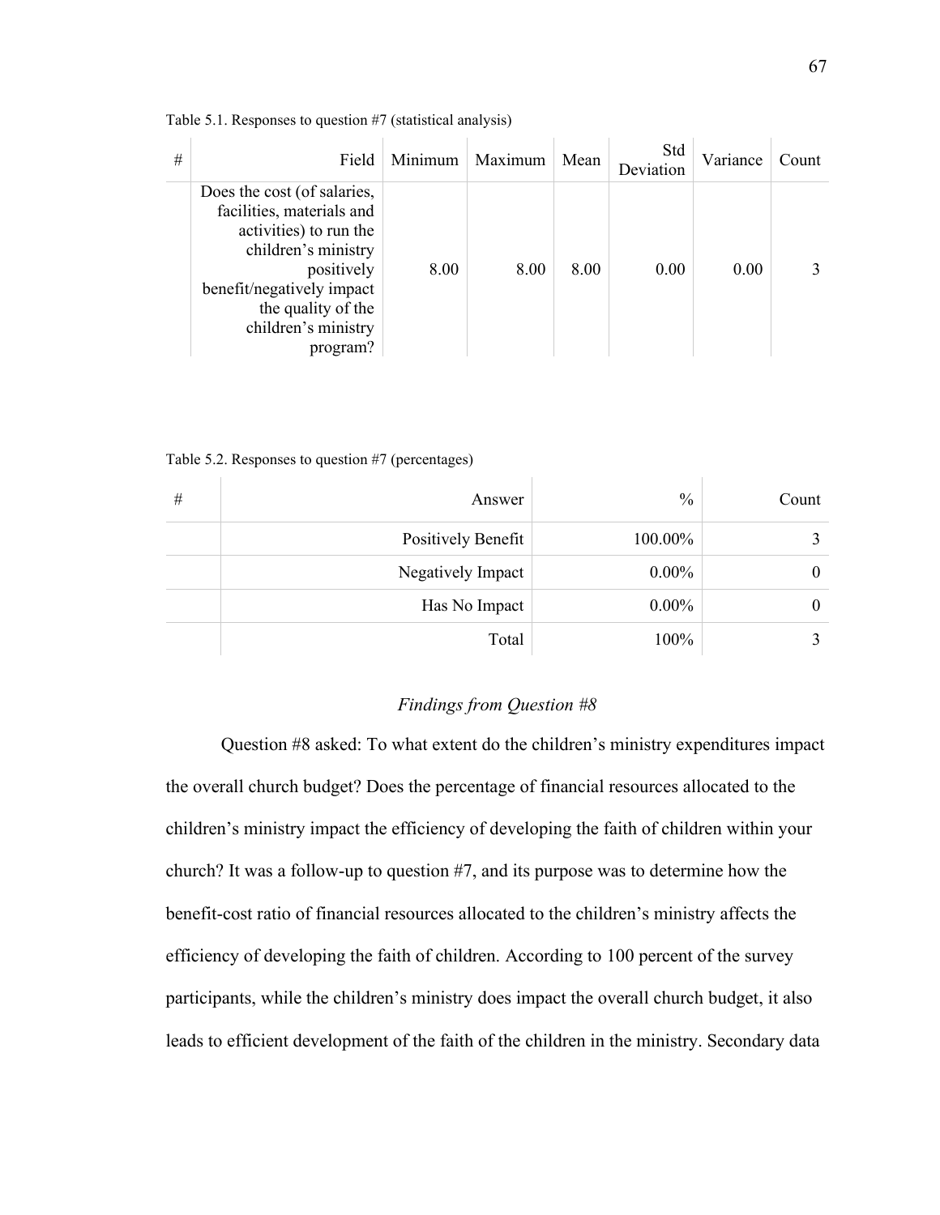Table 5.1. Responses to question #7 (statistical analysis)

| # | Field | Minimum | Maximum | Mean | Std Deviation | Variance | Count |
|---|---|---|---|---|---|---|---|
| | Does the cost (of salaries, facilities, materials and activities) to run the children's ministry positively benefit/negatively impact the quality of the children's ministry program? | 8.00 | 8.00 | 8.00 | 0.00 | 0.00 | 3 |

Table 5.2. Responses to question #7 (percentages)

| # | Answer | % | Count |
|---|---|---|---|
| | Positively Benefit | 100.00% | 3 |
| | Negatively Impact | 0.00% | 0 |
| | Has No Impact | 0.00% | 0 |
| | Total | 100% | 3 |

### *Findings from Question #8*

Question #8 asked: To what extent do the children's ministry expenditures impact the overall church budget? Does the percentage of financial resources allocated to the children's ministry impact the efficiency of developing the faith of children within your church? It was a follow-up to question #7, and its purpose was to determine how the benefit-cost ratio of financial resources allocated to the children's ministry affects the efficiency of developing the faith of children. According to 100 percent of the survey participants, while the children's ministry does impact the overall church budget, it also leads to efficient development of the faith of the children in the ministry. Secondary data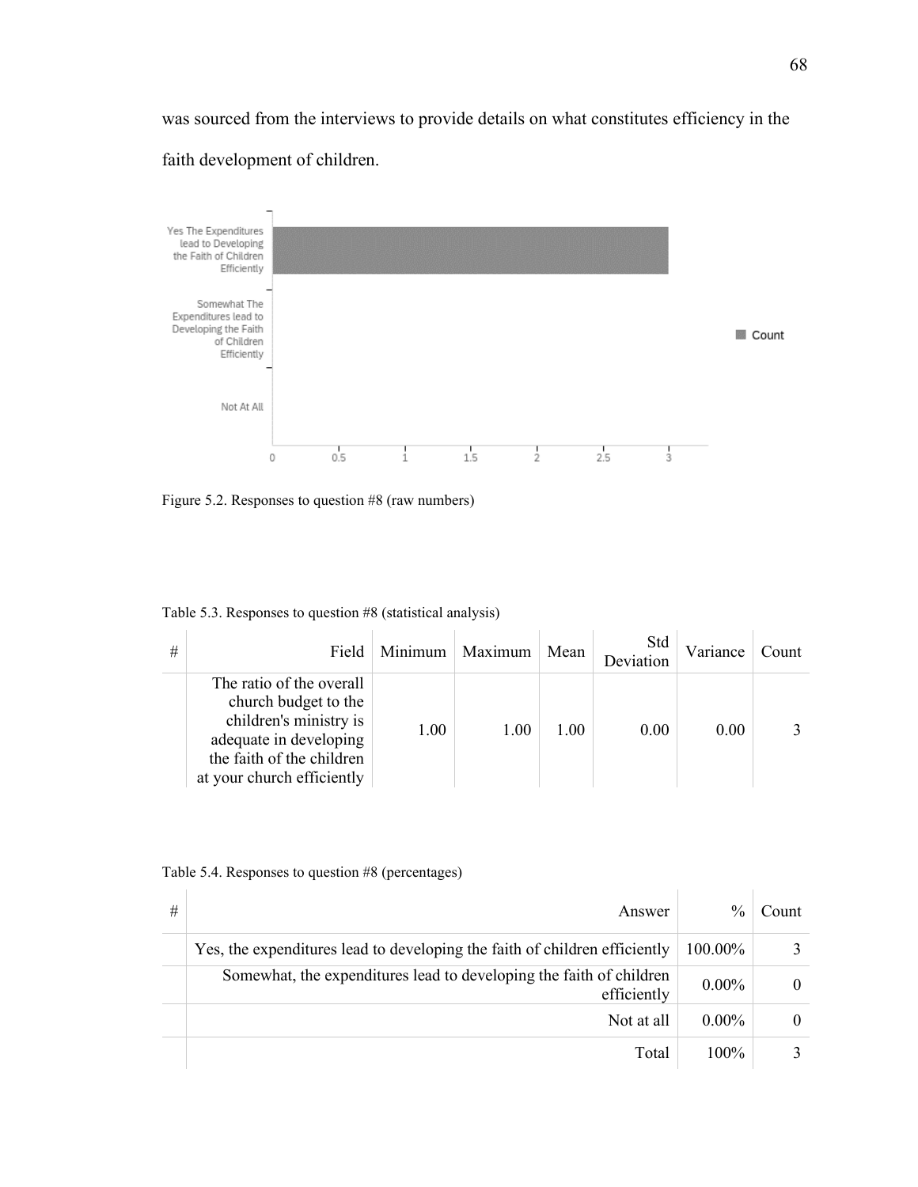was sourced from the interviews to provide details on what constitutes efficiency in the faith development of children.

Figure 5.2. Responses to question #8 (raw numbers)

Table 5.3. Responses to question #8 (statistical analysis)

| # | Field | Minimum | Maximum | Mean | Std Deviation | Variance | Count |
|---|---|---|---|---|---|---|---|
| | The ratio of the overall church budget to the children's ministry is adequate in developing the faith of the children at your church efficiently | 1.00 | 1.00 | 1.00 | 0.00 | 0.00 | 3 |

Table 5.4. Responses to question #8 (percentages)

| # | Answer | % | Count |
|---|---|---|---|
| | Yes, the expenditures lead to developing the faith of children efficiently | 100.00% | 3 |
| | Somewhat, the expenditures lead to developing the faith of children efficiently | 0.00% | 0 |
| | Not at all | 0.00% | 0 |
| | Total | 100% | 3 |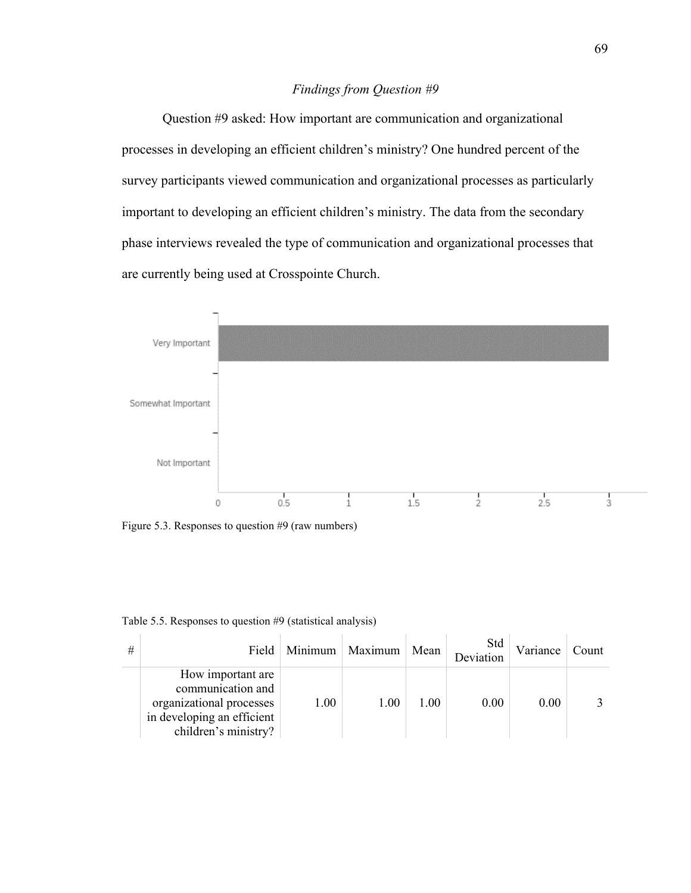*Findings from Question #9*

Question #9 asked: How important are communication and organizational processes in developing an efficient children's ministry? One hundred percent of the survey participants viewed communication and organizational processes as particularly important to developing an efficient children's ministry. The data from the secondary phase interviews revealed the type of communication and organizational processes that are currently being used at Crosspointe Church.

Figure 5.3. Responses to question #9 (raw numbers)

Table 5.5. Responses to question #9 (statistical analysis)

| # | Field | Minimum | Maximum | Mean | Std Deviation | Variance | Count |
|---|---|---|---|---|---|---|---|
| | How important are communication and organizational processes in developing an efficient children's ministry? | 1.00 | 1.00 | 1.00 | 0.00 | 0.00 | 3 |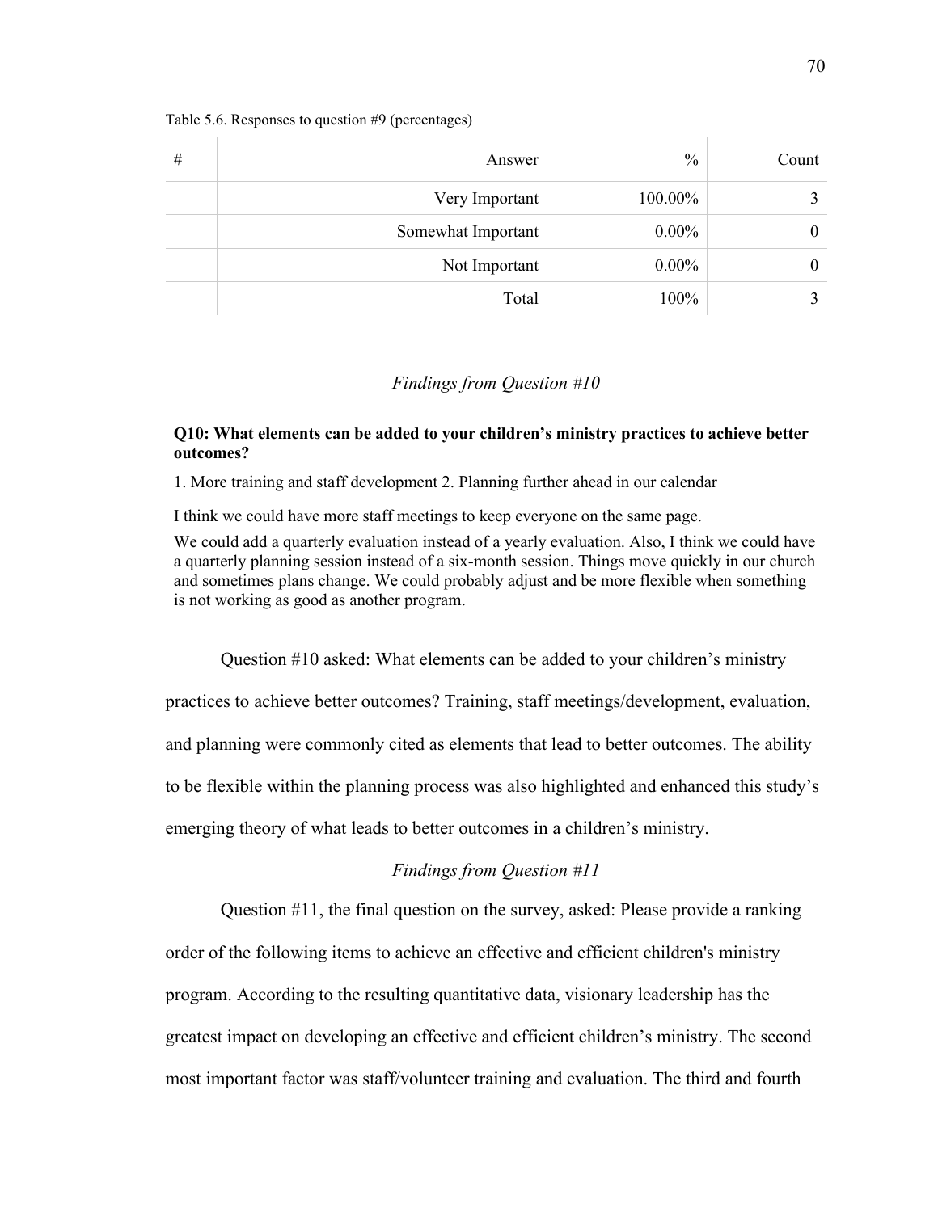Table 5.6. Responses to question #9 (percentages)

| # | Answer | % | Count |
|---|---|---|---|
| | Very Important | 100.00% | 3 |
| | Somewhat Important | 0.00% | 0 |
| | Not Important | 0.00% | 0 |
| | Total | 100% | 3 |

### *Findings from Question #10*

| **Q10: What elements can be added to your children's ministry practices to achieve better outcomes?** |
|---|
| 1. More training and staff development 2. Planning further ahead in our calendar |
| I think we could have more staff meetings to keep everyone on the same page. |
| We could add a quarterly evaluation instead of a yearly evaluation. Also, I think we could have a quarterly planning session instead of a six-month session. Things move quickly in our church and sometimes plans change. We could probably adjust and be more flexible when something is not working as good as another program. |

Question #10 asked: What elements can be added to your children's ministry practices to achieve better outcomes? Training, staff meetings/development, evaluation, and planning were commonly cited as elements that lead to better outcomes. The ability to be flexible within the planning process was also highlighted and enhanced this study's emerging theory of what leads to better outcomes in a children's ministry.

### *Findings from Question #11*

Question #11, the final question on the survey, asked: Please provide a ranking order of the following items to achieve an effective and efficient children's ministry program. According to the resulting quantitative data, visionary leadership has the greatest impact on developing an effective and efficient children's ministry. The second most important factor was staff/volunteer training and evaluation. The third and fourth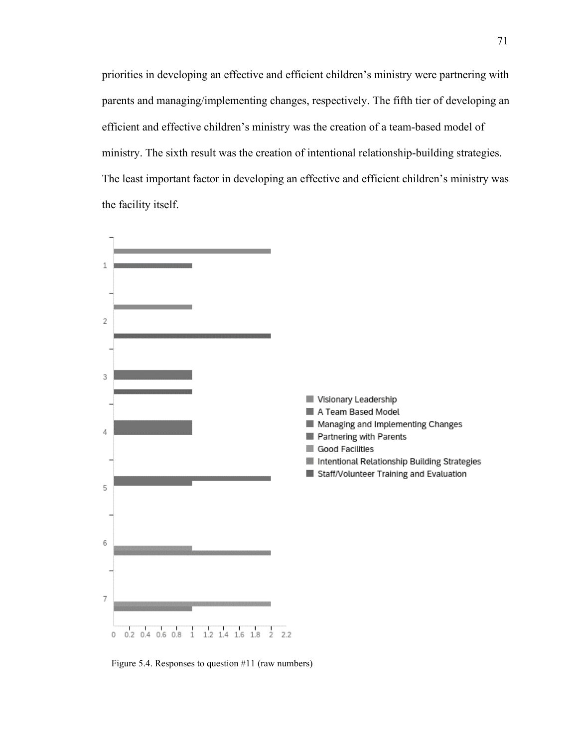priorities in developing an effective and efficient children's ministry were partnering with parents and managing/implementing changes, respectively. The fifth tier of developing an efficient and effective children's ministry was the creation of a team-based model of ministry. The sixth result was the creation of intentional relationship-building strategies. The least important factor in developing an effective and efficient children's ministry was the facility itself.

Figure 5.4. Responses to question #11 (raw numbers)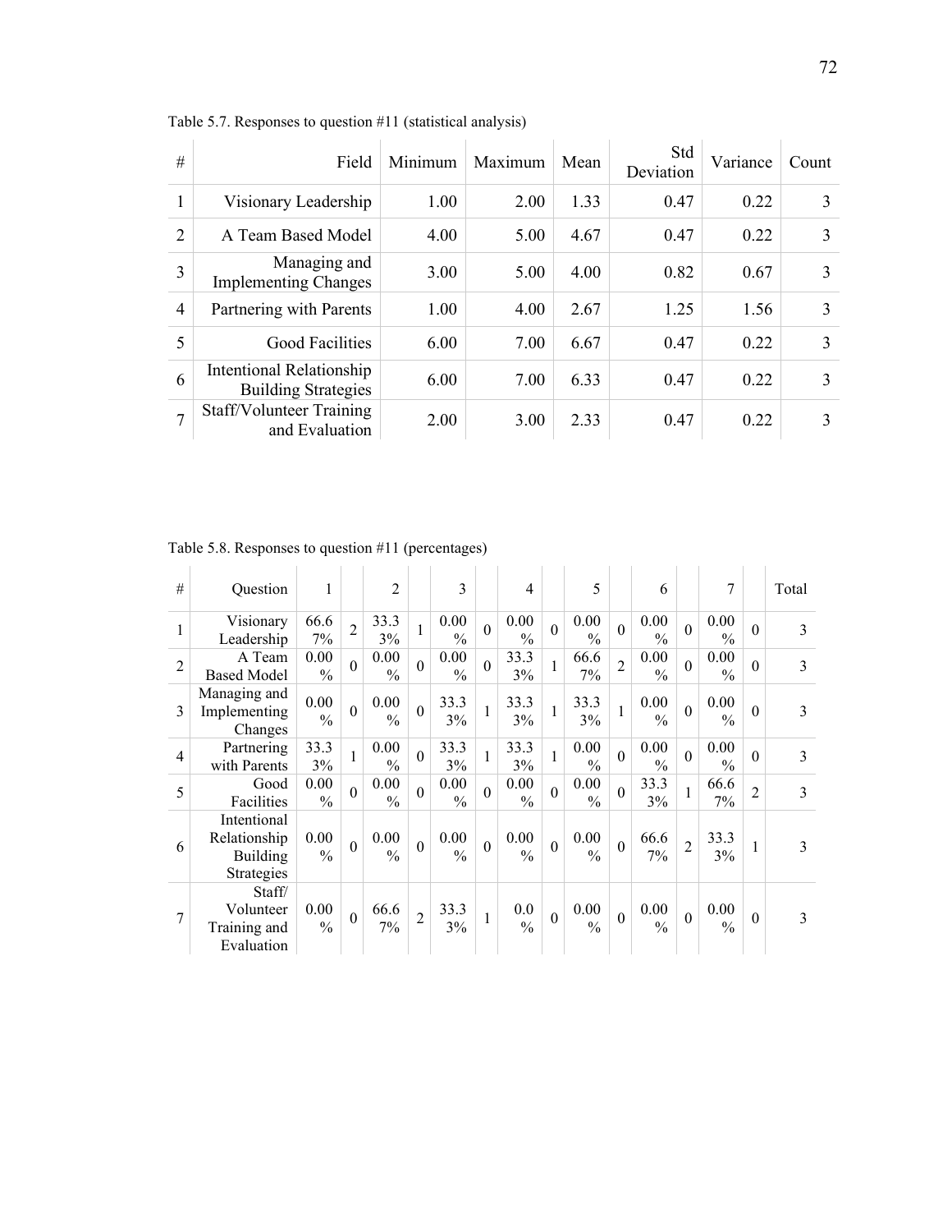Table 5.7. Responses to question #11 (statistical analysis)

| # | Field | Minimum | Maximum | Mean | Std Deviation | Variance | Count |
|---|---|---|---|---|---|---|---|
| 1 | Visionary Leadership | 1.00 | 2.00 | 1.33 | 0.47 | 0.22 | 3 |
| 2 | A Team Based Model | 4.00 | 5.00 | 4.67 | 0.47 | 0.22 | 3 |
| 3 | Managing and Implementing Changes | 3.00 | 5.00 | 4.00 | 0.82 | 0.67 | 3 |
| 4 | Partnering with Parents | 1.00 | 4.00 | 2.67 | 1.25 | 1.56 | 3 |
| 5 | Good Facilities | 6.00 | 7.00 | 6.67 | 0.47 | 0.22 | 3 |
| 6 | Intentional Relationship Building Strategies | 6.00 | 7.00 | 6.33 | 0.47 | 0.22 | 3 |
| 7 | Staff/Volunteer Training and Evaluation | 2.00 | 3.00 | 2.33 | 0.47 | 0.22 | 3 |

Table 5.8. Responses to question #11 (percentages)

| # | Question | 1 | | 2 | | 3 | | 4 | | 5 | | 6 | | 7 | | Total |
|---|---|---|---|---|---|---|---|---|---|---|---|---|---|---|---|---|
| 1 | Visionary Leadership | 66.67% | 2 | 33.33% | 1 | 0.00% | 0 | 0.00% | 0 | 0.00% | 0 | 0.00% | 0 | 0.00% | 0 | 3 |
| 2 | A Team Based Model | 0.00% | 0 | 0.00% | 0 | 0.00% | 0 | 33.33% | 1 | 66.67% | 2 | 0.00% | 0 | 0.00% | 0 | 3 |
| 3 | Managing and Implementing Changes | 0.00% | 0 | 0.00% | 0 | 33.33% | 1 | 33.33% | 1 | 33.33% | 1 | 0.00% | 0 | 0.00% | 0 | 3 |
| 4 | Partnering with Parents | 33.33% | 1 | 0.00% | 0 | 33.33% | 1 | 33.33% | 1 | 0.00% | 0 | 0.00% | 0 | 0.00% | 0 | 3 |
| 5 | Good Facilities | 0.00% | 0 | 0.00% | 0 | 0.00% | 0 | 0.00% | 0 | 0.00% | 0 | 33.33% | 1 | 66.67% | 2 | 3 |
| 6 | Intentional Relationship Building Strategies | 0.00% | 0 | 0.00% | 0 | 0.00% | 0 | 0.00% | 0 | 0.00% | 0 | 66.67% | 2 | 33.33% | 1 | 3 |
| 7 | Staff/ Volunteer Training and Evaluation | 0.00% | 0 | 66.67% | 2 | 33.33% | 1 | 0.0% | 0 | 0.00% | 0 | 0.00% | 0 | 0.00% | 0 | 3 |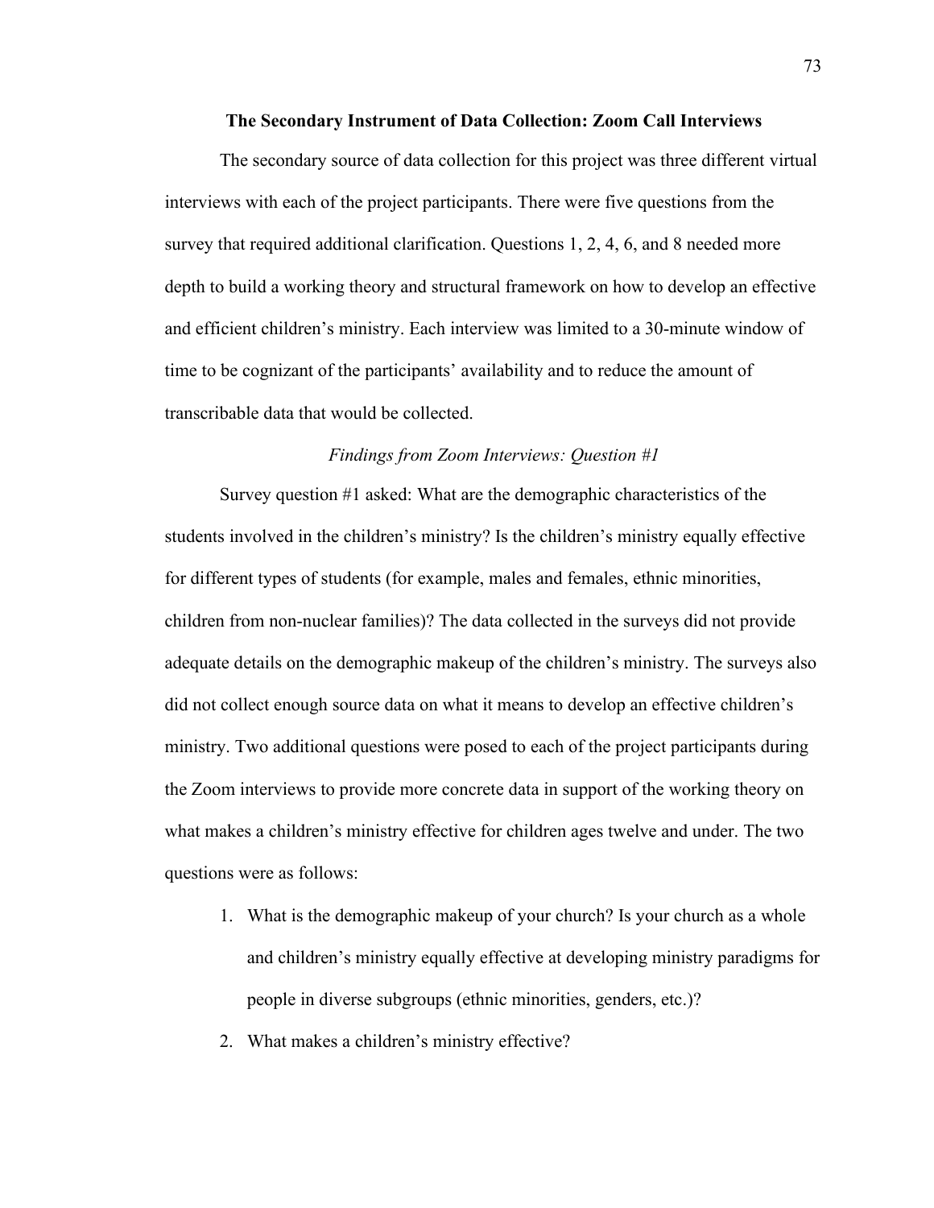## The Secondary Instrument of Data Collection: Zoom Call Interviews

The secondary source of data collection for this project was three different virtual interviews with each of the project participants. There were five questions from the survey that required additional clarification. Questions 1, 2, 4, 6, and 8 needed more depth to build a working theory and structural framework on how to develop an effective and efficient children's ministry. Each interview was limited to a 30-minute window of time to be cognizant of the participants' availability and to reduce the amount of transcribable data that would be collected.

### *Findings from Zoom Interviews: Question #1*

Survey question #1 asked: What are the demographic characteristics of the students involved in the children's ministry? Is the children's ministry equally effective for different types of students (for example, males and females, ethnic minorities, children from non-nuclear families)? The data collected in the surveys did not provide adequate details on the demographic makeup of the children's ministry. The surveys also did not collect enough source data on what it means to develop an effective children's ministry. Two additional questions were posed to each of the project participants during the Zoom interviews to provide more concrete data in support of the working theory on what makes a children's ministry effective for children ages twelve and under. The two questions were as follows:

1. What is the demographic makeup of your church? Is your church as a whole and children's ministry equally effective at developing ministry paradigms for people in diverse subgroups (ethnic minorities, genders, etc.)?
2. What makes a children's ministry effective?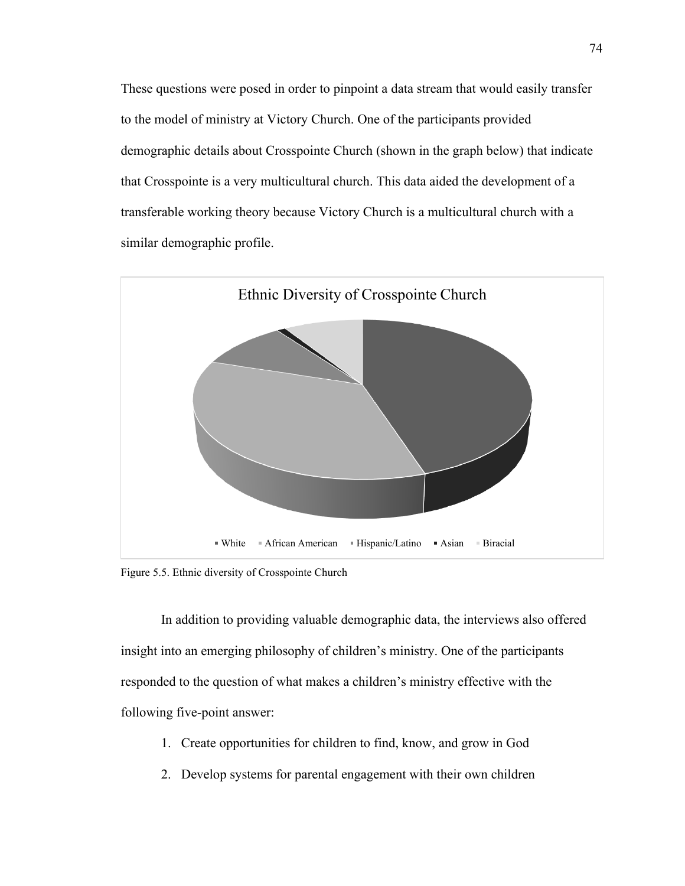These questions were posed in order to pinpoint a data stream that would easily transfer to the model of ministry at Victory Church. One of the participants provided demographic details about Crosspointe Church (shown in the graph below) that indicate that Crosspointe is a very multicultural church. This data aided the development of a transferable working theory because Victory Church is a multicultural church with a similar demographic profile.

Figure 5.5. Ethnic diversity of Crosspointe Church

In addition to providing valuable demographic data, the interviews also offered insight into an emerging philosophy of children's ministry. One of the participants responded to the question of what makes a children's ministry effective with the following five-point answer:

1. Create opportunities for children to find, know, and grow in God
2. Develop systems for parental engagement with their own children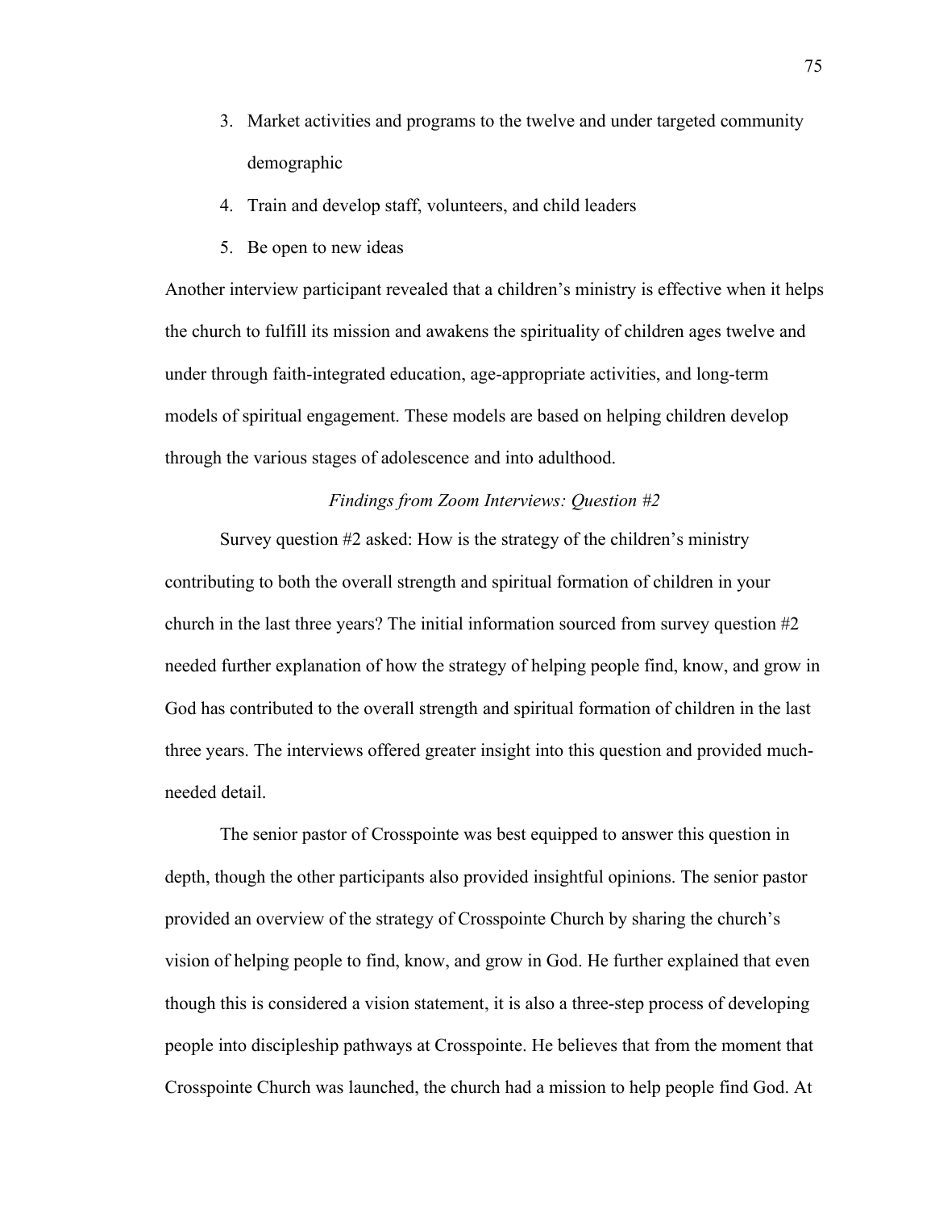3. Market activities and programs to the twelve and under targeted community demographic
4. Train and develop staff, volunteers, and child leaders
5. Be open to new ideas

Another interview participant revealed that a children's ministry is effective when it helps the church to fulfill its mission and awakens the spirituality of children ages twelve and under through faith-integrated education, age-appropriate activities, and long-term models of spiritual engagement. These models are based on helping children develop through the various stages of adolescence and into adulthood.

### *Findings from Zoom Interviews: Question #2*

Survey question #2 asked: How is the strategy of the children's ministry contributing to both the overall strength and spiritual formation of children in your church in the last three years? The initial information sourced from survey question #2 needed further explanation of how the strategy of helping people find, know, and grow in God has contributed to the overall strength and spiritual formation of children in the last three years. The interviews offered greater insight into this question and provided much-needed detail.

The senior pastor of Crosspointe was best equipped to answer this question in depth, though the other participants also provided insightful opinions. The senior pastor provided an overview of the strategy of Crosspointe Church by sharing the church's vision of helping people to find, know, and grow in God. He further explained that even though this is considered a vision statement, it is also a three-step process of developing people into discipleship pathways at Crosspointe. He believes that from the moment that Crosspointe Church was launched, the church had a mission to help people find God. At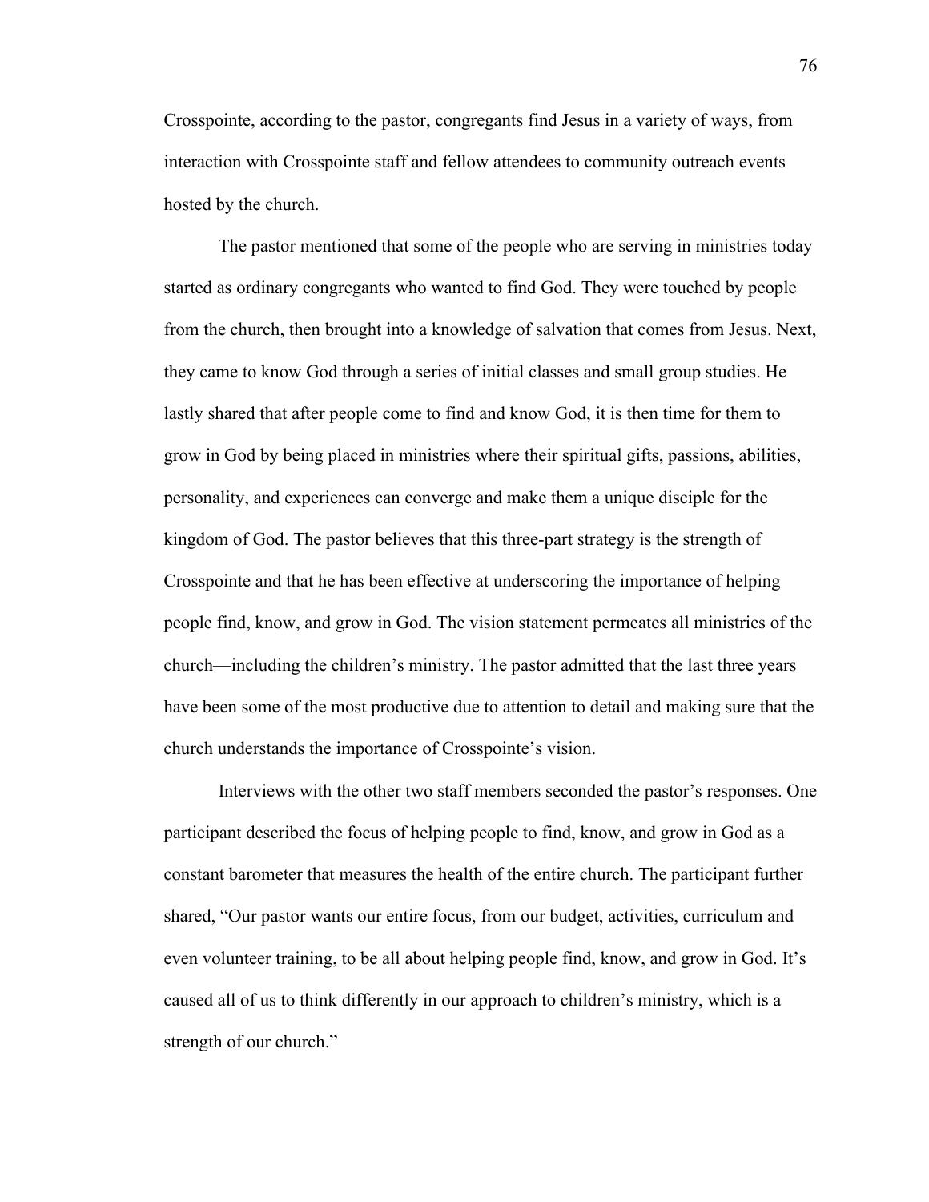Crosspointe, according to the pastor, congregants find Jesus in a variety of ways, from interaction with Crosspointe staff and fellow attendees to community outreach events hosted by the church.

The pastor mentioned that some of the people who are serving in ministries today started as ordinary congregants who wanted to find God. They were touched by people from the church, then brought into a knowledge of salvation that comes from Jesus. Next, they came to know God through a series of initial classes and small group studies. He lastly shared that after people come to find and know God, it is then time for them to grow in God by being placed in ministries where their spiritual gifts, passions, abilities, personality, and experiences can converge and make them a unique disciple for the kingdom of God. The pastor believes that this three-part strategy is the strength of Crosspointe and that he has been effective at underscoring the importance of helping people find, know, and grow in God. The vision statement permeates all ministries of the church—including the children's ministry. The pastor admitted that the last three years have been some of the most productive due to attention to detail and making sure that the church understands the importance of Crosspointe's vision.

Interviews with the other two staff members seconded the pastor's responses. One participant described the focus of helping people to find, know, and grow in God as a constant barometer that measures the health of the entire church. The participant further shared, "Our pastor wants our entire focus, from our budget, activities, curriculum and even volunteer training, to be all about helping people find, know, and grow in God. It's caused all of us to think differently in our approach to children's ministry, which is a strength of our church."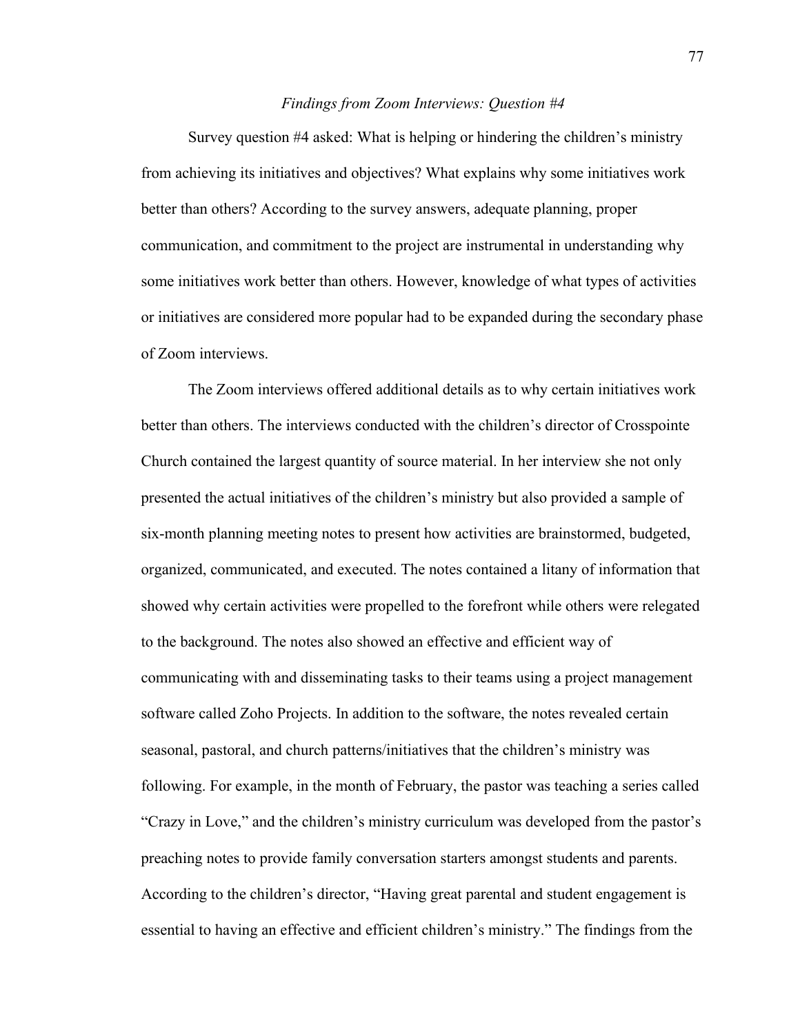*Findings from Zoom Interviews: Question #4*

Survey question #4 asked: What is helping or hindering the children's ministry from achieving its initiatives and objectives? What explains why some initiatives work better than others? According to the survey answers, adequate planning, proper communication, and commitment to the project are instrumental in understanding why some initiatives work better than others. However, knowledge of what types of activities or initiatives are considered more popular had to be expanded during the secondary phase of Zoom interviews.

The Zoom interviews offered additional details as to why certain initiatives work better than others. The interviews conducted with the children's director of Crosspointe Church contained the largest quantity of source material. In her interview she not only presented the actual initiatives of the children's ministry but also provided a sample of six-month planning meeting notes to present how activities are brainstormed, budgeted, organized, communicated, and executed. The notes contained a litany of information that showed why certain activities were propelled to the forefront while others were relegated to the background. The notes also showed an effective and efficient way of communicating with and disseminating tasks to their teams using a project management software called Zoho Projects. In addition to the software, the notes revealed certain seasonal, pastoral, and church patterns/initiatives that the children's ministry was following. For example, in the month of February, the pastor was teaching a series called "Crazy in Love," and the children's ministry curriculum was developed from the pastor's preaching notes to provide family conversation starters amongst students and parents. According to the children's director, "Having great parental and student engagement is essential to having an effective and efficient children's ministry." The findings from the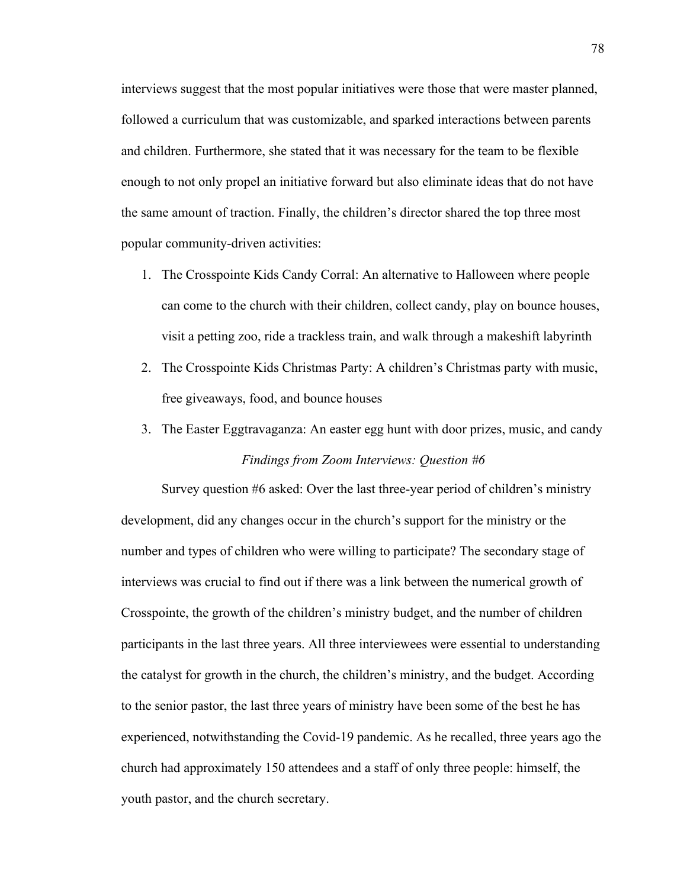interviews suggest that the most popular initiatives were those that were master planned, followed a curriculum that was customizable, and sparked interactions between parents and children. Furthermore, she stated that it was necessary for the team to be flexible enough to not only propel an initiative forward but also eliminate ideas that do not have the same amount of traction. Finally, the children's director shared the top three most popular community-driven activities:

1. The Crosspointe Kids Candy Corral: An alternative to Halloween where people can come to the church with their children, collect candy, play on bounce houses, visit a petting zoo, ride a trackless train, and walk through a makeshift labyrinth
2. The Crosspointe Kids Christmas Party: A children's Christmas party with music, free giveaways, food, and bounce houses
3. The Easter Eggtravaganza: An easter egg hunt with door prizes, music, and candy

### *Findings from Zoom Interviews: Question #6*

Survey question #6 asked: Over the last three-year period of children's ministry development, did any changes occur in the church's support for the ministry or the number and types of children who were willing to participate? The secondary stage of interviews was crucial to find out if there was a link between the numerical growth of Crosspointe, the growth of the children's ministry budget, and the number of children participants in the last three years. All three interviewees were essential to understanding the catalyst for growth in the church, the children's ministry, and the budget. According to the senior pastor, the last three years of ministry have been some of the best he has experienced, notwithstanding the Covid-19 pandemic. As he recalled, three years ago the church had approximately 150 attendees and a staff of only three people: himself, the youth pastor, and the church secretary.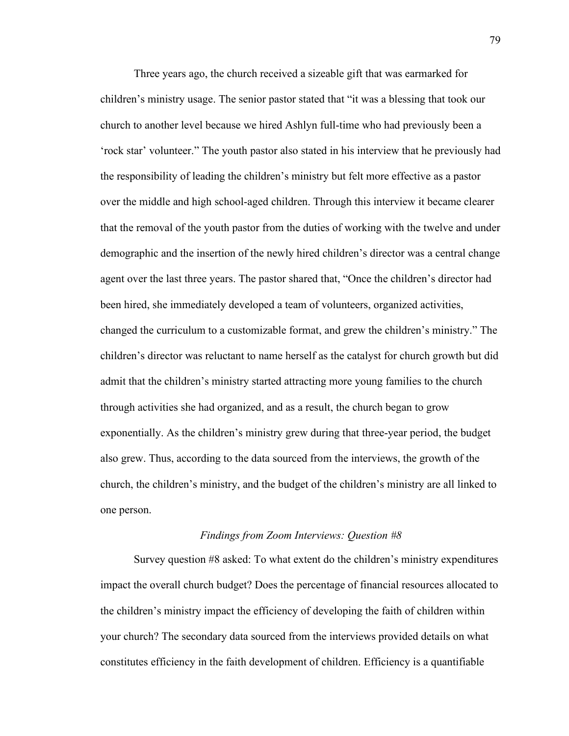Three years ago, the church received a sizeable gift that was earmarked for children's ministry usage. The senior pastor stated that "it was a blessing that took our church to another level because we hired Ashlyn full-time who had previously been a 'rock star' volunteer." The youth pastor also stated in his interview that he previously had the responsibility of leading the children's ministry but felt more effective as a pastor over the middle and high school-aged children. Through this interview it became clearer that the removal of the youth pastor from the duties of working with the twelve and under demographic and the insertion of the newly hired children's director was a central change agent over the last three years. The pastor shared that, "Once the children's director had been hired, she immediately developed a team of volunteers, organized activities, changed the curriculum to a customizable format, and grew the children's ministry." The children's director was reluctant to name herself as the catalyst for church growth but did admit that the children's ministry started attracting more young families to the church through activities she had organized, and as a result, the church began to grow exponentially. As the children's ministry grew during that three-year period, the budget also grew. Thus, according to the data sourced from the interviews, the growth of the church, the children's ministry, and the budget of the children's ministry are all linked to one person.

### *Findings from Zoom Interviews: Question #8*

Survey question #8 asked: To what extent do the children's ministry expenditures impact the overall church budget? Does the percentage of financial resources allocated to the children's ministry impact the efficiency of developing the faith of children within your church? The secondary data sourced from the interviews provided details on what constitutes efficiency in the faith development of children. Efficiency is a quantifiable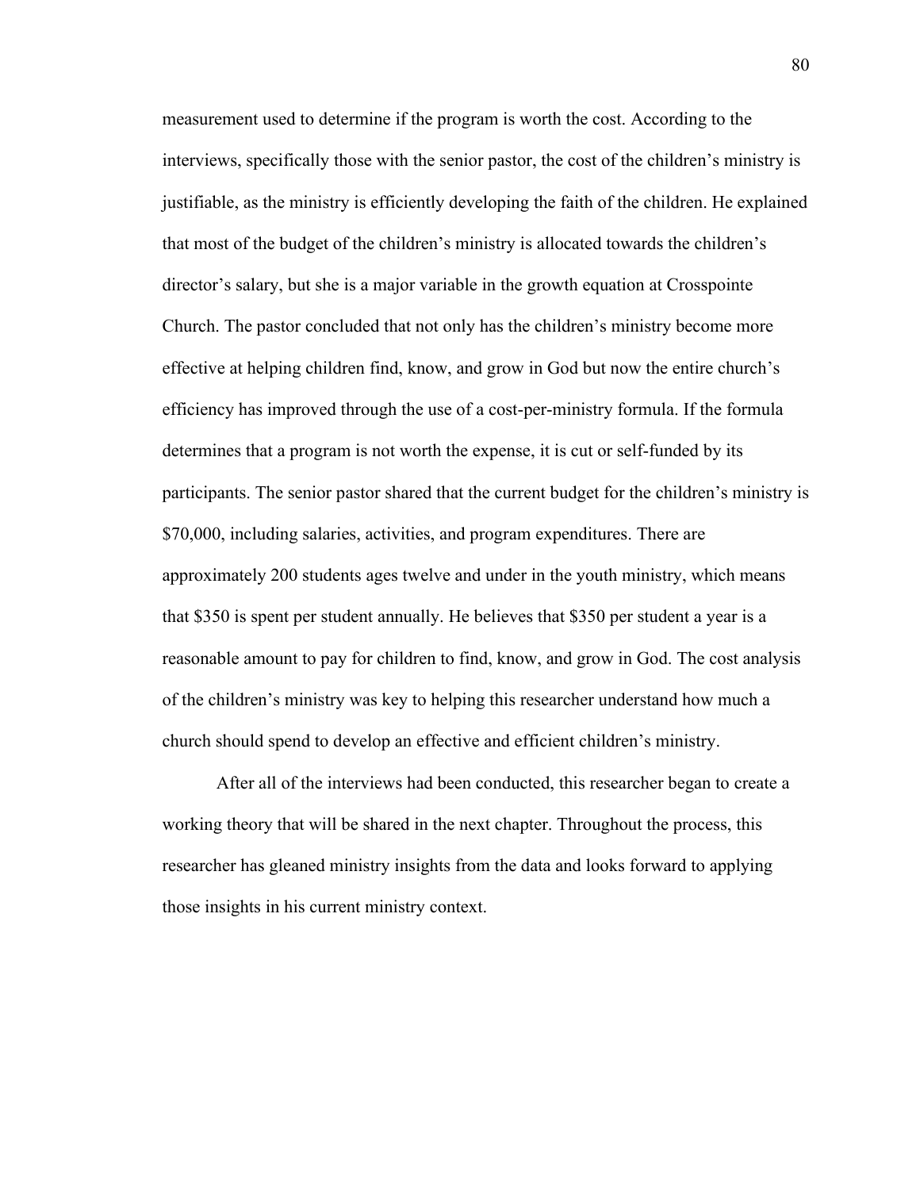measurement used to determine if the program is worth the cost. According to the interviews, specifically those with the senior pastor, the cost of the children's ministry is justifiable, as the ministry is efficiently developing the faith of the children. He explained that most of the budget of the children's ministry is allocated towards the children's director's salary, but she is a major variable in the growth equation at Crosspointe Church. The pastor concluded that not only has the children's ministry become more effective at helping children find, know, and grow in God but now the entire church's efficiency has improved through the use of a cost-per-ministry formula. If the formula determines that a program is not worth the expense, it is cut or self-funded by its participants. The senior pastor shared that the current budget for the children's ministry is $70,000, including salaries, activities, and program expenditures. There are approximately 200 students ages twelve and under in the youth ministry, which means that $350 is spent per student annually. He believes that $350 per student a year is a reasonable amount to pay for children to find, know, and grow in God. The cost analysis of the children's ministry was key to helping this researcher understand how much a church should spend to develop an effective and efficient children's ministry.

After all of the interviews had been conducted, this researcher began to create a working theory that will be shared in the next chapter. Throughout the process, this researcher has gleaned ministry insights from the data and looks forward to applying those insights in his current ministry context.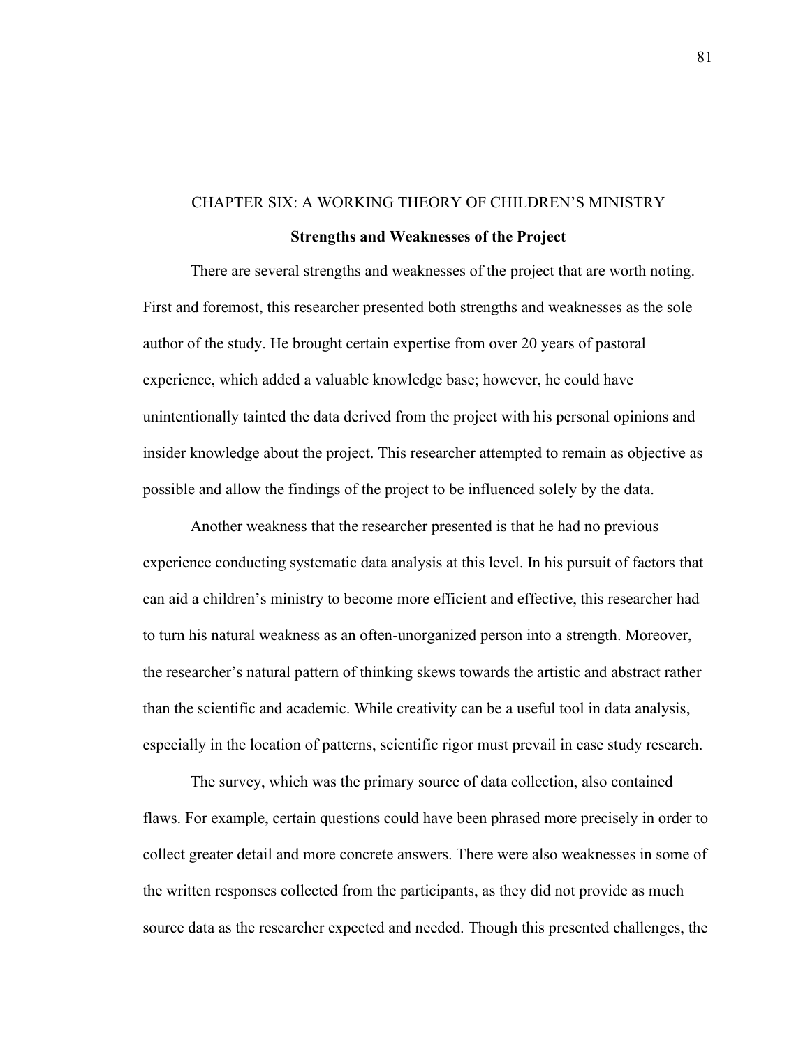# CHAPTER SIX: A WORKING THEORY OF CHILDREN'S MINISTRY

## Strengths and Weaknesses of the Project

There are several strengths and weaknesses of the project that are worth noting. First and foremost, this researcher presented both strengths and weaknesses as the sole author of the study. He brought certain expertise from over 20 years of pastoral experience, which added a valuable knowledge base; however, he could have unintentionally tainted the data derived from the project with his personal opinions and insider knowledge about the project. This researcher attempted to remain as objective as possible and allow the findings of the project to be influenced solely by the data.

Another weakness that the researcher presented is that he had no previous experience conducting systematic data analysis at this level. In his pursuit of factors that can aid a children's ministry to become more efficient and effective, this researcher had to turn his natural weakness as an often-unorganized person into a strength. Moreover, the researcher's natural pattern of thinking skews towards the artistic and abstract rather than the scientific and academic. While creativity can be a useful tool in data analysis, especially in the location of patterns, scientific rigor must prevail in case study research.

The survey, which was the primary source of data collection, also contained flaws. For example, certain questions could have been phrased more precisely in order to collect greater detail and more concrete answers. There were also weaknesses in some of the written responses collected from the participants, as they did not provide as much source data as the researcher expected and needed. Though this presented challenges, the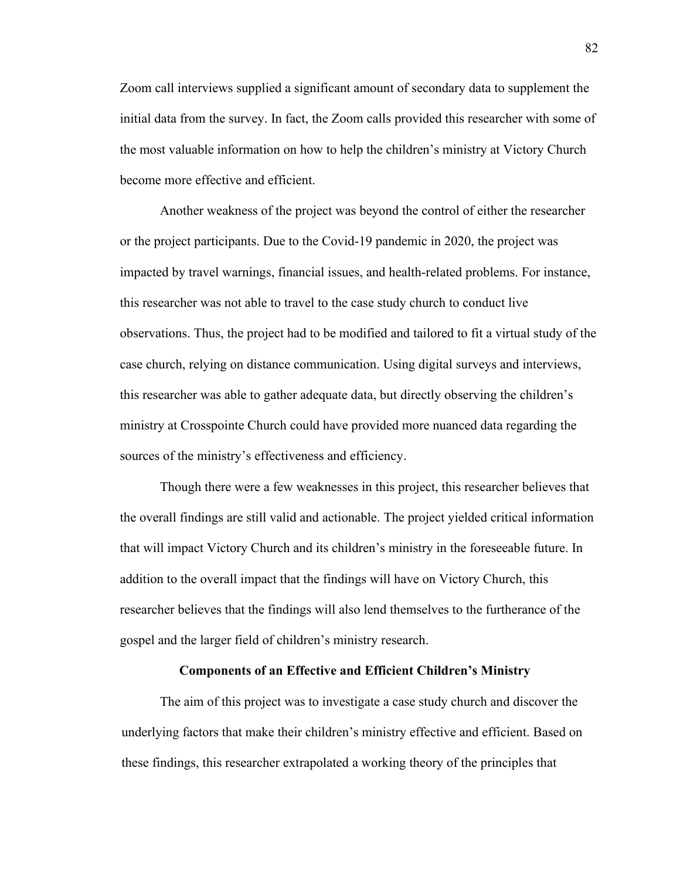Zoom call interviews supplied a significant amount of secondary data to supplement the initial data from the survey. In fact, the Zoom calls provided this researcher with some of the most valuable information on how to help the children's ministry at Victory Church become more effective and efficient.

Another weakness of the project was beyond the control of either the researcher or the project participants. Due to the Covid-19 pandemic in 2020, the project was impacted by travel warnings, financial issues, and health-related problems. For instance, this researcher was not able to travel to the case study church to conduct live observations. Thus, the project had to be modified and tailored to fit a virtual study of the case church, relying on distance communication. Using digital surveys and interviews, this researcher was able to gather adequate data, but directly observing the children's ministry at Crosspointe Church could have provided more nuanced data regarding the sources of the ministry's effectiveness and efficiency.

Though there were a few weaknesses in this project, this researcher believes that the overall findings are still valid and actionable. The project yielded critical information that will impact Victory Church and its children's ministry in the foreseeable future. In addition to the overall impact that the findings will have on Victory Church, this researcher believes that the findings will also lend themselves to the furtherance of the gospel and the larger field of children's ministry research.

## Components of an Effective and Efficient Children's Ministry

The aim of this project was to investigate a case study church and discover the underlying factors that make their children's ministry effective and efficient. Based on these findings, this researcher extrapolated a working theory of the principles that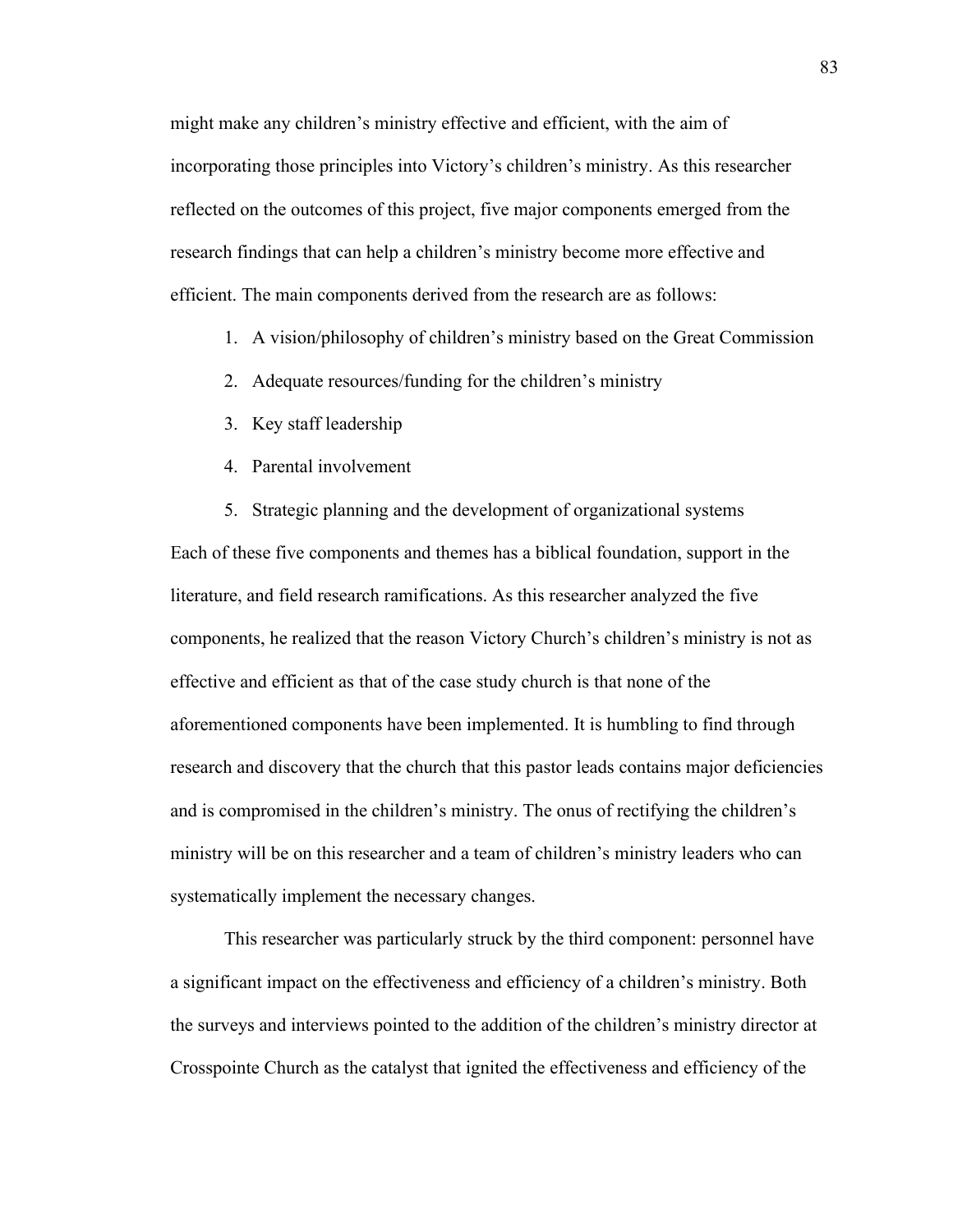might make any children's ministry effective and efficient, with the aim of incorporating those principles into Victory's children's ministry. As this researcher reflected on the outcomes of this project, five major components emerged from the research findings that can help a children's ministry become more effective and efficient. The main components derived from the research are as follows:

1. A vision/philosophy of children's ministry based on the Great Commission
2. Adequate resources/funding for the children's ministry
3. Key staff leadership
4. Parental involvement
5. Strategic planning and the development of organizational systems

Each of these five components and themes has a biblical foundation, support in the literature, and field research ramifications. As this researcher analyzed the five components, he realized that the reason Victory Church's children's ministry is not as effective and efficient as that of the case study church is that none of the aforementioned components have been implemented. It is humbling to find through research and discovery that the church that this pastor leads contains major deficiencies and is compromised in the children's ministry. The onus of rectifying the children's ministry will be on this researcher and a team of children's ministry leaders who can systematically implement the necessary changes.

This researcher was particularly struck by the third component: personnel have a significant impact on the effectiveness and efficiency of a children's ministry. Both the surveys and interviews pointed to the addition of the children's ministry director at Crosspointe Church as the catalyst that ignited the effectiveness and efficiency of the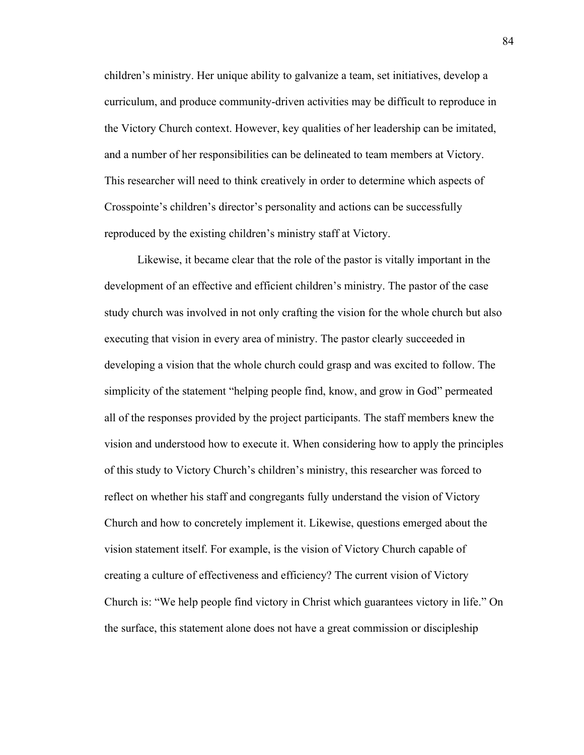children's ministry. Her unique ability to galvanize a team, set initiatives, develop a curriculum, and produce community-driven activities may be difficult to reproduce in the Victory Church context. However, key qualities of her leadership can be imitated, and a number of her responsibilities can be delineated to team members at Victory. This researcher will need to think creatively in order to determine which aspects of Crosspointe's children's director's personality and actions can be successfully reproduced by the existing children's ministry staff at Victory.

Likewise, it became clear that the role of the pastor is vitally important in the development of an effective and efficient children's ministry. The pastor of the case study church was involved in not only crafting the vision for the whole church but also executing that vision in every area of ministry. The pastor clearly succeeded in developing a vision that the whole church could grasp and was excited to follow. The simplicity of the statement "helping people find, know, and grow in God" permeated all of the responses provided by the project participants. The staff members knew the vision and understood how to execute it. When considering how to apply the principles of this study to Victory Church's children's ministry, this researcher was forced to reflect on whether his staff and congregants fully understand the vision of Victory Church and how to concretely implement it. Likewise, questions emerged about the vision statement itself. For example, is the vision of Victory Church capable of creating a culture of effectiveness and efficiency? The current vision of Victory Church is: "We help people find victory in Christ which guarantees victory in life." On the surface, this statement alone does not have a great commission or discipleship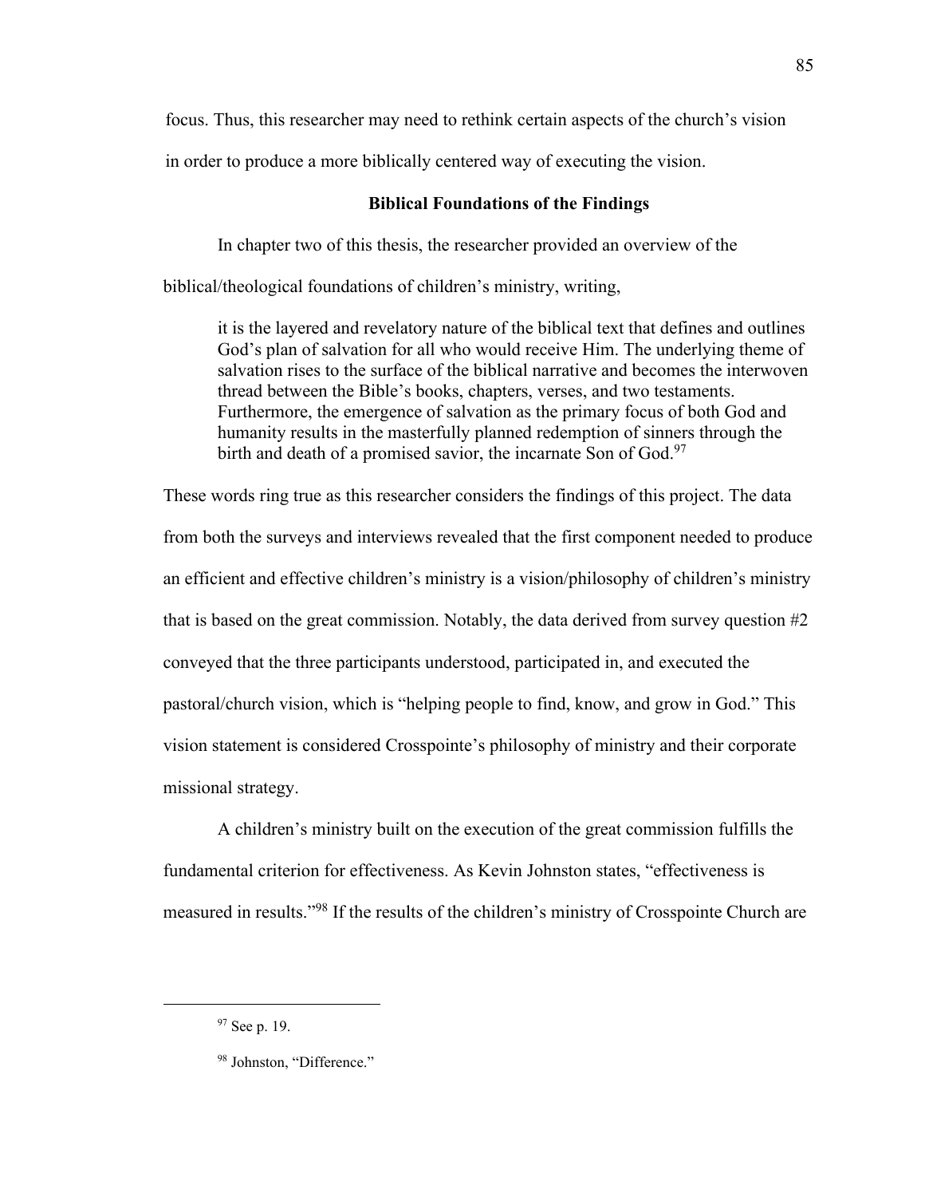focus. Thus, this researcher may need to rethink certain aspects of the church's vision in order to produce a more biblically centered way of executing the vision.

### Biblical Foundations of the Findings

In chapter two of this thesis, the researcher provided an overview of the biblical/theological foundations of children's ministry, writing,

> it is the layered and revelatory nature of the biblical text that defines and outlines God's plan of salvation for all who would receive Him. The underlying theme of salvation rises to the surface of the biblical narrative and becomes the interwoven thread between the Bible's books, chapters, verses, and two testaments. Furthermore, the emergence of salvation as the primary focus of both God and humanity results in the masterfully planned redemption of sinners through the birth and death of a promised savior, the incarnate Son of God.[97]

These words ring true as this researcher considers the findings of this project. The data from both the surveys and interviews revealed that the first component needed to produce an efficient and effective children's ministry is a vision/philosophy of children's ministry that is based on the great commission. Notably, the data derived from survey question #2 conveyed that the three participants understood, participated in, and executed the pastoral/church vision, which is "helping people to find, know, and grow in God." This vision statement is considered Crosspointe's philosophy of ministry and their corporate missional strategy.

A children's ministry built on the execution of the great commission fulfills the fundamental criterion for effectiveness. As Kevin Johnston states, "effectiveness is measured in results."[98] If the results of the children's ministry of Crosspointe Church are

---

[97] See p. 19.

[98] Johnston, "Difference."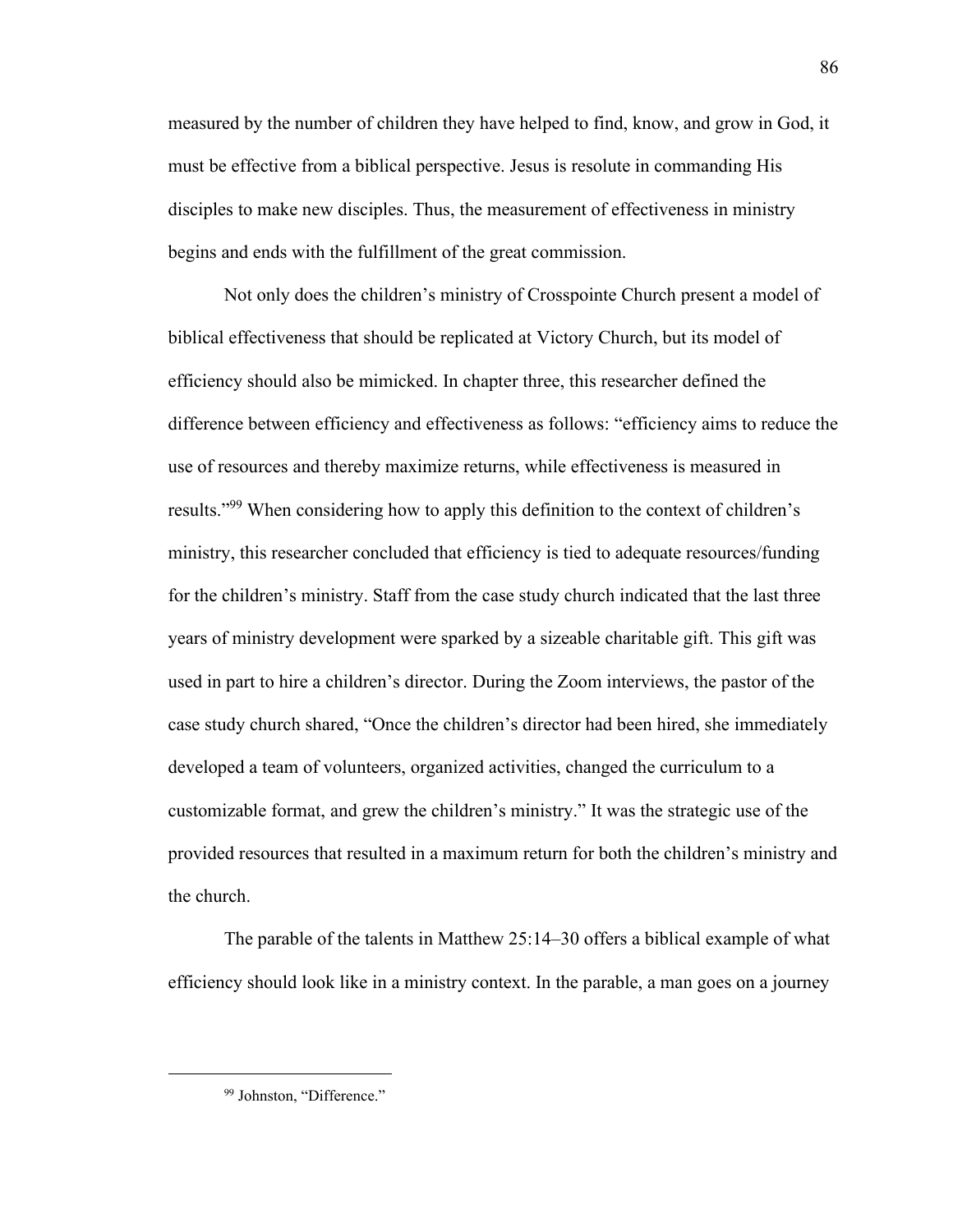measured by the number of children they have helped to find, know, and grow in God, it must be effective from a biblical perspective. Jesus is resolute in commanding His disciples to make new disciples. Thus, the measurement of effectiveness in ministry begins and ends with the fulfillment of the great commission.

Not only does the children's ministry of Crosspointe Church present a model of biblical effectiveness that should be replicated at Victory Church, but its model of efficiency should also be mimicked. In chapter three, this researcher defined the difference between efficiency and effectiveness as follows: "efficiency aims to reduce the use of resources and thereby maximize returns, while effectiveness is measured in results."[99] When considering how to apply this definition to the context of children's ministry, this researcher concluded that efficiency is tied to adequate resources/funding for the children's ministry. Staff from the case study church indicated that the last three years of ministry development were sparked by a sizeable charitable gift. This gift was used in part to hire a children's director. During the Zoom interviews, the pastor of the case study church shared, "Once the children's director had been hired, she immediately developed a team of volunteers, organized activities, changed the curriculum to a customizable format, and grew the children's ministry." It was the strategic use of the provided resources that resulted in a maximum return for both the children's ministry and the church.

The parable of the talents in Matthew 25:14–30 offers a biblical example of what efficiency should look like in a ministry context. In the parable, a man goes on a journey

---

[99] Johnston, "Difference."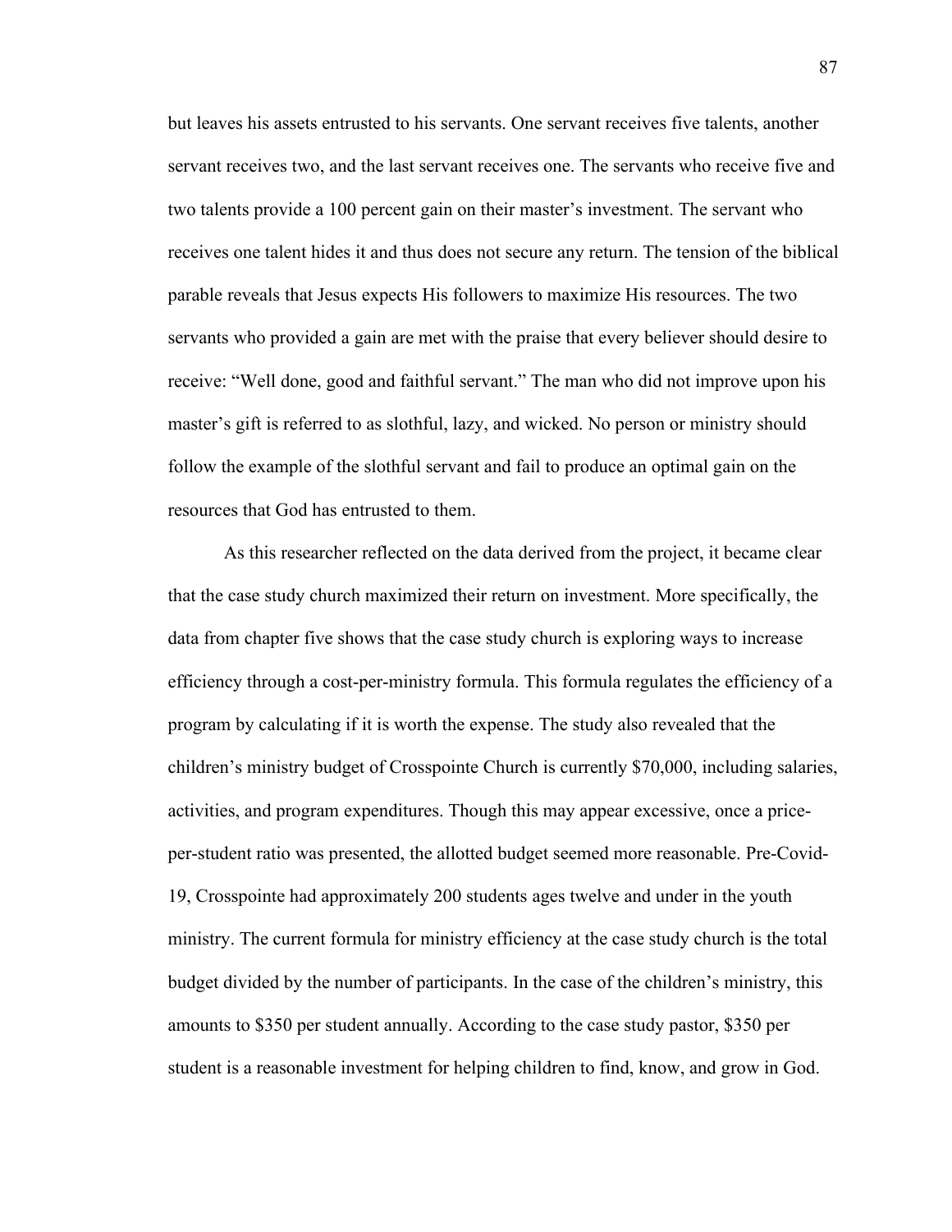but leaves his assets entrusted to his servants. One servant receives five talents, another servant receives two, and the last servant receives one. The servants who receive five and two talents provide a 100 percent gain on their master's investment. The servant who receives one talent hides it and thus does not secure any return. The tension of the biblical parable reveals that Jesus expects His followers to maximize His resources. The two servants who provided a gain are met with the praise that every believer should desire to receive: "Well done, good and faithful servant." The man who did not improve upon his master's gift is referred to as slothful, lazy, and wicked. No person or ministry should follow the example of the slothful servant and fail to produce an optimal gain on the resources that God has entrusted to them.

As this researcher reflected on the data derived from the project, it became clear that the case study church maximized their return on investment. More specifically, the data from chapter five shows that the case study church is exploring ways to increase efficiency through a cost-per-ministry formula. This formula regulates the efficiency of a program by calculating if it is worth the expense. The study also revealed that the children's ministry budget of Crosspointe Church is currently $70,000, including salaries, activities, and program expenditures. Though this may appear excessive, once a price-per-student ratio was presented, the allotted budget seemed more reasonable. Pre-Covid-19, Crosspointe had approximately 200 students ages twelve and under in the youth ministry. The current formula for ministry efficiency at the case study church is the total budget divided by the number of participants. In the case of the children's ministry, this amounts to $350 per student annually. According to the case study pastor, $350 per student is a reasonable investment for helping children to find, know, and grow in God.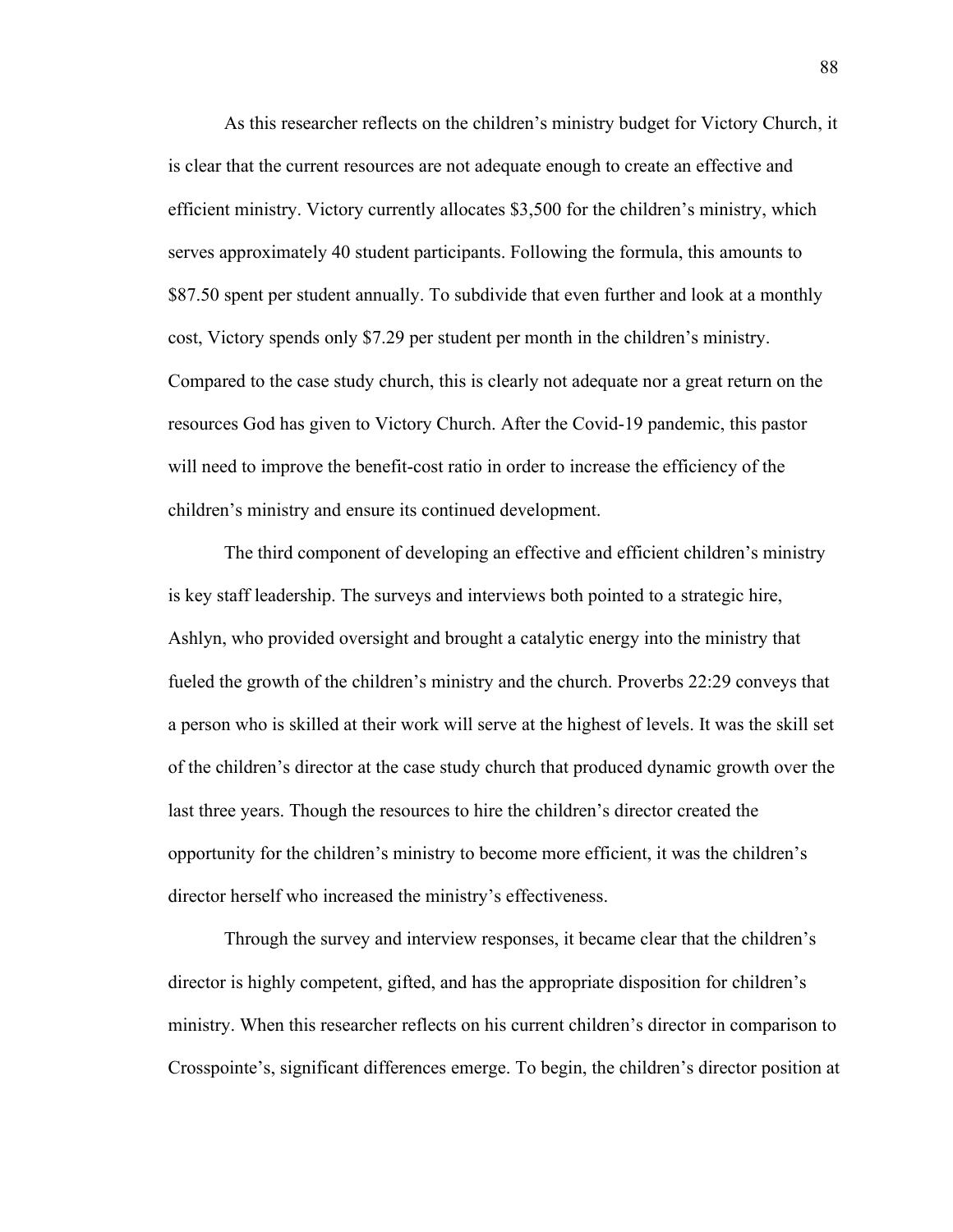As this researcher reflects on the children's ministry budget for Victory Church, it is clear that the current resources are not adequate enough to create an effective and efficient ministry. Victory currently allocates $3,500 for the children's ministry, which serves approximately 40 student participants. Following the formula, this amounts to $87.50 spent per student annually. To subdivide that even further and look at a monthly cost, Victory spends only $7.29 per student per month in the children's ministry. Compared to the case study church, this is clearly not adequate nor a great return on the resources God has given to Victory Church. After the Covid-19 pandemic, this pastor will need to improve the benefit-cost ratio in order to increase the efficiency of the children's ministry and ensure its continued development.

The third component of developing an effective and efficient children's ministry is key staff leadership. The surveys and interviews both pointed to a strategic hire, Ashlyn, who provided oversight and brought a catalytic energy into the ministry that fueled the growth of the children's ministry and the church. Proverbs 22:29 conveys that a person who is skilled at their work will serve at the highest of levels. It was the skill set of the children's director at the case study church that produced dynamic growth over the last three years. Though the resources to hire the children's director created the opportunity for the children's ministry to become more efficient, it was the children's director herself who increased the ministry's effectiveness.

Through the survey and interview responses, it became clear that the children's director is highly competent, gifted, and has the appropriate disposition for children's ministry. When this researcher reflects on his current children's director in comparison to Crosspointe's, significant differences emerge. To begin, the children's director position at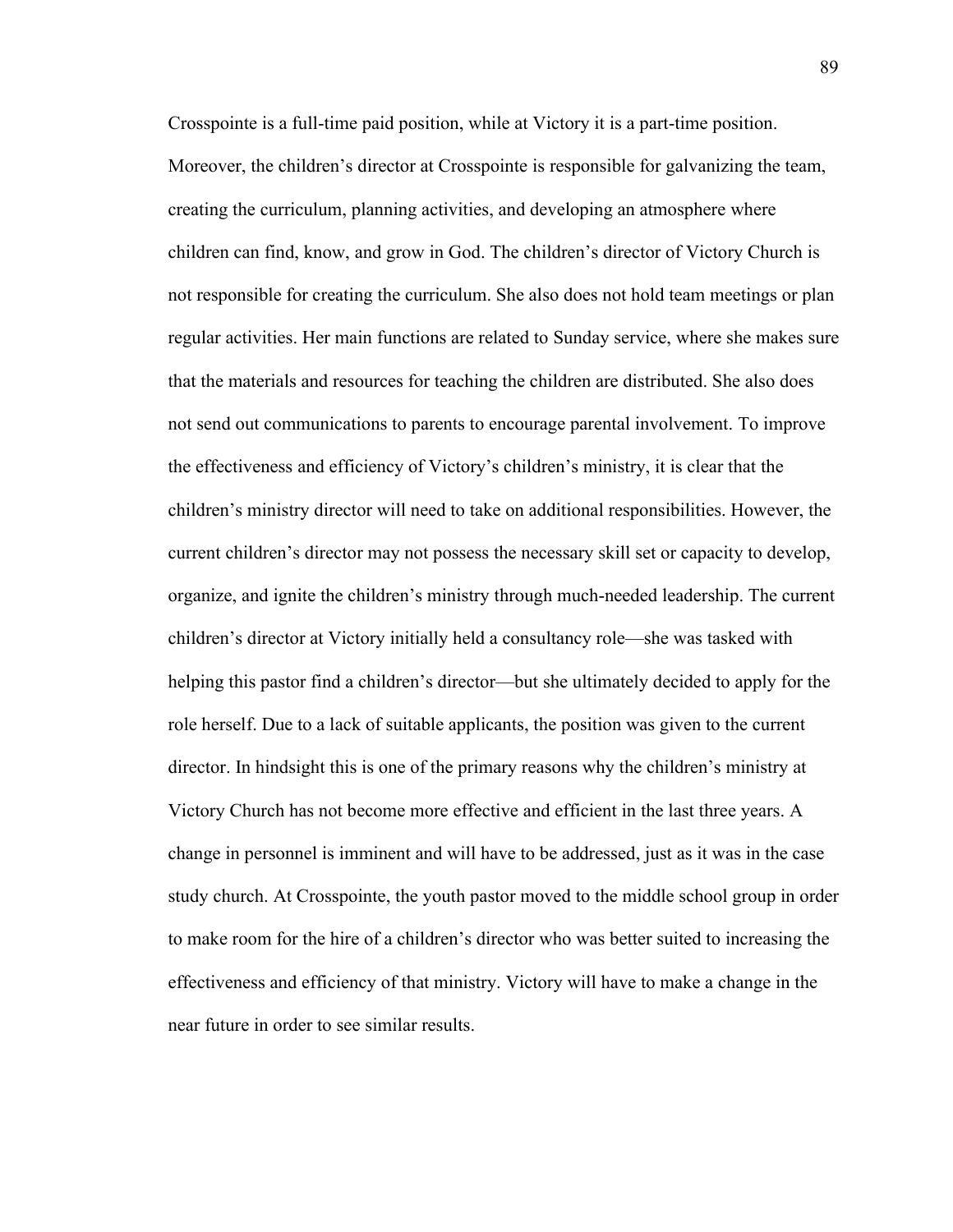Crosspointe is a full-time paid position, while at Victory it is a part-time position. Moreover, the children's director at Crosspointe is responsible for galvanizing the team, creating the curriculum, planning activities, and developing an atmosphere where children can find, know, and grow in God. The children's director of Victory Church is not responsible for creating the curriculum. She also does not hold team meetings or plan regular activities. Her main functions are related to Sunday service, where she makes sure that the materials and resources for teaching the children are distributed. She also does not send out communications to parents to encourage parental involvement. To improve the effectiveness and efficiency of Victory's children's ministry, it is clear that the children's ministry director will need to take on additional responsibilities. However, the current children's director may not possess the necessary skill set or capacity to develop, organize, and ignite the children's ministry through much-needed leadership. The current children's director at Victory initially held a consultancy role—she was tasked with helping this pastor find a children's director—but she ultimately decided to apply for the role herself. Due to a lack of suitable applicants, the position was given to the current director. In hindsight this is one of the primary reasons why the children's ministry at Victory Church has not become more effective and efficient in the last three years. A change in personnel is imminent and will have to be addressed, just as it was in the case study church. At Crosspointe, the youth pastor moved to the middle school group in order to make room for the hire of a children's director who was better suited to increasing the effectiveness and efficiency of that ministry. Victory will have to make a change in the near future in order to see similar results.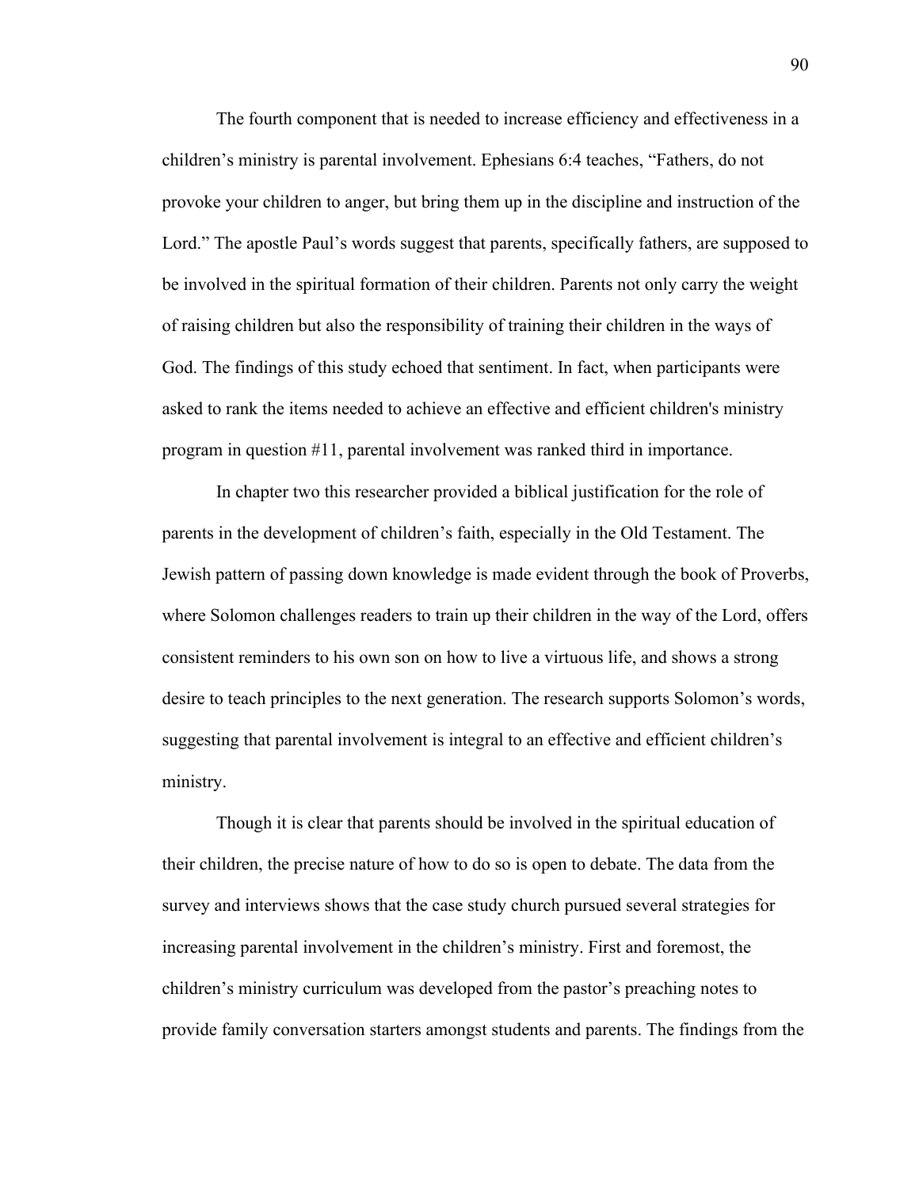The fourth component that is needed to increase efficiency and effectiveness in a children's ministry is parental involvement. Ephesians 6:4 teaches, "Fathers, do not provoke your children to anger, but bring them up in the discipline and instruction of the Lord." The apostle Paul's words suggest that parents, specifically fathers, are supposed to be involved in the spiritual formation of their children. Parents not only carry the weight of raising children but also the responsibility of training their children in the ways of God. The findings of this study echoed that sentiment. In fact, when participants were asked to rank the items needed to achieve an effective and efficient children's ministry program in question #11, parental involvement was ranked third in importance.

In chapter two this researcher provided a biblical justification for the role of parents in the development of children's faith, especially in the Old Testament. The Jewish pattern of passing down knowledge is made evident through the book of Proverbs, where Solomon challenges readers to train up their children in the way of the Lord, offers consistent reminders to his own son on how to live a virtuous life, and shows a strong desire to teach principles to the next generation. The research supports Solomon's words, suggesting that parental involvement is integral to an effective and efficient children's ministry.

Though it is clear that parents should be involved in the spiritual education of their children, the precise nature of how to do so is open to debate. The data from the survey and interviews shows that the case study church pursued several strategies for increasing parental involvement in the children's ministry. First and foremost, the children's ministry curriculum was developed from the pastor's preaching notes to provide family conversation starters amongst students and parents. The findings from the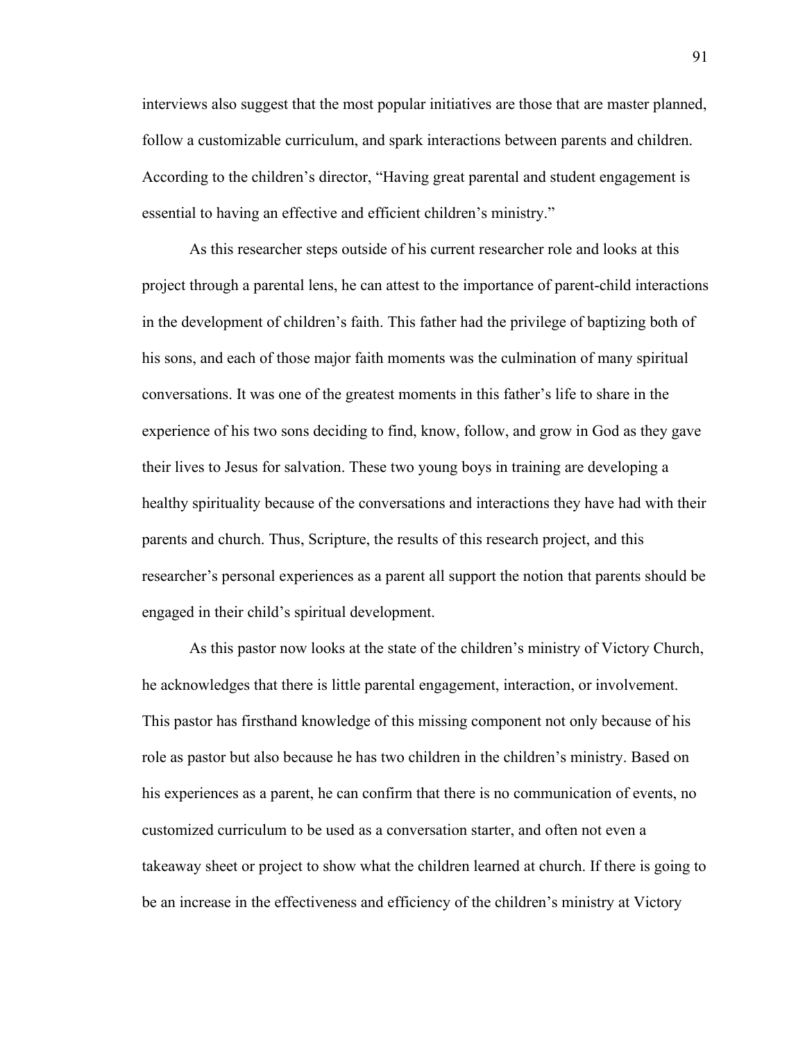interviews also suggest that the most popular initiatives are those that are master planned, follow a customizable curriculum, and spark interactions between parents and children. According to the children's director, "Having great parental and student engagement is essential to having an effective and efficient children's ministry."

As this researcher steps outside of his current researcher role and looks at this project through a parental lens, he can attest to the importance of parent-child interactions in the development of children's faith. This father had the privilege of baptizing both of his sons, and each of those major faith moments was the culmination of many spiritual conversations. It was one of the greatest moments in this father's life to share in the experience of his two sons deciding to find, know, follow, and grow in God as they gave their lives to Jesus for salvation. These two young boys in training are developing a healthy spirituality because of the conversations and interactions they have had with their parents and church. Thus, Scripture, the results of this research project, and this researcher's personal experiences as a parent all support the notion that parents should be engaged in their child's spiritual development.

As this pastor now looks at the state of the children's ministry of Victory Church, he acknowledges that there is little parental engagement, interaction, or involvement. This pastor has firsthand knowledge of this missing component not only because of his role as pastor but also because he has two children in the children's ministry. Based on his experiences as a parent, he can confirm that there is no communication of events, no customized curriculum to be used as a conversation starter, and often not even a takeaway sheet or project to show what the children learned at church. If there is going to be an increase in the effectiveness and efficiency of the children's ministry at Victory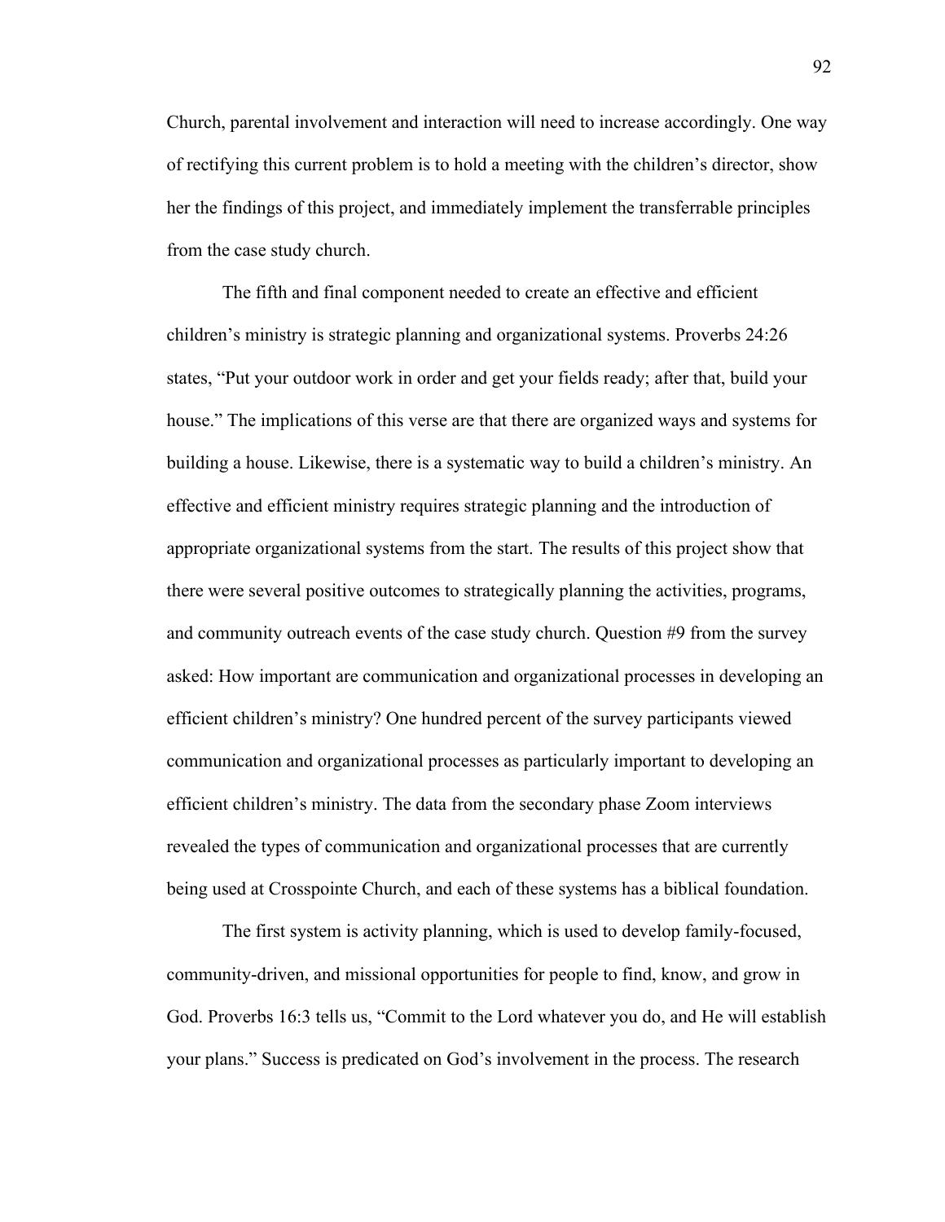Church, parental involvement and interaction will need to increase accordingly. One way of rectifying this current problem is to hold a meeting with the children's director, show her the findings of this project, and immediately implement the transferrable principles from the case study church.

The fifth and final component needed to create an effective and efficient children's ministry is strategic planning and organizational systems. Proverbs 24:26 states, "Put your outdoor work in order and get your fields ready; after that, build your house." The implications of this verse are that there are organized ways and systems for building a house. Likewise, there is a systematic way to build a children's ministry. An effective and efficient ministry requires strategic planning and the introduction of appropriate organizational systems from the start. The results of this project show that there were several positive outcomes to strategically planning the activities, programs, and community outreach events of the case study church. Question #9 from the survey asked: How important are communication and organizational processes in developing an efficient children's ministry? One hundred percent of the survey participants viewed communication and organizational processes as particularly important to developing an efficient children's ministry. The data from the secondary phase Zoom interviews revealed the types of communication and organizational processes that are currently being used at Crosspointe Church, and each of these systems has a biblical foundation.

The first system is activity planning, which is used to develop family-focused, community-driven, and missional opportunities for people to find, know, and grow in God. Proverbs 16:3 tells us, "Commit to the Lord whatever you do, and He will establish your plans." Success is predicated on God's involvement in the process. The research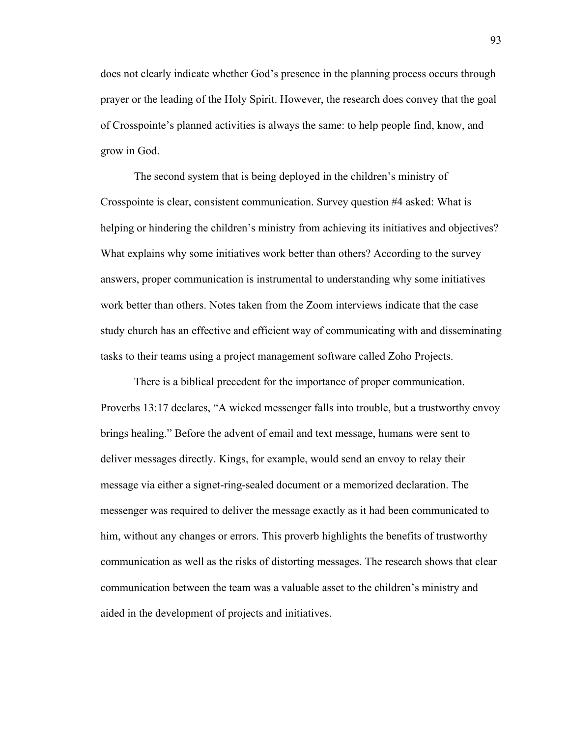does not clearly indicate whether God's presence in the planning process occurs through prayer or the leading of the Holy Spirit. However, the research does convey that the goal of Crosspointe's planned activities is always the same: to help people find, know, and grow in God.

The second system that is being deployed in the children's ministry of Crosspointe is clear, consistent communication. Survey question #4 asked: What is helping or hindering the children's ministry from achieving its initiatives and objectives? What explains why some initiatives work better than others? According to the survey answers, proper communication is instrumental to understanding why some initiatives work better than others. Notes taken from the Zoom interviews indicate that the case study church has an effective and efficient way of communicating with and disseminating tasks to their teams using a project management software called Zoho Projects.

There is a biblical precedent for the importance of proper communication. Proverbs 13:17 declares, "A wicked messenger falls into trouble, but a trustworthy envoy brings healing." Before the advent of email and text message, humans were sent to deliver messages directly. Kings, for example, would send an envoy to relay their message via either a signet-ring-sealed document or a memorized declaration. The messenger was required to deliver the message exactly as it had been communicated to him, without any changes or errors. This proverb highlights the benefits of trustworthy communication as well as the risks of distorting messages. The research shows that clear communication between the team was a valuable asset to the children's ministry and aided in the development of projects and initiatives.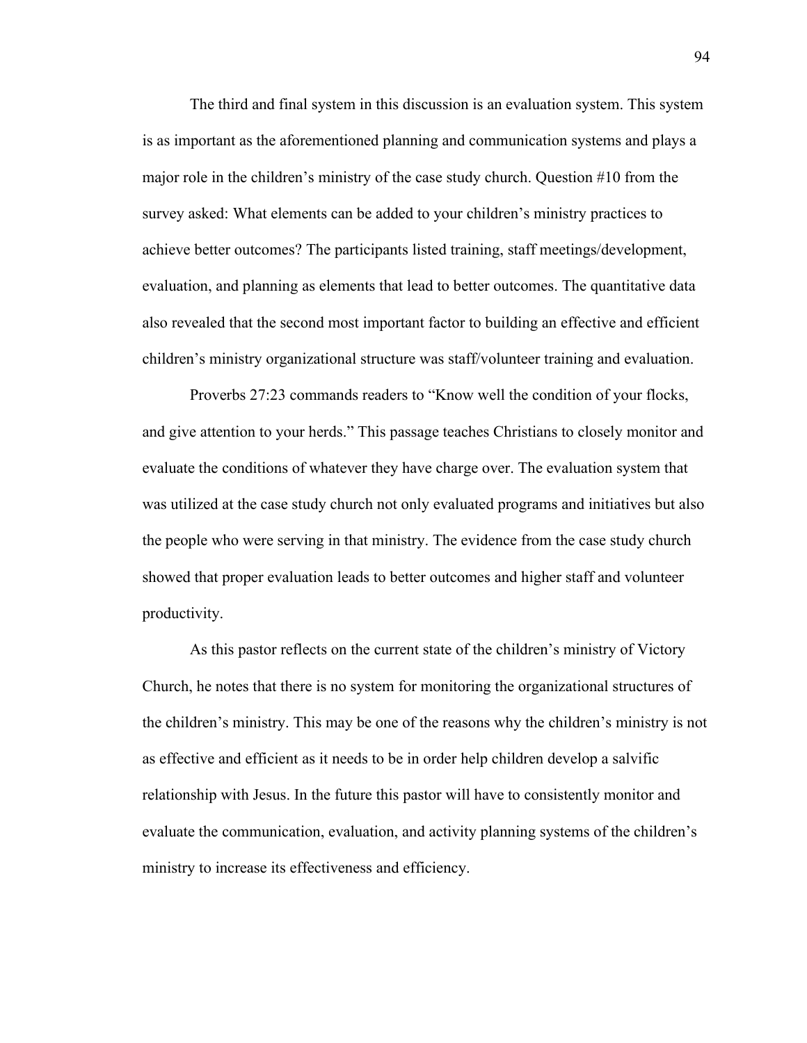The third and final system in this discussion is an evaluation system. This system is as important as the aforementioned planning and communication systems and plays a major role in the children's ministry of the case study church. Question #10 from the survey asked: What elements can be added to your children's ministry practices to achieve better outcomes? The participants listed training, staff meetings/development, evaluation, and planning as elements that lead to better outcomes. The quantitative data also revealed that the second most important factor to building an effective and efficient children's ministry organizational structure was staff/volunteer training and evaluation.

Proverbs 27:23 commands readers to "Know well the condition of your flocks, and give attention to your herds." This passage teaches Christians to closely monitor and evaluate the conditions of whatever they have charge over. The evaluation system that was utilized at the case study church not only evaluated programs and initiatives but also the people who were serving in that ministry. The evidence from the case study church showed that proper evaluation leads to better outcomes and higher staff and volunteer productivity.

As this pastor reflects on the current state of the children's ministry of Victory Church, he notes that there is no system for monitoring the organizational structures of the children's ministry. This may be one of the reasons why the children's ministry is not as effective and efficient as it needs to be in order help children develop a salvific relationship with Jesus. In the future this pastor will have to consistently monitor and evaluate the communication, evaluation, and activity planning systems of the children's ministry to increase its effectiveness and efficiency.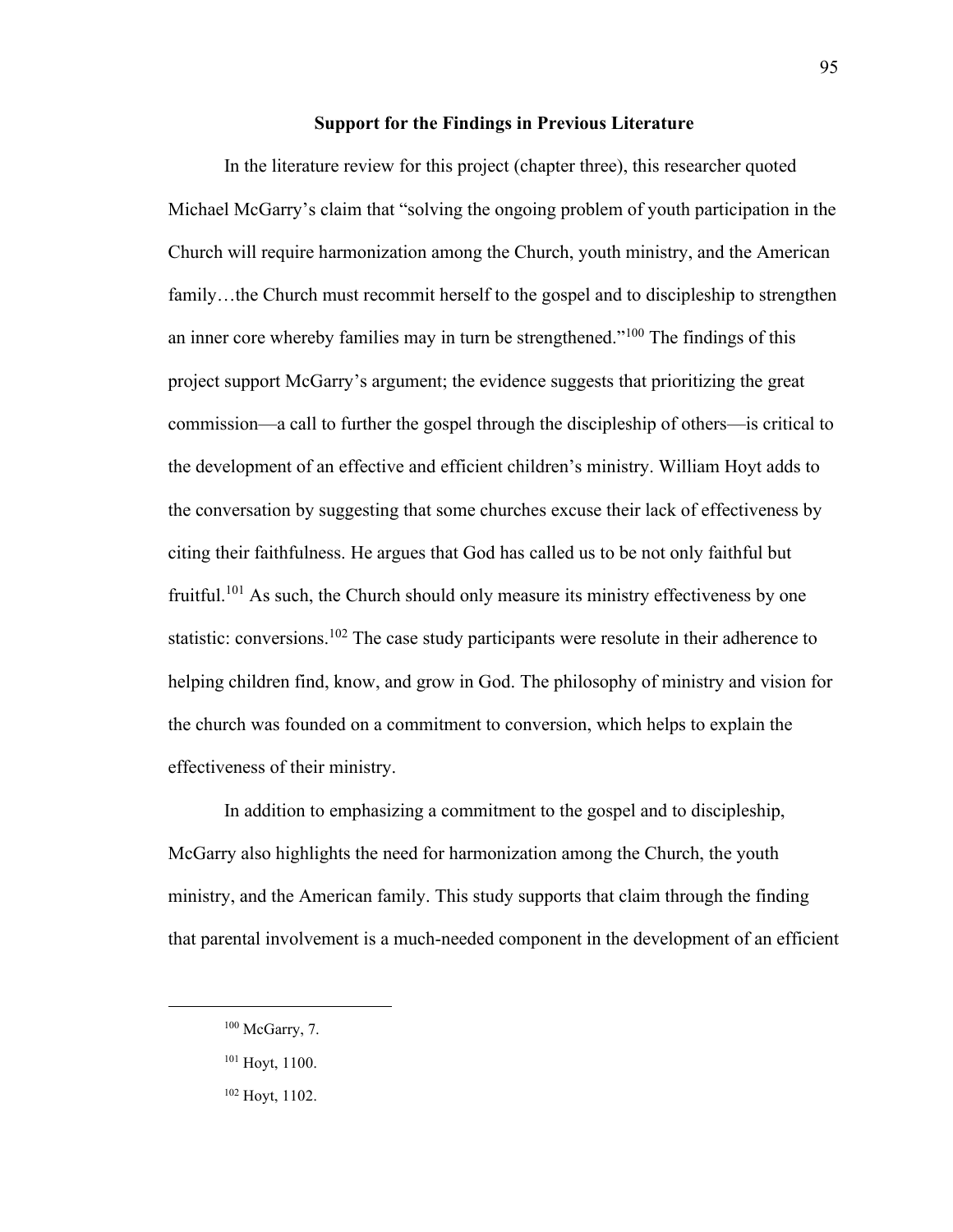## Support for the Findings in Previous Literature

In the literature review for this project (chapter three), this researcher quoted Michael McGarry's claim that "solving the ongoing problem of youth participation in the Church will require harmonization among the Church, youth ministry, and the American family…the Church must recommit herself to the gospel and to discipleship to strengthen an inner core whereby families may in turn be strengthened."[100] The findings of this project support McGarry's argument; the evidence suggests that prioritizing the great commission—a call to further the gospel through the discipleship of others—is critical to the development of an effective and efficient children's ministry. William Hoyt adds to the conversation by suggesting that some churches excuse their lack of effectiveness by citing their faithfulness. He argues that God has called us to be not only faithful but fruitful.[101] As such, the Church should only measure its ministry effectiveness by one statistic: conversions.[102] The case study participants were resolute in their adherence to helping children find, know, and grow in God. The philosophy of ministry and vision for the church was founded on a commitment to conversion, which helps to explain the effectiveness of their ministry.

In addition to emphasizing a commitment to the gospel and to discipleship, McGarry also highlights the need for harmonization among the Church, the youth ministry, and the American family. This study supports that claim through the finding that parental involvement is a much-needed component in the development of an efficient

---

[100] McGarry, 7.

[101] Hoyt, 1100.

[102] Hoyt, 1102.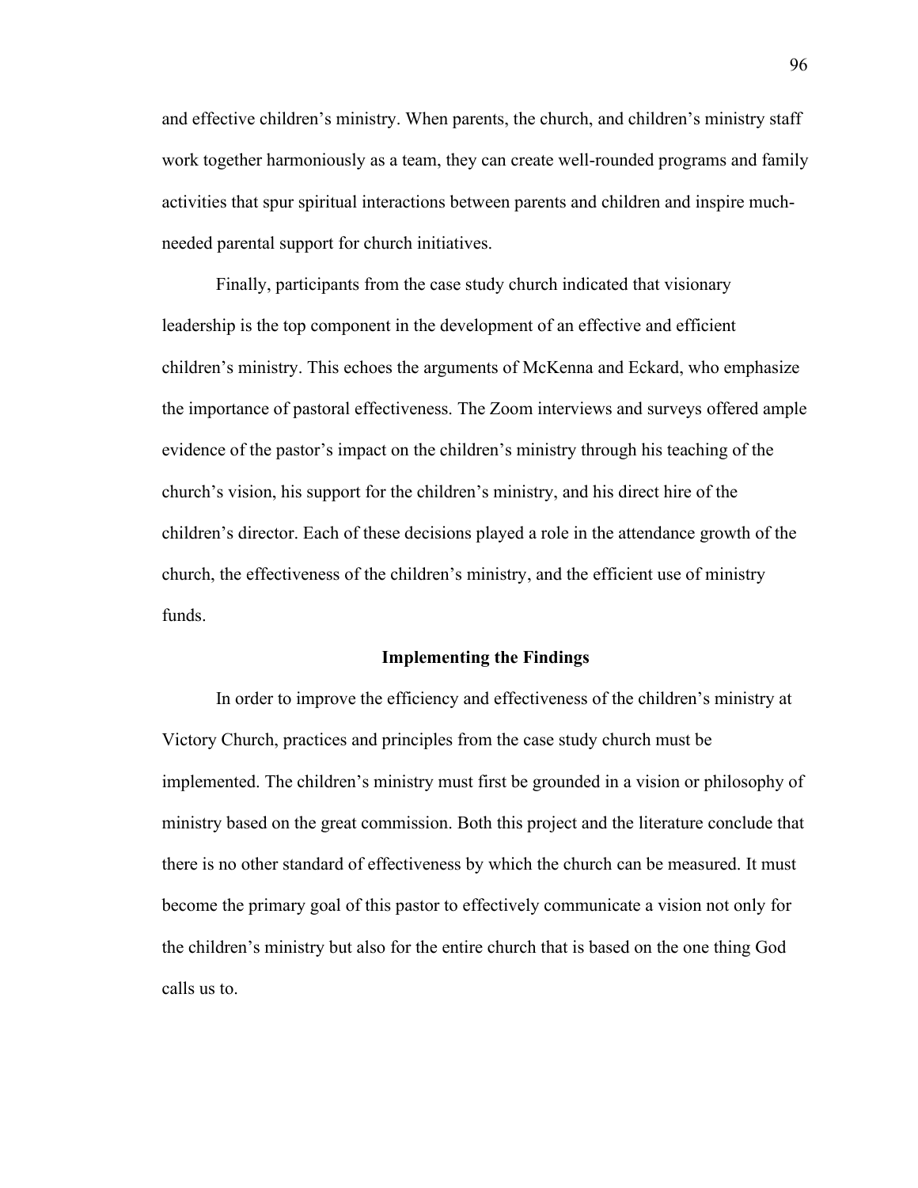and effective children's ministry. When parents, the church, and children's ministry staff work together harmoniously as a team, they can create well-rounded programs and family activities that spur spiritual interactions between parents and children and inspire much-needed parental support for church initiatives.

Finally, participants from the case study church indicated that visionary leadership is the top component in the development of an effective and efficient children's ministry. This echoes the arguments of McKenna and Eckard, who emphasize the importance of pastoral effectiveness. The Zoom interviews and surveys offered ample evidence of the pastor's impact on the children's ministry through his teaching of the church's vision, his support for the children's ministry, and his direct hire of the children's director. Each of these decisions played a role in the attendance growth of the church, the effectiveness of the children's ministry, and the efficient use of ministry funds.

## Implementing the Findings

In order to improve the efficiency and effectiveness of the children's ministry at Victory Church, practices and principles from the case study church must be implemented. The children's ministry must first be grounded in a vision or philosophy of ministry based on the great commission. Both this project and the literature conclude that there is no other standard of effectiveness by which the church can be measured. It must become the primary goal of this pastor to effectively communicate a vision not only for the children's ministry but also for the entire church that is based on the one thing God calls us to.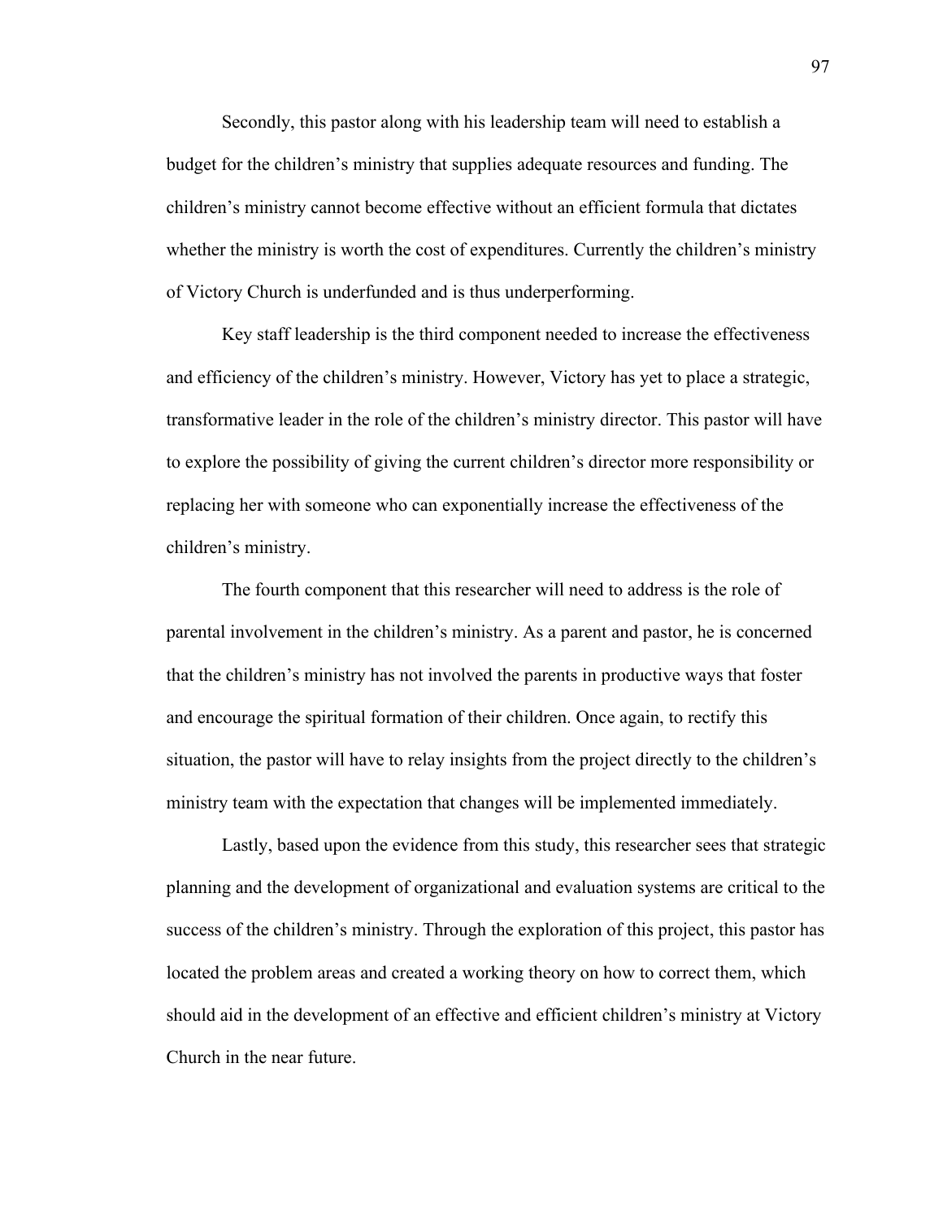Secondly, this pastor along with his leadership team will need to establish a budget for the children's ministry that supplies adequate resources and funding. The children's ministry cannot become effective without an efficient formula that dictates whether the ministry is worth the cost of expenditures. Currently the children's ministry of Victory Church is underfunded and is thus underperforming.

Key staff leadership is the third component needed to increase the effectiveness and efficiency of the children's ministry. However, Victory has yet to place a strategic, transformative leader in the role of the children's ministry director. This pastor will have to explore the possibility of giving the current children's director more responsibility or replacing her with someone who can exponentially increase the effectiveness of the children's ministry.

The fourth component that this researcher will need to address is the role of parental involvement in the children's ministry. As a parent and pastor, he is concerned that the children's ministry has not involved the parents in productive ways that foster and encourage the spiritual formation of their children. Once again, to rectify this situation, the pastor will have to relay insights from the project directly to the children's ministry team with the expectation that changes will be implemented immediately.

Lastly, based upon the evidence from this study, this researcher sees that strategic planning and the development of organizational and evaluation systems are critical to the success of the children's ministry. Through the exploration of this project, this pastor has located the problem areas and created a working theory on how to correct them, which should aid in the development of an effective and efficient children's ministry at Victory Church in the near future.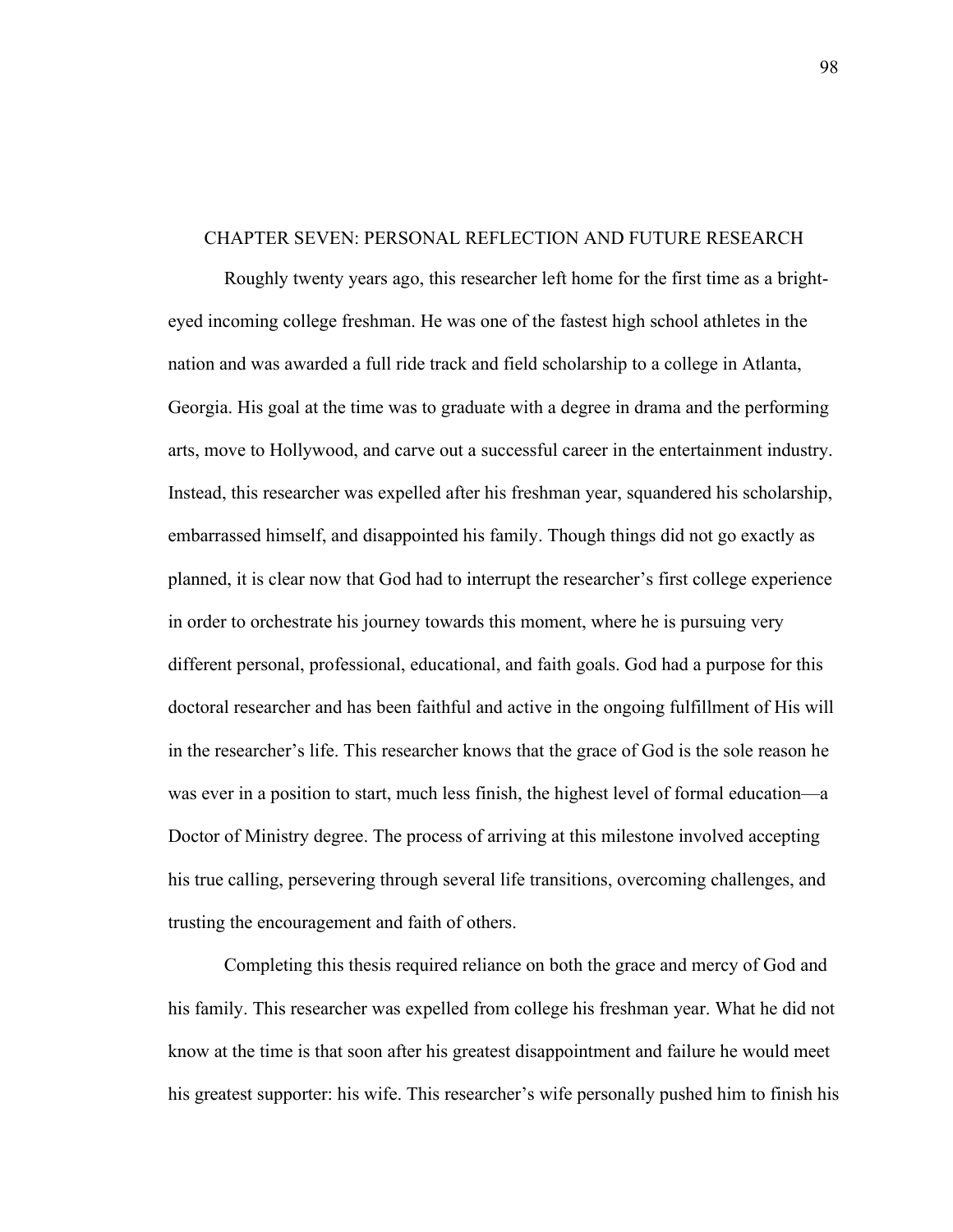# CHAPTER SEVEN: PERSONAL REFLECTION AND FUTURE RESEARCH

Roughly twenty years ago, this researcher left home for the first time as a bright-eyed incoming college freshman. He was one of the fastest high school athletes in the nation and was awarded a full ride track and field scholarship to a college in Atlanta, Georgia. His goal at the time was to graduate with a degree in drama and the performing arts, move to Hollywood, and carve out a successful career in the entertainment industry. Instead, this researcher was expelled after his freshman year, squandered his scholarship, embarrassed himself, and disappointed his family. Though things did not go exactly as planned, it is clear now that God had to interrupt the researcher's first college experience in order to orchestrate his journey towards this moment, where he is pursuing very different personal, professional, educational, and faith goals. God had a purpose for this doctoral researcher and has been faithful and active in the ongoing fulfillment of His will in the researcher's life. This researcher knows that the grace of God is the sole reason he was ever in a position to start, much less finish, the highest level of formal education—a Doctor of Ministry degree. The process of arriving at this milestone involved accepting his true calling, persevering through several life transitions, overcoming challenges, and trusting the encouragement and faith of others.

Completing this thesis required reliance on both the grace and mercy of God and his family. This researcher was expelled from college his freshman year. What he did not know at the time is that soon after his greatest disappointment and failure he would meet his greatest supporter: his wife. This researcher's wife personally pushed him to finish his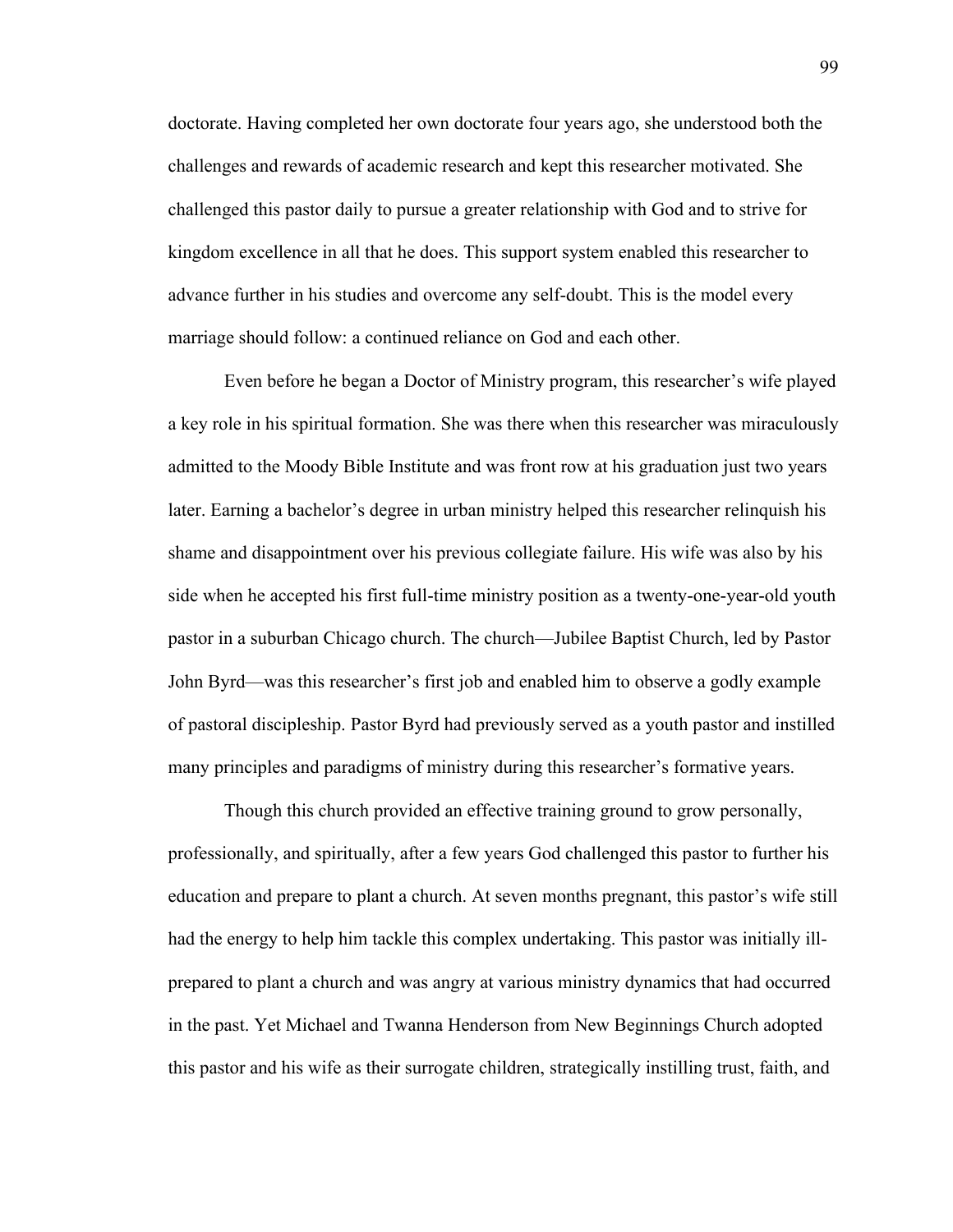doctorate. Having completed her own doctorate four years ago, she understood both the challenges and rewards of academic research and kept this researcher motivated. She challenged this pastor daily to pursue a greater relationship with God and to strive for kingdom excellence in all that he does. This support system enabled this researcher to advance further in his studies and overcome any self-doubt. This is the model every marriage should follow: a continued reliance on God and each other.

Even before he began a Doctor of Ministry program, this researcher's wife played a key role in his spiritual formation. She was there when this researcher was miraculously admitted to the Moody Bible Institute and was front row at his graduation just two years later. Earning a bachelor's degree in urban ministry helped this researcher relinquish his shame and disappointment over his previous collegiate failure. His wife was also by his side when he accepted his first full-time ministry position as a twenty-one-year-old youth pastor in a suburban Chicago church. The church—Jubilee Baptist Church, led by Pastor John Byrd—was this researcher's first job and enabled him to observe a godly example of pastoral discipleship. Pastor Byrd had previously served as a youth pastor and instilled many principles and paradigms of ministry during this researcher's formative years.

Though this church provided an effective training ground to grow personally, professionally, and spiritually, after a few years God challenged this pastor to further his education and prepare to plant a church. At seven months pregnant, this pastor's wife still had the energy to help him tackle this complex undertaking. This pastor was initially ill-prepared to plant a church and was angry at various ministry dynamics that had occurred in the past. Yet Michael and Twanna Henderson from New Beginnings Church adopted this pastor and his wife as their surrogate children, strategically instilling trust, faith, and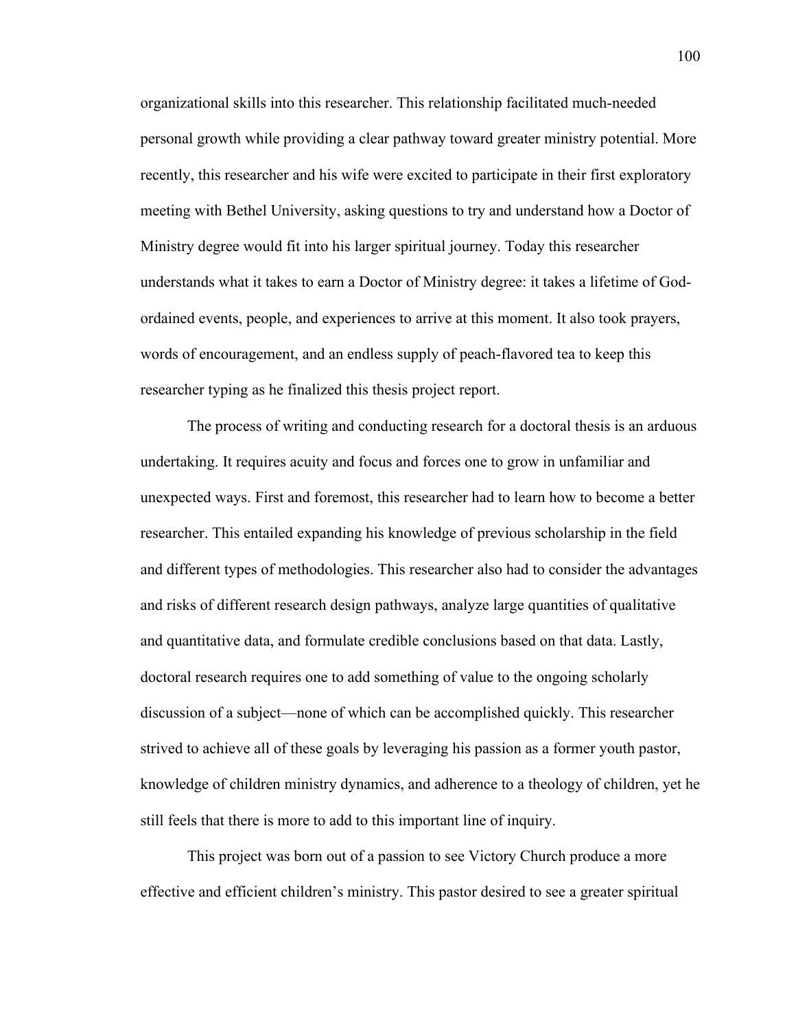organizational skills into this researcher. This relationship facilitated much-needed personal growth while providing a clear pathway toward greater ministry potential. More recently, this researcher and his wife were excited to participate in their first exploratory meeting with Bethel University, asking questions to try and understand how a Doctor of Ministry degree would fit into his larger spiritual journey. Today this researcher understands what it takes to earn a Doctor of Ministry degree: it takes a lifetime of God-ordained events, people, and experiences to arrive at this moment. It also took prayers, words of encouragement, and an endless supply of peach-flavored tea to keep this researcher typing as he finalized this thesis project report.

The process of writing and conducting research for a doctoral thesis is an arduous undertaking. It requires acuity and focus and forces one to grow in unfamiliar and unexpected ways. First and foremost, this researcher had to learn how to become a better researcher. This entailed expanding his knowledge of previous scholarship in the field and different types of methodologies. This researcher also had to consider the advantages and risks of different research design pathways, analyze large quantities of qualitative and quantitative data, and formulate credible conclusions based on that data. Lastly, doctoral research requires one to add something of value to the ongoing scholarly discussion of a subject—none of which can be accomplished quickly. This researcher strived to achieve all of these goals by leveraging his passion as a former youth pastor, knowledge of children ministry dynamics, and adherence to a theology of children, yet he still feels that there is more to add to this important line of inquiry.

This project was born out of a passion to see Victory Church produce a more effective and efficient children's ministry. This pastor desired to see a greater spiritual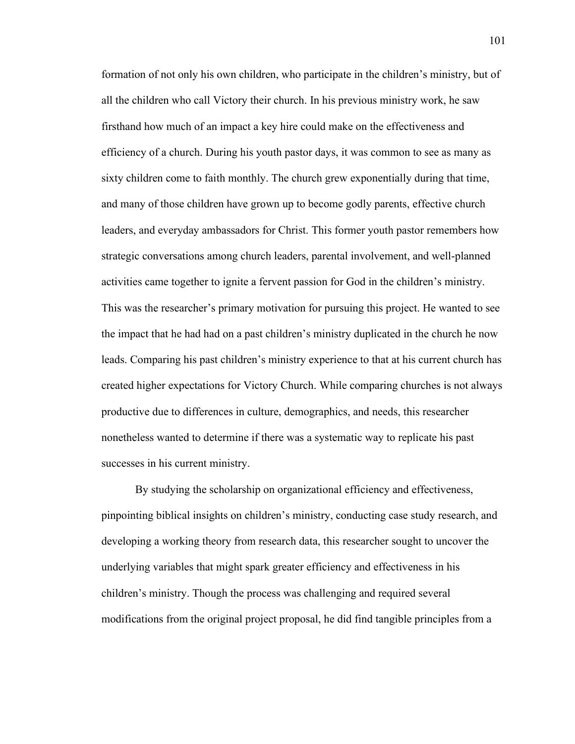formation of not only his own children, who participate in the children's ministry, but of all the children who call Victory their church. In his previous ministry work, he saw firsthand how much of an impact a key hire could make on the effectiveness and efficiency of a church. During his youth pastor days, it was common to see as many as sixty children come to faith monthly. The church grew exponentially during that time, and many of those children have grown up to become godly parents, effective church leaders, and everyday ambassadors for Christ. This former youth pastor remembers how strategic conversations among church leaders, parental involvement, and well-planned activities came together to ignite a fervent passion for God in the children's ministry. This was the researcher's primary motivation for pursuing this project. He wanted to see the impact that he had had on a past children's ministry duplicated in the church he now leads. Comparing his past children's ministry experience to that at his current church has created higher expectations for Victory Church. While comparing churches is not always productive due to differences in culture, demographics, and needs, this researcher nonetheless wanted to determine if there was a systematic way to replicate his past successes in his current ministry.

By studying the scholarship on organizational efficiency and effectiveness, pinpointing biblical insights on children's ministry, conducting case study research, and developing a working theory from research data, this researcher sought to uncover the underlying variables that might spark greater efficiency and effectiveness in his children's ministry. Though the process was challenging and required several modifications from the original project proposal, he did find tangible principles from a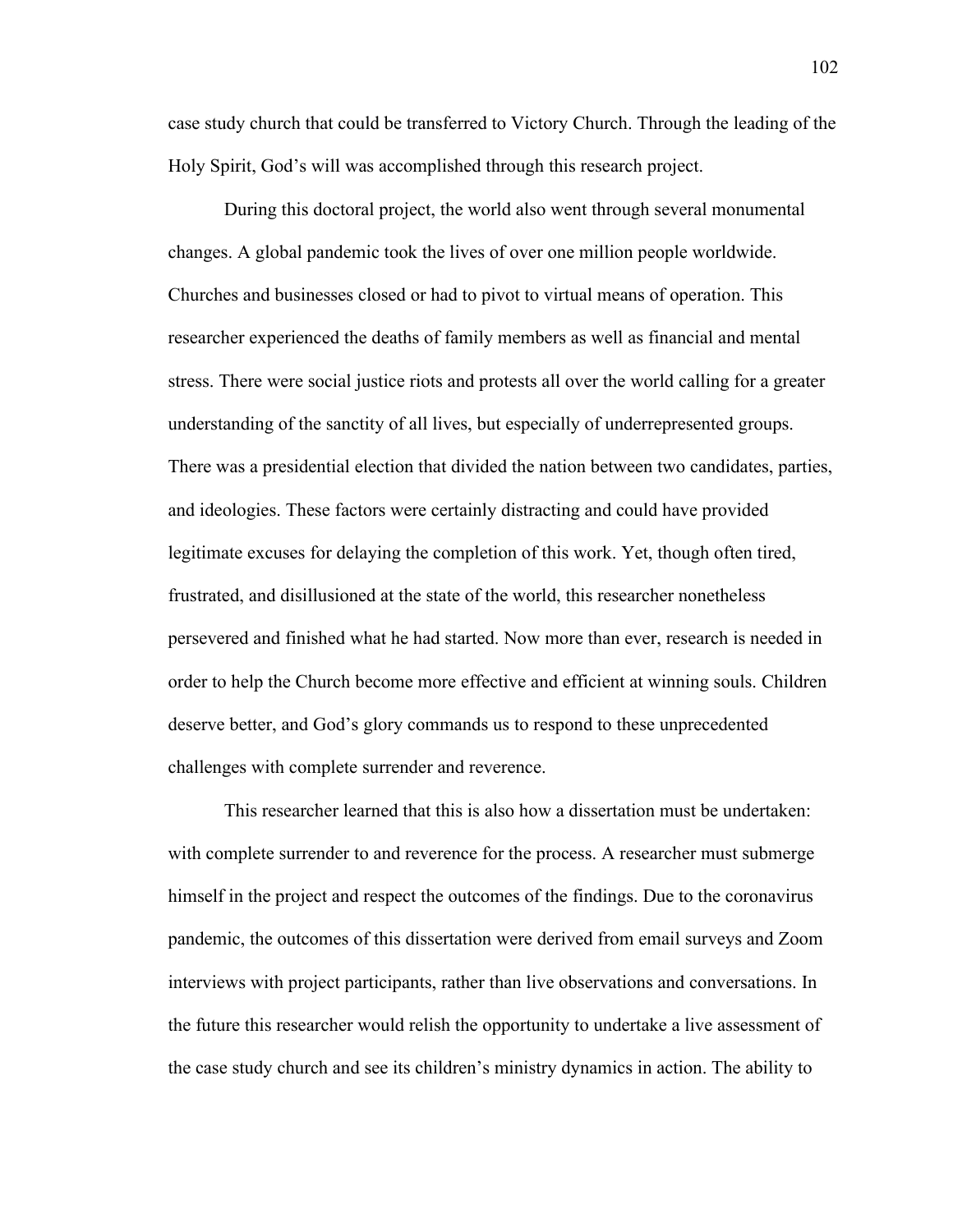case study church that could be transferred to Victory Church. Through the leading of the Holy Spirit, God's will was accomplished through this research project.

During this doctoral project, the world also went through several monumental changes. A global pandemic took the lives of over one million people worldwide. Churches and businesses closed or had to pivot to virtual means of operation. This researcher experienced the deaths of family members as well as financial and mental stress. There were social justice riots and protests all over the world calling for a greater understanding of the sanctity of all lives, but especially of underrepresented groups. There was a presidential election that divided the nation between two candidates, parties, and ideologies. These factors were certainly distracting and could have provided legitimate excuses for delaying the completion of this work. Yet, though often tired, frustrated, and disillusioned at the state of the world, this researcher nonetheless persevered and finished what he had started. Now more than ever, research is needed in order to help the Church become more effective and efficient at winning souls. Children deserve better, and God's glory commands us to respond to these unprecedented challenges with complete surrender and reverence.

This researcher learned that this is also how a dissertation must be undertaken: with complete surrender to and reverence for the process. A researcher must submerge himself in the project and respect the outcomes of the findings. Due to the coronavirus pandemic, the outcomes of this dissertation were derived from email surveys and Zoom interviews with project participants, rather than live observations and conversations. In the future this researcher would relish the opportunity to undertake a live assessment of the case study church and see its children's ministry dynamics in action. The ability to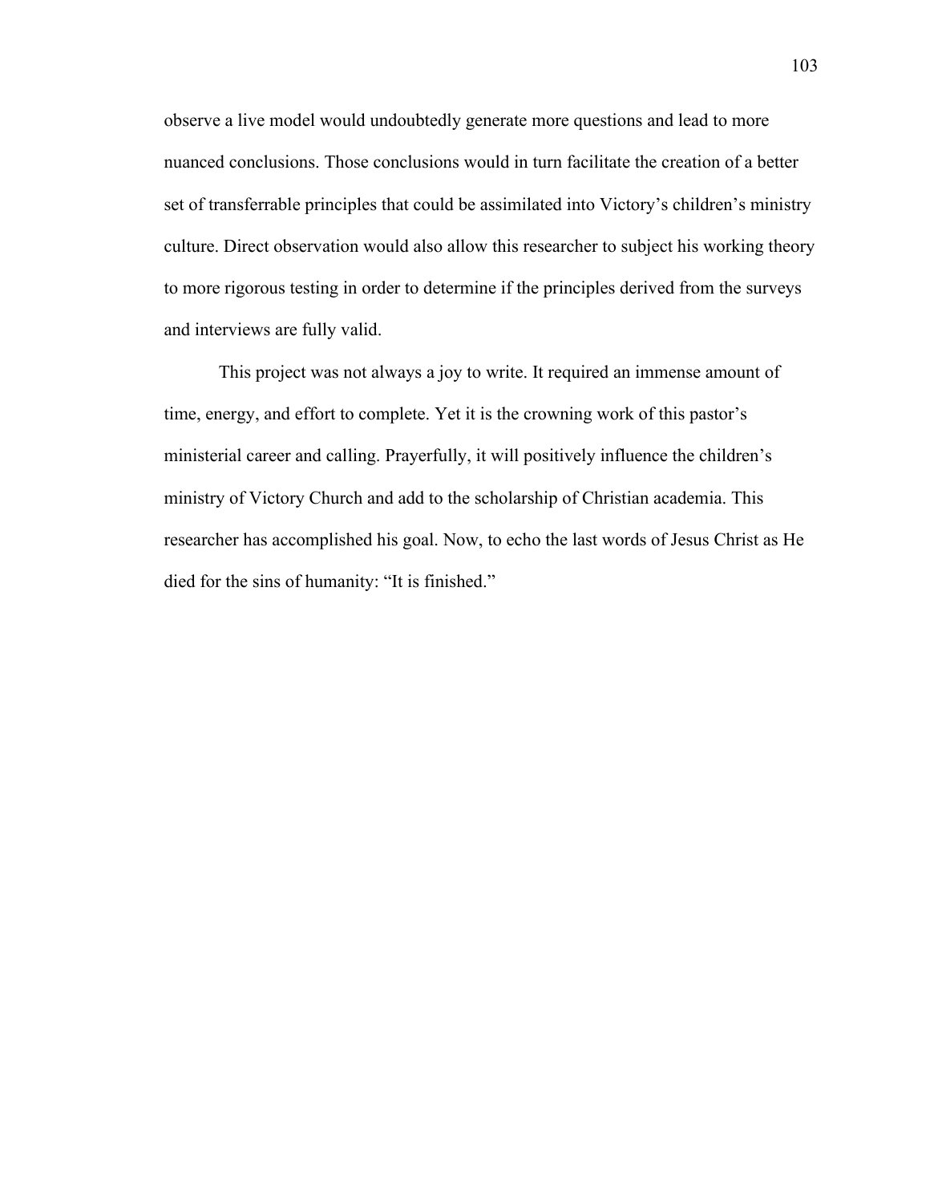observe a live model would undoubtedly generate more questions and lead to more nuanced conclusions. Those conclusions would in turn facilitate the creation of a better set of transferrable principles that could be assimilated into Victory's children's ministry culture. Direct observation would also allow this researcher to subject his working theory to more rigorous testing in order to determine if the principles derived from the surveys and interviews are fully valid.

This project was not always a joy to write. It required an immense amount of time, energy, and effort to complete. Yet it is the crowning work of this pastor's ministerial career and calling. Prayerfully, it will positively influence the children's ministry of Victory Church and add to the scholarship of Christian academia. This researcher has accomplished his goal. Now, to echo the last words of Jesus Christ as He died for the sins of humanity: "It is finished."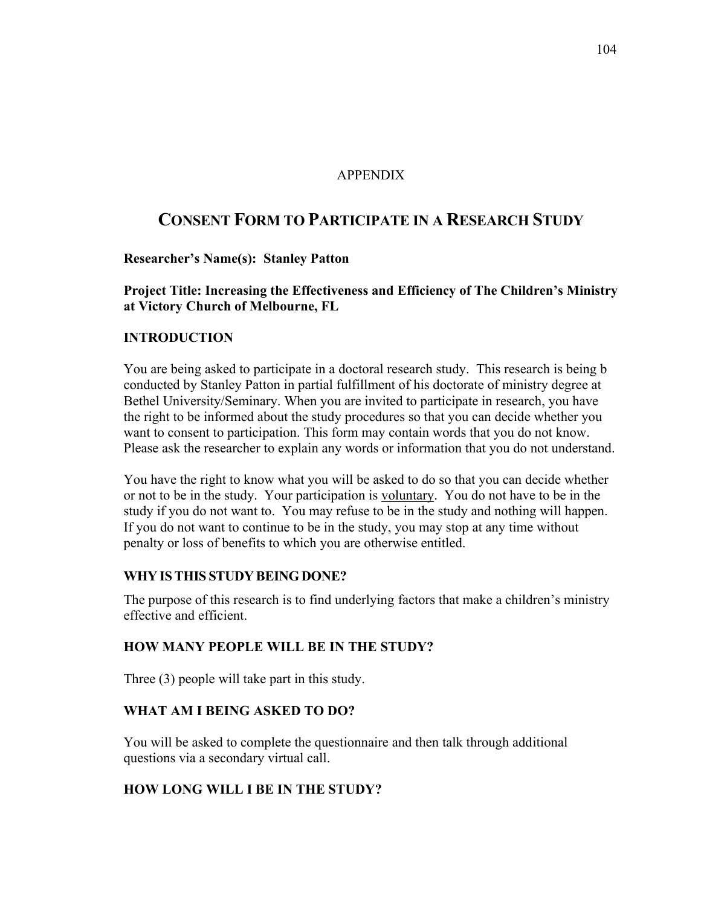APPENDIX

# CONSENT FORM TO PARTICIPATE IN A RESEARCH STUDY

**Researcher's Name(s): Stanley Patton**

**Project Title: Increasing the Effectiveness and Efficiency of The Children's Ministry at Victory Church of Melbourne, FL**

## INTRODUCTION

You are being asked to participate in a doctoral research study. This research is being b conducted by Stanley Patton in partial fulfillment of his doctorate of ministry degree at Bethel University/Seminary. When you are invited to participate in research, you have the right to be informed about the study procedures so that you can decide whether you want to consent to participation. This form may contain words that you do not know. Please ask the researcher to explain any words or information that you do not understand.

You have the right to know what you will be asked to do so that you can decide whether or not to be in the study. Your participation is voluntary. You do not have to be in the study if you do not want to. You may refuse to be in the study and nothing will happen. If you do not want to continue to be in the study, you may stop at any time without penalty or loss of benefits to which you are otherwise entitled.

## WHY IS THIS STUDY BEING DONE?

The purpose of this research is to find underlying factors that make a children's ministry effective and efficient.

## HOW MANY PEOPLE WILL BE IN THE STUDY?

Three (3) people will take part in this study.

## WHAT AM I BEING ASKED TO DO?

You will be asked to complete the questionnaire and then talk through additional questions via a secondary virtual call.

## HOW LONG WILL I BE IN THE STUDY?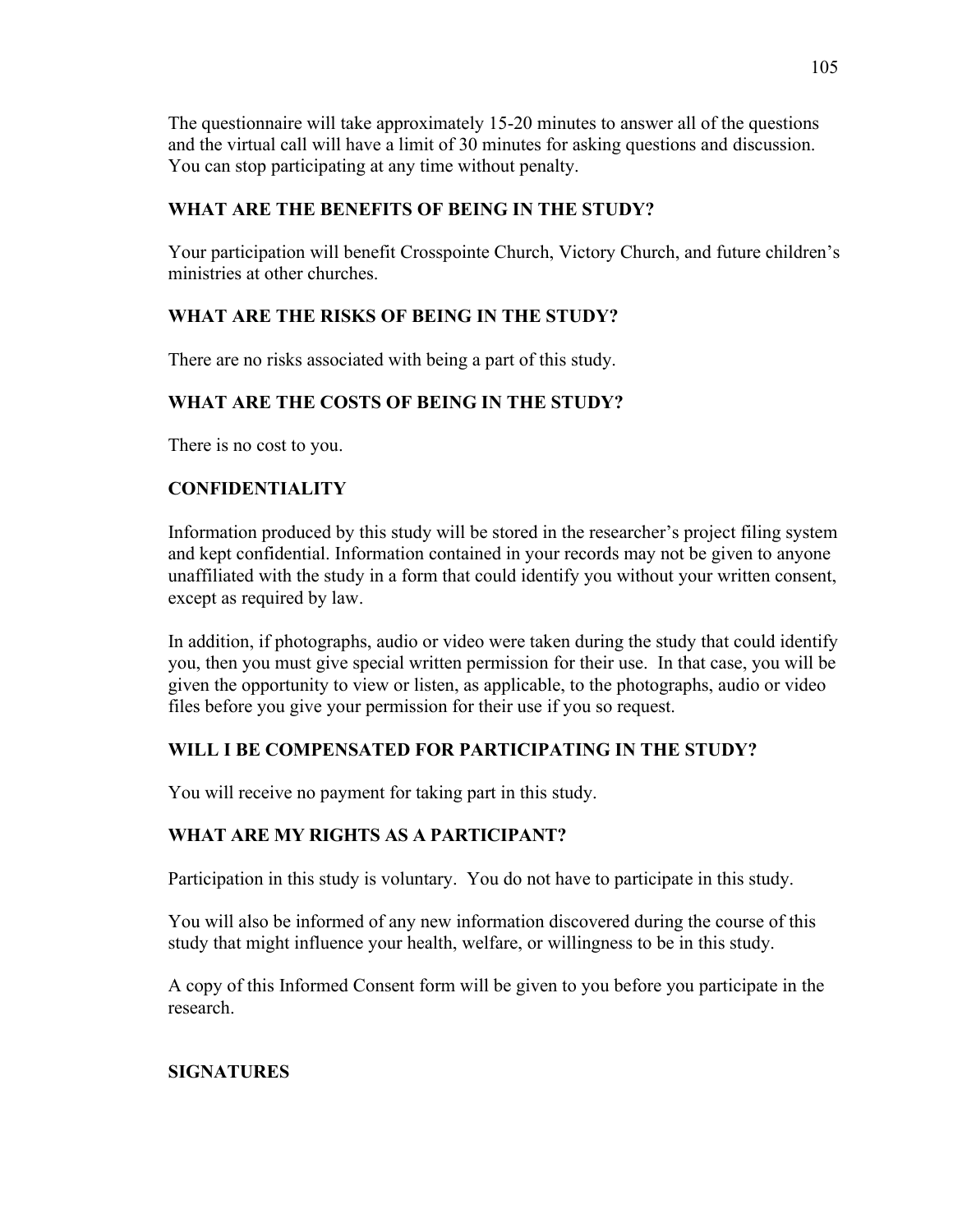The questionnaire will take approximately 15-20 minutes to answer all of the questions and the virtual call will have a limit of 30 minutes for asking questions and discussion. You can stop participating at any time without penalty.

**WHAT ARE THE BENEFITS OF BEING IN THE STUDY?**

Your participation will benefit Crosspointe Church, Victory Church, and future children's ministries at other churches.

**WHAT ARE THE RISKS OF BEING IN THE STUDY?**

There are no risks associated with being a part of this study.

**WHAT ARE THE COSTS OF BEING IN THE STUDY?**

There is no cost to you.

**CONFIDENTIALITY**

Information produced by this study will be stored in the researcher's project filing system and kept confidential. Information contained in your records may not be given to anyone unaffiliated with the study in a form that could identify you without your written consent, except as required by law.

In addition, if photographs, audio or video were taken during the study that could identify you, then you must give special written permission for their use. In that case, you will be given the opportunity to view or listen, as applicable, to the photographs, audio or video files before you give your permission for their use if you so request.

**WILL I BE COMPENSATED FOR PARTICIPATING IN THE STUDY?**

You will receive no payment for taking part in this study.

**WHAT ARE MY RIGHTS AS A PARTICIPANT?**

Participation in this study is voluntary. You do not have to participate in this study.

You will also be informed of any new information discovered during the course of this study that might influence your health, welfare, or willingness to be in this study.

A copy of this Informed Consent form will be given to you before you participate in the research.

**SIGNATURES**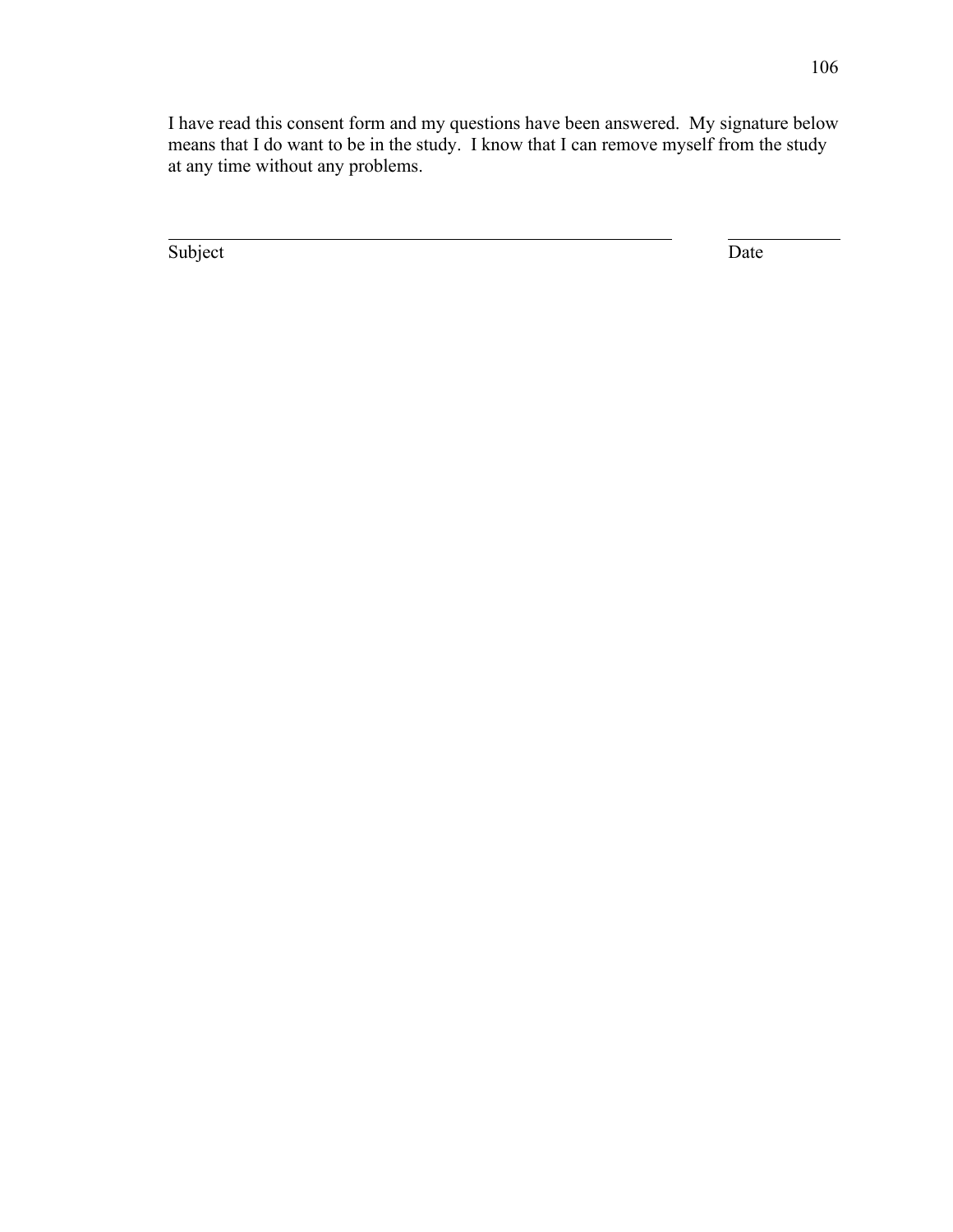I have read this consent form and my questions have been answered. My signature below means that I do want to be in the study. I know that I can remove myself from the study at any time without any problems.

\_\_\_\_\_\_\_\_\_\_\_\_\_\_\_\_\_\_\_\_\_\_\_\_\_\_\_\_\_\_\_\_\_\_\_\_\_\_\_\_\_\_\_\_ \_\_\_\_\_\_\_\_\_\_\_\_

Subject Date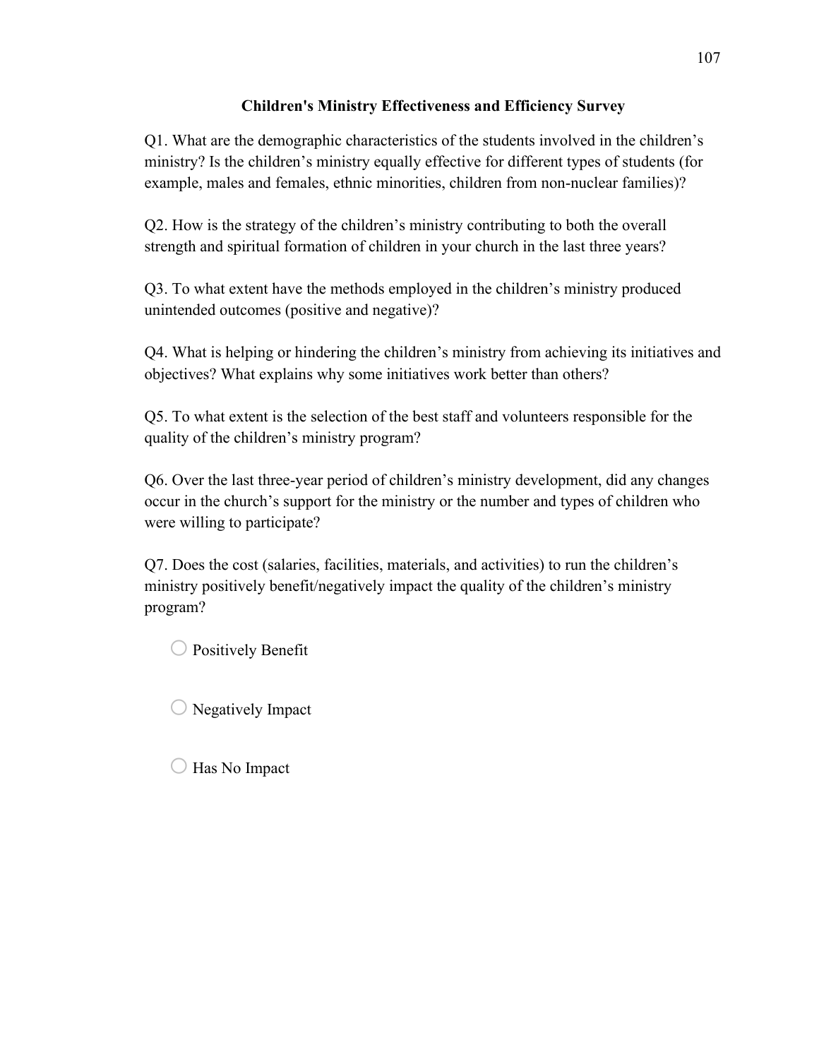**Children's Ministry Effectiveness and Efficiency Survey**

Q1. What are the demographic characteristics of the students involved in the children's ministry? Is the children's ministry equally effective for different types of students (for example, males and females, ethnic minorities, children from non-nuclear families)?

Q2. How is the strategy of the children's ministry contributing to both the overall strength and spiritual formation of children in your church in the last three years?

Q3. To what extent have the methods employed in the children's ministry produced unintended outcomes (positive and negative)?

Q4. What is helping or hindering the children's ministry from achieving its initiatives and objectives? What explains why some initiatives work better than others?

Q5. To what extent is the selection of the best staff and volunteers responsible for the quality of the children's ministry program?

Q6. Over the last three-year period of children's ministry development, did any changes occur in the church's support for the ministry or the number and types of children who were willing to participate?

Q7. Does the cost (salaries, facilities, materials, and activities) to run the children's ministry positively benefit/negatively impact the quality of the children's ministry program?

○ Positively Benefit

○ Negatively Impact

○ Has No Impact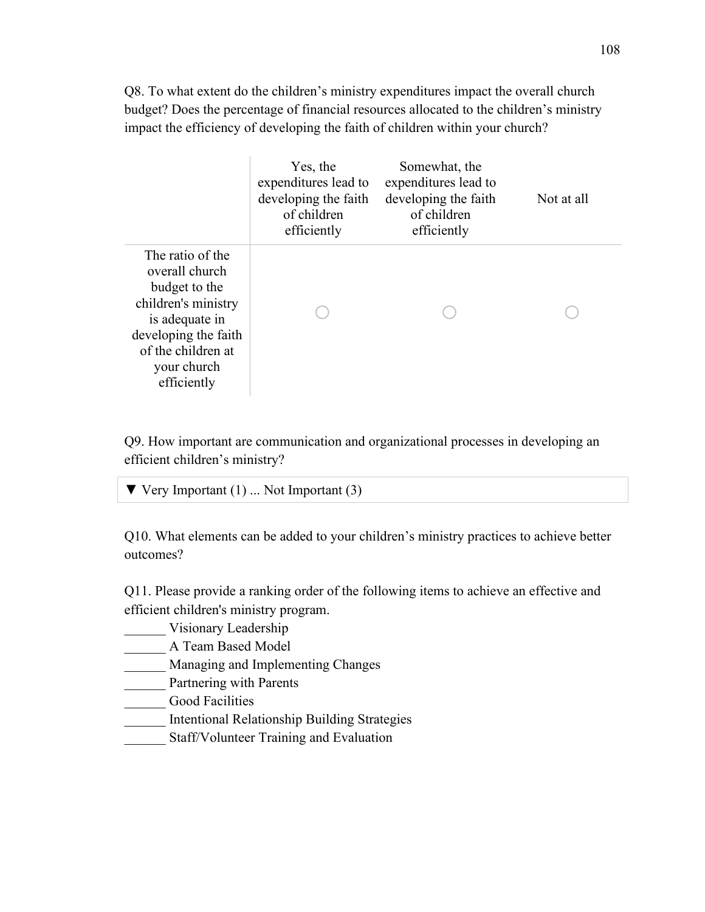Q8. To what extent do the children's ministry expenditures impact the overall church budget? Does the percentage of financial resources allocated to the children's ministry impact the efficiency of developing the faith of children within your church?

| | Yes, the expenditures lead to developing the faith of children efficiently | Somewhat, the expenditures lead to developing the faith of children efficiently | Not at all |
|---|---|---|---|
| The ratio of the overall church budget to the children's ministry is adequate in developing the faith of the children at your church efficiently | ○ | ○ | ○ |

Q9. How important are communication and organizational processes in developing an efficient children's ministry?

▼ Very Important (1) ... Not Important (3)

Q10. What elements can be added to your children's ministry practices to achieve better outcomes?

Q11. Please provide a ranking order of the following items to achieve an effective and efficient children's ministry program.

______ Visionary Leadership
______ A Team Based Model
______ Managing and Implementing Changes
______ Partnering with Parents
______ Good Facilities
______ Intentional Relationship Building Strategies
______ Staff/Volunteer Training and Evaluation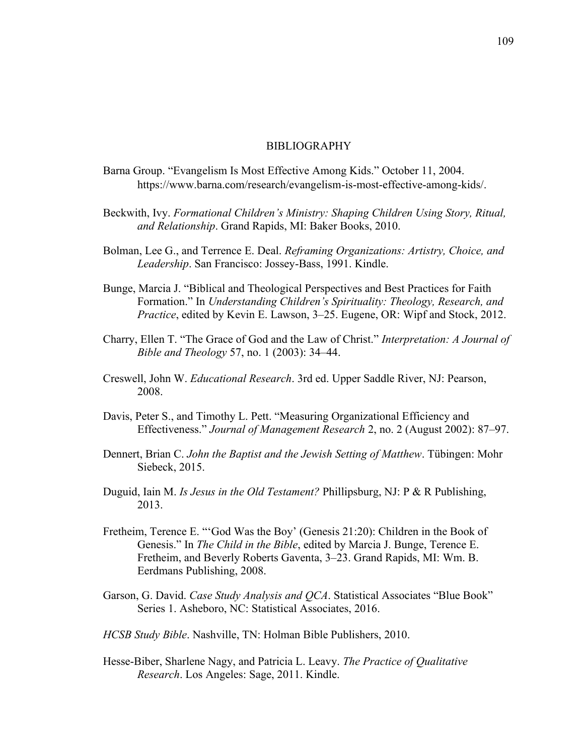# BIBLIOGRAPHY

Barna Group. "Evangelism Is Most Effective Among Kids." October 11, 2004. https://www.barna.com/research/evangelism-is-most-effective-among-kids/.

Beckwith, Ivy. *Formational Children's Ministry: Shaping Children Using Story, Ritual, and Relationship*. Grand Rapids, MI: Baker Books, 2010.

Bolman, Lee G., and Terrence E. Deal. *Reframing Organizations: Artistry, Choice, and Leadership*. San Francisco: Jossey-Bass, 1991. Kindle.

Bunge, Marcia J. "Biblical and Theological Perspectives and Best Practices for Faith Formation." In *Understanding Children's Spirituality: Theology, Research, and Practice*, edited by Kevin E. Lawson, 3–25. Eugene, OR: Wipf and Stock, 2012.

Charry, Ellen T. "The Grace of God and the Law of Christ." *Interpretation: A Journal of Bible and Theology* 57, no. 1 (2003): 34–44.

Creswell, John W. *Educational Research*. 3rd ed. Upper Saddle River, NJ: Pearson, 2008.

Davis, Peter S., and Timothy L. Pett. "Measuring Organizational Efficiency and Effectiveness." *Journal of Management Research* 2, no. 2 (August 2002): 87–97.

Dennert, Brian C. *John the Baptist and the Jewish Setting of Matthew*. Tübingen: Mohr Siebeck, 2015.

Duguid, Iain M. *Is Jesus in the Old Testament?* Phillipsburg, NJ: P & R Publishing, 2013.

Fretheim, Terence E. "'God Was the Boy' (Genesis 21:20): Children in the Book of Genesis." In *The Child in the Bible*, edited by Marcia J. Bunge, Terence E. Fretheim, and Beverly Roberts Gaventa, 3–23. Grand Rapids, MI: Wm. B. Eerdmans Publishing, 2008.

Garson, G. David. *Case Study Analysis and QCA*. Statistical Associates "Blue Book" Series 1. Asheboro, NC: Statistical Associates, 2016.

*HCSB Study Bible*. Nashville, TN: Holman Bible Publishers, 2010.

Hesse-Biber, Sharlene Nagy, and Patricia L. Leavy. *The Practice of Qualitative Research*. Los Angeles: Sage, 2011. Kindle.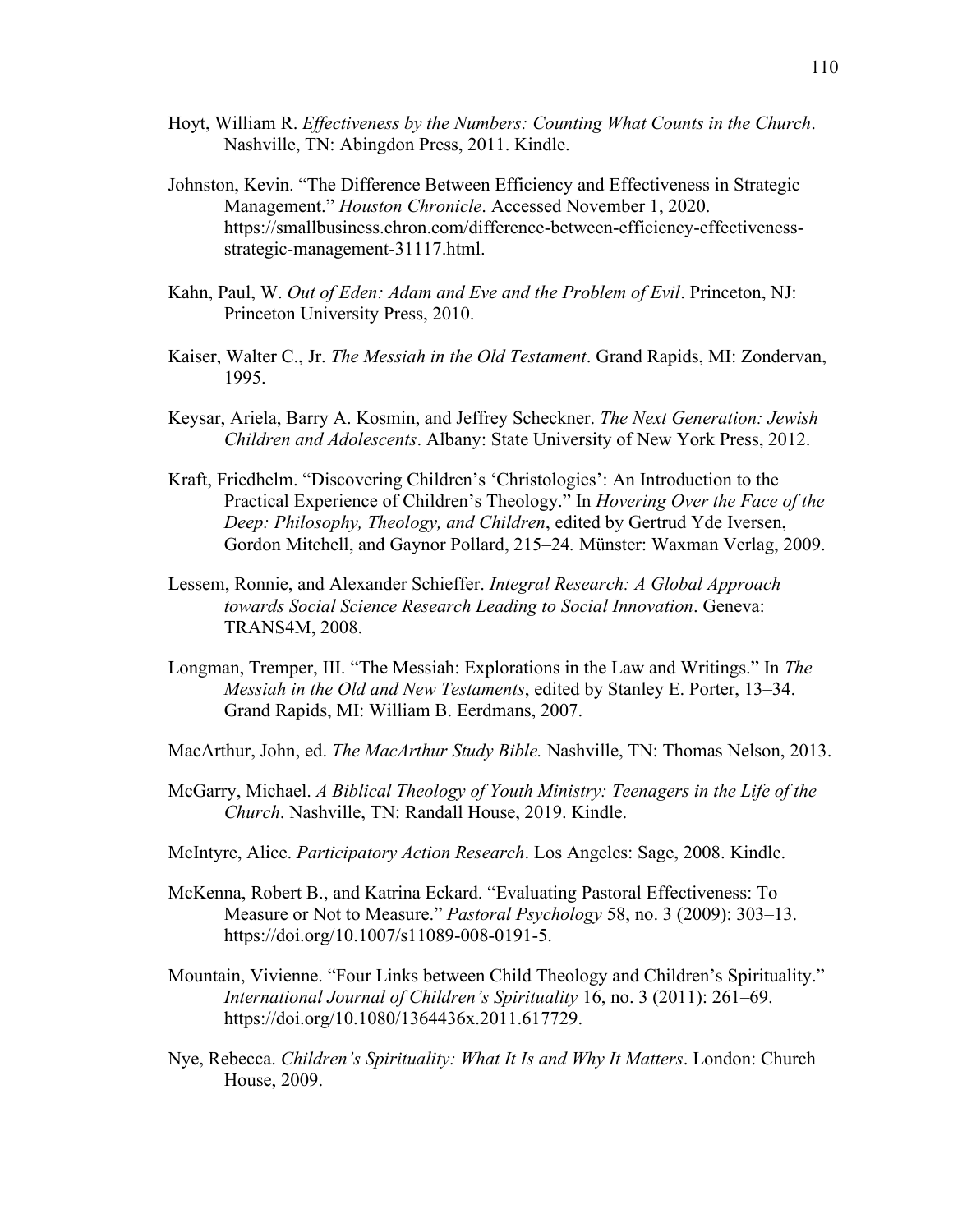Hoyt, William R. *Effectiveness by the Numbers: Counting What Counts in the Church*. Nashville, TN: Abingdon Press, 2011. Kindle.

Johnston, Kevin. "The Difference Between Efficiency and Effectiveness in Strategic Management." *Houston Chronicle*. Accessed November 1, 2020. https://smallbusiness.chron.com/difference-between-efficiency-effectiveness-strategic-management-31117.html.

Kahn, Paul, W. *Out of Eden: Adam and Eve and the Problem of Evil*. Princeton, NJ: Princeton University Press, 2010.

Kaiser, Walter C., Jr. *The Messiah in the Old Testament*. Grand Rapids, MI: Zondervan, 1995.

Keysar, Ariela, Barry A. Kosmin, and Jeffrey Scheckner. *The Next Generation: Jewish Children and Adolescents*. Albany: State University of New York Press, 2012.

Kraft, Friedhelm. "Discovering Children's 'Christologies': An Introduction to the Practical Experience of Children's Theology." In *Hovering Over the Face of the Deep: Philosophy, Theology, and Children*, edited by Gertrud Yde Iversen, Gordon Mitchell, and Gaynor Pollard, 215–24. Münster: Waxman Verlag, 2009.

Lessem, Ronnie, and Alexander Schieffer. *Integral Research: A Global Approach towards Social Science Research Leading to Social Innovation*. Geneva: TRANS4M, 2008.

Longman, Tremper, III. "The Messiah: Explorations in the Law and Writings." In *The Messiah in the Old and New Testaments*, edited by Stanley E. Porter, 13–34. Grand Rapids, MI: William B. Eerdmans, 2007.

MacArthur, John, ed. *The MacArthur Study Bible.* Nashville, TN: Thomas Nelson, 2013.

McGarry, Michael. *A Biblical Theology of Youth Ministry: Teenagers in the Life of the Church*. Nashville, TN: Randall House, 2019. Kindle.

McIntyre, Alice. *Participatory Action Research*. Los Angeles: Sage, 2008. Kindle.

McKenna, Robert B., and Katrina Eckard. "Evaluating Pastoral Effectiveness: To Measure or Not to Measure." *Pastoral Psychology* 58, no. 3 (2009): 303–13. https://doi.org/10.1007/s11089-008-0191-5.

Mountain, Vivienne. "Four Links between Child Theology and Children's Spirituality." *International Journal of Children's Spirituality* 16, no. 3 (2011): 261–69. https://doi.org/10.1080/1364436x.2011.617729.

Nye, Rebecca. *Children's Spirituality: What It Is and Why It Matters*. London: Church House, 2009.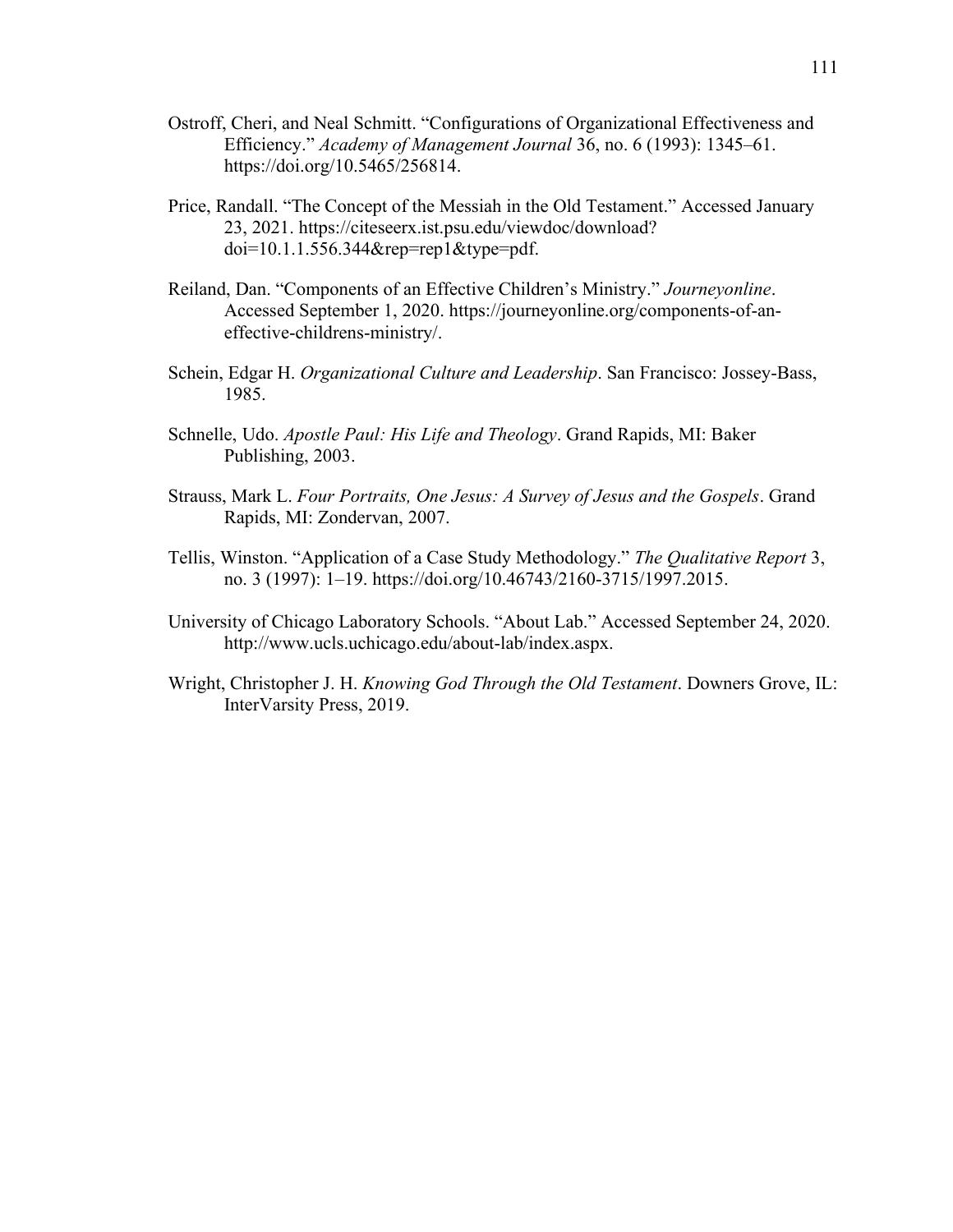Ostroff, Cheri, and Neal Schmitt. "Configurations of Organizational Effectiveness and Efficiency." *Academy of Management Journal* 36, no. 6 (1993): 1345–61. https://doi.org/10.5465/256814.

Price, Randall. "The Concept of the Messiah in the Old Testament." Accessed January 23, 2021. https://citeseerx.ist.psu.edu/viewdoc/download?doi=10.1.1.556.344&rep=rep1&type=pdf.

Reiland, Dan. "Components of an Effective Children's Ministry." *Journeyonline*. Accessed September 1, 2020. https://journeyonline.org/components-of-an-effective-childrens-ministry/.

Schein, Edgar H. *Organizational Culture and Leadership*. San Francisco: Jossey-Bass, 1985.

Schnelle, Udo. *Apostle Paul: His Life and Theology*. Grand Rapids, MI: Baker Publishing, 2003.

Strauss, Mark L. *Four Portraits, One Jesus: A Survey of Jesus and the Gospels*. Grand Rapids, MI: Zondervan, 2007.

Tellis, Winston. "Application of a Case Study Methodology." *The Qualitative Report* 3, no. 3 (1997): 1–19. https://doi.org/10.46743/2160-3715/1997.2015.

University of Chicago Laboratory Schools. "About Lab." Accessed September 24, 2020. http://www.ucls.uchicago.edu/about-lab/index.aspx.

Wright, Christopher J. H. *Knowing God Through the Old Testament*. Downers Grove, IL: InterVarsity Press, 2019.